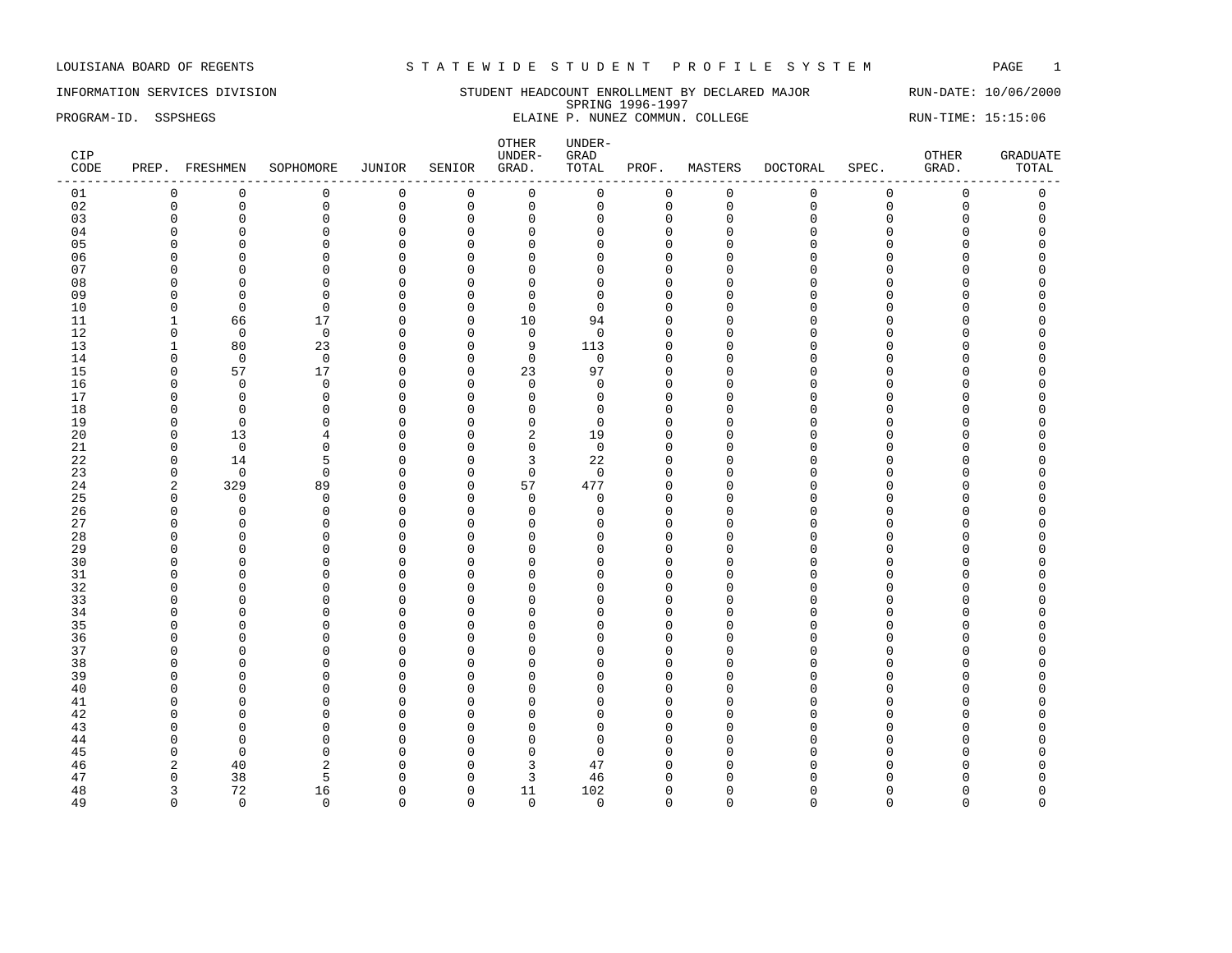LOUISIANA BOARD OF REGENTS — STATEWIDE STUDENT PROFILE SYSTEM

INFORMATION SERVICES DIVISION — STUDENT HEADCOUNT ENROLLMENT BY DECLARED MAJOR — RUN-DATE: 10/06/2000

SPRING 1996-1997

PROGRAM-ID. SSPSHEGS — ELAINE P. NUNEZ COMMUN. COLLEGE — RUN-TIME: 15:15:06

| CIP CODE | PREP. | FRESHMEN | SOPHOMORE | JUNIOR | SENIOR | OTHER UNDER-GRAD. | UNDER-GRAD TOTAL | PROF. | MASTERS | DOCTORAL | SPEC. | OTHER GRAD. | GRADUATE TOTAL |
|---|---|---|---|---|---|---|---|---|---|---|---|---|---|
| 01 | 0 | 0 | 0 | 0 | 0 | 0 | 0 | 0 | 0 | 0 | 0 | 0 | 0 |
| 02 | 0 | 0 | 0 | 0 | 0 | 0 | 0 | 0 | 0 | 0 | 0 | 0 | 0 |
| 03 | 0 | 0 | 0 | 0 | 0 | 0 | 0 | 0 | 0 | 0 | 0 | 0 | 0 |
| 04 | 0 | 0 | 0 | 0 | 0 | 0 | 0 | 0 | 0 | 0 | 0 | 0 | 0 |
| 05 | 0 | 0 | 0 | 0 | 0 | 0 | 0 | 0 | 0 | 0 | 0 | 0 | 0 |
| 06 | 0 | 0 | 0 | 0 | 0 | 0 | 0 | 0 | 0 | 0 | 0 | 0 | 0 |
| 07 | 0 | 0 | 0 | 0 | 0 | 0 | 0 | 0 | 0 | 0 | 0 | 0 | 0 |
| 08 | 0 | 0 | 0 | 0 | 0 | 0 | 0 | 0 | 0 | 0 | 0 | 0 | 0 |
| 09 | 0 | 0 | 0 | 0 | 0 | 0 | 0 | 0 | 0 | 0 | 0 | 0 | 0 |
| 10 | 0 | 0 | 0 | 0 | 0 | 0 | 0 | 0 | 0 | 0 | 0 | 0 | 0 |
| 11 | 1 | 66 | 17 | 0 | 0 | 10 | 94 | 0 | 0 | 0 | 0 | 0 | 0 |
| 12 | 0 | 0 | 0 | 0 | 0 | 0 | 0 | 0 | 0 | 0 | 0 | 0 | 0 |
| 13 | 1 | 80 | 23 | 0 | 0 | 9 | 113 | 0 | 0 | 0 | 0 | 0 | 0 |
| 14 | 0 | 0 | 0 | 0 | 0 | 0 | 0 | 0 | 0 | 0 | 0 | 0 | 0 |
| 15 | 0 | 57 | 17 | 0 | 0 | 23 | 97 | 0 | 0 | 0 | 0 | 0 | 0 |
| 16 | 0 | 0 | 0 | 0 | 0 | 0 | 0 | 0 | 0 | 0 | 0 | 0 | 0 |
| 17 | 0 | 0 | 0 | 0 | 0 | 0 | 0 | 0 | 0 | 0 | 0 | 0 | 0 |
| 18 | 0 | 0 | 0 | 0 | 0 | 0 | 0 | 0 | 0 | 0 | 0 | 0 | 0 |
| 19 | 0 | 0 | 0 | 0 | 0 | 0 | 0 | 0 | 0 | 0 | 0 | 0 | 0 |
| 20 | 0 | 13 | 4 | 0 | 0 | 2 | 19 | 0 | 0 | 0 | 0 | 0 | 0 |
| 21 | 0 | 0 | 0 | 0 | 0 | 0 | 0 | 0 | 0 | 0 | 0 | 0 | 0 |
| 22 | 0 | 14 | 5 | 0 | 0 | 3 | 22 | 0 | 0 | 0 | 0 | 0 | 0 |
| 23 | 0 | 0 | 0 | 0 | 0 | 0 | 0 | 0 | 0 | 0 | 0 | 0 | 0 |
| 24 | 2 | 329 | 89 | 0 | 0 | 57 | 477 | 0 | 0 | 0 | 0 | 0 | 0 |
| 25 | 0 | 0 | 0 | 0 | 0 | 0 | 0 | 0 | 0 | 0 | 0 | 0 | 0 |
| 26 | 0 | 0 | 0 | 0 | 0 | 0 | 0 | 0 | 0 | 0 | 0 | 0 | 0 |
| 27 | 0 | 0 | 0 | 0 | 0 | 0 | 0 | 0 | 0 | 0 | 0 | 0 | 0 |
| 28 | 0 | 0 | 0 | 0 | 0 | 0 | 0 | 0 | 0 | 0 | 0 | 0 | 0 |
| 29 | 0 | 0 | 0 | 0 | 0 | 0 | 0 | 0 | 0 | 0 | 0 | 0 | 0 |
| 30 | 0 | 0 | 0 | 0 | 0 | 0 | 0 | 0 | 0 | 0 | 0 | 0 | 0 |
| 31 | 0 | 0 | 0 | 0 | 0 | 0 | 0 | 0 | 0 | 0 | 0 | 0 | 0 |
| 32 | 0 | 0 | 0 | 0 | 0 | 0 | 0 | 0 | 0 | 0 | 0 | 0 | 0 |
| 33 | 0 | 0 | 0 | 0 | 0 | 0 | 0 | 0 | 0 | 0 | 0 | 0 | 0 |
| 34 | 0 | 0 | 0 | 0 | 0 | 0 | 0 | 0 | 0 | 0 | 0 | 0 | 0 |
| 35 | 0 | 0 | 0 | 0 | 0 | 0 | 0 | 0 | 0 | 0 | 0 | 0 | 0 |
| 36 | 0 | 0 | 0 | 0 | 0 | 0 | 0 | 0 | 0 | 0 | 0 | 0 | 0 |
| 37 | 0 | 0 | 0 | 0 | 0 | 0 | 0 | 0 | 0 | 0 | 0 | 0 | 0 |
| 38 | 0 | 0 | 0 | 0 | 0 | 0 | 0 | 0 | 0 | 0 | 0 | 0 | 0 |
| 39 | 0 | 0 | 0 | 0 | 0 | 0 | 0 | 0 | 0 | 0 | 0 | 0 | 0 |
| 40 | 0 | 0 | 0 | 0 | 0 | 0 | 0 | 0 | 0 | 0 | 0 | 0 | 0 |
| 41 | 0 | 0 | 0 | 0 | 0 | 0 | 0 | 0 | 0 | 0 | 0 | 0 | 0 |
| 42 | 0 | 0 | 0 | 0 | 0 | 0 | 0 | 0 | 0 | 0 | 0 | 0 | 0 |
| 43 | 0 | 0 | 0 | 0 | 0 | 0 | 0 | 0 | 0 | 0 | 0 | 0 | 0 |
| 44 | 0 | 0 | 0 | 0 | 0 | 0 | 0 | 0 | 0 | 0 | 0 | 0 | 0 |
| 45 | 0 | 0 | 0 | 0 | 0 | 0 | 0 | 0 | 0 | 0 | 0 | 0 | 0 |
| 46 | 2 | 40 | 2 | 0 | 0 | 3 | 47 | 0 | 0 | 0 | 0 | 0 | 0 |
| 47 | 0 | 38 | 5 | 0 | 0 | 3 | 46 | 0 | 0 | 0 | 0 | 0 | 0 |
| 48 | 3 | 72 | 16 | 0 | 0 | 11 | 102 | 0 | 0 | 0 | 0 | 0 | 0 |
| 49 | 0 | 0 | 0 | 0 | 0 | 0 | 0 | 0 | 0 | 0 | 0 | 0 | 0 |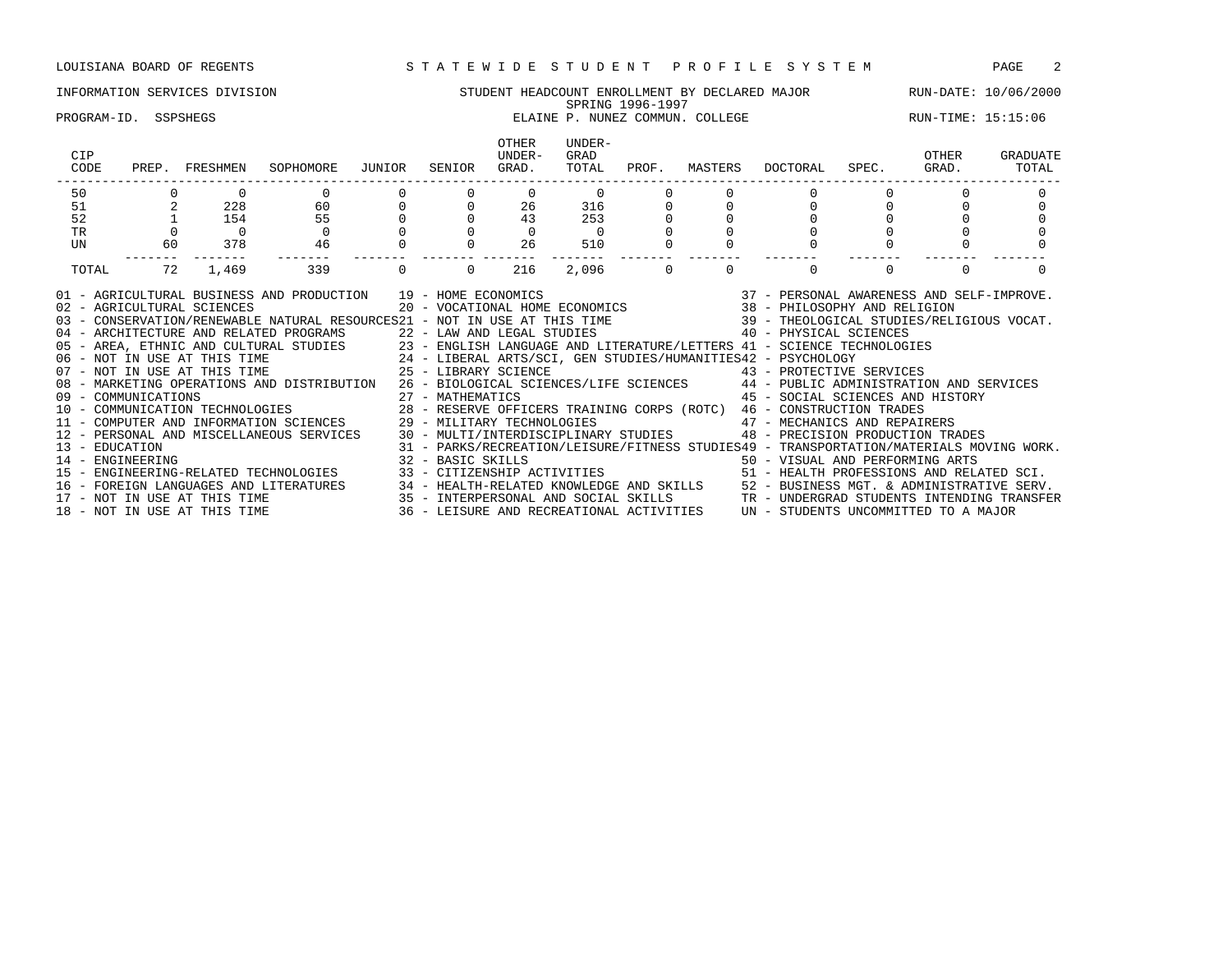LOUISIANA BOARD OF REGENTS — S T A T E W I D E S T U D E N T P R O F I L E S Y S T E M

INFORMATION SERVICES DIVISION — STUDENT HEADCOUNT ENROLLMENT BY DECLARED MAJOR — RUN-DATE: 10/06/2000

SPRING 1996-1997

PROGRAM-ID. SSPSHEGS — ELAINE P. NUNEZ COMMUN. COLLEGE — RUN-TIME: 15:15:06

| CIP CODE | PREP. | FRESHMEN | SOPHOMORE | JUNIOR | SENIOR | OTHER UNDER-GRAD. | UNDER-GRAD TOTAL | PROF. | MASTERS | DOCTORAL | SPEC. | OTHER GRAD. | GRADUATE TOTAL |
|---|---|---|---|---|---|---|---|---|---|---|---|---|---|
| 50 | 0 | 0 | 0 | 0 | 0 | 0 | 0 | 0 | 0 | 0 | 0 | 0 | 0 |
| 51 | 2 | 228 | 60 | 0 | 0 | 26 | 316 | 0 | 0 | 0 | 0 | 0 | 0 |
| 52 | 1 | 154 | 55 | 0 | 0 | 43 | 253 | 0 | 0 | 0 | 0 | 0 | 0 |
| TR | 0 | 0 | 0 | 0 | 0 | 0 | 0 | 0 | 0 | 0 | 0 | 0 | 0 |
| UN | 60 | 378 | 46 | 0 | 0 | 26 | 510 | 0 | 0 | 0 | 0 | 0 | 0 |
| TOTAL | 72 | 1,469 | 339 | 0 | 0 | 216 | 2,096 | 0 | 0 | 0 | 0 | 0 | 0 |

01 - AGRICULTURAL BUSINESS AND PRODUCTION
02 - AGRICULTURAL SCIENCES
03 - CONSERVATION/RENEWABLE NATURAL RESOURCES
04 - ARCHITECTURE AND RELATED PROGRAMS
05 - AREA, ETHNIC AND CULTURAL STUDIES
06 - NOT IN USE AT THIS TIME
07 - NOT IN USE AT THIS TIME
08 - MARKETING OPERATIONS AND DISTRIBUTION
09 - COMMUNICATIONS
10 - COMMUNICATION TECHNOLOGIES
11 - COMPUTER AND INFORMATION SCIENCES
12 - PERSONAL AND MISCELLANEOUS SERVICES
13 - EDUCATION
14 - ENGINEERING
15 - ENGINEERING-RELATED TECHNOLOGIES
16 - FOREIGN LANGUAGES AND LITERATURES
17 - NOT IN USE AT THIS TIME
18 - NOT IN USE AT THIS TIME
19 - HOME ECONOMICS
20 - VOCATIONAL HOME ECONOMICS
21 - NOT IN USE AT THIS TIME
22 - LAW AND LEGAL STUDIES
23 - ENGLISH LANGUAGE AND LITERATURE/LETTERS
24 - LIBERAL ARTS/SCI, GEN STUDIES/HUMANITIES
25 - LIBRARY SCIENCE
26 - BIOLOGICAL SCIENCES/LIFE SCIENCES
27 - MATHEMATICS
28 - RESERVE OFFICERS TRAINING CORPS (ROTC)
29 - MILITARY TECHNOLOGIES
30 - MULTI/INTERDISCIPLINARY STUDIES
31 - PARKS/RECREATION/LEISURE/FITNESS STUDIES
32 - BASIC SKILLS
33 - CITIZENSHIP ACTIVITIES
34 - HEALTH-RELATED KNOWLEDGE AND SKILLS
35 - INTERPERSONAL AND SOCIAL SKILLS
36 - LEISURE AND RECREATIONAL ACTIVITIES
37 - PERSONAL AWARENESS AND SELF-IMPROVE.
38 - PHILOSOPHY AND RELIGION
39 - THEOLOGICAL STUDIES/RELIGIOUS VOCAT.
40 - PHYSICAL SCIENCES
41 - SCIENCE TECHNOLOGIES
42 - PSYCHOLOGY
43 - PROTECTIVE SERVICES
44 - PUBLIC ADMINISTRATION AND SERVICES
45 - SOCIAL SCIENCES AND HISTORY
46 - CONSTRUCTION TRADES
47 - MECHANICS AND REPAIRERS
48 - PRECISION PRODUCTION TRADES
49 - TRANSPORTATION/MATERIALS MOVING WORK.
50 - VISUAL AND PERFORMING ARTS
51 - HEALTH PROFESSIONS AND RELATED SCI.
52 - BUSINESS MGT. & ADMINISTRATIVE SERV.
TR - UNDERGRAD STUDENTS INTENDING TRANSFER
UN - STUDENTS UNCOMMITTED TO A MAJOR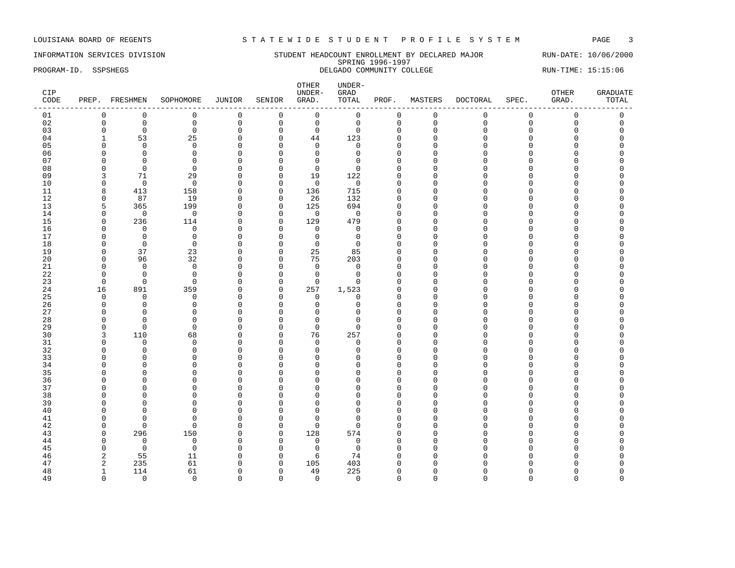LOUISIANA BOARD OF REGENTS — STATEWIDE STUDENT PROFILE SYSTEM

INFORMATION SERVICES DIVISION — STUDENT HEADCOUNT ENROLLMENT BY DECLARED MAJOR — RUN-DATE: 10/06/2000

SPRING 1996-1997

PROGRAM-ID. SSPSHEGS — DELGADO COMMUNITY COLLEGE — RUN-TIME: 15:15:06

| CIP CODE | PREP. | FRESHMEN | SOPHOMORE | JUNIOR | SENIOR | OTHER UNDER-GRAD. | UNDER-GRAD TOTAL | PROF. | MASTERS | DOCTORAL | SPEC. | OTHER GRAD. | GRADUATE TOTAL |
|---|---|---|---|---|---|---|---|---|---|---|---|---|---|
| 01 | 0 | 0 | 0 | 0 | 0 | 0 | 0 | 0 | 0 | 0 | 0 | 0 | 0 |
| 02 | 0 | 0 | 0 | 0 | 0 | 0 | 0 | 0 | 0 | 0 | 0 | 0 | 0 |
| 03 | 0 | 0 | 0 | 0 | 0 | 0 | 0 | 0 | 0 | 0 | 0 | 0 | 0 |
| 04 | 1 | 53 | 25 | 0 | 0 | 44 | 123 | 0 | 0 | 0 | 0 | 0 | 0 |
| 05 | 0 | 0 | 0 | 0 | 0 | 0 | 0 | 0 | 0 | 0 | 0 | 0 | 0 |
| 06 | 0 | 0 | 0 | 0 | 0 | 0 | 0 | 0 | 0 | 0 | 0 | 0 | 0 |
| 07 | 0 | 0 | 0 | 0 | 0 | 0 | 0 | 0 | 0 | 0 | 0 | 0 | 0 |
| 08 | 0 | 0 | 0 | 0 | 0 | 0 | 0 | 0 | 0 | 0 | 0 | 0 | 0 |
| 09 | 3 | 71 | 29 | 0 | 0 | 19 | 122 | 0 | 0 | 0 | 0 | 0 | 0 |
| 10 | 0 | 0 | 0 | 0 | 0 | 0 | 0 | 0 | 0 | 0 | 0 | 0 | 0 |
| 11 | 8 | 413 | 158 | 0 | 0 | 136 | 715 | 0 | 0 | 0 | 0 | 0 | 0 |
| 12 | 0 | 87 | 19 | 0 | 0 | 26 | 132 | 0 | 0 | 0 | 0 | 0 | 0 |
| 13 | 5 | 365 | 199 | 0 | 0 | 125 | 694 | 0 | 0 | 0 | 0 | 0 | 0 |
| 14 | 0 | 0 | 0 | 0 | 0 | 0 | 0 | 0 | 0 | 0 | 0 | 0 | 0 |
| 15 | 0 | 236 | 114 | 0 | 0 | 129 | 479 | 0 | 0 | 0 | 0 | 0 | 0 |
| 16 | 0 | 0 | 0 | 0 | 0 | 0 | 0 | 0 | 0 | 0 | 0 | 0 | 0 |
| 17 | 0 | 0 | 0 | 0 | 0 | 0 | 0 | 0 | 0 | 0 | 0 | 0 | 0 |
| 18 | 0 | 0 | 0 | 0 | 0 | 0 | 0 | 0 | 0 | 0 | 0 | 0 | 0 |
| 19 | 0 | 37 | 23 | 0 | 0 | 25 | 85 | 0 | 0 | 0 | 0 | 0 | 0 |
| 20 | 0 | 96 | 32 | 0 | 0 | 75 | 203 | 0 | 0 | 0 | 0 | 0 | 0 |
| 21 | 0 | 0 | 0 | 0 | 0 | 0 | 0 | 0 | 0 | 0 | 0 | 0 | 0 |
| 22 | 0 | 0 | 0 | 0 | 0 | 0 | 0 | 0 | 0 | 0 | 0 | 0 | 0 |
| 23 | 0 | 0 | 0 | 0 | 0 | 0 | 0 | 0 | 0 | 0 | 0 | 0 | 0 |
| 24 | 16 | 891 | 359 | 0 | 0 | 257 | 1,523 | 0 | 0 | 0 | 0 | 0 | 0 |
| 25 | 0 | 0 | 0 | 0 | 0 | 0 | 0 | 0 | 0 | 0 | 0 | 0 | 0 |
| 26 | 0 | 0 | 0 | 0 | 0 | 0 | 0 | 0 | 0 | 0 | 0 | 0 | 0 |
| 27 | 0 | 0 | 0 | 0 | 0 | 0 | 0 | 0 | 0 | 0 | 0 | 0 | 0 |
| 28 | 0 | 0 | 0 | 0 | 0 | 0 | 0 | 0 | 0 | 0 | 0 | 0 | 0 |
| 29 | 0 | 0 | 0 | 0 | 0 | 0 | 0 | 0 | 0 | 0 | 0 | 0 | 0 |
| 30 | 3 | 110 | 68 | 0 | 0 | 76 | 257 | 0 | 0 | 0 | 0 | 0 | 0 |
| 31 | 0 | 0 | 0 | 0 | 0 | 0 | 0 | 0 | 0 | 0 | 0 | 0 | 0 |
| 32 | 0 | 0 | 0 | 0 | 0 | 0 | 0 | 0 | 0 | 0 | 0 | 0 | 0 |
| 33 | 0 | 0 | 0 | 0 | 0 | 0 | 0 | 0 | 0 | 0 | 0 | 0 | 0 |
| 34 | 0 | 0 | 0 | 0 | 0 | 0 | 0 | 0 | 0 | 0 | 0 | 0 | 0 |
| 35 | 0 | 0 | 0 | 0 | 0 | 0 | 0 | 0 | 0 | 0 | 0 | 0 | 0 |
| 36 | 0 | 0 | 0 | 0 | 0 | 0 | 0 | 0 | 0 | 0 | 0 | 0 | 0 |
| 37 | 0 | 0 | 0 | 0 | 0 | 0 | 0 | 0 | 0 | 0 | 0 | 0 | 0 |
| 38 | 0 | 0 | 0 | 0 | 0 | 0 | 0 | 0 | 0 | 0 | 0 | 0 | 0 |
| 39 | 0 | 0 | 0 | 0 | 0 | 0 | 0 | 0 | 0 | 0 | 0 | 0 | 0 |
| 40 | 0 | 0 | 0 | 0 | 0 | 0 | 0 | 0 | 0 | 0 | 0 | 0 | 0 |
| 41 | 0 | 0 | 0 | 0 | 0 | 0 | 0 | 0 | 0 | 0 | 0 | 0 | 0 |
| 42 | 0 | 0 | 0 | 0 | 0 | 0 | 0 | 0 | 0 | 0 | 0 | 0 | 0 |
| 43 | 0 | 296 | 150 | 0 | 0 | 128 | 574 | 0 | 0 | 0 | 0 | 0 | 0 |
| 44 | 0 | 0 | 0 | 0 | 0 | 0 | 0 | 0 | 0 | 0 | 0 | 0 | 0 |
| 45 | 0 | 0 | 0 | 0 | 0 | 0 | 0 | 0 | 0 | 0 | 0 | 0 | 0 |
| 46 | 2 | 55 | 11 | 0 | 0 | 6 | 74 | 0 | 0 | 0 | 0 | 0 | 0 |
| 47 | 2 | 235 | 61 | 0 | 0 | 105 | 403 | 0 | 0 | 0 | 0 | 0 | 0 |
| 48 | 1 | 114 | 61 | 0 | 0 | 49 | 225 | 0 | 0 | 0 | 0 | 0 | 0 |
| 49 | 0 | 0 | 0 | 0 | 0 | 0 | 0 | 0 | 0 | 0 | 0 | 0 | 0 |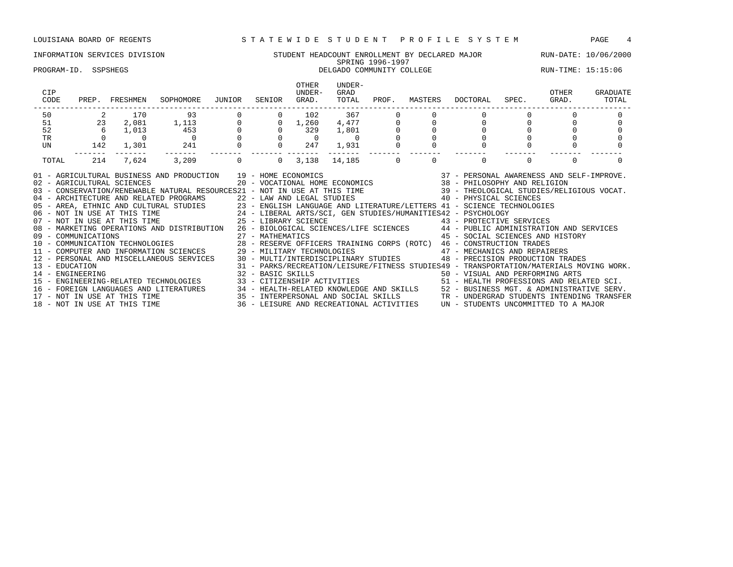LOUISIANA BOARD OF REGENTS — STATEWIDE STUDENT PROFILE SYSTEM

INFORMATION SERVICES DIVISION — STUDENT HEADCOUNT ENROLLMENT BY DECLARED MAJOR — RUN-DATE: 10/06/2000

SPRING 1996-1997

PROGRAM-ID. SSPSHEGS — DELGADO COMMUNITY COLLEGE — RUN-TIME: 15:15:06

| CIP CODE | PREP. | FRESHMEN | SOPHOMORE | JUNIOR | SENIOR | OTHER UNDER-GRAD. | UNDER-GRAD TOTAL | PROF. | MASTERS | DOCTORAL | SPEC. | OTHER GRAD. | GRADUATE TOTAL |
|---|---|---|---|---|---|---|---|---|---|---|---|---|---|
| 50 | 2 | 170 | 93 | 0 | 0 | 102 | 367 | 0 | 0 | 0 | 0 | 0 | 0 |
| 51 | 23 | 2,081 | 1,113 | 0 | 0 | 1,260 | 4,477 | 0 | 0 | 0 | 0 | 0 | 0 |
| 52 | 6 | 1,013 | 453 | 0 | 0 | 329 | 1,801 | 0 | 0 | 0 | 0 | 0 | 0 |
| TR | 0 | 0 | 0 | 0 | 0 | 0 | 0 | 0 | 0 | 0 | 0 | 0 | 0 |
| UN | 142 | 1,301 | 241 | 0 | 0 | 247 | 1,931 | 0 | 0 | 0 | 0 | 0 | 0 |
| TOTAL | 214 | 7,624 | 3,209 | 0 | 0 | 3,138 | 14,185 | 0 | 0 | 0 | 0 | 0 | 0 |

01 - AGRICULTURAL BUSINESS AND PRODUCTION
02 - AGRICULTURAL SCIENCES
03 - CONSERVATION/RENEWABLE NATURAL RESOURCES
04 - ARCHITECTURE AND RELATED PROGRAMS
05 - AREA, ETHNIC AND CULTURAL STUDIES
06 - NOT IN USE AT THIS TIME
07 - NOT IN USE AT THIS TIME
08 - MARKETING OPERATIONS AND DISTRIBUTION
09 - COMMUNICATIONS
10 - COMMUNICATION TECHNOLOGIES
11 - COMPUTER AND INFORMATION SCIENCES
12 - PERSONAL AND MISCELLANEOUS SERVICES
13 - EDUCATION
14 - ENGINEERING
15 - ENGINEERING-RELATED TECHNOLOGIES
16 - FOREIGN LANGUAGES AND LITERATURES
17 - NOT IN USE AT THIS TIME
18 - NOT IN USE AT THIS TIME
19 - HOME ECONOMICS
20 - VOCATIONAL HOME ECONOMICS
21 - NOT IN USE AT THIS TIME
22 - LAW AND LEGAL STUDIES
23 - ENGLISH LANGUAGE AND LITERATURE/LETTERS
24 - LIBERAL ARTS/SCI, GEN STUDIES/HUMANITIES
25 - LIBRARY SCIENCE
26 - BIOLOGICAL SCIENCES/LIFE SCIENCES
27 - MATHEMATICS
28 - RESERVE OFFICERS TRAINING CORPS (ROTC)
29 - MILITARY TECHNOLOGIES
30 - MULTI/INTERDISCIPLINARY STUDIES
31 - PARKS/RECREATION/LEISURE/FITNESS STUDIES
32 - BASIC SKILLS
33 - CITIZENSHIP ACTIVITIES
34 - HEALTH-RELATED KNOWLEDGE AND SKILLS
35 - INTERPERSONAL AND SOCIAL SKILLS
36 - LEISURE AND RECREATIONAL ACTIVITIES
37 - PERSONAL AWARENESS AND SELF-IMPROVE.
38 - PHILOSOPHY AND RELIGION
39 - THEOLOGICAL STUDIES/RELIGIOUS VOCAT.
40 - PHYSICAL SCIENCES
41 - SCIENCE TECHNOLOGIES
42 - PSYCHOLOGY
43 - PROTECTIVE SERVICES
44 - PUBLIC ADMINISTRATION AND SERVICES
45 - SOCIAL SCIENCES AND HISTORY
46 - CONSTRUCTION TRADES
47 - MECHANICS AND REPAIRERS
48 - PRECISION PRODUCTION TRADES
49 - TRANSPORTATION/MATERIALS MOVING WORK.
50 - VISUAL AND PERFORMING ARTS
51 - HEALTH PROFESSIONS AND RELATED SCI.
52 - BUSINESS MGT. & ADMINISTRATIVE SERV.
TR - UNDERGRAD STUDENTS INTENDING TRANSFER
UN - STUDENTS UNCOMMITTED TO A MAJOR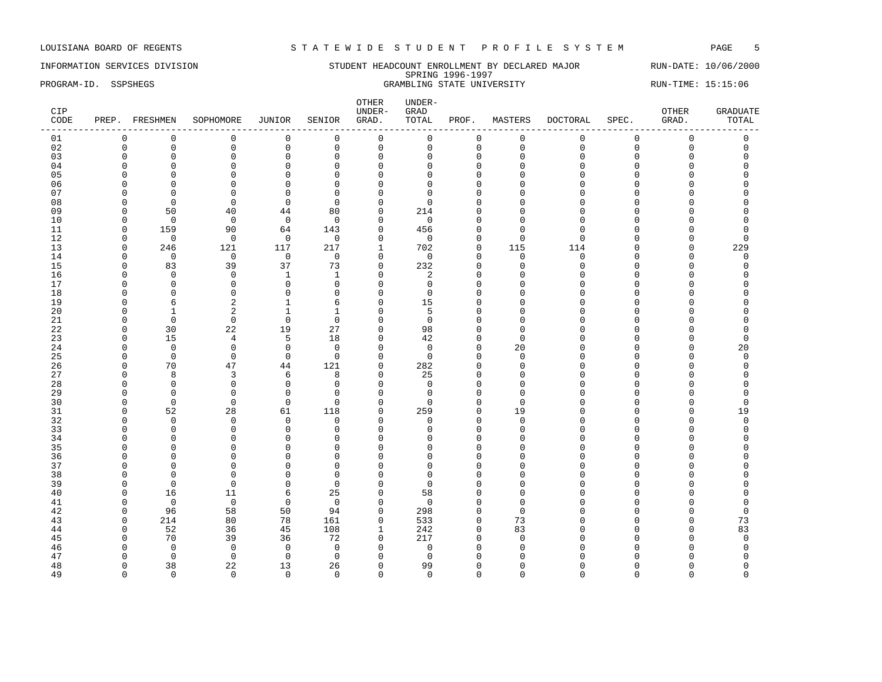LOUISIANA BOARD OF REGENTS — STATEWIDE STUDENT PROFILE SYSTEM

INFORMATION SERVICES DIVISION — STUDENT HEADCOUNT ENROLLMENT BY DECLARED MAJOR — RUN-DATE: 10/06/2000

SPRING 1996-1997

PROGRAM-ID. SSPSHEGS — GRAMBLING STATE UNIVERSITY — RUN-TIME: 15:15:06

| CIP CODE | PREP. | FRESHMEN | SOPHOMORE | JUNIOR | SENIOR | OTHER UNDER-GRAD. | UNDER-GRAD TOTAL | PROF. | MASTERS | DOCTORAL | SPEC. | OTHER GRAD. | GRADUATE TOTAL |
|---|---|---|---|---|---|---|---|---|---|---|---|---|---|
| 01 | 0 | 0 | 0 | 0 | 0 | 0 | 0 | 0 | 0 | 0 | 0 | 0 | 0 |
| 02 | 0 | 0 | 0 | 0 | 0 | 0 | 0 | 0 | 0 | 0 | 0 | 0 | 0 |
| 03 | 0 | 0 | 0 | 0 | 0 | 0 | 0 | 0 | 0 | 0 | 0 | 0 | 0 |
| 04 | 0 | 0 | 0 | 0 | 0 | 0 | 0 | 0 | 0 | 0 | 0 | 0 | 0 |
| 05 | 0 | 0 | 0 | 0 | 0 | 0 | 0 | 0 | 0 | 0 | 0 | 0 | 0 |
| 06 | 0 | 0 | 0 | 0 | 0 | 0 | 0 | 0 | 0 | 0 | 0 | 0 | 0 |
| 07 | 0 | 0 | 0 | 0 | 0 | 0 | 0 | 0 | 0 | 0 | 0 | 0 | 0 |
| 08 | 0 | 0 | 0 | 0 | 0 | 0 | 0 | 0 | 0 | 0 | 0 | 0 | 0 |
| 09 | 0 | 50 | 40 | 44 | 80 | 0 | 214 | 0 | 0 | 0 | 0 | 0 | 0 |
| 10 | 0 | 0 | 0 | 0 | 0 | 0 | 0 | 0 | 0 | 0 | 0 | 0 | 0 |
| 11 | 0 | 159 | 90 | 64 | 143 | 0 | 456 | 0 | 0 | 0 | 0 | 0 | 0 |
| 12 | 0 | 0 | 0 | 0 | 0 | 0 | 0 | 0 | 0 | 0 | 0 | 0 | 0 |
| 13 | 0 | 246 | 121 | 117 | 217 | 1 | 702 | 0 | 115 | 114 | 0 | 0 | 229 |
| 14 | 0 | 0 | 0 | 0 | 0 | 0 | 0 | 0 | 0 | 0 | 0 | 0 | 0 |
| 15 | 0 | 83 | 39 | 37 | 73 | 0 | 232 | 0 | 0 | 0 | 0 | 0 | 0 |
| 16 | 0 | 0 | 0 | 1 | 1 | 0 | 2 | 0 | 0 | 0 | 0 | 0 | 0 |
| 17 | 0 | 0 | 0 | 0 | 0 | 0 | 0 | 0 | 0 | 0 | 0 | 0 | 0 |
| 18 | 0 | 0 | 0 | 0 | 0 | 0 | 0 | 0 | 0 | 0 | 0 | 0 | 0 |
| 19 | 0 | 6 | 2 | 1 | 6 | 0 | 15 | 0 | 0 | 0 | 0 | 0 | 0 |
| 20 | 0 | 1 | 2 | 1 | 1 | 0 | 5 | 0 | 0 | 0 | 0 | 0 | 0 |
| 21 | 0 | 0 | 0 | 0 | 0 | 0 | 0 | 0 | 0 | 0 | 0 | 0 | 0 |
| 22 | 0 | 30 | 22 | 19 | 27 | 0 | 98 | 0 | 0 | 0 | 0 | 0 | 0 |
| 23 | 0 | 15 | 4 | 5 | 18 | 0 | 42 | 0 | 0 | 0 | 0 | 0 | 0 |
| 24 | 0 | 0 | 0 | 0 | 0 | 0 | 0 | 0 | 20 | 0 | 0 | 0 | 20 |
| 25 | 0 | 0 | 0 | 0 | 0 | 0 | 0 | 0 | 0 | 0 | 0 | 0 | 0 |
| 26 | 0 | 70 | 47 | 44 | 121 | 0 | 282 | 0 | 0 | 0 | 0 | 0 | 0 |
| 27 | 0 | 8 | 3 | 6 | 8 | 0 | 25 | 0 | 0 | 0 | 0 | 0 | 0 |
| 28 | 0 | 0 | 0 | 0 | 0 | 0 | 0 | 0 | 0 | 0 | 0 | 0 | 0 |
| 29 | 0 | 0 | 0 | 0 | 0 | 0 | 0 | 0 | 0 | 0 | 0 | 0 | 0 |
| 30 | 0 | 0 | 0 | 0 | 0 | 0 | 0 | 0 | 0 | 0 | 0 | 0 | 0 |
| 31 | 0 | 52 | 28 | 61 | 118 | 0 | 259 | 0 | 19 | 0 | 0 | 0 | 19 |
| 32 | 0 | 0 | 0 | 0 | 0 | 0 | 0 | 0 | 0 | 0 | 0 | 0 | 0 |
| 33 | 0 | 0 | 0 | 0 | 0 | 0 | 0 | 0 | 0 | 0 | 0 | 0 | 0 |
| 34 | 0 | 0 | 0 | 0 | 0 | 0 | 0 | 0 | 0 | 0 | 0 | 0 | 0 |
| 35 | 0 | 0 | 0 | 0 | 0 | 0 | 0 | 0 | 0 | 0 | 0 | 0 | 0 |
| 36 | 0 | 0 | 0 | 0 | 0 | 0 | 0 | 0 | 0 | 0 | 0 | 0 | 0 |
| 37 | 0 | 0 | 0 | 0 | 0 | 0 | 0 | 0 | 0 | 0 | 0 | 0 | 0 |
| 38 | 0 | 0 | 0 | 0 | 0 | 0 | 0 | 0 | 0 | 0 | 0 | 0 | 0 |
| 39 | 0 | 0 | 0 | 0 | 0 | 0 | 0 | 0 | 0 | 0 | 0 | 0 | 0 |
| 40 | 0 | 16 | 11 | 6 | 25 | 0 | 58 | 0 | 0 | 0 | 0 | 0 | 0 |
| 41 | 0 | 0 | 0 | 0 | 0 | 0 | 0 | 0 | 0 | 0 | 0 | 0 | 0 |
| 42 | 0 | 96 | 58 | 50 | 94 | 0 | 298 | 0 | 0 | 0 | 0 | 0 | 0 |
| 43 | 0 | 214 | 80 | 78 | 161 | 0 | 533 | 0 | 73 | 0 | 0 | 0 | 73 |
| 44 | 0 | 52 | 36 | 45 | 108 | 1 | 242 | 0 | 83 | 0 | 0 | 0 | 83 |
| 45 | 0 | 70 | 39 | 36 | 72 | 0 | 217 | 0 | 0 | 0 | 0 | 0 | 0 |
| 46 | 0 | 0 | 0 | 0 | 0 | 0 | 0 | 0 | 0 | 0 | 0 | 0 | 0 |
| 47 | 0 | 0 | 0 | 0 | 0 | 0 | 0 | 0 | 0 | 0 | 0 | 0 | 0 |
| 48 | 0 | 38 | 22 | 13 | 26 | 0 | 99 | 0 | 0 | 0 | 0 | 0 | 0 |
| 49 | 0 | 0 | 0 | 0 | 0 | 0 | 0 | 0 | 0 | 0 | 0 | 0 | 0 |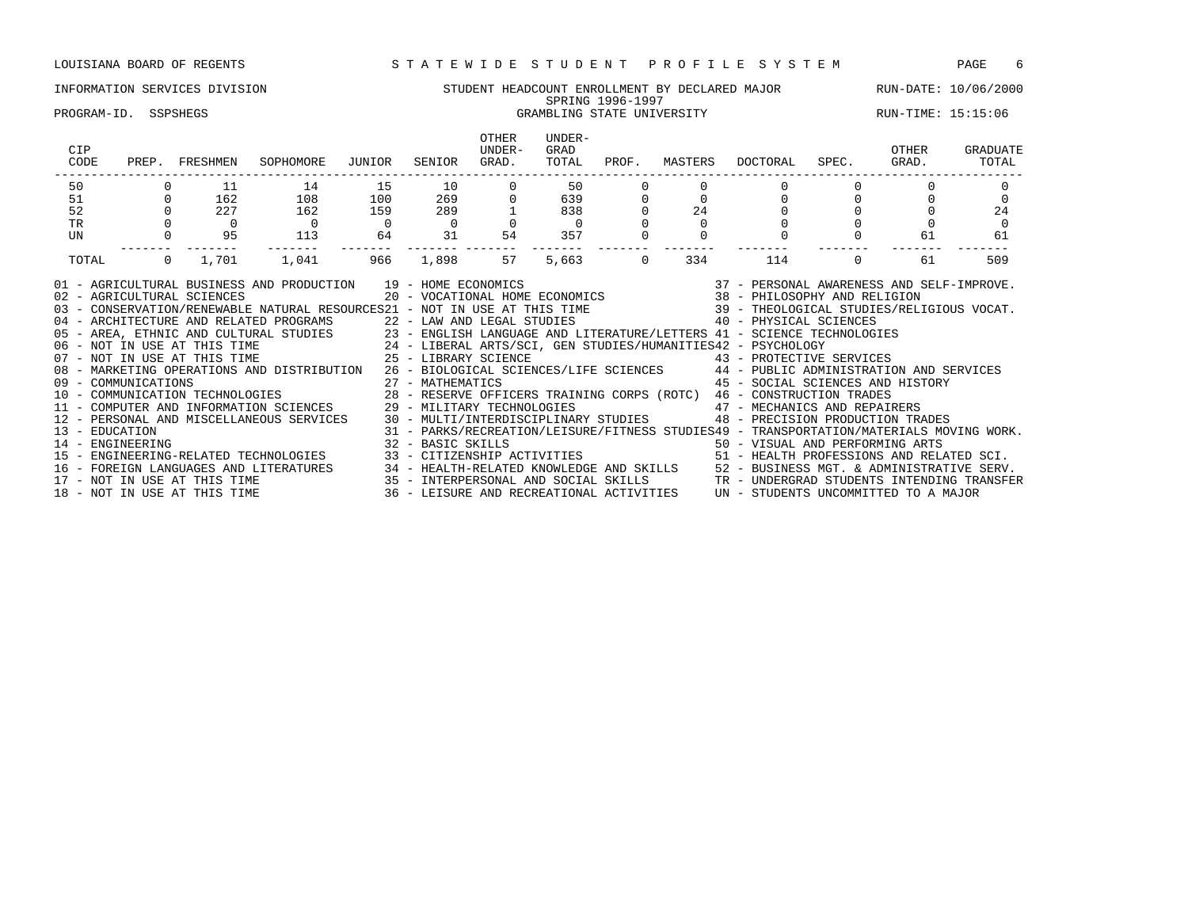LOUISIANA BOARD OF REGENTS — STATEWIDE STUDENT PROFILE SYSTEM

INFORMATION SERVICES DIVISION — STUDENT HEADCOUNT ENROLLMENT BY DECLARED MAJOR — RUN-DATE: 10/06/2000

SPRING 1996-1997

PROGRAM-ID. SSPSHEGS — GRAMBLING STATE UNIVERSITY — RUN-TIME: 15:15:06

| CIP CODE | PREP. | FRESHMEN | SOPHOMORE | JUNIOR | SENIOR | OTHER UNDER-GRAD. | UNDER-GRAD TOTAL | PROF. | MASTERS | DOCTORAL | SPEC. | OTHER GRAD. | GRADUATE TOTAL |
|---|---|---|---|---|---|---|---|---|---|---|---|---|---|
| 50 | 0 | 11 | 14 | 15 | 10 | 0 | 50 | 0 | 0 | 0 | 0 | 0 | 0 |
| 51 | 0 | 162 | 108 | 100 | 269 | 0 | 639 | 0 | 0 | 0 | 0 | 0 | 0 |
| 52 | 0 | 227 | 162 | 159 | 289 | 1 | 838 | 0 | 24 | 0 | 0 | 0 | 24 |
| TR | 0 | 0 | 0 | 0 | 0 | 0 | 0 | 0 | 0 | 0 | 0 | 0 | 0 |
| UN | 0 | 95 | 113 | 64 | 31 | 54 | 357 | 0 | 0 | 0 | 0 | 61 | 61 |
| TOTAL | 0 | 1,701 | 1,041 | 966 | 1,898 | 57 | 5,663 | 0 | 334 | 114 | 0 | 61 | 509 |

01 - AGRICULTURAL BUSINESS AND PRODUCTION
02 - AGRICULTURAL SCIENCES
03 - CONSERVATION/RENEWABLE NATURAL RESOURCES
04 - ARCHITECTURE AND RELATED PROGRAMS
05 - AREA, ETHNIC AND CULTURAL STUDIES
06 - NOT IN USE AT THIS TIME
07 - NOT IN USE AT THIS TIME
08 - MARKETING OPERATIONS AND DISTRIBUTION
09 - COMMUNICATIONS
10 - COMMUNICATION TECHNOLOGIES
11 - COMPUTER AND INFORMATION SCIENCES
12 - PERSONAL AND MISCELLANEOUS SERVICES
13 - EDUCATION
14 - ENGINEERING
15 - ENGINEERING-RELATED TECHNOLOGIES
16 - FOREIGN LANGUAGES AND LITERATURES
17 - NOT IN USE AT THIS TIME
18 - NOT IN USE AT THIS TIME
19 - HOME ECONOMICS
20 - VOCATIONAL HOME ECONOMICS
21 - NOT IN USE AT THIS TIME
22 - LAW AND LEGAL STUDIES
23 - ENGLISH LANGUAGE AND LITERATURE/LETTERS
24 - LIBERAL ARTS/SCI, GEN STUDIES/HUMANITIES
25 - LIBRARY SCIENCE
26 - BIOLOGICAL SCIENCES/LIFE SCIENCES
27 - MATHEMATICS
28 - RESERVE OFFICERS TRAINING CORPS (ROTC)
29 - MILITARY TECHNOLOGIES
30 - MULTI/INTERDISCIPLINARY STUDIES
31 - PARKS/RECREATION/LEISURE/FITNESS STUDIES
32 - BASIC SKILLS
33 - CITIZENSHIP ACTIVITIES
34 - HEALTH-RELATED KNOWLEDGE AND SKILLS
35 - INTERPERSONAL AND SOCIAL SKILLS
36 - LEISURE AND RECREATIONAL ACTIVITIES
37 - PERSONAL AWARENESS AND SELF-IMPROVE.
38 - PHILOSOPHY AND RELIGION
39 - THEOLOGICAL STUDIES/RELIGIOUS VOCAT.
40 - PHYSICAL SCIENCES
41 - SCIENCE TECHNOLOGIES
42 - PSYCHOLOGY
43 - PROTECTIVE SERVICES
44 - PUBLIC ADMINISTRATION AND SERVICES
45 - SOCIAL SCIENCES AND HISTORY
46 - CONSTRUCTION TRADES
47 - MECHANICS AND REPAIRERS
48 - PRECISION PRODUCTION TRADES
49 - TRANSPORTATION/MATERIALS MOVING WORK.
50 - VISUAL AND PERFORMING ARTS
51 - HEALTH PROFESSIONS AND RELATED SCI.
52 - BUSINESS MGT. & ADMINISTRATIVE SERV.
TR - UNDERGRAD STUDENTS INTENDING TRANSFER
UN - STUDENTS UNCOMMITTED TO A MAJOR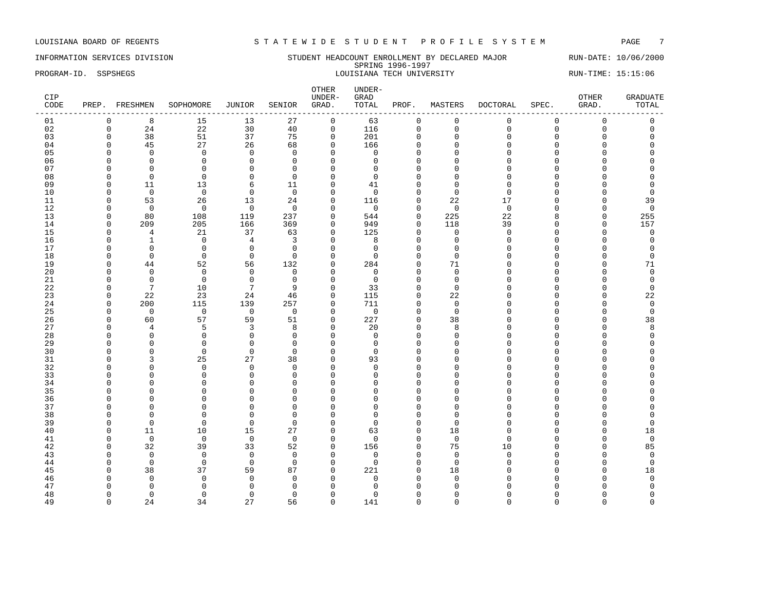LOUISIANA BOARD OF REGENTS — STATEWIDE STUDENT PROFILE SYSTEM

INFORMATION SERVICES DIVISION — STUDENT HEADCOUNT ENROLLMENT BY DECLARED MAJOR — RUN-DATE: 10/06/2000

SPRING 1996-1997

PROGRAM-ID. SSPSHEGS — LOUISIANA TECH UNIVERSITY — RUN-TIME: 15:15:06

| CIP CODE | PREP. | FRESHMEN | SOPHOMORE | JUNIOR | SENIOR | OTHER UNDER-GRAD. | UNDER-GRAD TOTAL | PROF. | MASTERS | DOCTORAL | SPEC. | OTHER GRAD. | GRADUATE TOTAL |
|---|---|---|---|---|---|---|---|---|---|---|---|---|---|
| 01 | 0 | 8 | 15 | 13 | 27 | 0 | 63 | 0 | 0 | 0 | 0 | 0 | 0 |
| 02 | 0 | 24 | 22 | 30 | 40 | 0 | 116 | 0 | 0 | 0 | 0 | 0 | 0 |
| 03 | 0 | 38 | 51 | 37 | 75 | 0 | 201 | 0 | 0 | 0 | 0 | 0 | 0 |
| 04 | 0 | 45 | 27 | 26 | 68 | 0 | 166 | 0 | 0 | 0 | 0 | 0 | 0 |
| 05 | 0 | 0 | 0 | 0 | 0 | 0 | 0 | 0 | 0 | 0 | 0 | 0 | 0 |
| 06 | 0 | 0 | 0 | 0 | 0 | 0 | 0 | 0 | 0 | 0 | 0 | 0 | 0 |
| 07 | 0 | 0 | 0 | 0 | 0 | 0 | 0 | 0 | 0 | 0 | 0 | 0 | 0 |
| 08 | 0 | 0 | 0 | 0 | 0 | 0 | 0 | 0 | 0 | 0 | 0 | 0 | 0 |
| 09 | 0 | 11 | 13 | 6 | 11 | 0 | 41 | 0 | 0 | 0 | 0 | 0 | 0 |
| 10 | 0 | 0 | 0 | 0 | 0 | 0 | 0 | 0 | 0 | 0 | 0 | 0 | 0 |
| 11 | 0 | 53 | 26 | 13 | 24 | 0 | 116 | 0 | 22 | 17 | 0 | 0 | 39 |
| 12 | 0 | 0 | 0 | 0 | 0 | 0 | 0 | 0 | 0 | 0 | 0 | 0 | 0 |
| 13 | 0 | 80 | 108 | 119 | 237 | 0 | 544 | 0 | 225 | 22 | 8 | 0 | 255 |
| 14 | 0 | 209 | 205 | 166 | 369 | 0 | 949 | 0 | 118 | 39 | 0 | 0 | 157 |
| 15 | 0 | 4 | 21 | 37 | 63 | 0 | 125 | 0 | 0 | 0 | 0 | 0 | 0 |
| 16 | 0 | 1 | 0 | 4 | 3 | 0 | 8 | 0 | 0 | 0 | 0 | 0 | 0 |
| 17 | 0 | 0 | 0 | 0 | 0 | 0 | 0 | 0 | 0 | 0 | 0 | 0 | 0 |
| 18 | 0 | 0 | 0 | 0 | 0 | 0 | 0 | 0 | 0 | 0 | 0 | 0 | 0 |
| 19 | 0 | 44 | 52 | 56 | 132 | 0 | 284 | 0 | 71 | 0 | 0 | 0 | 71 |
| 20 | 0 | 0 | 0 | 0 | 0 | 0 | 0 | 0 | 0 | 0 | 0 | 0 | 0 |
| 21 | 0 | 0 | 0 | 0 | 0 | 0 | 0 | 0 | 0 | 0 | 0 | 0 | 0 |
| 22 | 0 | 7 | 10 | 7 | 9 | 0 | 33 | 0 | 0 | 0 | 0 | 0 | 0 |
| 23 | 0 | 22 | 23 | 24 | 46 | 0 | 115 | 0 | 22 | 0 | 0 | 0 | 22 |
| 24 | 0 | 200 | 115 | 139 | 257 | 0 | 711 | 0 | 0 | 0 | 0 | 0 | 0 |
| 25 | 0 | 0 | 0 | 0 | 0 | 0 | 0 | 0 | 0 | 0 | 0 | 0 | 0 |
| 26 | 0 | 60 | 57 | 59 | 51 | 0 | 227 | 0 | 38 | 0 | 0 | 0 | 38 |
| 27 | 0 | 4 | 5 | 3 | 8 | 0 | 20 | 0 | 8 | 0 | 0 | 0 | 8 |
| 28 | 0 | 0 | 0 | 0 | 0 | 0 | 0 | 0 | 0 | 0 | 0 | 0 | 0 |
| 29 | 0 | 0 | 0 | 0 | 0 | 0 | 0 | 0 | 0 | 0 | 0 | 0 | 0 |
| 30 | 0 | 0 | 0 | 0 | 0 | 0 | 0 | 0 | 0 | 0 | 0 | 0 | 0 |
| 31 | 0 | 3 | 25 | 27 | 38 | 0 | 93 | 0 | 0 | 0 | 0 | 0 | 0 |
| 32 | 0 | 0 | 0 | 0 | 0 | 0 | 0 | 0 | 0 | 0 | 0 | 0 | 0 |
| 33 | 0 | 0 | 0 | 0 | 0 | 0 | 0 | 0 | 0 | 0 | 0 | 0 | 0 |
| 34 | 0 | 0 | 0 | 0 | 0 | 0 | 0 | 0 | 0 | 0 | 0 | 0 | 0 |
| 35 | 0 | 0 | 0 | 0 | 0 | 0 | 0 | 0 | 0 | 0 | 0 | 0 | 0 |
| 36 | 0 | 0 | 0 | 0 | 0 | 0 | 0 | 0 | 0 | 0 | 0 | 0 | 0 |
| 37 | 0 | 0 | 0 | 0 | 0 | 0 | 0 | 0 | 0 | 0 | 0 | 0 | 0 |
| 38 | 0 | 0 | 0 | 0 | 0 | 0 | 0 | 0 | 0 | 0 | 0 | 0 | 0 |
| 39 | 0 | 0 | 0 | 0 | 0 | 0 | 0 | 0 | 0 | 0 | 0 | 0 | 0 |
| 40 | 0 | 11 | 10 | 15 | 27 | 0 | 63 | 0 | 18 | 0 | 0 | 0 | 18 |
| 41 | 0 | 0 | 0 | 0 | 0 | 0 | 0 | 0 | 0 | 0 | 0 | 0 | 0 |
| 42 | 0 | 32 | 39 | 33 | 52 | 0 | 156 | 0 | 75 | 10 | 0 | 0 | 85 |
| 43 | 0 | 0 | 0 | 0 | 0 | 0 | 0 | 0 | 0 | 0 | 0 | 0 | 0 |
| 44 | 0 | 0 | 0 | 0 | 0 | 0 | 0 | 0 | 0 | 0 | 0 | 0 | 0 |
| 45 | 0 | 38 | 37 | 59 | 87 | 0 | 221 | 0 | 18 | 0 | 0 | 0 | 18 |
| 46 | 0 | 0 | 0 | 0 | 0 | 0 | 0 | 0 | 0 | 0 | 0 | 0 | 0 |
| 47 | 0 | 0 | 0 | 0 | 0 | 0 | 0 | 0 | 0 | 0 | 0 | 0 | 0 |
| 48 | 0 | 0 | 0 | 0 | 0 | 0 | 0 | 0 | 0 | 0 | 0 | 0 | 0 |
| 49 | 0 | 24 | 34 | 27 | 56 | 0 | 141 | 0 | 0 | 0 | 0 | 0 | 0 |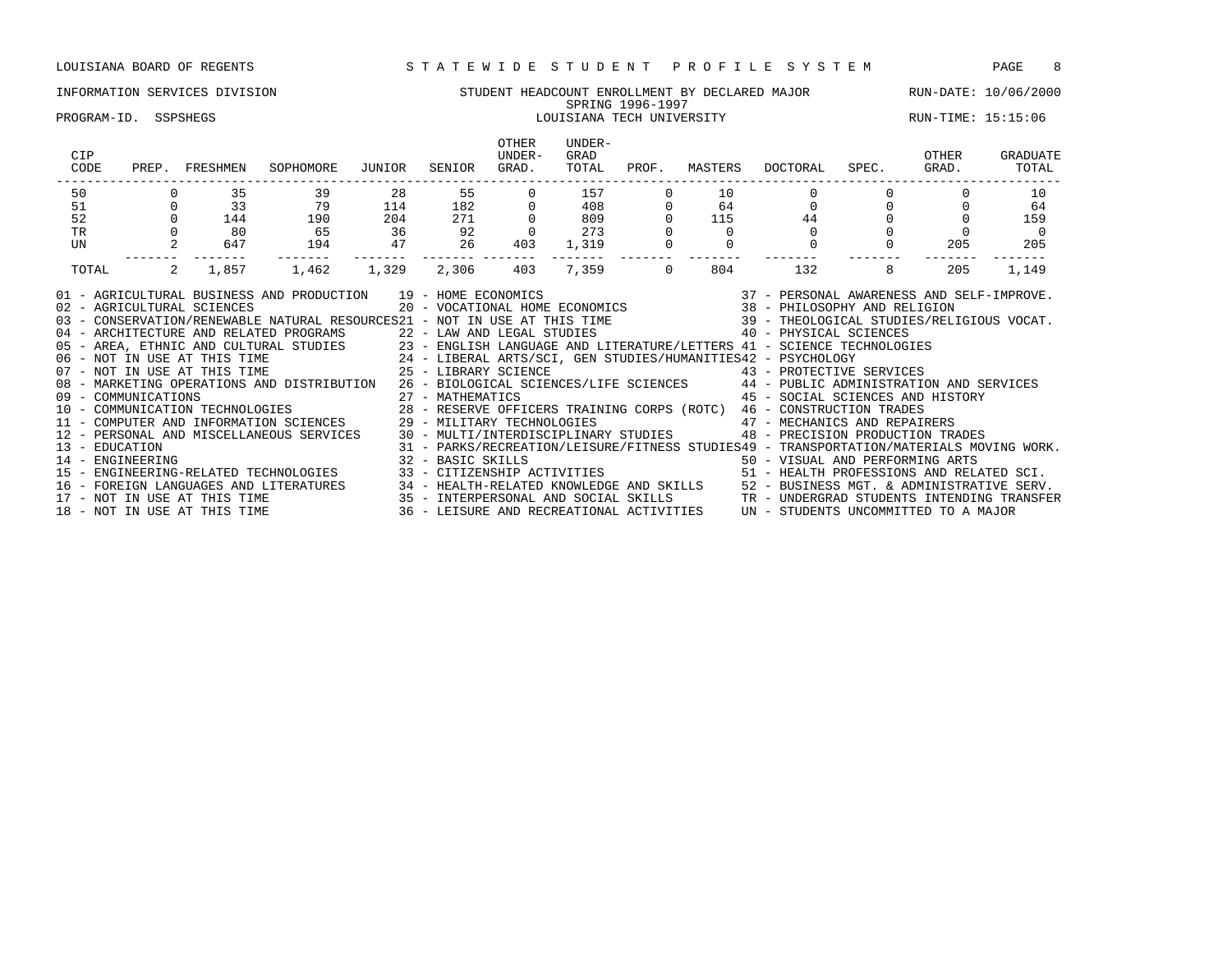LOUISIANA BOARD OF REGENTS — STATEWIDE STUDENT PROFILE SYSTEM

INFORMATION SERVICES DIVISION — STUDENT HEADCOUNT ENROLLMENT BY DECLARED MAJOR — RUN-DATE: 10/06/2000

SPRING 1996-1997

PROGRAM-ID. SSPSHEGS — LOUISIANA TECH UNIVERSITY — RUN-TIME: 15:15:06

| CIP CODE | PREP. | FRESHMEN | SOPHOMORE | JUNIOR | SENIOR | OTHER UNDER-GRAD. | UNDER-GRAD TOTAL | PROF. | MASTERS | DOCTORAL | SPEC. | OTHER GRAD. | GRADUATE TOTAL |
|---|---|---|---|---|---|---|---|---|---|---|---|---|---|
| 50 | 0 | 35 | 39 | 28 | 55 | 0 | 157 | 0 | 10 | 0 | 0 | 0 | 10 |
| 51 | 0 | 33 | 79 | 114 | 182 | 0 | 408 | 0 | 64 | 0 | 0 | 0 | 64 |
| 52 | 0 | 144 | 190 | 204 | 271 | 0 | 809 | 0 | 115 | 44 | 0 | 0 | 159 |
| TR | 0 | 80 | 65 | 36 | 92 | 0 | 273 | 0 | 0 | 0 | 0 | 0 | 0 |
| UN | 2 | 647 | 194 | 47 | 26 | 403 | 1,319 | 0 | 0 | 0 | 0 | 205 | 205 |
| TOTAL | 2 | 1,857 | 1,462 | 1,329 | 2,306 | 403 | 7,359 | 0 | 804 | 132 | 8 | 205 | 1,149 |

01 - AGRICULTURAL BUSINESS AND PRODUCTION
02 - AGRICULTURAL SCIENCES
03 - CONSERVATION/RENEWABLE NATURAL RESOURCES
04 - ARCHITECTURE AND RELATED PROGRAMS
05 - AREA, ETHNIC AND CULTURAL STUDIES
06 - NOT IN USE AT THIS TIME
07 - NOT IN USE AT THIS TIME
08 - MARKETING OPERATIONS AND DISTRIBUTION
09 - COMMUNICATIONS
10 - COMMUNICATION TECHNOLOGIES
11 - COMPUTER AND INFORMATION SCIENCES
12 - PERSONAL AND MISCELLANEOUS SERVICES
13 - EDUCATION
14 - ENGINEERING
15 - ENGINEERING-RELATED TECHNOLOGIES
16 - FOREIGN LANGUAGES AND LITERATURES
17 - NOT IN USE AT THIS TIME
18 - NOT IN USE AT THIS TIME
19 - HOME ECONOMICS
20 - VOCATIONAL HOME ECONOMICS
21 - NOT IN USE AT THIS TIME
22 - LAW AND LEGAL STUDIES
23 - ENGLISH LANGUAGE AND LITERATURE/LETTERS
24 - LIBERAL ARTS/SCI, GEN STUDIES/HUMANITIES
25 - LIBRARY SCIENCE
26 - BIOLOGICAL SCIENCES/LIFE SCIENCES
27 - MATHEMATICS
28 - RESERVE OFFICERS TRAINING CORPS (ROTC)
29 - MILITARY TECHNOLOGIES
30 - MULTI/INTERDISCIPLINARY STUDIES
31 - PARKS/RECREATION/LEISURE/FITNESS STUDIES
32 - BASIC SKILLS
33 - CITIZENSHIP ACTIVITIES
34 - HEALTH-RELATED KNOWLEDGE AND SKILLS
35 - INTERPERSONAL AND SOCIAL SKILLS
36 - LEISURE AND RECREATIONAL ACTIVITIES
37 - PERSONAL AWARENESS AND SELF-IMPROVE.
38 - PHILOSOPHY AND RELIGION
39 - THEOLOGICAL STUDIES/RELIGIOUS VOCAT.
40 - PHYSICAL SCIENCES
41 - SCIENCE TECHNOLOGIES
42 - PSYCHOLOGY
43 - PROTECTIVE SERVICES
44 - PUBLIC ADMINISTRATION AND SERVICES
45 - SOCIAL SCIENCES AND HISTORY
46 - CONSTRUCTION TRADES
47 - MECHANICS AND REPAIRERS
48 - PRECISION PRODUCTION TRADES
49 - TRANSPORTATION/MATERIALS MOVING WORK.
50 - VISUAL AND PERFORMING ARTS
51 - HEALTH PROFESSIONS AND RELATED SCI.
52 - BUSINESS MGT. & ADMINISTRATIVE SERV.
TR - UNDERGRAD STUDENTS INTENDING TRANSFER
UN - STUDENTS UNCOMMITTED TO A MAJOR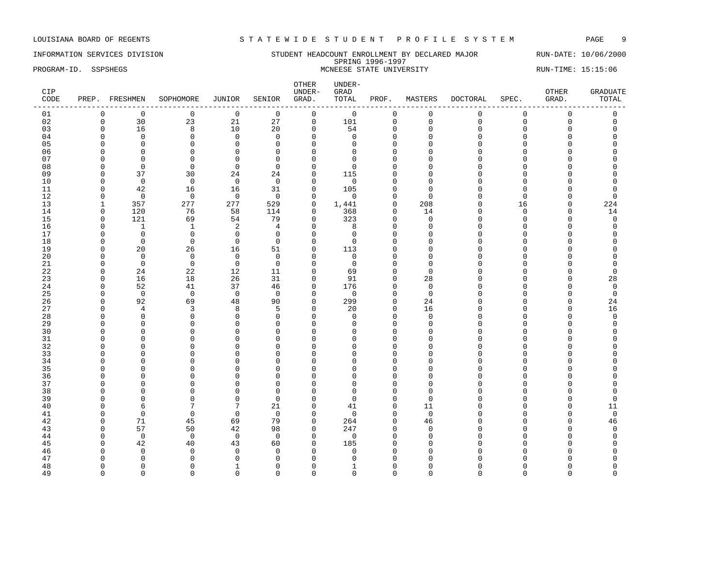LOUISIANA BOARD OF REGENTS — STATEWIDE STUDENT PROFILE SYSTEM

INFORMATION SERVICES DIVISION — STUDENT HEADCOUNT ENROLLMENT BY DECLARED MAJOR — RUN-DATE: 10/06/2000

SPRING 1996-1997

PROGRAM-ID. SSPSHEGS — MCNEESE STATE UNIVERSITY — RUN-TIME: 15:15:06

| CIP CODE | PREP. | FRESHMEN | SOPHOMORE | JUNIOR | SENIOR | OTHER UNDER-GRAD. | UNDER-GRAD TOTAL | PROF. | MASTERS | DOCTORAL | SPEC. | OTHER GRAD. | GRADUATE TOTAL |
|---|---|---|---|---|---|---|---|---|---|---|---|---|---|
| 01 | 0 | 0 | 0 | 0 | 0 | 0 | 0 | 0 | 0 | 0 | 0 | 0 | 0 |
| 02 | 0 | 30 | 23 | 21 | 27 | 0 | 101 | 0 | 0 | 0 | 0 | 0 | 0 |
| 03 | 0 | 16 | 8 | 10 | 20 | 0 | 54 | 0 | 0 | 0 | 0 | 0 | 0 |
| 04 | 0 | 0 | 0 | 0 | 0 | 0 | 0 | 0 | 0 | 0 | 0 | 0 | 0 |
| 05 | 0 | 0 | 0 | 0 | 0 | 0 | 0 | 0 | 0 | 0 | 0 | 0 | 0 |
| 06 | 0 | 0 | 0 | 0 | 0 | 0 | 0 | 0 | 0 | 0 | 0 | 0 | 0 |
| 07 | 0 | 0 | 0 | 0 | 0 | 0 | 0 | 0 | 0 | 0 | 0 | 0 | 0 |
| 08 | 0 | 0 | 0 | 0 | 0 | 0 | 0 | 0 | 0 | 0 | 0 | 0 | 0 |
| 09 | 0 | 37 | 30 | 24 | 24 | 0 | 115 | 0 | 0 | 0 | 0 | 0 | 0 |
| 10 | 0 | 0 | 0 | 0 | 0 | 0 | 0 | 0 | 0 | 0 | 0 | 0 | 0 |
| 11 | 0 | 42 | 16 | 16 | 31 | 0 | 105 | 0 | 0 | 0 | 0 | 0 | 0 |
| 12 | 0 | 0 | 0 | 0 | 0 | 0 | 0 | 0 | 0 | 0 | 0 | 0 | 0 |
| 13 | 1 | 357 | 277 | 277 | 529 | 0 | 1,441 | 0 | 208 | 0 | 16 | 0 | 224 |
| 14 | 0 | 120 | 76 | 58 | 114 | 0 | 368 | 0 | 14 | 0 | 0 | 0 | 14 |
| 15 | 0 | 121 | 69 | 54 | 79 | 0 | 323 | 0 | 0 | 0 | 0 | 0 | 0 |
| 16 | 0 | 1 | 1 | 2 | 4 | 0 | 8 | 0 | 0 | 0 | 0 | 0 | 0 |
| 17 | 0 | 0 | 0 | 0 | 0 | 0 | 0 | 0 | 0 | 0 | 0 | 0 | 0 |
| 18 | 0 | 0 | 0 | 0 | 0 | 0 | 0 | 0 | 0 | 0 | 0 | 0 | 0 |
| 19 | 0 | 20 | 26 | 16 | 51 | 0 | 113 | 0 | 0 | 0 | 0 | 0 | 0 |
| 20 | 0 | 0 | 0 | 0 | 0 | 0 | 0 | 0 | 0 | 0 | 0 | 0 | 0 |
| 21 | 0 | 0 | 0 | 0 | 0 | 0 | 0 | 0 | 0 | 0 | 0 | 0 | 0 |
| 22 | 0 | 24 | 22 | 12 | 11 | 0 | 69 | 0 | 0 | 0 | 0 | 0 | 0 |
| 23 | 0 | 16 | 18 | 26 | 31 | 0 | 91 | 0 | 28 | 0 | 0 | 0 | 28 |
| 24 | 0 | 52 | 41 | 37 | 46 | 0 | 176 | 0 | 0 | 0 | 0 | 0 | 0 |
| 25 | 0 | 0 | 0 | 0 | 0 | 0 | 0 | 0 | 0 | 0 | 0 | 0 | 0 |
| 26 | 0 | 92 | 69 | 48 | 90 | 0 | 299 | 0 | 24 | 0 | 0 | 0 | 24 |
| 27 | 0 | 4 | 3 | 8 | 5 | 0 | 20 | 0 | 16 | 0 | 0 | 0 | 16 |
| 28 | 0 | 0 | 0 | 0 | 0 | 0 | 0 | 0 | 0 | 0 | 0 | 0 | 0 |
| 29 | 0 | 0 | 0 | 0 | 0 | 0 | 0 | 0 | 0 | 0 | 0 | 0 | 0 |
| 30 | 0 | 0 | 0 | 0 | 0 | 0 | 0 | 0 | 0 | 0 | 0 | 0 | 0 |
| 31 | 0 | 0 | 0 | 0 | 0 | 0 | 0 | 0 | 0 | 0 | 0 | 0 | 0 |
| 32 | 0 | 0 | 0 | 0 | 0 | 0 | 0 | 0 | 0 | 0 | 0 | 0 | 0 |
| 33 | 0 | 0 | 0 | 0 | 0 | 0 | 0 | 0 | 0 | 0 | 0 | 0 | 0 |
| 34 | 0 | 0 | 0 | 0 | 0 | 0 | 0 | 0 | 0 | 0 | 0 | 0 | 0 |
| 35 | 0 | 0 | 0 | 0 | 0 | 0 | 0 | 0 | 0 | 0 | 0 | 0 | 0 |
| 36 | 0 | 0 | 0 | 0 | 0 | 0 | 0 | 0 | 0 | 0 | 0 | 0 | 0 |
| 37 | 0 | 0 | 0 | 0 | 0 | 0 | 0 | 0 | 0 | 0 | 0 | 0 | 0 |
| 38 | 0 | 0 | 0 | 0 | 0 | 0 | 0 | 0 | 0 | 0 | 0 | 0 | 0 |
| 39 | 0 | 0 | 0 | 0 | 0 | 0 | 0 | 0 | 0 | 0 | 0 | 0 | 0 |
| 40 | 0 | 6 | 7 | 7 | 21 | 0 | 41 | 0 | 11 | 0 | 0 | 0 | 11 |
| 41 | 0 | 0 | 0 | 0 | 0 | 0 | 0 | 0 | 0 | 0 | 0 | 0 | 0 |
| 42 | 0 | 71 | 45 | 69 | 79 | 0 | 264 | 0 | 46 | 0 | 0 | 0 | 46 |
| 43 | 0 | 57 | 50 | 42 | 98 | 0 | 247 | 0 | 0 | 0 | 0 | 0 | 0 |
| 44 | 0 | 0 | 0 | 0 | 0 | 0 | 0 | 0 | 0 | 0 | 0 | 0 | 0 |
| 45 | 0 | 42 | 40 | 43 | 60 | 0 | 185 | 0 | 0 | 0 | 0 | 0 | 0 |
| 46 | 0 | 0 | 0 | 0 | 0 | 0 | 0 | 0 | 0 | 0 | 0 | 0 | 0 |
| 47 | 0 | 0 | 0 | 0 | 0 | 0 | 0 | 0 | 0 | 0 | 0 | 0 | 0 |
| 48 | 0 | 0 | 0 | 1 | 0 | 0 | 1 | 0 | 0 | 0 | 0 | 0 | 0 |
| 49 | 0 | 0 | 0 | 0 | 0 | 0 | 0 | 0 | 0 | 0 | 0 | 0 | 0 |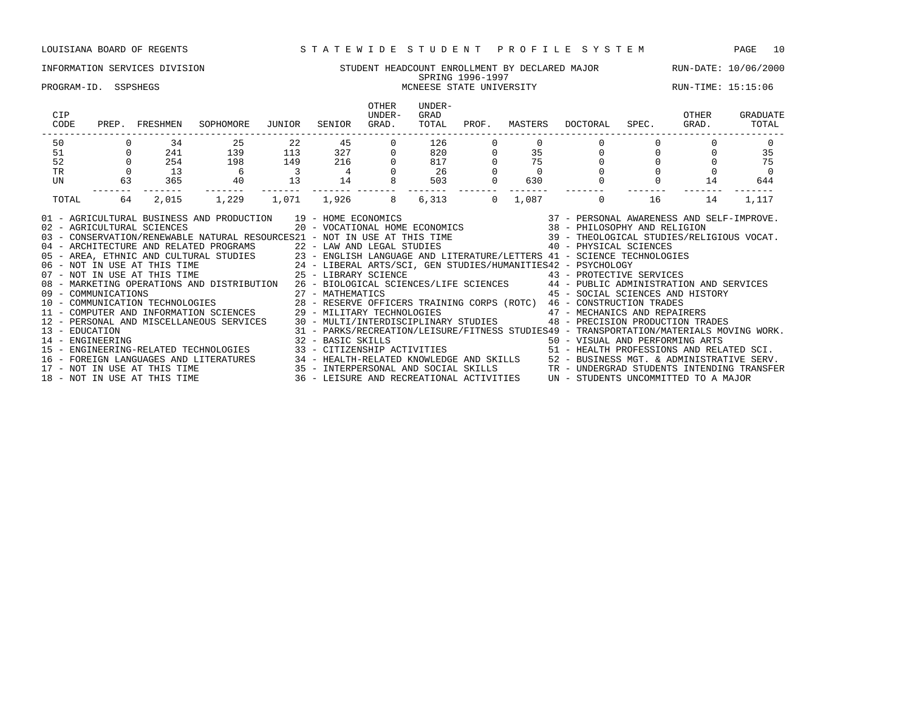LOUISIANA BOARD OF REGENTS — STATEWIDE STUDENT PROFILE SYSTEM

INFORMATION SERVICES DIVISION — STUDENT HEADCOUNT ENROLLMENT BY DECLARED MAJOR — RUN-DATE: 10/06/2000

SPRING 1996-1997

PROGRAM-ID. SSPSHEGS — MCNEESE STATE UNIVERSITY — RUN-TIME: 15:15:06

| CIP CODE | PREP. | FRESHMEN | SOPHOMORE | JUNIOR | SENIOR | OTHER UNDER-GRAD. | UNDER-GRAD TOTAL | PROF. | MASTERS | DOCTORAL | SPEC. | OTHER GRAD. | GRADUATE TOTAL |
|---|---|---|---|---|---|---|---|---|---|---|---|---|---|
| 50 | 0 | 34 | 25 | 22 | 45 | 0 | 126 | 0 | 0 | 0 | 0 | 0 | 0 |
| 51 | 0 | 241 | 139 | 113 | 327 | 0 | 820 | 0 | 35 | 0 | 0 | 0 | 35 |
| 52 | 0 | 254 | 198 | 149 | 216 | 0 | 817 | 0 | 75 | 0 | 0 | 0 | 75 |
| TR | 0 | 13 | 6 | 3 | 4 | 0 | 26 | 0 | 0 | 0 | 0 | 0 | 0 |
| UN | 63 | 365 | 40 | 13 | 14 | 8 | 503 | 0 | 630 | 0 | 0 | 14 | 644 |
| TOTAL | 64 | 2,015 | 1,229 | 1,071 | 1,926 | 8 | 6,313 | 0 | 1,087 | 0 | 16 | 14 | 1,117 |

01 - AGRICULTURAL BUSINESS AND PRODUCTION
02 - AGRICULTURAL SCIENCES
03 - CONSERVATION/RENEWABLE NATURAL RESOURCES
04 - ARCHITECTURE AND RELATED PROGRAMS
05 - AREA, ETHNIC AND CULTURAL STUDIES
06 - NOT IN USE AT THIS TIME
07 - NOT IN USE AT THIS TIME
08 - MARKETING OPERATIONS AND DISTRIBUTION
09 - COMMUNICATIONS
10 - COMMUNICATION TECHNOLOGIES
11 - COMPUTER AND INFORMATION SCIENCES
12 - PERSONAL AND MISCELLANEOUS SERVICES
13 - EDUCATION
14 - ENGINEERING
15 - ENGINEERING-RELATED TECHNOLOGIES
16 - FOREIGN LANGUAGES AND LITERATURES
17 - NOT IN USE AT THIS TIME
18 - NOT IN USE AT THIS TIME
19 - HOME ECONOMICS
20 - VOCATIONAL HOME ECONOMICS
21 - NOT IN USE AT THIS TIME
22 - LAW AND LEGAL STUDIES
23 - ENGLISH LANGUAGE AND LITERATURE/LETTERS
24 - LIBERAL ARTS/SCI, GEN STUDIES/HUMANITIES
25 - LIBRARY SCIENCE
26 - BIOLOGICAL SCIENCES/LIFE SCIENCES
27 - MATHEMATICS
28 - RESERVE OFFICERS TRAINING CORPS (ROTC)
29 - MILITARY TECHNOLOGIES
30 - MULTI/INTERDISCIPLINARY STUDIES
31 - PARKS/RECREATION/LEISURE/FITNESS STUDIES
32 - BASIC SKILLS
33 - CITIZENSHIP ACTIVITIES
34 - HEALTH-RELATED KNOWLEDGE AND SKILLS
35 - INTERPERSONAL AND SOCIAL SKILLS
36 - LEISURE AND RECREATIONAL ACTIVITIES
37 - PERSONAL AWARENESS AND SELF-IMPROVE.
38 - PHILOSOPHY AND RELIGION
39 - THEOLOGICAL STUDIES/RELIGIOUS VOCAT.
40 - PHYSICAL SCIENCES
41 - SCIENCE TECHNOLOGIES
42 - PSYCHOLOGY
43 - PROTECTIVE SERVICES
44 - PUBLIC ADMINISTRATION AND SERVICES
45 - SOCIAL SCIENCES AND HISTORY
46 - CONSTRUCTION TRADES
47 - MECHANICS AND REPAIRERS
48 - PRECISION PRODUCTION TRADES
49 - TRANSPORTATION/MATERIALS MOVING WORK.
50 - VISUAL AND PERFORMING ARTS
51 - HEALTH PROFESSIONS AND RELATED SCI.
52 - BUSINESS MGT. & ADMINISTRATIVE SERV.
TR - UNDERGRAD STUDENTS INTENDING TRANSFER
UN - STUDENTS UNCOMMITTED TO A MAJOR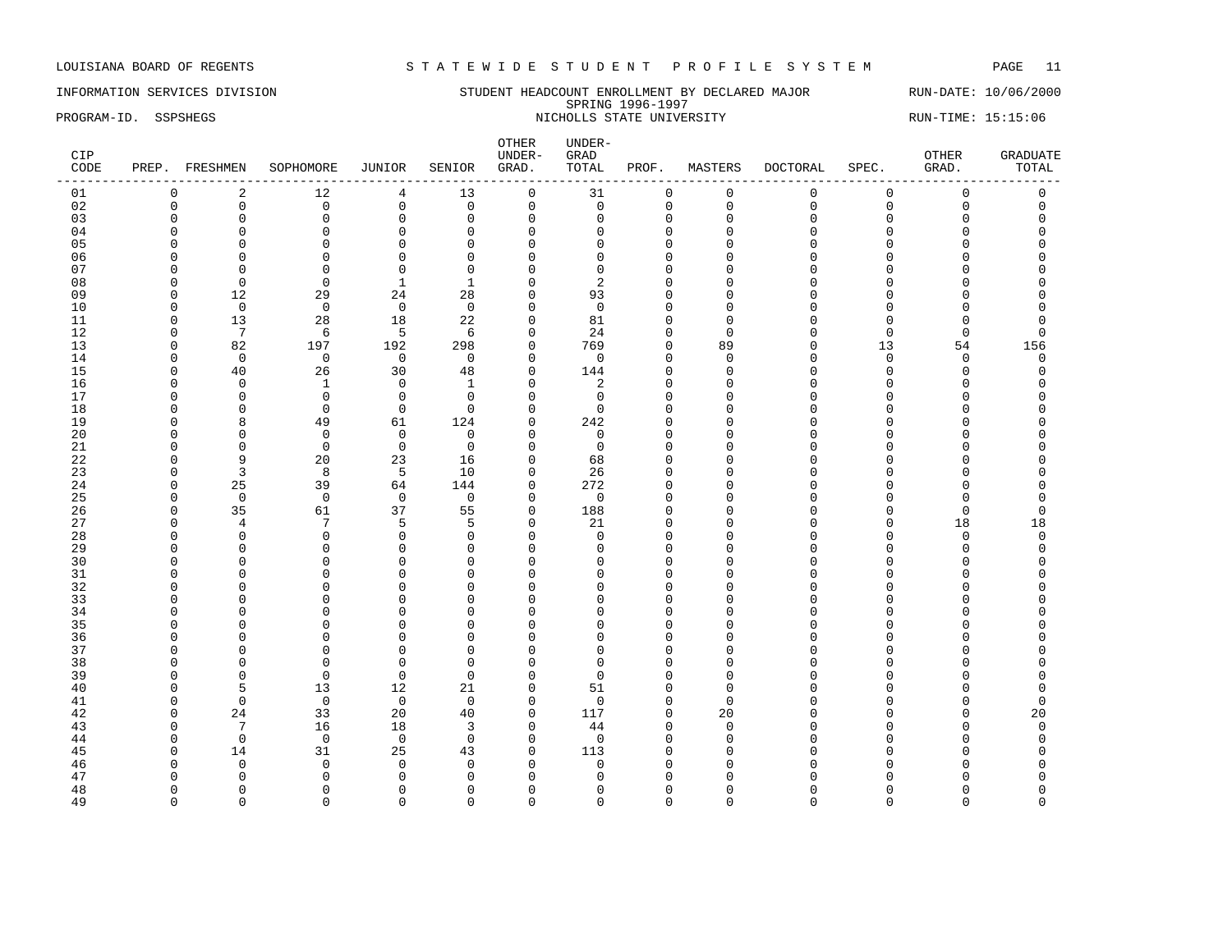LOUISIANA BOARD OF REGENTS — STATEWIDE STUDENT PROFILE SYSTEM

INFORMATION SERVICES DIVISION — STUDENT HEADCOUNT ENROLLMENT BY DECLARED MAJOR — RUN-DATE: 10/06/2000

SPRING 1996-1997

PROGRAM-ID. SSPSHEGS — NICHOLLS STATE UNIVERSITY — RUN-TIME: 15:15:06

| CIP CODE | PREP. | FRESHMEN | SOPHOMORE | JUNIOR | SENIOR | OTHER UNDER-GRAD. | UNDER-GRAD TOTAL | PROF. | MASTERS | DOCTORAL | SPEC. | OTHER GRAD. | GRADUATE TOTAL |
|---|---|---|---|---|---|---|---|---|---|---|---|---|---|
| 01 | 0 | 2 | 12 | 4 | 13 | 0 | 31 | 0 | 0 | 0 | 0 | 0 | 0 |
| 02 | 0 | 0 | 0 | 0 | 0 | 0 | 0 | 0 | 0 | 0 | 0 | 0 | 0 |
| 03 | 0 | 0 | 0 | 0 | 0 | 0 | 0 | 0 | 0 | 0 | 0 | 0 | 0 |
| 04 | 0 | 0 | 0 | 0 | 0 | 0 | 0 | 0 | 0 | 0 | 0 | 0 | 0 |
| 05 | 0 | 0 | 0 | 0 | 0 | 0 | 0 | 0 | 0 | 0 | 0 | 0 | 0 |
| 06 | 0 | 0 | 0 | 0 | 0 | 0 | 0 | 0 | 0 | 0 | 0 | 0 | 0 |
| 07 | 0 | 0 | 0 | 0 | 0 | 0 | 0 | 0 | 0 | 0 | 0 | 0 | 0 |
| 08 | 0 | 0 | 0 | 1 | 1 | 0 | 2 | 0 | 0 | 0 | 0 | 0 | 0 |
| 09 | 0 | 12 | 29 | 24 | 28 | 0 | 93 | 0 | 0 | 0 | 0 | 0 | 0 |
| 10 | 0 | 0 | 0 | 0 | 0 | 0 | 0 | 0 | 0 | 0 | 0 | 0 | 0 |
| 11 | 0 | 13 | 28 | 18 | 22 | 0 | 81 | 0 | 0 | 0 | 0 | 0 | 0 |
| 12 | 0 | 7 | 6 | 5 | 6 | 0 | 24 | 0 | 0 | 0 | 0 | 0 | 0 |
| 13 | 0 | 82 | 197 | 192 | 298 | 0 | 769 | 0 | 89 | 0 | 13 | 54 | 156 |
| 14 | 0 | 0 | 0 | 0 | 0 | 0 | 0 | 0 | 0 | 0 | 0 | 0 | 0 |
| 15 | 0 | 40 | 26 | 30 | 48 | 0 | 144 | 0 | 0 | 0 | 0 | 0 | 0 |
| 16 | 0 | 0 | 1 | 0 | 1 | 0 | 2 | 0 | 0 | 0 | 0 | 0 | 0 |
| 17 | 0 | 0 | 0 | 0 | 0 | 0 | 0 | 0 | 0 | 0 | 0 | 0 | 0 |
| 18 | 0 | 0 | 0 | 0 | 0 | 0 | 0 | 0 | 0 | 0 | 0 | 0 | 0 |
| 19 | 0 | 8 | 49 | 61 | 124 | 0 | 242 | 0 | 0 | 0 | 0 | 0 | 0 |
| 20 | 0 | 0 | 0 | 0 | 0 | 0 | 0 | 0 | 0 | 0 | 0 | 0 | 0 |
| 21 | 0 | 0 | 0 | 0 | 0 | 0 | 0 | 0 | 0 | 0 | 0 | 0 | 0 |
| 22 | 0 | 9 | 20 | 23 | 16 | 0 | 68 | 0 | 0 | 0 | 0 | 0 | 0 |
| 23 | 0 | 3 | 8 | 5 | 10 | 0 | 26 | 0 | 0 | 0 | 0 | 0 | 0 |
| 24 | 0 | 25 | 39 | 64 | 144 | 0 | 272 | 0 | 0 | 0 | 0 | 0 | 0 |
| 25 | 0 | 0 | 0 | 0 | 0 | 0 | 0 | 0 | 0 | 0 | 0 | 0 | 0 |
| 26 | 0 | 35 | 61 | 37 | 55 | 0 | 188 | 0 | 0 | 0 | 0 | 0 | 0 |
| 27 | 0 | 4 | 7 | 5 | 5 | 0 | 21 | 0 | 0 | 0 | 0 | 18 | 18 |
| 28 | 0 | 0 | 0 | 0 | 0 | 0 | 0 | 0 | 0 | 0 | 0 | 0 | 0 |
| 29 | 0 | 0 | 0 | 0 | 0 | 0 | 0 | 0 | 0 | 0 | 0 | 0 | 0 |
| 30 | 0 | 0 | 0 | 0 | 0 | 0 | 0 | 0 | 0 | 0 | 0 | 0 | 0 |
| 31 | 0 | 0 | 0 | 0 | 0 | 0 | 0 | 0 | 0 | 0 | 0 | 0 | 0 |
| 32 | 0 | 0 | 0 | 0 | 0 | 0 | 0 | 0 | 0 | 0 | 0 | 0 | 0 |
| 33 | 0 | 0 | 0 | 0 | 0 | 0 | 0 | 0 | 0 | 0 | 0 | 0 | 0 |
| 34 | 0 | 0 | 0 | 0 | 0 | 0 | 0 | 0 | 0 | 0 | 0 | 0 | 0 |
| 35 | 0 | 0 | 0 | 0 | 0 | 0 | 0 | 0 | 0 | 0 | 0 | 0 | 0 |
| 36 | 0 | 0 | 0 | 0 | 0 | 0 | 0 | 0 | 0 | 0 | 0 | 0 | 0 |
| 37 | 0 | 0 | 0 | 0 | 0 | 0 | 0 | 0 | 0 | 0 | 0 | 0 | 0 |
| 38 | 0 | 0 | 0 | 0 | 0 | 0 | 0 | 0 | 0 | 0 | 0 | 0 | 0 |
| 39 | 0 | 0 | 0 | 0 | 0 | 0 | 0 | 0 | 0 | 0 | 0 | 0 | 0 |
| 40 | 0 | 5 | 13 | 12 | 21 | 0 | 51 | 0 | 0 | 0 | 0 | 0 | 0 |
| 41 | 0 | 0 | 0 | 0 | 0 | 0 | 0 | 0 | 0 | 0 | 0 | 0 | 0 |
| 42 | 0 | 24 | 33 | 20 | 40 | 0 | 117 | 0 | 20 | 0 | 0 | 0 | 20 |
| 43 | 0 | 7 | 16 | 18 | 3 | 0 | 44 | 0 | 0 | 0 | 0 | 0 | 0 |
| 44 | 0 | 0 | 0 | 0 | 0 | 0 | 0 | 0 | 0 | 0 | 0 | 0 | 0 |
| 45 | 0 | 14 | 31 | 25 | 43 | 0 | 113 | 0 | 0 | 0 | 0 | 0 | 0 |
| 46 | 0 | 0 | 0 | 0 | 0 | 0 | 0 | 0 | 0 | 0 | 0 | 0 | 0 |
| 47 | 0 | 0 | 0 | 0 | 0 | 0 | 0 | 0 | 0 | 0 | 0 | 0 | 0 |
| 48 | 0 | 0 | 0 | 0 | 0 | 0 | 0 | 0 | 0 | 0 | 0 | 0 | 0 |
| 49 | 0 | 0 | 0 | 0 | 0 | 0 | 0 | 0 | 0 | 0 | 0 | 0 | 0 |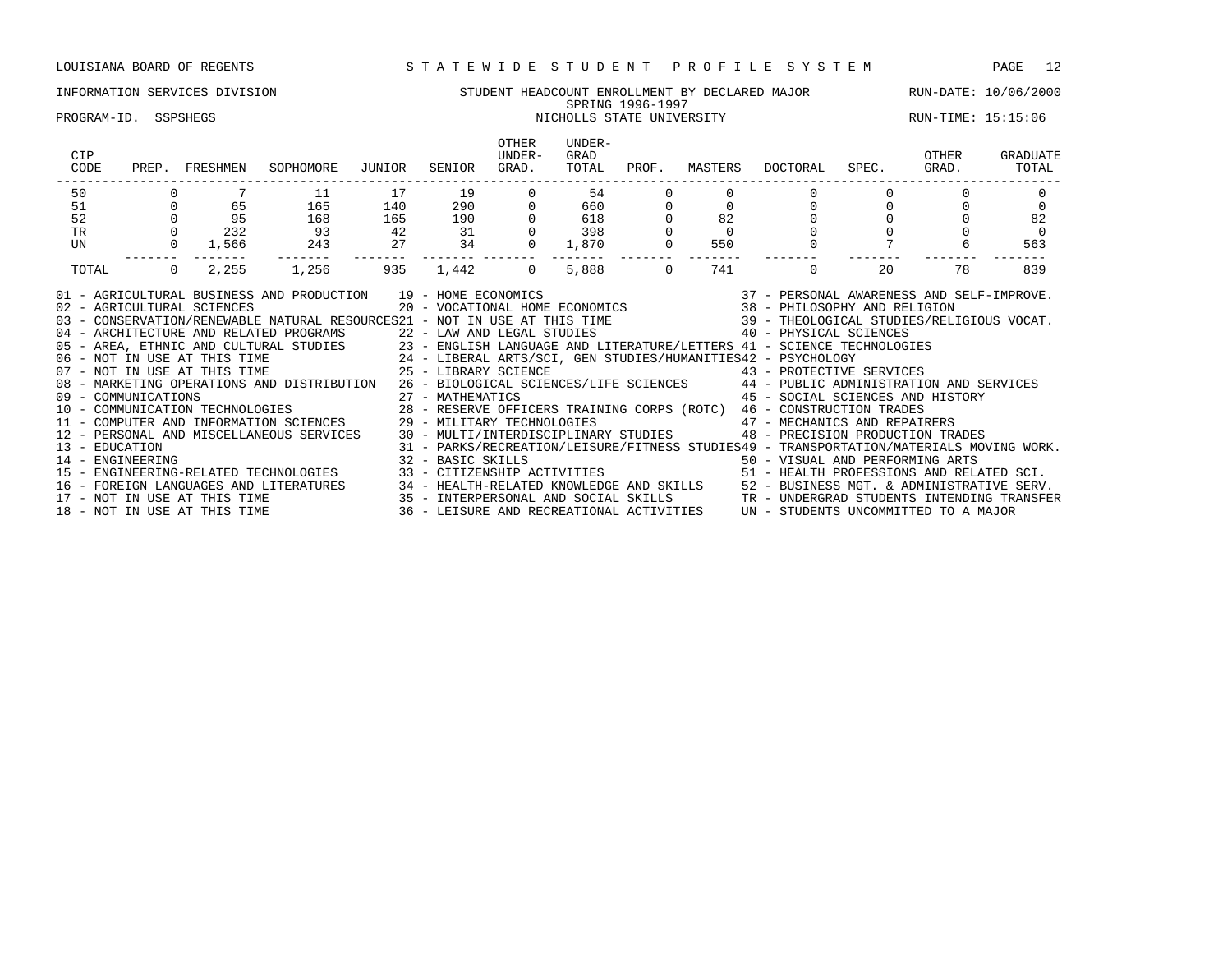LOUISIANA BOARD OF REGENTS — STATEWIDE STUDENT PROFILE SYSTEM

INFORMATION SERVICES DIVISION — STUDENT HEADCOUNT ENROLLMENT BY DECLARED MAJOR — RUN-DATE: 10/06/2000

SPRING 1996-1997

PROGRAM-ID. SSPSHEGS — NICHOLLS STATE UNIVERSITY — RUN-TIME: 15:15:06

| CIP CODE | PREP. | FRESHMEN | SOPHOMORE | JUNIOR | SENIOR | OTHER UNDER-GRAD. | UNDER-GRAD TOTAL | PROF. | MASTERS | DOCTORAL | SPEC. | OTHER GRAD. | GRADUATE TOTAL |
|---|---|---|---|---|---|---|---|---|---|---|---|---|---|
| 50 | 0 | 7 | 11 | 17 | 19 | 0 | 54 | 0 | 0 | 0 | 0 | 0 | 0 |
| 51 | 0 | 65 | 165 | 140 | 290 | 0 | 660 | 0 | 0 | 0 | 0 | 0 | 0 |
| 52 | 0 | 95 | 168 | 165 | 190 | 0 | 618 | 0 | 82 | 0 | 0 | 0 | 82 |
| TR | 0 | 232 | 93 | 42 | 31 | 0 | 398 | 0 | 0 | 0 | 0 | 0 | 0 |
| UN | 0 | 1,566 | 243 | 27 | 34 | 0 | 1,870 | 0 | 550 | 0 | 7 | 6 | 563 |
| TOTAL | 0 | 2,255 | 1,256 | 935 | 1,442 | 0 | 5,888 | 0 | 741 | 0 | 20 | 78 | 839 |

01 - AGRICULTURAL BUSINESS AND PRODUCTION
02 - AGRICULTURAL SCIENCES
03 - CONSERVATION/RENEWABLE NATURAL RESOURCES
04 - ARCHITECTURE AND RELATED PROGRAMS
05 - AREA, ETHNIC AND CULTURAL STUDIES
06 - NOT IN USE AT THIS TIME
07 - NOT IN USE AT THIS TIME
08 - MARKETING OPERATIONS AND DISTRIBUTION
09 - COMMUNICATIONS
10 - COMMUNICATION TECHNOLOGIES
11 - COMPUTER AND INFORMATION SCIENCES
12 - PERSONAL AND MISCELLANEOUS SERVICES
13 - EDUCATION
14 - ENGINEERING
15 - ENGINEERING-RELATED TECHNOLOGIES
16 - FOREIGN LANGUAGES AND LITERATURES
17 - NOT IN USE AT THIS TIME
18 - NOT IN USE AT THIS TIME
19 - HOME ECONOMICS
20 - VOCATIONAL HOME ECONOMICS
21 - NOT IN USE AT THIS TIME
22 - LAW AND LEGAL STUDIES
23 - ENGLISH LANGUAGE AND LITERATURE/LETTERS
24 - LIBERAL ARTS/SCI, GEN STUDIES/HUMANITIES
25 - LIBRARY SCIENCE
26 - BIOLOGICAL SCIENCES/LIFE SCIENCES
27 - MATHEMATICS
28 - RESERVE OFFICERS TRAINING CORPS (ROTC)
29 - MILITARY TECHNOLOGIES
30 - MULTI/INTERDISCIPLINARY STUDIES
31 - PARKS/RECREATION/LEISURE/FITNESS STUDIES
32 - BASIC SKILLS
33 - CITIZENSHIP ACTIVITIES
34 - HEALTH-RELATED KNOWLEDGE AND SKILLS
35 - INTERPERSONAL AND SOCIAL SKILLS
36 - LEISURE AND RECREATIONAL ACTIVITIES
37 - PERSONAL AWARENESS AND SELF-IMPROVE.
38 - PHILOSOPHY AND RELIGION
39 - THEOLOGICAL STUDIES/RELIGIOUS VOCAT.
40 - PHYSICAL SCIENCES
41 - SCIENCE TECHNOLOGIES
42 - PSYCHOLOGY
43 - PROTECTIVE SERVICES
44 - PUBLIC ADMINISTRATION AND SERVICES
45 - SOCIAL SCIENCES AND HISTORY
46 - CONSTRUCTION TRADES
47 - MECHANICS AND REPAIRERS
48 - PRECISION PRODUCTION TRADES
49 - TRANSPORTATION/MATERIALS MOVING WORK.
50 - VISUAL AND PERFORMING ARTS
51 - HEALTH PROFESSIONS AND RELATED SCI.
52 - BUSINESS MGT. & ADMINISTRATIVE SERV.
TR - UNDERGRAD STUDENTS INTENDING TRANSFER
UN - STUDENTS UNCOMMITTED TO A MAJOR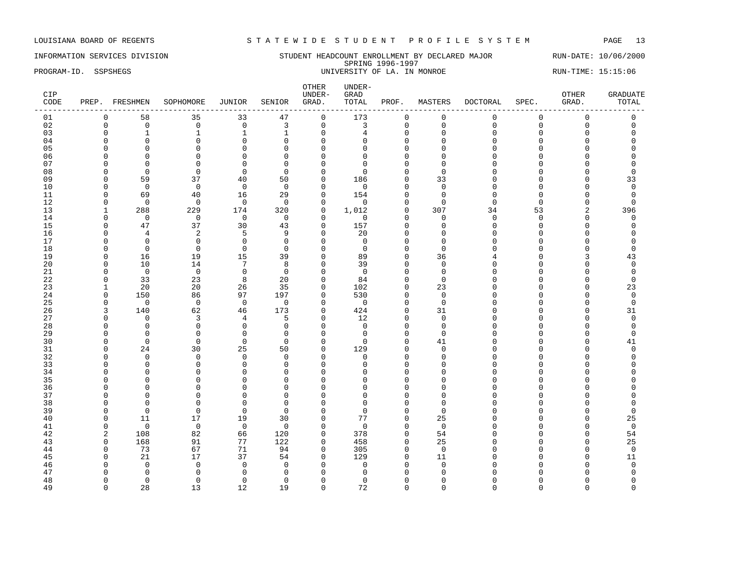LOUISIANA BOARD OF REGENTS — STATEWIDE STUDENT PROFILE SYSTEM

INFORMATION SERVICES DIVISION — STUDENT HEADCOUNT ENROLLMENT BY DECLARED MAJOR — RUN-DATE: 10/06/2000

SPRING 1996-1997

PROGRAM-ID. SSPSHEGS — UNIVERSITY OF LA. IN MONROE — RUN-TIME: 15:15:06

| CIP CODE | PREP. | FRESHMEN | SOPHOMORE | JUNIOR | SENIOR | OTHER UNDER-GRAD. | UNDER-GRAD TOTAL | PROF. | MASTERS | DOCTORAL | SPEC. | OTHER GRAD. | GRADUATE TOTAL |
|---|---|---|---|---|---|---|---|---|---|---|---|---|---|
| 01 | 0 | 58 | 35 | 33 | 47 | 0 | 173 | 0 | 0 | 0 | 0 | 0 | 0 |
| 02 | 0 | 0 | 0 | 0 | 3 | 0 | 3 | 0 | 0 | 0 | 0 | 0 | 0 |
| 03 | 0 | 1 | 1 | 1 | 1 | 0 | 4 | 0 | 0 | 0 | 0 | 0 | 0 |
| 04 | 0 | 0 | 0 | 0 | 0 | 0 | 0 | 0 | 0 | 0 | 0 | 0 | 0 |
| 05 | 0 | 0 | 0 | 0 | 0 | 0 | 0 | 0 | 0 | 0 | 0 | 0 | 0 |
| 06 | 0 | 0 | 0 | 0 | 0 | 0 | 0 | 0 | 0 | 0 | 0 | 0 | 0 |
| 07 | 0 | 0 | 0 | 0 | 0 | 0 | 0 | 0 | 0 | 0 | 0 | 0 | 0 |
| 08 | 0 | 0 | 0 | 0 | 0 | 0 | 0 | 0 | 0 | 0 | 0 | 0 | 0 |
| 09 | 0 | 59 | 37 | 40 | 50 | 0 | 186 | 0 | 33 | 0 | 0 | 0 | 33 |
| 10 | 0 | 0 | 0 | 0 | 0 | 0 | 0 | 0 | 0 | 0 | 0 | 0 | 0 |
| 11 | 0 | 69 | 40 | 16 | 29 | 0 | 154 | 0 | 0 | 0 | 0 | 0 | 0 |
| 12 | 0 | 0 | 0 | 0 | 0 | 0 | 0 | 0 | 0 | 0 | 0 | 0 | 0 |
| 13 | 1 | 288 | 229 | 174 | 320 | 0 | 1,012 | 0 | 307 | 34 | 53 | 2 | 396 |
| 14 | 0 | 0 | 0 | 0 | 0 | 0 | 0 | 0 | 0 | 0 | 0 | 0 | 0 |
| 15 | 0 | 47 | 37 | 30 | 43 | 0 | 157 | 0 | 0 | 0 | 0 | 0 | 0 |
| 16 | 0 | 4 | 2 | 5 | 9 | 0 | 20 | 0 | 0 | 0 | 0 | 0 | 0 |
| 17 | 0 | 0 | 0 | 0 | 0 | 0 | 0 | 0 | 0 | 0 | 0 | 0 | 0 |
| 18 | 0 | 0 | 0 | 0 | 0 | 0 | 0 | 0 | 0 | 0 | 0 | 0 | 0 |
| 19 | 0 | 16 | 19 | 15 | 39 | 0 | 89 | 0 | 36 | 4 | 0 | 3 | 43 |
| 20 | 0 | 10 | 14 | 7 | 8 | 0 | 39 | 0 | 0 | 0 | 0 | 0 | 0 |
| 21 | 0 | 0 | 0 | 0 | 0 | 0 | 0 | 0 | 0 | 0 | 0 | 0 | 0 |
| 22 | 0 | 33 | 23 | 8 | 20 | 0 | 84 | 0 | 0 | 0 | 0 | 0 | 0 |
| 23 | 1 | 20 | 20 | 26 | 35 | 0 | 102 | 0 | 23 | 0 | 0 | 0 | 23 |
| 24 | 0 | 150 | 86 | 97 | 197 | 0 | 530 | 0 | 0 | 0 | 0 | 0 | 0 |
| 25 | 0 | 0 | 0 | 0 | 0 | 0 | 0 | 0 | 0 | 0 | 0 | 0 | 0 |
| 26 | 3 | 140 | 62 | 46 | 173 | 0 | 424 | 0 | 31 | 0 | 0 | 0 | 31 |
| 27 | 0 | 0 | 3 | 4 | 5 | 0 | 12 | 0 | 0 | 0 | 0 | 0 | 0 |
| 28 | 0 | 0 | 0 | 0 | 0 | 0 | 0 | 0 | 0 | 0 | 0 | 0 | 0 |
| 29 | 0 | 0 | 0 | 0 | 0 | 0 | 0 | 0 | 0 | 0 | 0 | 0 | 0 |
| 30 | 0 | 0 | 0 | 0 | 0 | 0 | 0 | 0 | 41 | 0 | 0 | 0 | 41 |
| 31 | 0 | 24 | 30 | 25 | 50 | 0 | 129 | 0 | 0 | 0 | 0 | 0 | 0 |
| 32 | 0 | 0 | 0 | 0 | 0 | 0 | 0 | 0 | 0 | 0 | 0 | 0 | 0 |
| 33 | 0 | 0 | 0 | 0 | 0 | 0 | 0 | 0 | 0 | 0 | 0 | 0 | 0 |
| 34 | 0 | 0 | 0 | 0 | 0 | 0 | 0 | 0 | 0 | 0 | 0 | 0 | 0 |
| 35 | 0 | 0 | 0 | 0 | 0 | 0 | 0 | 0 | 0 | 0 | 0 | 0 | 0 |
| 36 | 0 | 0 | 0 | 0 | 0 | 0 | 0 | 0 | 0 | 0 | 0 | 0 | 0 |
| 37 | 0 | 0 | 0 | 0 | 0 | 0 | 0 | 0 | 0 | 0 | 0 | 0 | 0 |
| 38 | 0 | 0 | 0 | 0 | 0 | 0 | 0 | 0 | 0 | 0 | 0 | 0 | 0 |
| 39 | 0 | 0 | 0 | 0 | 0 | 0 | 0 | 0 | 0 | 0 | 0 | 0 | 0 |
| 40 | 0 | 11 | 17 | 19 | 30 | 0 | 77 | 0 | 25 | 0 | 0 | 0 | 25 |
| 41 | 0 | 0 | 0 | 0 | 0 | 0 | 0 | 0 | 0 | 0 | 0 | 0 | 0 |
| 42 | 2 | 108 | 82 | 66 | 120 | 0 | 378 | 0 | 54 | 0 | 0 | 0 | 54 |
| 43 | 0 | 168 | 91 | 77 | 122 | 0 | 458 | 0 | 25 | 0 | 0 | 0 | 25 |
| 44 | 0 | 73 | 67 | 71 | 94 | 0 | 305 | 0 | 0 | 0 | 0 | 0 | 0 |
| 45 | 0 | 21 | 17 | 37 | 54 | 0 | 129 | 0 | 11 | 0 | 0 | 0 | 11 |
| 46 | 0 | 0 | 0 | 0 | 0 | 0 | 0 | 0 | 0 | 0 | 0 | 0 | 0 |
| 47 | 0 | 0 | 0 | 0 | 0 | 0 | 0 | 0 | 0 | 0 | 0 | 0 | 0 |
| 48 | 0 | 0 | 0 | 0 | 0 | 0 | 0 | 0 | 0 | 0 | 0 | 0 | 0 |
| 49 | 0 | 28 | 13 | 12 | 19 | 0 | 72 | 0 | 0 | 0 | 0 | 0 | 0 |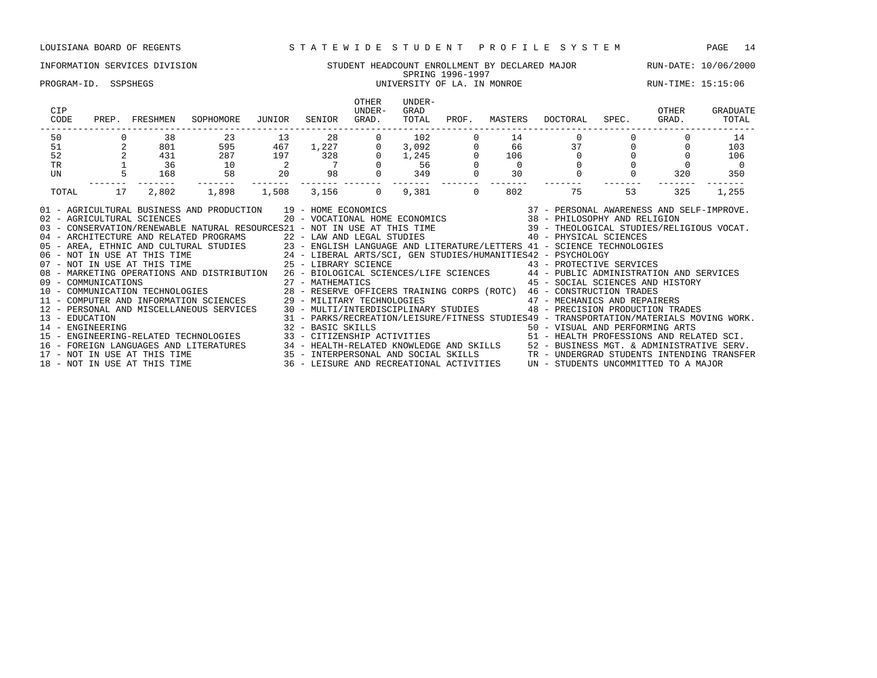LOUISIANA BOARD OF REGENTS — STATEWIDE STUDENT PROFILE SYSTEM

INFORMATION SERVICES DIVISION — STUDENT HEADCOUNT ENROLLMENT BY DECLARED MAJOR — RUN-DATE: 10/06/2000

SPRING 1996-1997

PROGRAM-ID. SSPSHEGS — UNIVERSITY OF LA. IN MONROE — RUN-TIME: 15:15:06

| CIP CODE | PREP. | FRESHMEN | SOPHOMORE | JUNIOR | SENIOR | OTHER UNDER-GRAD. | UNDER-GRAD TOTAL | PROF. | MASTERS | DOCTORAL | SPEC. | OTHER GRAD. | GRADUATE TOTAL |
|---|---|---|---|---|---|---|---|---|---|---|---|---|---|
| 50 | 0 | 38 | 23 | 13 | 28 | 0 | 102 | 0 | 14 | 0 | 0 | 0 | 14 |
| 51 | 2 | 801 | 595 | 467 | 1,227 | 0 | 3,092 | 0 | 66 | 37 | 0 | 0 | 103 |
| 52 | 2 | 431 | 287 | 197 | 328 | 0 | 1,245 | 0 | 106 | 0 | 0 | 0 | 106 |
| TR | 1 | 36 | 10 | 2 | 7 | 0 | 56 | 0 | 0 | 0 | 0 | 0 | 0 |
| UN | 5 | 168 | 58 | 20 | 98 | 0 | 349 | 0 | 30 | 0 | 0 | 320 | 350 |
| TOTAL | 17 | 2,802 | 1,898 | 1,508 | 3,156 | 0 | 9,381 | 0 | 802 | 75 | 53 | 325 | 1,255 |

01 - AGRICULTURAL BUSINESS AND PRODUCTION
02 - AGRICULTURAL SCIENCES
03 - CONSERVATION/RENEWABLE NATURAL RESOURCES
04 - ARCHITECTURE AND RELATED PROGRAMS
05 - AREA, ETHNIC AND CULTURAL STUDIES
06 - NOT IN USE AT THIS TIME
07 - NOT IN USE AT THIS TIME
08 - MARKETING OPERATIONS AND DISTRIBUTION
09 - COMMUNICATIONS
10 - COMMUNICATION TECHNOLOGIES
11 - COMPUTER AND INFORMATION SCIENCES
12 - PERSONAL AND MISCELLANEOUS SERVICES
13 - EDUCATION
14 - ENGINEERING
15 - ENGINEERING-RELATED TECHNOLOGIES
16 - FOREIGN LANGUAGES AND LITERATURES
17 - NOT IN USE AT THIS TIME
18 - NOT IN USE AT THIS TIME
19 - HOME ECONOMICS
20 - VOCATIONAL HOME ECONOMICS
21 - NOT IN USE AT THIS TIME
22 - LAW AND LEGAL STUDIES
23 - ENGLISH LANGUAGE AND LITERATURE/LETTERS
24 - LIBERAL ARTS/SCI, GEN STUDIES/HUMANITIES
25 - LIBRARY SCIENCE
26 - BIOLOGICAL SCIENCES/LIFE SCIENCES
27 - MATHEMATICS
28 - RESERVE OFFICERS TRAINING CORPS (ROTC)
29 - MILITARY TECHNOLOGIES
30 - MULTI/INTERDISCIPLINARY STUDIES
31 - PARKS/RECREATION/LEISURE/FITNESS STUDIES
32 - BASIC SKILLS
33 - CITIZENSHIP ACTIVITIES
34 - HEALTH-RELATED KNOWLEDGE AND SKILLS
35 - INTERPERSONAL AND SOCIAL SKILLS
36 - LEISURE AND RECREATIONAL ACTIVITIES
37 - PERSONAL AWARENESS AND SELF-IMPROVE.
38 - PHILOSOPHY AND RELIGION
39 - THEOLOGICAL STUDIES/RELIGIOUS VOCAT.
40 - PHYSICAL SCIENCES
41 - SCIENCE TECHNOLOGIES
42 - PSYCHOLOGY
43 - PROTECTIVE SERVICES
44 - PUBLIC ADMINISTRATION AND SERVICES
45 - SOCIAL SCIENCES AND HISTORY
46 - CONSTRUCTION TRADES
47 - MECHANICS AND REPAIRERS
48 - PRECISION PRODUCTION TRADES
49 - TRANSPORTATION/MATERIALS MOVING WORK.
50 - VISUAL AND PERFORMING ARTS
51 - HEALTH PROFESSIONS AND RELATED SCI.
52 - BUSINESS MGT. & ADMINISTRATIVE SERV.
TR - UNDERGRAD STUDENTS INTENDING TRANSFER
UN - STUDENTS UNCOMMITTED TO A MAJOR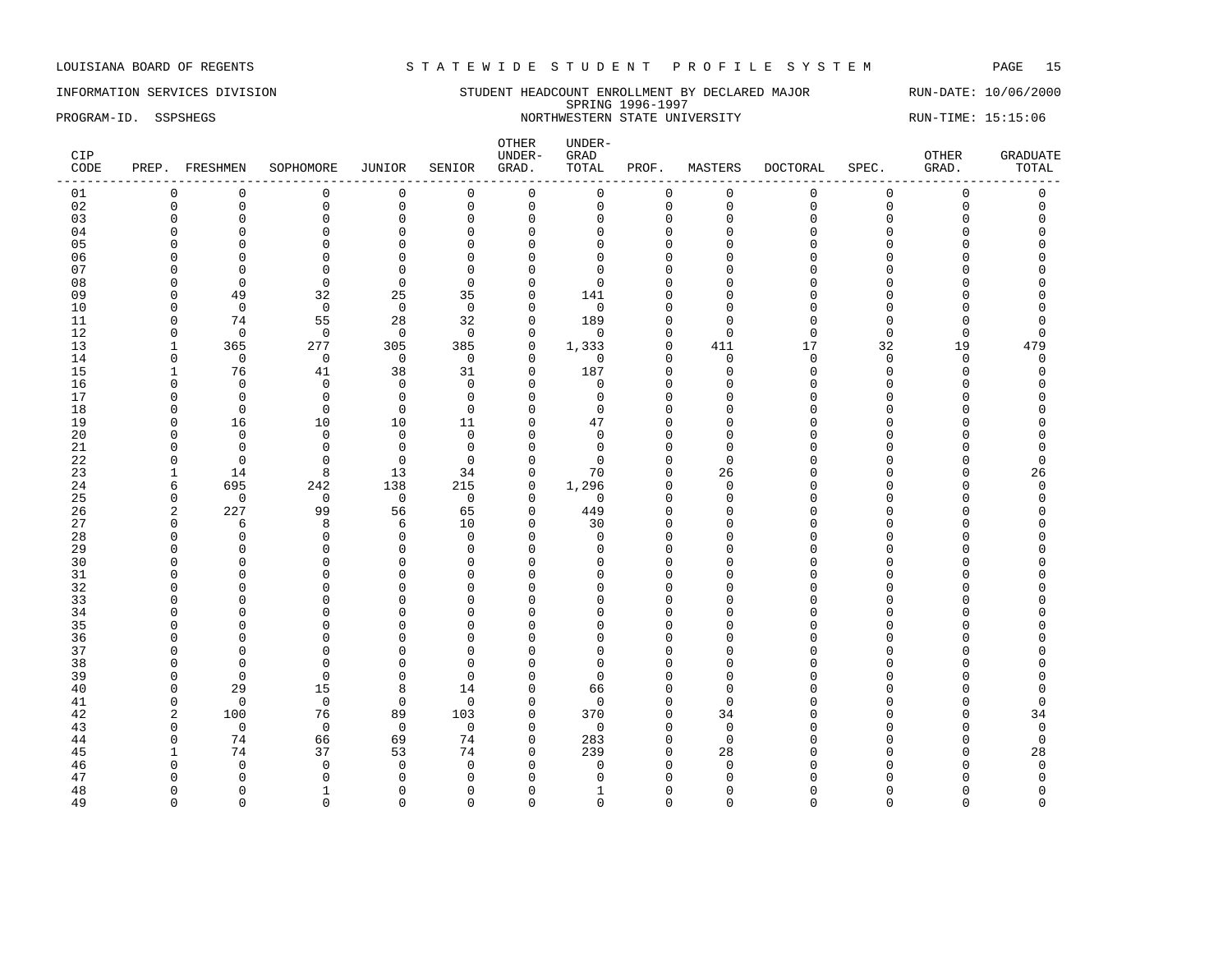LOUISIANA BOARD OF REGENTS — STATEWIDE STUDENT PROFILE SYSTEM

INFORMATION SERVICES DIVISION — STUDENT HEADCOUNT ENROLLMENT BY DECLARED MAJOR — RUN-DATE: 10/06/2000

SPRING 1996-1997

PROGRAM-ID. SSPSHEGS — NORTHWESTERN STATE UNIVERSITY — RUN-TIME: 15:15:06

| CIP CODE | PREP. | FRESHMEN | SOPHOMORE | JUNIOR | SENIOR | OTHER UNDER-GRAD. | UNDER-GRAD TOTAL | PROF. | MASTERS | DOCTORAL | SPEC. | OTHER GRAD. | GRADUATE TOTAL |
|---|---|---|---|---|---|---|---|---|---|---|---|---|---|
| 01 | 0 | 0 | 0 | 0 | 0 | 0 | 0 | 0 | 0 | 0 | 0 | 0 | 0 |
| 02 | 0 | 0 | 0 | 0 | 0 | 0 | 0 | 0 | 0 | 0 | 0 | 0 | 0 |
| 03 | 0 | 0 | 0 | 0 | 0 | 0 | 0 | 0 | 0 | 0 | 0 | 0 | 0 |
| 04 | 0 | 0 | 0 | 0 | 0 | 0 | 0 | 0 | 0 | 0 | 0 | 0 | 0 |
| 05 | 0 | 0 | 0 | 0 | 0 | 0 | 0 | 0 | 0 | 0 | 0 | 0 | 0 |
| 06 | 0 | 0 | 0 | 0 | 0 | 0 | 0 | 0 | 0 | 0 | 0 | 0 | 0 |
| 07 | 0 | 0 | 0 | 0 | 0 | 0 | 0 | 0 | 0 | 0 | 0 | 0 | 0 |
| 08 | 0 | 0 | 0 | 0 | 0 | 0 | 0 | 0 | 0 | 0 | 0 | 0 | 0 |
| 09 | 0 | 49 | 32 | 25 | 35 | 0 | 141 | 0 | 0 | 0 | 0 | 0 | 0 |
| 10 | 0 | 0 | 0 | 0 | 0 | 0 | 0 | 0 | 0 | 0 | 0 | 0 | 0 |
| 11 | 0 | 74 | 55 | 28 | 32 | 0 | 189 | 0 | 0 | 0 | 0 | 0 | 0 |
| 12 | 0 | 0 | 0 | 0 | 0 | 0 | 0 | 0 | 0 | 0 | 0 | 0 | 0 |
| 13 | 1 | 365 | 277 | 305 | 385 | 0 | 1,333 | 0 | 411 | 17 | 32 | 19 | 479 |
| 14 | 0 | 0 | 0 | 0 | 0 | 0 | 0 | 0 | 0 | 0 | 0 | 0 | 0 |
| 15 | 1 | 76 | 41 | 38 | 31 | 0 | 187 | 0 | 0 | 0 | 0 | 0 | 0 |
| 16 | 0 | 0 | 0 | 0 | 0 | 0 | 0 | 0 | 0 | 0 | 0 | 0 | 0 |
| 17 | 0 | 0 | 0 | 0 | 0 | 0 | 0 | 0 | 0 | 0 | 0 | 0 | 0 |
| 18 | 0 | 0 | 0 | 0 | 0 | 0 | 0 | 0 | 0 | 0 | 0 | 0 | 0 |
| 19 | 0 | 16 | 10 | 10 | 11 | 0 | 47 | 0 | 0 | 0 | 0 | 0 | 0 |
| 20 | 0 | 0 | 0 | 0 | 0 | 0 | 0 | 0 | 0 | 0 | 0 | 0 | 0 |
| 21 | 0 | 0 | 0 | 0 | 0 | 0 | 0 | 0 | 0 | 0 | 0 | 0 | 0 |
| 22 | 0 | 0 | 0 | 0 | 0 | 0 | 0 | 0 | 0 | 0 | 0 | 0 | 0 |
| 23 | 1 | 14 | 8 | 13 | 34 | 0 | 70 | 0 | 26 | 0 | 0 | 0 | 26 |
| 24 | 6 | 695 | 242 | 138 | 215 | 0 | 1,296 | 0 | 0 | 0 | 0 | 0 | 0 |
| 25 | 0 | 0 | 0 | 0 | 0 | 0 | 0 | 0 | 0 | 0 | 0 | 0 | 0 |
| 26 | 2 | 227 | 99 | 56 | 65 | 0 | 449 | 0 | 0 | 0 | 0 | 0 | 0 |
| 27 | 0 | 6 | 8 | 6 | 10 | 0 | 30 | 0 | 0 | 0 | 0 | 0 | 0 |
| 28 | 0 | 0 | 0 | 0 | 0 | 0 | 0 | 0 | 0 | 0 | 0 | 0 | 0 |
| 29 | 0 | 0 | 0 | 0 | 0 | 0 | 0 | 0 | 0 | 0 | 0 | 0 | 0 |
| 30 | 0 | 0 | 0 | 0 | 0 | 0 | 0 | 0 | 0 | 0 | 0 | 0 | 0 |
| 31 | 0 | 0 | 0 | 0 | 0 | 0 | 0 | 0 | 0 | 0 | 0 | 0 | 0 |
| 32 | 0 | 0 | 0 | 0 | 0 | 0 | 0 | 0 | 0 | 0 | 0 | 0 | 0 |
| 33 | 0 | 0 | 0 | 0 | 0 | 0 | 0 | 0 | 0 | 0 | 0 | 0 | 0 |
| 34 | 0 | 0 | 0 | 0 | 0 | 0 | 0 | 0 | 0 | 0 | 0 | 0 | 0 |
| 35 | 0 | 0 | 0 | 0 | 0 | 0 | 0 | 0 | 0 | 0 | 0 | 0 | 0 |
| 36 | 0 | 0 | 0 | 0 | 0 | 0 | 0 | 0 | 0 | 0 | 0 | 0 | 0 |
| 37 | 0 | 0 | 0 | 0 | 0 | 0 | 0 | 0 | 0 | 0 | 0 | 0 | 0 |
| 38 | 0 | 0 | 0 | 0 | 0 | 0 | 0 | 0 | 0 | 0 | 0 | 0 | 0 |
| 39 | 0 | 0 | 0 | 0 | 0 | 0 | 0 | 0 | 0 | 0 | 0 | 0 | 0 |
| 40 | 0 | 29 | 15 | 8 | 14 | 0 | 66 | 0 | 0 | 0 | 0 | 0 | 0 |
| 41 | 0 | 0 | 0 | 0 | 0 | 0 | 0 | 0 | 0 | 0 | 0 | 0 | 0 |
| 42 | 2 | 100 | 76 | 89 | 103 | 0 | 370 | 0 | 34 | 0 | 0 | 0 | 34 |
| 43 | 0 | 0 | 0 | 0 | 0 | 0 | 0 | 0 | 0 | 0 | 0 | 0 | 0 |
| 44 | 0 | 74 | 66 | 69 | 74 | 0 | 283 | 0 | 0 | 0 | 0 | 0 | 0 |
| 45 | 1 | 74 | 37 | 53 | 74 | 0 | 239 | 0 | 28 | 0 | 0 | 0 | 28 |
| 46 | 0 | 0 | 0 | 0 | 0 | 0 | 0 | 0 | 0 | 0 | 0 | 0 | 0 |
| 47 | 0 | 0 | 0 | 0 | 0 | 0 | 0 | 0 | 0 | 0 | 0 | 0 | 0 |
| 48 | 0 | 0 | 1 | 0 | 0 | 0 | 1 | 0 | 0 | 0 | 0 | 0 | 0 |
| 49 | 0 | 0 | 0 | 0 | 0 | 0 | 0 | 0 | 0 | 0 | 0 | 0 | 0 |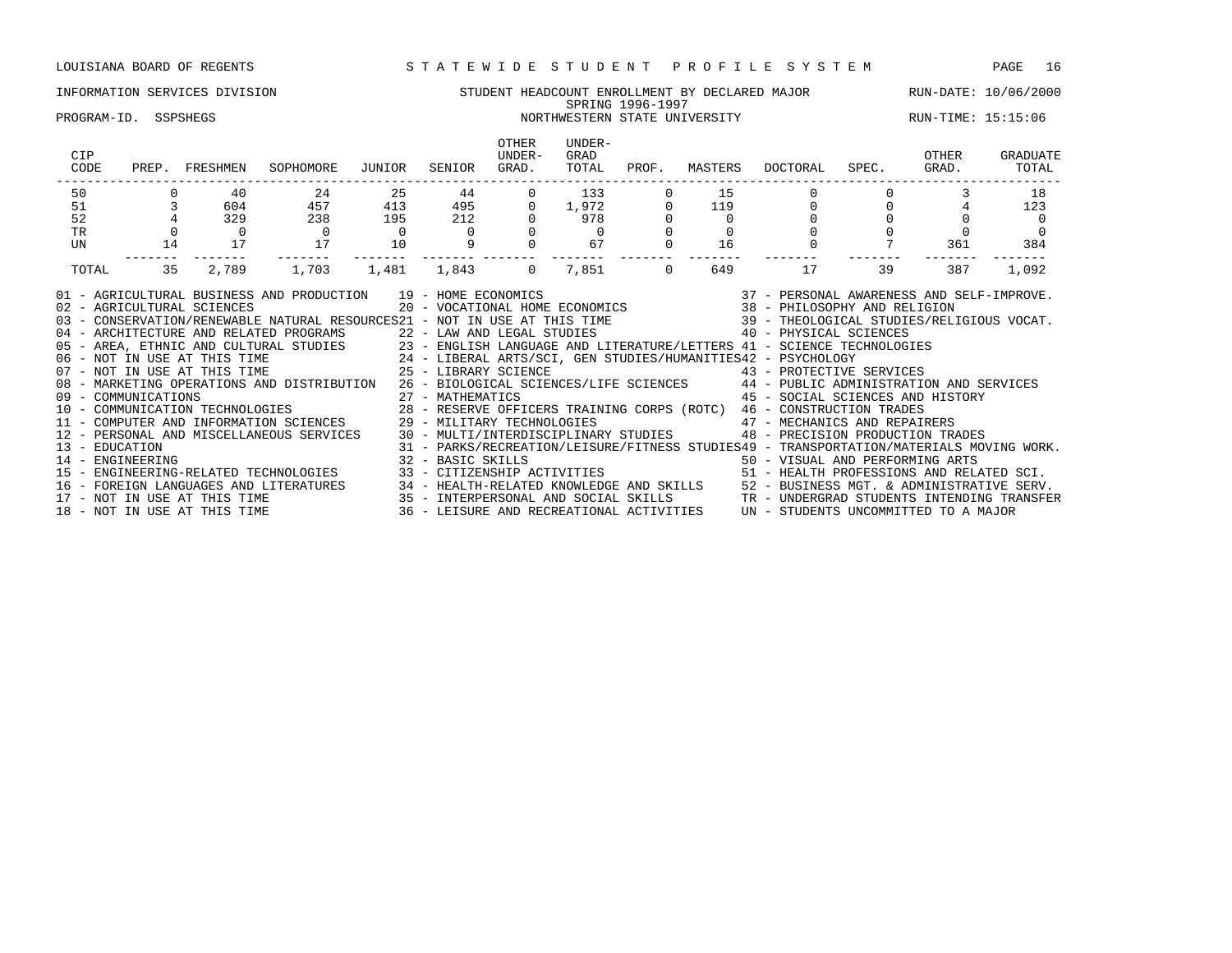LOUISIANA BOARD OF REGENTS — STATEWIDE STUDENT PROFILE SYSTEM

INFORMATION SERVICES DIVISION — STUDENT HEADCOUNT ENROLLMENT BY DECLARED MAJOR — RUN-DATE: 10/06/2000

SPRING 1996-1997

PROGRAM-ID. SSPSHEGS — NORTHWESTERN STATE UNIVERSITY — RUN-TIME: 15:15:06

| CIP CODE | PREP. | FRESHMEN | SOPHOMORE | JUNIOR | SENIOR | OTHER UNDER-GRAD. | UNDER-GRAD TOTAL | PROF. | MASTERS | DOCTORAL | SPEC. | OTHER GRAD. | GRADUATE TOTAL |
|---|---|---|---|---|---|---|---|---|---|---|---|---|---|
| 50 | 0 | 40 | 24 | 25 | 44 | 0 | 133 | 0 | 15 | 0 | 0 | 3 | 18 |
| 51 | 3 | 604 | 457 | 413 | 495 | 0 | 1,972 | 0 | 119 | 0 | 0 | 4 | 123 |
| 52 | 4 | 329 | 238 | 195 | 212 | 0 | 978 | 0 | 0 | 0 | 0 | 0 | 0 |
| TR | 0 | 0 | 0 | 0 | 0 | 0 | 0 | 0 | 0 | 0 | 0 | 0 | 0 |
| UN | 14 | 17 | 17 | 10 | 9 | 0 | 67 | 0 | 16 | 0 | 7 | 361 | 384 |
| TOTAL | 35 | 2,789 | 1,703 | 1,481 | 1,843 | 0 | 7,851 | 0 | 649 | 17 | 39 | 387 | 1,092 |

01 - AGRICULTURAL BUSINESS AND PRODUCTION
02 - AGRICULTURAL SCIENCES
03 - CONSERVATION/RENEWABLE NATURAL RESOURCES
04 - ARCHITECTURE AND RELATED PROGRAMS
05 - AREA, ETHNIC AND CULTURAL STUDIES
06 - NOT IN USE AT THIS TIME
07 - NOT IN USE AT THIS TIME
08 - MARKETING OPERATIONS AND DISTRIBUTION
09 - COMMUNICATIONS
10 - COMMUNICATION TECHNOLOGIES
11 - COMPUTER AND INFORMATION SCIENCES
12 - PERSONAL AND MISCELLANEOUS SERVICES
13 - EDUCATION
14 - ENGINEERING
15 - ENGINEERING-RELATED TECHNOLOGIES
16 - FOREIGN LANGUAGES AND LITERATURES
17 - NOT IN USE AT THIS TIME
18 - NOT IN USE AT THIS TIME
19 - HOME ECONOMICS
20 - VOCATIONAL HOME ECONOMICS
21 - NOT IN USE AT THIS TIME
22 - LAW AND LEGAL STUDIES
23 - ENGLISH LANGUAGE AND LITERATURE/LETTERS
24 - LIBERAL ARTS/SCI, GEN STUDIES/HUMANITIES
25 - LIBRARY SCIENCE
26 - BIOLOGICAL SCIENCES/LIFE SCIENCES
27 - MATHEMATICS
28 - RESERVE OFFICERS TRAINING CORPS (ROTC)
29 - MILITARY TECHNOLOGIES
30 - MULTI/INTERDISCIPLINARY STUDIES
31 - PARKS/RECREATION/LEISURE/FITNESS STUDIES
32 - BASIC SKILLS
33 - CITIZENSHIP ACTIVITIES
34 - HEALTH-RELATED KNOWLEDGE AND SKILLS
35 - INTERPERSONAL AND SOCIAL SKILLS
36 - LEISURE AND RECREATIONAL ACTIVITIES
37 - PERSONAL AWARENESS AND SELF-IMPROVE.
38 - PHILOSOPHY AND RELIGION
39 - THEOLOGICAL STUDIES/RELIGIOUS VOCAT.
40 - PHYSICAL SCIENCES
41 - SCIENCE TECHNOLOGIES
42 - PSYCHOLOGY
43 - PROTECTIVE SERVICES
44 - PUBLIC ADMINISTRATION AND SERVICES
45 - SOCIAL SCIENCES AND HISTORY
46 - CONSTRUCTION TRADES
47 - MECHANICS AND REPAIRERS
48 - PRECISION PRODUCTION TRADES
49 - TRANSPORTATION/MATERIALS MOVING WORK.
50 - VISUAL AND PERFORMING ARTS
51 - HEALTH PROFESSIONS AND RELATED SCI.
52 - BUSINESS MGT. & ADMINISTRATIVE SERV.
TR - UNDERGRAD STUDENTS INTENDING TRANSFER
UN - STUDENTS UNCOMMITTED TO A MAJOR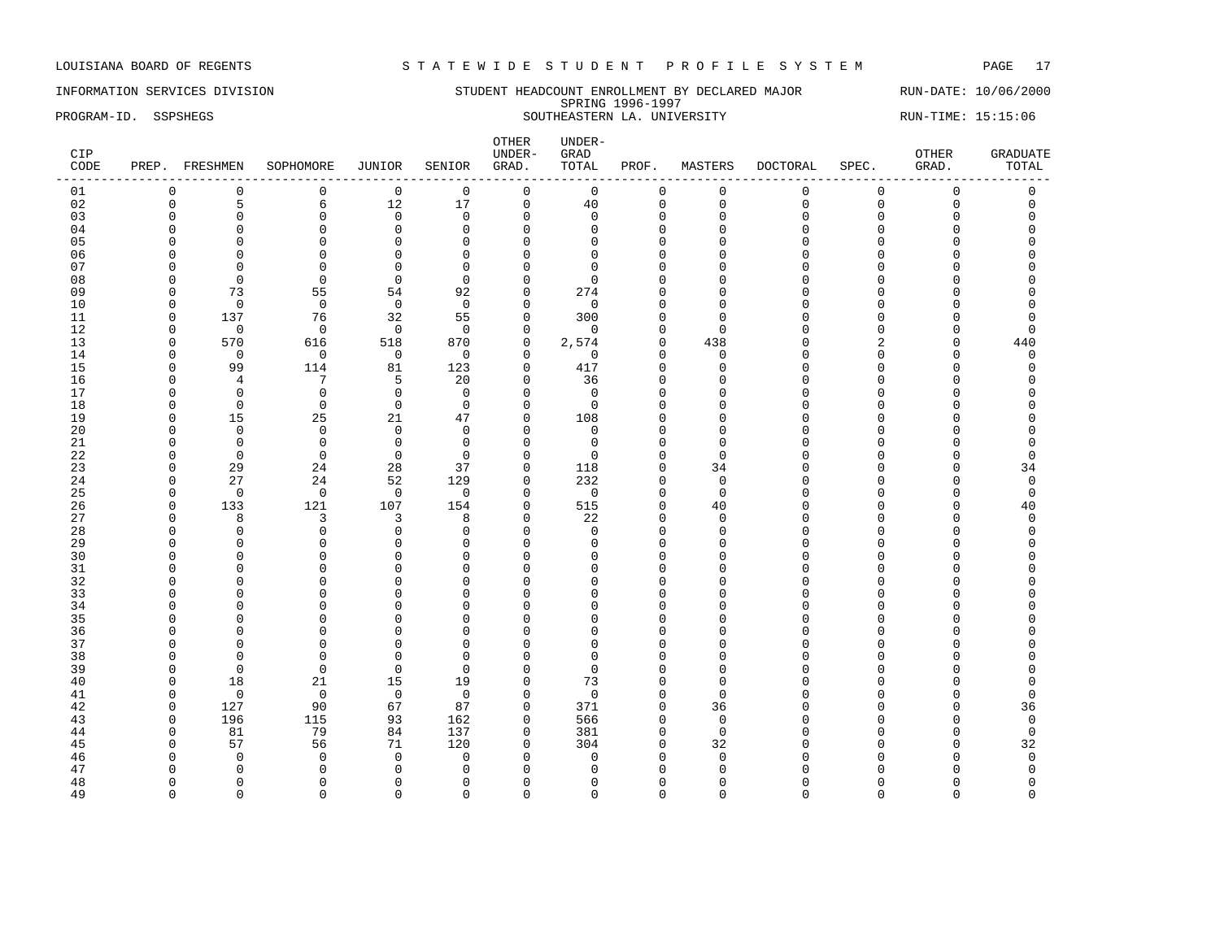LOUISIANA BOARD OF REGENTS — STATEWIDE STUDENT PROFILE SYSTEM

INFORMATION SERVICES DIVISION — STUDENT HEADCOUNT ENROLLMENT BY DECLARED MAJOR — RUN-DATE: 10/06/2000

SPRING 1996-1997

PROGRAM-ID. SSPSHEGS — SOUTHEASTERN LA. UNIVERSITY — RUN-TIME: 15:15:06

| CIP CODE | PREP. | FRESHMEN | SOPHOMORE | JUNIOR | SENIOR | OTHER UNDER-GRAD. | UNDER-GRAD TOTAL | PROF. | MASTERS | DOCTORAL | SPEC. | OTHER GRAD. | GRADUATE TOTAL |
|---|---|---|---|---|---|---|---|---|---|---|---|---|---|
| 01 | 0 | 0 | 0 | 0 | 0 | 0 | 0 | 0 | 0 | 0 | 0 | 0 | 0 |
| 02 | 0 | 5 | 6 | 12 | 17 | 0 | 40 | 0 | 0 | 0 | 0 | 0 | 0 |
| 03 | 0 | 0 | 0 | 0 | 0 | 0 | 0 | 0 | 0 | 0 | 0 | 0 | 0 |
| 04 | 0 | 0 | 0 | 0 | 0 | 0 | 0 | 0 | 0 | 0 | 0 | 0 | 0 |
| 05 | 0 | 0 | 0 | 0 | 0 | 0 | 0 | 0 | 0 | 0 | 0 | 0 | 0 |
| 06 | 0 | 0 | 0 | 0 | 0 | 0 | 0 | 0 | 0 | 0 | 0 | 0 | 0 |
| 07 | 0 | 0 | 0 | 0 | 0 | 0 | 0 | 0 | 0 | 0 | 0 | 0 | 0 |
| 08 | 0 | 0 | 0 | 0 | 0 | 0 | 0 | 0 | 0 | 0 | 0 | 0 | 0 |
| 09 | 0 | 73 | 55 | 54 | 92 | 0 | 274 | 0 | 0 | 0 | 0 | 0 | 0 |
| 10 | 0 | 0 | 0 | 0 | 0 | 0 | 0 | 0 | 0 | 0 | 0 | 0 | 0 |
| 11 | 0 | 137 | 76 | 32 | 55 | 0 | 300 | 0 | 0 | 0 | 0 | 0 | 0 |
| 12 | 0 | 0 | 0 | 0 | 0 | 0 | 0 | 0 | 0 | 0 | 0 | 0 | 0 |
| 13 | 0 | 570 | 616 | 518 | 870 | 0 | 2,574 | 0 | 438 | 0 | 2 | 0 | 440 |
| 14 | 0 | 0 | 0 | 0 | 0 | 0 | 0 | 0 | 0 | 0 | 0 | 0 | 0 |
| 15 | 0 | 99 | 114 | 81 | 123 | 0 | 417 | 0 | 0 | 0 | 0 | 0 | 0 |
| 16 | 0 | 4 | 7 | 5 | 20 | 0 | 36 | 0 | 0 | 0 | 0 | 0 | 0 |
| 17 | 0 | 0 | 0 | 0 | 0 | 0 | 0 | 0 | 0 | 0 | 0 | 0 | 0 |
| 18 | 0 | 0 | 0 | 0 | 0 | 0 | 0 | 0 | 0 | 0 | 0 | 0 | 0 |
| 19 | 0 | 15 | 25 | 21 | 47 | 0 | 108 | 0 | 0 | 0 | 0 | 0 | 0 |
| 20 | 0 | 0 | 0 | 0 | 0 | 0 | 0 | 0 | 0 | 0 | 0 | 0 | 0 |
| 21 | 0 | 0 | 0 | 0 | 0 | 0 | 0 | 0 | 0 | 0 | 0 | 0 | 0 |
| 22 | 0 | 0 | 0 | 0 | 0 | 0 | 0 | 0 | 0 | 0 | 0 | 0 | 0 |
| 23 | 0 | 29 | 24 | 28 | 37 | 0 | 118 | 0 | 34 | 0 | 0 | 0 | 34 |
| 24 | 0 | 27 | 24 | 52 | 129 | 0 | 232 | 0 | 0 | 0 | 0 | 0 | 0 |
| 25 | 0 | 0 | 0 | 0 | 0 | 0 | 0 | 0 | 0 | 0 | 0 | 0 | 0 |
| 26 | 0 | 133 | 121 | 107 | 154 | 0 | 515 | 0 | 40 | 0 | 0 | 0 | 40 |
| 27 | 0 | 8 | 3 | 3 | 8 | 0 | 22 | 0 | 0 | 0 | 0 | 0 | 0 |
| 28 | 0 | 0 | 0 | 0 | 0 | 0 | 0 | 0 | 0 | 0 | 0 | 0 | 0 |
| 29 | 0 | 0 | 0 | 0 | 0 | 0 | 0 | 0 | 0 | 0 | 0 | 0 | 0 |
| 30 | 0 | 0 | 0 | 0 | 0 | 0 | 0 | 0 | 0 | 0 | 0 | 0 | 0 |
| 31 | 0 | 0 | 0 | 0 | 0 | 0 | 0 | 0 | 0 | 0 | 0 | 0 | 0 |
| 32 | 0 | 0 | 0 | 0 | 0 | 0 | 0 | 0 | 0 | 0 | 0 | 0 | 0 |
| 33 | 0 | 0 | 0 | 0 | 0 | 0 | 0 | 0 | 0 | 0 | 0 | 0 | 0 |
| 34 | 0 | 0 | 0 | 0 | 0 | 0 | 0 | 0 | 0 | 0 | 0 | 0 | 0 |
| 35 | 0 | 0 | 0 | 0 | 0 | 0 | 0 | 0 | 0 | 0 | 0 | 0 | 0 |
| 36 | 0 | 0 | 0 | 0 | 0 | 0 | 0 | 0 | 0 | 0 | 0 | 0 | 0 |
| 37 | 0 | 0 | 0 | 0 | 0 | 0 | 0 | 0 | 0 | 0 | 0 | 0 | 0 |
| 38 | 0 | 0 | 0 | 0 | 0 | 0 | 0 | 0 | 0 | 0 | 0 | 0 | 0 |
| 39 | 0 | 0 | 0 | 0 | 0 | 0 | 0 | 0 | 0 | 0 | 0 | 0 | 0 |
| 40 | 0 | 18 | 21 | 15 | 19 | 0 | 73 | 0 | 0 | 0 | 0 | 0 | 0 |
| 41 | 0 | 0 | 0 | 0 | 0 | 0 | 0 | 0 | 0 | 0 | 0 | 0 | 0 |
| 42 | 0 | 127 | 90 | 67 | 87 | 0 | 371 | 0 | 36 | 0 | 0 | 0 | 36 |
| 43 | 0 | 196 | 115 | 93 | 162 | 0 | 566 | 0 | 0 | 0 | 0 | 0 | 0 |
| 44 | 0 | 81 | 79 | 84 | 137 | 0 | 381 | 0 | 0 | 0 | 0 | 0 | 0 |
| 45 | 0 | 57 | 56 | 71 | 120 | 0 | 304 | 0 | 32 | 0 | 0 | 0 | 32 |
| 46 | 0 | 0 | 0 | 0 | 0 | 0 | 0 | 0 | 0 | 0 | 0 | 0 | 0 |
| 47 | 0 | 0 | 0 | 0 | 0 | 0 | 0 | 0 | 0 | 0 | 0 | 0 | 0 |
| 48 | 0 | 0 | 0 | 0 | 0 | 0 | 0 | 0 | 0 | 0 | 0 | 0 | 0 |
| 49 | 0 | 0 | 0 | 0 | 0 | 0 | 0 | 0 | 0 | 0 | 0 | 0 | 0 |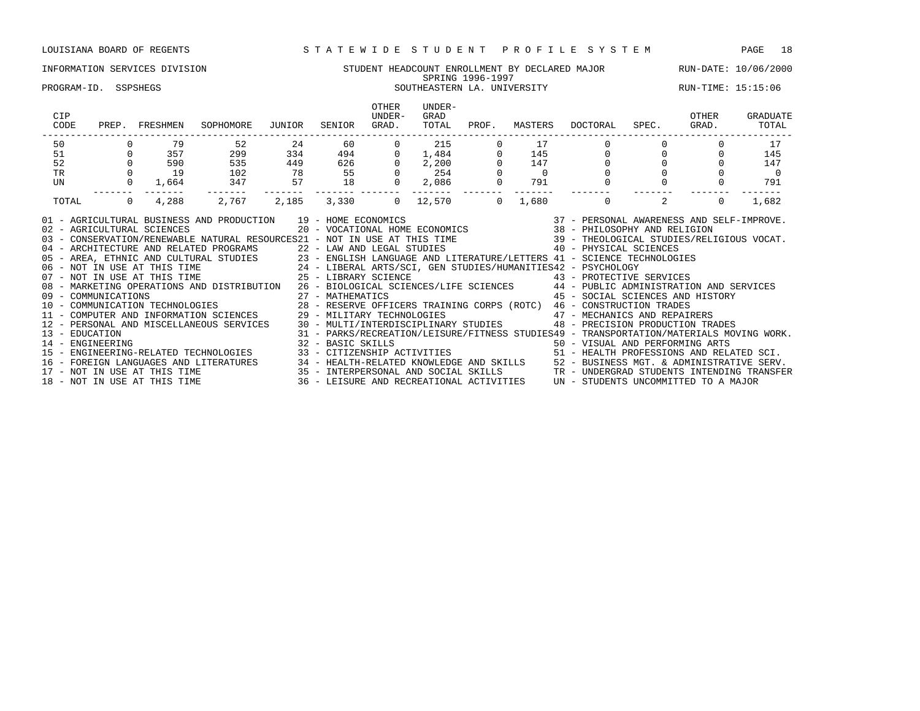# STUDENT HEADCOUNT ENROLLMENT BY DECLARED MAJOR

## SPRING 1996-1997

## SOUTHEASTERN LA. UNIVERSITY

| CIP CODE | PREP. | FRESHMEN | SOPHOMORE | JUNIOR | SENIOR | OTHER UNDER-GRAD. | UNDER-GRAD TOTAL | PROF. | MASTERS | DOCTORAL | SPEC. | OTHER GRAD. | GRADUATE TOTAL |
|---|---|---|---|---|---|---|---|---|---|---|---|---|---|
| 50 | 0 | 79 | 52 | 24 | 60 | 0 | 215 | 0 | 17 | 0 | 0 | 0 | 17 |
| 51 | 0 | 357 | 299 | 334 | 494 | 0 | 1,484 | 0 | 145 | 0 | 0 | 0 | 145 |
| 52 | 0 | 590 | 535 | 449 | 626 | 0 | 2,200 | 0 | 147 | 0 | 0 | 0 | 147 |
| TR | 0 | 19 | 102 | 78 | 55 | 0 | 254 | 0 | 0 | 0 | 0 | 0 | 0 |
| UN | 0 | 1,664 | 347 | 57 | 18 | 0 | 2,086 | 0 | 791 | 0 | 0 | 0 | 791 |
| TOTAL | 0 | 4,288 | 2,767 | 2,185 | 3,330 | 0 | 12,570 | 0 | 1,680 | 0 | 2 | 0 | 1,682 |

- 01 - AGRICULTURAL BUSINESS AND PRODUCTION
- 02 - AGRICULTURAL SCIENCES
- 03 - CONSERVATION/RENEWABLE NATURAL RESOURCES
- 04 - ARCHITECTURE AND RELATED PROGRAMS
- 05 - AREA, ETHNIC AND CULTURAL STUDIES
- 06 - NOT IN USE AT THIS TIME
- 07 - NOT IN USE AT THIS TIME
- 08 - MARKETING OPERATIONS AND DISTRIBUTION
- 09 - COMMUNICATIONS
- 10 - COMMUNICATION TECHNOLOGIES
- 11 - COMPUTER AND INFORMATION SCIENCES
- 12 - PERSONAL AND MISCELLANEOUS SERVICES
- 13 - EDUCATION
- 14 - ENGINEERING
- 15 - ENGINEERING-RELATED TECHNOLOGIES
- 16 - FOREIGN LANGUAGES AND LITERATURES
- 17 - NOT IN USE AT THIS TIME
- 18 - NOT IN USE AT THIS TIME
- 19 - HOME ECONOMICS
- 20 - VOCATIONAL HOME ECONOMICS
- 21 - NOT IN USE AT THIS TIME
- 22 - LAW AND LEGAL STUDIES
- 23 - ENGLISH LANGUAGE AND LITERATURE/LETTERS
- 24 - LIBERAL ARTS/SCI, GEN STUDIES/HUMANITIES
- 25 - LIBRARY SCIENCE
- 26 - BIOLOGICAL SCIENCES/LIFE SCIENCES
- 27 - MATHEMATICS
- 28 - RESERVE OFFICERS TRAINING CORPS (ROTC)
- 29 - MILITARY TECHNOLOGIES
- 30 - MULTI/INTERDISCIPLINARY STUDIES
- 31 - PARKS/RECREATION/LEISURE/FITNESS STUDIES
- 32 - BASIC SKILLS
- 33 - CITIZENSHIP ACTIVITIES
- 34 - HEALTH-RELATED KNOWLEDGE AND SKILLS
- 35 - INTERPERSONAL AND SOCIAL SKILLS
- 36 - LEISURE AND RECREATIONAL ACTIVITIES
- 37 - PERSONAL AWARENESS AND SELF-IMPROVE.
- 38 - PHILOSOPHY AND RELIGION
- 39 - THEOLOGICAL STUDIES/RELIGIOUS VOCAT.
- 40 - PHYSICAL SCIENCES
- 41 - SCIENCE TECHNOLOGIES
- 42 - PSYCHOLOGY
- 43 - PROTECTIVE SERVICES
- 44 - PUBLIC ADMINISTRATION AND SERVICES
- 45 - SOCIAL SCIENCES AND HISTORY
- 46 - CONSTRUCTION TRADES
- 47 - MECHANICS AND REPAIRERS
- 48 - PRECISION PRODUCTION TRADES
- 49 - TRANSPORTATION/MATERIALS MOVING WORK.
- 50 - VISUAL AND PERFORMING ARTS
- 51 - HEALTH PROFESSIONS AND RELATED SCI.
- 52 - BUSINESS MGT. & ADMINISTRATIVE SERV.
- TR - UNDERGRAD STUDENTS INTENDING TRANSFER
- UN - STUDENTS UNCOMMITTED TO A MAJOR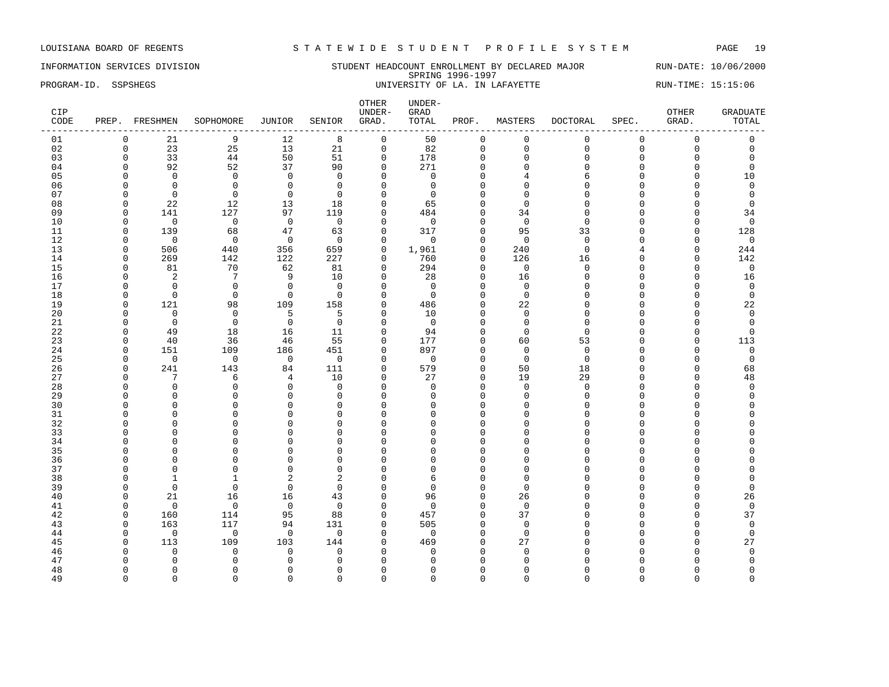LOUISIANA BOARD OF REGENTS — STATEWIDE STUDENT PROFILE SYSTEM

INFORMATION SERVICES DIVISION — STUDENT HEADCOUNT ENROLLMENT BY DECLARED MAJOR — RUN-DATE: 10/06/2000

SPRING 1996-1997

PROGRAM-ID. SSPSHEGS — UNIVERSITY OF LA. IN LAFAYETTE — RUN-TIME: 15:15:06

| CIP CODE | PREP. | FRESHMEN | SOPHOMORE | JUNIOR | SENIOR | OTHER UNDER-GRAD. | UNDER-GRAD TOTAL | PROF. | MASTERS | DOCTORAL | SPEC. | OTHER GRAD. | GRADUATE TOTAL |
|---|---|---|---|---|---|---|---|---|---|---|---|---|---|
| 01 | 0 | 21 | 9 | 12 | 8 | 0 | 50 | 0 | 0 | 0 | 0 | 0 | 0 |
| 02 | 0 | 23 | 25 | 13 | 21 | 0 | 82 | 0 | 0 | 0 | 0 | 0 | 0 |
| 03 | 0 | 33 | 44 | 50 | 51 | 0 | 178 | 0 | 0 | 0 | 0 | 0 | 0 |
| 04 | 0 | 92 | 52 | 37 | 90 | 0 | 271 | 0 | 0 | 0 | 0 | 0 | 0 |
| 05 | 0 | 0 | 0 | 0 | 0 | 0 | 0 | 0 | 4 | 6 | 0 | 0 | 10 |
| 06 | 0 | 0 | 0 | 0 | 0 | 0 | 0 | 0 | 0 | 0 | 0 | 0 | 0 |
| 07 | 0 | 0 | 0 | 0 | 0 | 0 | 0 | 0 | 0 | 0 | 0 | 0 | 0 |
| 08 | 0 | 22 | 12 | 13 | 18 | 0 | 65 | 0 | 0 | 0 | 0 | 0 | 0 |
| 09 | 0 | 141 | 127 | 97 | 119 | 0 | 484 | 0 | 34 | 0 | 0 | 0 | 34 |
| 10 | 0 | 0 | 0 | 0 | 0 | 0 | 0 | 0 | 0 | 0 | 0 | 0 | 0 |
| 11 | 0 | 139 | 68 | 47 | 63 | 0 | 317 | 0 | 95 | 33 | 0 | 0 | 128 |
| 12 | 0 | 0 | 0 | 0 | 0 | 0 | 0 | 0 | 0 | 0 | 0 | 0 | 0 |
| 13 | 0 | 506 | 440 | 356 | 659 | 0 | 1,961 | 0 | 240 | 0 | 4 | 0 | 244 |
| 14 | 0 | 269 | 142 | 122 | 227 | 0 | 760 | 0 | 126 | 16 | 0 | 0 | 142 |
| 15 | 0 | 81 | 70 | 62 | 81 | 0 | 294 | 0 | 0 | 0 | 0 | 0 | 0 |
| 16 | 0 | 2 | 7 | 9 | 10 | 0 | 28 | 0 | 16 | 0 | 0 | 0 | 16 |
| 17 | 0 | 0 | 0 | 0 | 0 | 0 | 0 | 0 | 0 | 0 | 0 | 0 | 0 |
| 18 | 0 | 0 | 0 | 0 | 0 | 0 | 0 | 0 | 0 | 0 | 0 | 0 | 0 |
| 19 | 0 | 121 | 98 | 109 | 158 | 0 | 486 | 0 | 22 | 0 | 0 | 0 | 22 |
| 20 | 0 | 0 | 0 | 5 | 5 | 0 | 10 | 0 | 0 | 0 | 0 | 0 | 0 |
| 21 | 0 | 0 | 0 | 0 | 0 | 0 | 0 | 0 | 0 | 0 | 0 | 0 | 0 |
| 22 | 0 | 49 | 18 | 16 | 11 | 0 | 94 | 0 | 0 | 0 | 0 | 0 | 0 |
| 23 | 0 | 40 | 36 | 46 | 55 | 0 | 177 | 0 | 60 | 53 | 0 | 0 | 113 |
| 24 | 0 | 151 | 109 | 186 | 451 | 0 | 897 | 0 | 0 | 0 | 0 | 0 | 0 |
| 25 | 0 | 0 | 0 | 0 | 0 | 0 | 0 | 0 | 0 | 0 | 0 | 0 | 0 |
| 26 | 0 | 241 | 143 | 84 | 111 | 0 | 579 | 0 | 50 | 18 | 0 | 0 | 68 |
| 27 | 0 | 7 | 6 | 4 | 10 | 0 | 27 | 0 | 19 | 29 | 0 | 0 | 48 |
| 28 | 0 | 0 | 0 | 0 | 0 | 0 | 0 | 0 | 0 | 0 | 0 | 0 | 0 |
| 29 | 0 | 0 | 0 | 0 | 0 | 0 | 0 | 0 | 0 | 0 | 0 | 0 | 0 |
| 30 | 0 | 0 | 0 | 0 | 0 | 0 | 0 | 0 | 0 | 0 | 0 | 0 | 0 |
| 31 | 0 | 0 | 0 | 0 | 0 | 0 | 0 | 0 | 0 | 0 | 0 | 0 | 0 |
| 32 | 0 | 0 | 0 | 0 | 0 | 0 | 0 | 0 | 0 | 0 | 0 | 0 | 0 |
| 33 | 0 | 0 | 0 | 0 | 0 | 0 | 0 | 0 | 0 | 0 | 0 | 0 | 0 |
| 34 | 0 | 0 | 0 | 0 | 0 | 0 | 0 | 0 | 0 | 0 | 0 | 0 | 0 |
| 35 | 0 | 0 | 0 | 0 | 0 | 0 | 0 | 0 | 0 | 0 | 0 | 0 | 0 |
| 36 | 0 | 0 | 0 | 0 | 0 | 0 | 0 | 0 | 0 | 0 | 0 | 0 | 0 |
| 37 | 0 | 0 | 0 | 0 | 0 | 0 | 0 | 0 | 0 | 0 | 0 | 0 | 0 |
| 38 | 0 | 1 | 1 | 2 | 2 | 0 | 6 | 0 | 0 | 0 | 0 | 0 | 0 |
| 39 | 0 | 0 | 0 | 0 | 0 | 0 | 0 | 0 | 0 | 0 | 0 | 0 | 0 |
| 40 | 0 | 21 | 16 | 16 | 43 | 0 | 96 | 0 | 26 | 0 | 0 | 0 | 26 |
| 41 | 0 | 0 | 0 | 0 | 0 | 0 | 0 | 0 | 0 | 0 | 0 | 0 | 0 |
| 42 | 0 | 160 | 114 | 95 | 88 | 0 | 457 | 0 | 37 | 0 | 0 | 0 | 37 |
| 43 | 0 | 163 | 117 | 94 | 131 | 0 | 505 | 0 | 0 | 0 | 0 | 0 | 0 |
| 44 | 0 | 0 | 0 | 0 | 0 | 0 | 0 | 0 | 0 | 0 | 0 | 0 | 0 |
| 45 | 0 | 113 | 109 | 103 | 144 | 0 | 469 | 0 | 27 | 0 | 0 | 0 | 27 |
| 46 | 0 | 0 | 0 | 0 | 0 | 0 | 0 | 0 | 0 | 0 | 0 | 0 | 0 |
| 47 | 0 | 0 | 0 | 0 | 0 | 0 | 0 | 0 | 0 | 0 | 0 | 0 | 0 |
| 48 | 0 | 0 | 0 | 0 | 0 | 0 | 0 | 0 | 0 | 0 | 0 | 0 | 0 |
| 49 | 0 | 0 | 0 | 0 | 0 | 0 | 0 | 0 | 0 | 0 | 0 | 0 | 0 |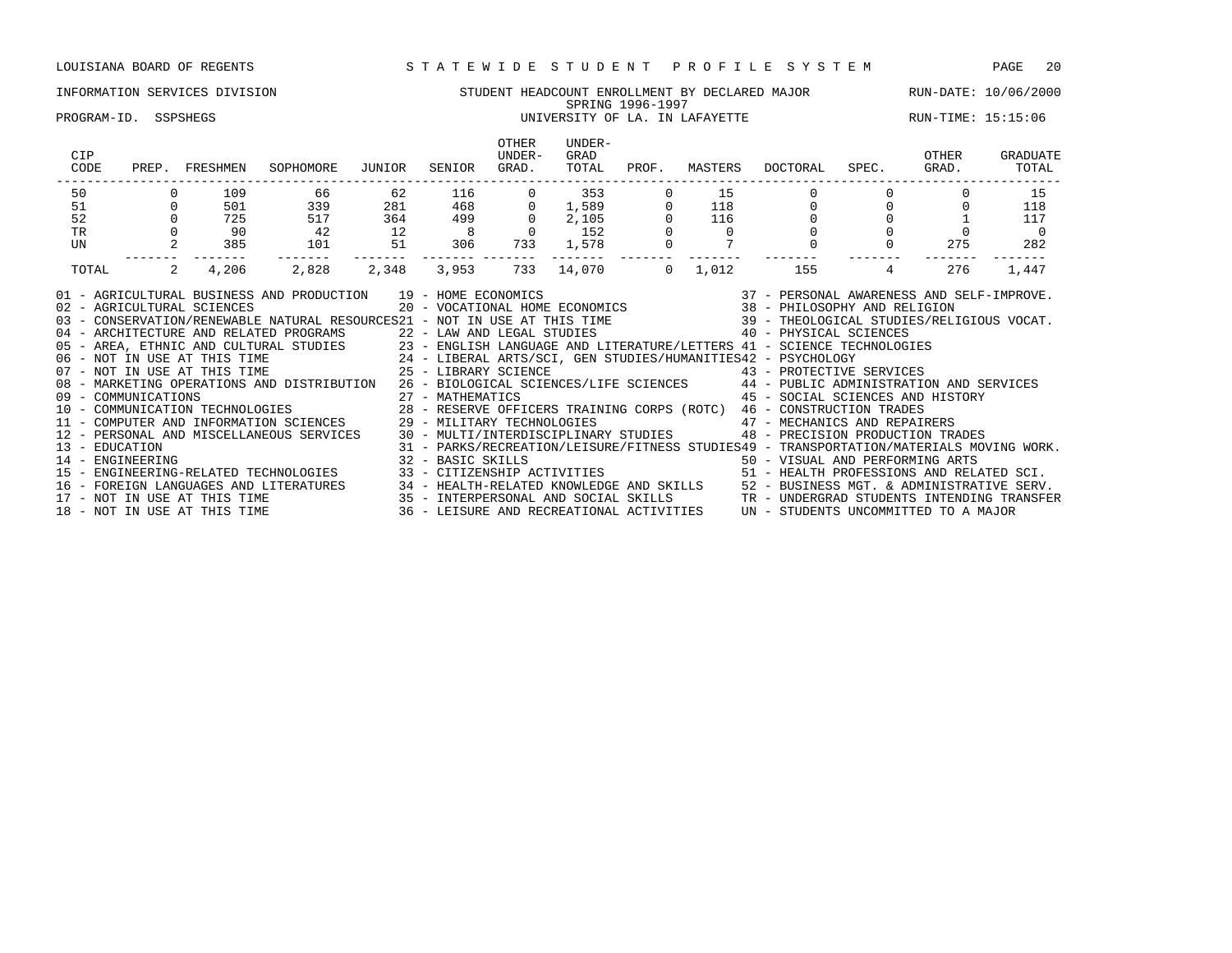LOUISIANA BOARD OF REGENTS — STATEWIDE STUDENT PROFILE SYSTEM

INFORMATION SERVICES DIVISION — STUDENT HEADCOUNT ENROLLMENT BY DECLARED MAJOR — RUN-DATE: 10/06/2000

SPRING 1996-1997

PROGRAM-ID. SSPSHEGS — UNIVERSITY OF LA. IN LAFAYETTE — RUN-TIME: 15:15:06

| CIP CODE | PREP. | FRESHMEN | SOPHOMORE | JUNIOR | SENIOR | OTHER UNDER-GRAD. | UNDER-GRAD TOTAL | PROF. | MASTERS | DOCTORAL | SPEC. | OTHER GRAD. | GRADUATE TOTAL |
|---|---|---|---|---|---|---|---|---|---|---|---|---|---|
| 50 | 0 | 109 | 66 | 62 | 116 | 0 | 353 | 0 | 15 | 0 | 0 | 0 | 15 |
| 51 | 0 | 501 | 339 | 281 | 468 | 0 | 1,589 | 0 | 118 | 0 | 0 | 0 | 118 |
| 52 | 0 | 725 | 517 | 364 | 499 | 0 | 2,105 | 0 | 116 | 0 | 0 | 1 | 117 |
| TR | 0 | 90 | 42 | 12 | 8 | 0 | 152 | 0 | 0 | 0 | 0 | 0 | 0 |
| UN | 2 | 385 | 101 | 51 | 306 | 733 | 1,578 | 0 | 7 | 0 | 0 | 275 | 282 |
| TOTAL | 2 | 4,206 | 2,828 | 2,348 | 3,953 | 733 | 14,070 | 0 | 1,012 | 155 | 4 | 276 | 1,447 |

01 - AGRICULTURAL BUSINESS AND PRODUCTION
02 - AGRICULTURAL SCIENCES
03 - CONSERVATION/RENEWABLE NATURAL RESOURCES
04 - ARCHITECTURE AND RELATED PROGRAMS
05 - AREA, ETHNIC AND CULTURAL STUDIES
06 - NOT IN USE AT THIS TIME
07 - NOT IN USE AT THIS TIME
08 - MARKETING OPERATIONS AND DISTRIBUTION
09 - COMMUNICATIONS
10 - COMMUNICATION TECHNOLOGIES
11 - COMPUTER AND INFORMATION SCIENCES
12 - PERSONAL AND MISCELLANEOUS SERVICES
13 - EDUCATION
14 - ENGINEERING
15 - ENGINEERING-RELATED TECHNOLOGIES
16 - FOREIGN LANGUAGES AND LITERATURES
17 - NOT IN USE AT THIS TIME
18 - NOT IN USE AT THIS TIME
19 - HOME ECONOMICS
20 - VOCATIONAL HOME ECONOMICS
21 - NOT IN USE AT THIS TIME
22 - LAW AND LEGAL STUDIES
23 - ENGLISH LANGUAGE AND LITERATURE/LETTERS
24 - LIBERAL ARTS/SCI, GEN STUDIES/HUMANITIES
25 - LIBRARY SCIENCE
26 - BIOLOGICAL SCIENCES/LIFE SCIENCES
27 - MATHEMATICS
28 - RESERVE OFFICERS TRAINING CORPS (ROTC)
29 - MILITARY TECHNOLOGIES
30 - MULTI/INTERDISCIPLINARY STUDIES
31 - PARKS/RECREATION/LEISURE/FITNESS STUDIES
32 - BASIC SKILLS
33 - CITIZENSHIP ACTIVITIES
34 - HEALTH-RELATED KNOWLEDGE AND SKILLS
35 - INTERPERSONAL AND SOCIAL SKILLS
36 - LEISURE AND RECREATIONAL ACTIVITIES
37 - PERSONAL AWARENESS AND SELF-IMPROVE.
38 - PHILOSOPHY AND RELIGION
39 - THEOLOGICAL STUDIES/RELIGIOUS VOCAT.
40 - PHYSICAL SCIENCES
41 - SCIENCE TECHNOLOGIES
42 - PSYCHOLOGY
43 - PROTECTIVE SERVICES
44 - PUBLIC ADMINISTRATION AND SERVICES
45 - SOCIAL SCIENCES AND HISTORY
46 - CONSTRUCTION TRADES
47 - MECHANICS AND REPAIRERS
48 - PRECISION PRODUCTION TRADES
49 - TRANSPORTATION/MATERIALS MOVING WORK.
50 - VISUAL AND PERFORMING ARTS
51 - HEALTH PROFESSIONS AND RELATED SCI.
52 - BUSINESS MGT. & ADMINISTRATIVE SERV.
TR - UNDERGRAD STUDENTS INTENDING TRANSFER
UN - STUDENTS UNCOMMITTED TO A MAJOR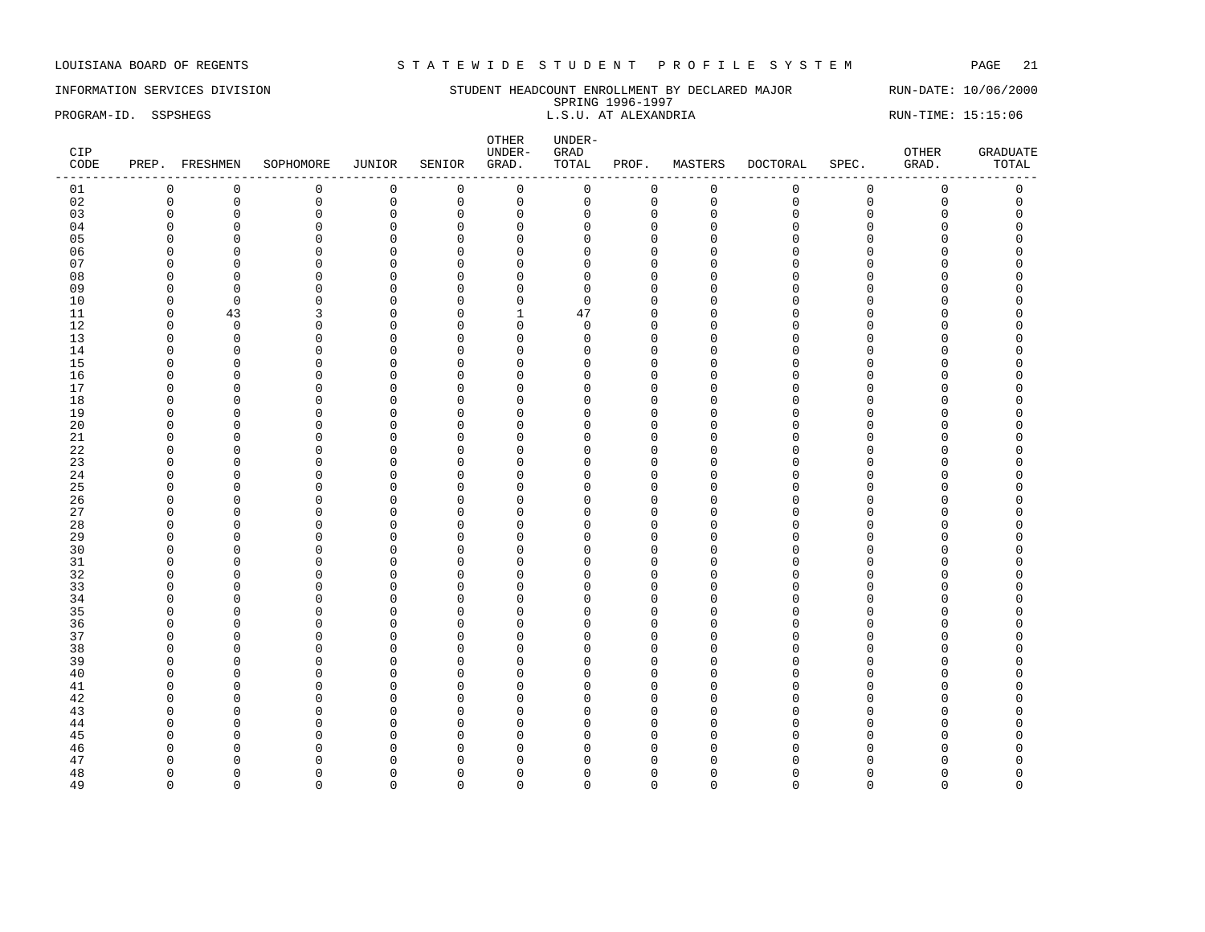LOUISIANA BOARD OF REGENTS — STATEWIDE STUDENT PROFILE SYSTEM

INFORMATION SERVICES DIVISION — STUDENT HEADCOUNT ENROLLMENT BY DECLARED MAJOR — RUN-DATE: 10/06/2000

SPRING 1996-1997

PROGRAM-ID. SSPSHEGS — L.S.U. AT ALEXANDRIA — RUN-TIME: 15:15:06

| CIP CODE | PREP. | FRESHMEN | SOPHOMORE | JUNIOR | SENIOR | OTHER UNDER-GRAD. | UNDER-GRAD TOTAL | PROF. | MASTERS | DOCTORAL | SPEC. | OTHER GRAD. | GRADUATE TOTAL |
|---|---|---|---|---|---|---|---|---|---|---|---|---|---|
| 01 | 0 | 0 | 0 | 0 | 0 | 0 | 0 | 0 | 0 | 0 | 0 | 0 | 0 |
| 02 | 0 | 0 | 0 | 0 | 0 | 0 | 0 | 0 | 0 | 0 | 0 | 0 | 0 |
| 03 | 0 | 0 | 0 | 0 | 0 | 0 | 0 | 0 | 0 | 0 | 0 | 0 | 0 |
| 04 | 0 | 0 | 0 | 0 | 0 | 0 | 0 | 0 | 0 | 0 | 0 | 0 | 0 |
| 05 | 0 | 0 | 0 | 0 | 0 | 0 | 0 | 0 | 0 | 0 | 0 | 0 | 0 |
| 06 | 0 | 0 | 0 | 0 | 0 | 0 | 0 | 0 | 0 | 0 | 0 | 0 | 0 |
| 07 | 0 | 0 | 0 | 0 | 0 | 0 | 0 | 0 | 0 | 0 | 0 | 0 | 0 |
| 08 | 0 | 0 | 0 | 0 | 0 | 0 | 0 | 0 | 0 | 0 | 0 | 0 | 0 |
| 09 | 0 | 0 | 0 | 0 | 0 | 0 | 0 | 0 | 0 | 0 | 0 | 0 | 0 |
| 10 | 0 | 0 | 0 | 0 | 0 | 0 | 0 | 0 | 0 | 0 | 0 | 0 | 0 |
| 11 | 0 | 43 | 3 | 0 | 0 | 1 | 47 | 0 | 0 | 0 | 0 | 0 | 0 |
| 12 | 0 | 0 | 0 | 0 | 0 | 0 | 0 | 0 | 0 | 0 | 0 | 0 | 0 |
| 13 | 0 | 0 | 0 | 0 | 0 | 0 | 0 | 0 | 0 | 0 | 0 | 0 | 0 |
| 14 | 0 | 0 | 0 | 0 | 0 | 0 | 0 | 0 | 0 | 0 | 0 | 0 | 0 |
| 15 | 0 | 0 | 0 | 0 | 0 | 0 | 0 | 0 | 0 | 0 | 0 | 0 | 0 |
| 16 | 0 | 0 | 0 | 0 | 0 | 0 | 0 | 0 | 0 | 0 | 0 | 0 | 0 |
| 17 | 0 | 0 | 0 | 0 | 0 | 0 | 0 | 0 | 0 | 0 | 0 | 0 | 0 |
| 18 | 0 | 0 | 0 | 0 | 0 | 0 | 0 | 0 | 0 | 0 | 0 | 0 | 0 |
| 19 | 0 | 0 | 0 | 0 | 0 | 0 | 0 | 0 | 0 | 0 | 0 | 0 | 0 |
| 20 | 0 | 0 | 0 | 0 | 0 | 0 | 0 | 0 | 0 | 0 | 0 | 0 | 0 |
| 21 | 0 | 0 | 0 | 0 | 0 | 0 | 0 | 0 | 0 | 0 | 0 | 0 | 0 |
| 22 | 0 | 0 | 0 | 0 | 0 | 0 | 0 | 0 | 0 | 0 | 0 | 0 | 0 |
| 23 | 0 | 0 | 0 | 0 | 0 | 0 | 0 | 0 | 0 | 0 | 0 | 0 | 0 |
| 24 | 0 | 0 | 0 | 0 | 0 | 0 | 0 | 0 | 0 | 0 | 0 | 0 | 0 |
| 25 | 0 | 0 | 0 | 0 | 0 | 0 | 0 | 0 | 0 | 0 | 0 | 0 | 0 |
| 26 | 0 | 0 | 0 | 0 | 0 | 0 | 0 | 0 | 0 | 0 | 0 | 0 | 0 |
| 27 | 0 | 0 | 0 | 0 | 0 | 0 | 0 | 0 | 0 | 0 | 0 | 0 | 0 |
| 28 | 0 | 0 | 0 | 0 | 0 | 0 | 0 | 0 | 0 | 0 | 0 | 0 | 0 |
| 29 | 0 | 0 | 0 | 0 | 0 | 0 | 0 | 0 | 0 | 0 | 0 | 0 | 0 |
| 30 | 0 | 0 | 0 | 0 | 0 | 0 | 0 | 0 | 0 | 0 | 0 | 0 | 0 |
| 31 | 0 | 0 | 0 | 0 | 0 | 0 | 0 | 0 | 0 | 0 | 0 | 0 | 0 |
| 32 | 0 | 0 | 0 | 0 | 0 | 0 | 0 | 0 | 0 | 0 | 0 | 0 | 0 |
| 33 | 0 | 0 | 0 | 0 | 0 | 0 | 0 | 0 | 0 | 0 | 0 | 0 | 0 |
| 34 | 0 | 0 | 0 | 0 | 0 | 0 | 0 | 0 | 0 | 0 | 0 | 0 | 0 |
| 35 | 0 | 0 | 0 | 0 | 0 | 0 | 0 | 0 | 0 | 0 | 0 | 0 | 0 |
| 36 | 0 | 0 | 0 | 0 | 0 | 0 | 0 | 0 | 0 | 0 | 0 | 0 | 0 |
| 37 | 0 | 0 | 0 | 0 | 0 | 0 | 0 | 0 | 0 | 0 | 0 | 0 | 0 |
| 38 | 0 | 0 | 0 | 0 | 0 | 0 | 0 | 0 | 0 | 0 | 0 | 0 | 0 |
| 39 | 0 | 0 | 0 | 0 | 0 | 0 | 0 | 0 | 0 | 0 | 0 | 0 | 0 |
| 40 | 0 | 0 | 0 | 0 | 0 | 0 | 0 | 0 | 0 | 0 | 0 | 0 | 0 |
| 41 | 0 | 0 | 0 | 0 | 0 | 0 | 0 | 0 | 0 | 0 | 0 | 0 | 0 |
| 42 | 0 | 0 | 0 | 0 | 0 | 0 | 0 | 0 | 0 | 0 | 0 | 0 | 0 |
| 43 | 0 | 0 | 0 | 0 | 0 | 0 | 0 | 0 | 0 | 0 | 0 | 0 | 0 |
| 44 | 0 | 0 | 0 | 0 | 0 | 0 | 0 | 0 | 0 | 0 | 0 | 0 | 0 |
| 45 | 0 | 0 | 0 | 0 | 0 | 0 | 0 | 0 | 0 | 0 | 0 | 0 | 0 |
| 46 | 0 | 0 | 0 | 0 | 0 | 0 | 0 | 0 | 0 | 0 | 0 | 0 | 0 |
| 47 | 0 | 0 | 0 | 0 | 0 | 0 | 0 | 0 | 0 | 0 | 0 | 0 | 0 |
| 48 | 0 | 0 | 0 | 0 | 0 | 0 | 0 | 0 | 0 | 0 | 0 | 0 | 0 |
| 49 | 0 | 0 | 0 | 0 | 0 | 0 | 0 | 0 | 0 | 0 | 0 | 0 | 0 |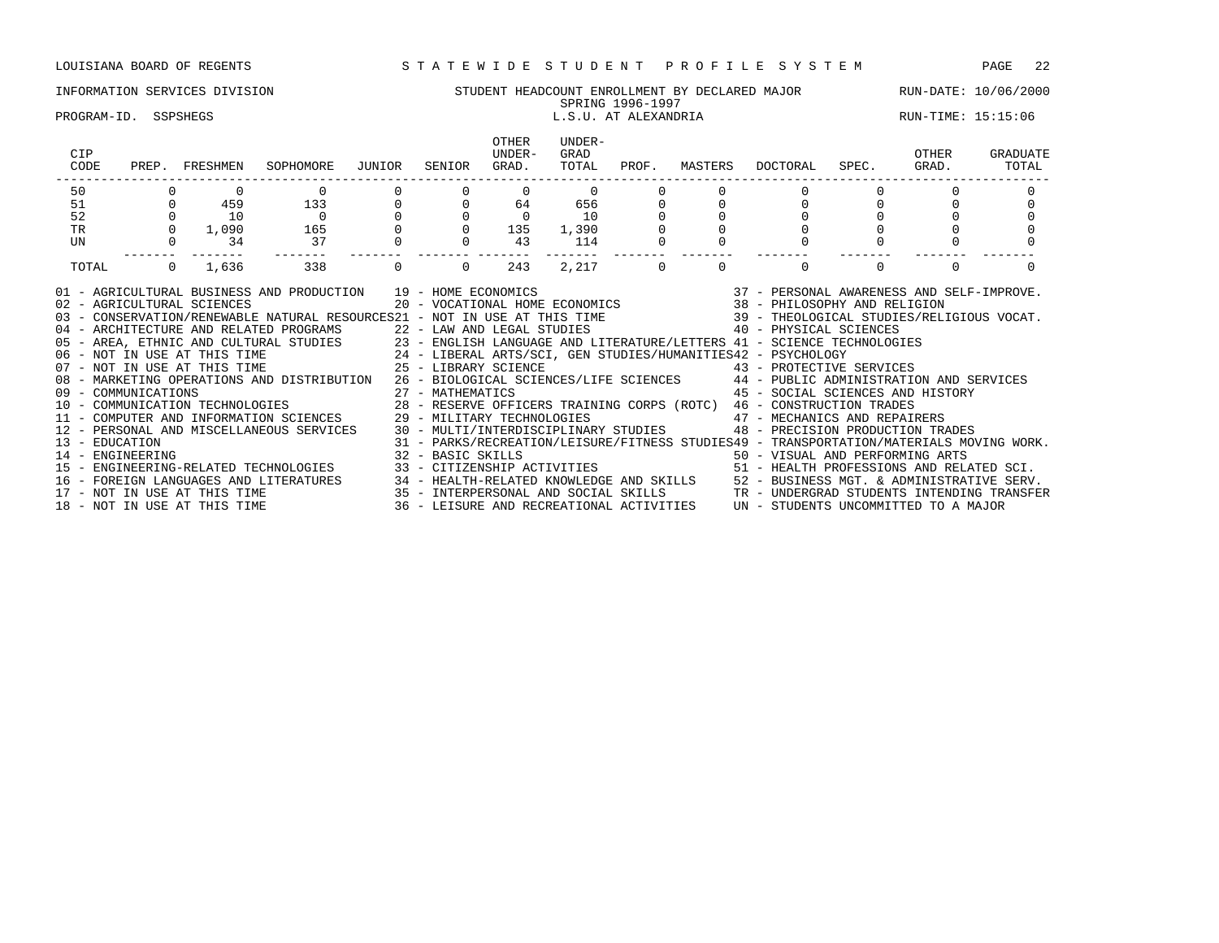LOUISIANA BOARD OF REGENTS — STATEWIDE STUDENT PROFILE SYSTEM

INFORMATION SERVICES DIVISION — STUDENT HEADCOUNT ENROLLMENT BY DECLARED MAJOR — RUN-DATE: 10/06/2000

SPRING 1996-1997

PROGRAM-ID. SSPSHEGS — L.S.U. AT ALEXANDRIA — RUN-TIME: 15:15:06

| CIP CODE | PREP. | FRESHMEN | SOPHOMORE | JUNIOR | SENIOR | OTHER UNDER-GRAD. | UNDER-GRAD TOTAL | PROF. | MASTERS | DOCTORAL | SPEC. | OTHER GRAD. | GRADUATE TOTAL |
|---|---|---|---|---|---|---|---|---|---|---|---|---|---|
| 50 | 0 | 0 | 0 | 0 | 0 | 0 | 0 | 0 | 0 | 0 | 0 | 0 | 0 |
| 51 | 0 | 459 | 133 | 0 | 0 | 64 | 656 | 0 | 0 | 0 | 0 | 0 | 0 |
| 52 | 0 | 10 | 0 | 0 | 0 | 0 | 10 | 0 | 0 | 0 | 0 | 0 | 0 |
| TR | 0 | 1,090 | 165 | 0 | 0 | 135 | 1,390 | 0 | 0 | 0 | 0 | 0 | 0 |
| UN | 0 | 34 | 37 | 0 | 0 | 43 | 114 | 0 | 0 | 0 | 0 | 0 | 0 |
| TOTAL | 0 | 1,636 | 338 | 0 | 0 | 243 | 2,217 | 0 | 0 | 0 | 0 | 0 | 0 |

01 - AGRICULTURAL BUSINESS AND PRODUCTION
02 - AGRICULTURAL SCIENCES
03 - CONSERVATION/RENEWABLE NATURAL RESOURCES
04 - ARCHITECTURE AND RELATED PROGRAMS
05 - AREA, ETHNIC AND CULTURAL STUDIES
06 - NOT IN USE AT THIS TIME
07 - NOT IN USE AT THIS TIME
08 - MARKETING OPERATIONS AND DISTRIBUTION
09 - COMMUNICATIONS
10 - COMMUNICATION TECHNOLOGIES
11 - COMPUTER AND INFORMATION SCIENCES
12 - PERSONAL AND MISCELLANEOUS SERVICES
13 - EDUCATION
14 - ENGINEERING
15 - ENGINEERING-RELATED TECHNOLOGIES
16 - FOREIGN LANGUAGES AND LITERATURES
17 - NOT IN USE AT THIS TIME
18 - NOT IN USE AT THIS TIME
19 - HOME ECONOMICS
20 - VOCATIONAL HOME ECONOMICS
21 - NOT IN USE AT THIS TIME
22 - LAW AND LEGAL STUDIES
23 - ENGLISH LANGUAGE AND LITERATURE/LETTERS
24 - LIBERAL ARTS/SCI, GEN STUDIES/HUMANITIES
25 - LIBRARY SCIENCE
26 - BIOLOGICAL SCIENCES/LIFE SCIENCES
27 - MATHEMATICS
28 - RESERVE OFFICERS TRAINING CORPS (ROTC)
29 - MILITARY TECHNOLOGIES
30 - MULTI/INTERDISCIPLINARY STUDIES
31 - PARKS/RECREATION/LEISURE/FITNESS STUDIES
32 - BASIC SKILLS
33 - CITIZENSHIP ACTIVITIES
34 - HEALTH-RELATED KNOWLEDGE AND SKILLS
35 - INTERPERSONAL AND SOCIAL SKILLS
36 - LEISURE AND RECREATIONAL ACTIVITIES
37 - PERSONAL AWARENESS AND SELF-IMPROVE.
38 - PHILOSOPHY AND RELIGION
39 - THEOLOGICAL STUDIES/RELIGIOUS VOCAT.
40 - PHYSICAL SCIENCES
41 - SCIENCE TECHNOLOGIES
42 - PSYCHOLOGY
43 - PROTECTIVE SERVICES
44 - PUBLIC ADMINISTRATION AND SERVICES
45 - SOCIAL SCIENCES AND HISTORY
46 - CONSTRUCTION TRADES
47 - MECHANICS AND REPAIRERS
48 - PRECISION PRODUCTION TRADES
49 - TRANSPORTATION/MATERIALS MOVING WORK.
50 - VISUAL AND PERFORMING ARTS
51 - HEALTH PROFESSIONS AND RELATED SCI.
52 - BUSINESS MGT. & ADMINISTRATIVE SERV.
TR - UNDERGRAD STUDENTS INTENDING TRANSFER
UN - STUDENTS UNCOMMITTED TO A MAJOR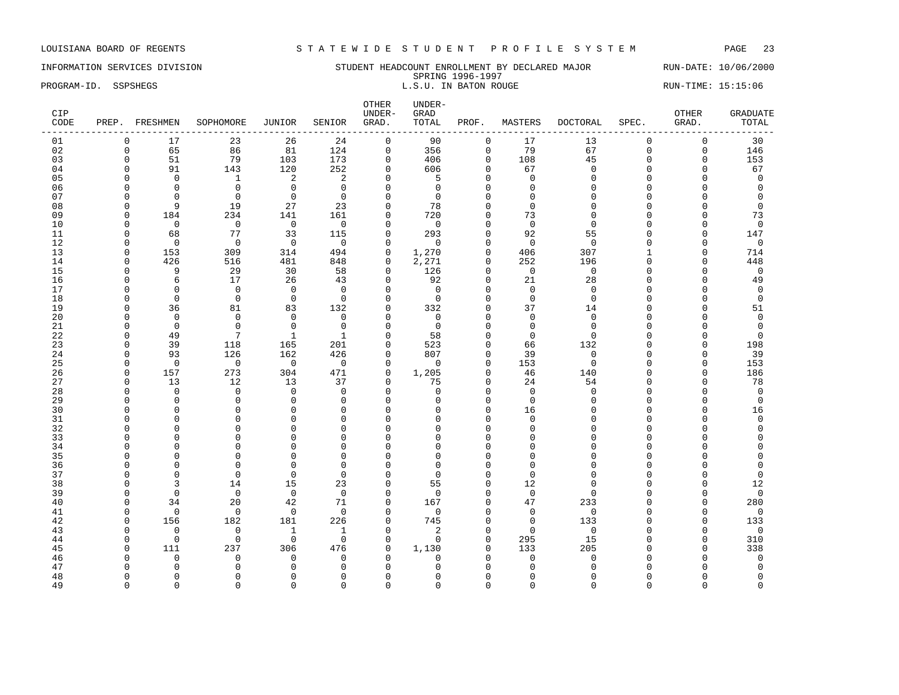LOUISIANA BOARD OF REGENTS — STATEWIDE STUDENT PROFILE SYSTEM

INFORMATION SERVICES DIVISION — STUDENT HEADCOUNT ENROLLMENT BY DECLARED MAJOR — RUN-DATE: 10/06/2000

SPRING 1996-1997

PROGRAM-ID. SSPSHEGS — L.S.U. IN BATON ROUGE — RUN-TIME: 15:15:06

| CIP CODE | PREP. | FRESHMEN | SOPHOMORE | JUNIOR | SENIOR | OTHER UNDER-GRAD. | UNDER-GRAD TOTAL | PROF. | MASTERS | DOCTORAL | SPEC. | OTHER GRAD. | GRADUATE TOTAL |
|---|---|---|---|---|---|---|---|---|---|---|---|---|---|
| 01 | 0 | 17 | 23 | 26 | 24 | 0 | 90 | 0 | 17 | 13 | 0 | 0 | 30 |
| 02 | 0 | 65 | 86 | 81 | 124 | 0 | 356 | 0 | 79 | 67 | 0 | 0 | 146 |
| 03 | 0 | 51 | 79 | 103 | 173 | 0 | 406 | 0 | 108 | 45 | 0 | 0 | 153 |
| 04 | 0 | 91 | 143 | 120 | 252 | 0 | 606 | 0 | 67 | 0 | 0 | 0 | 67 |
| 05 | 0 | 0 | 1 | 2 | 2 | 0 | 5 | 0 | 0 | 0 | 0 | 0 | 0 |
| 06 | 0 | 0 | 0 | 0 | 0 | 0 | 0 | 0 | 0 | 0 | 0 | 0 | 0 |
| 07 | 0 | 0 | 0 | 0 | 0 | 0 | 0 | 0 | 0 | 0 | 0 | 0 | 0 |
| 08 | 0 | 9 | 19 | 27 | 23 | 0 | 78 | 0 | 0 | 0 | 0 | 0 | 0 |
| 09 | 0 | 184 | 234 | 141 | 161 | 0 | 720 | 0 | 73 | 0 | 0 | 0 | 73 |
| 10 | 0 | 0 | 0 | 0 | 0 | 0 | 0 | 0 | 0 | 0 | 0 | 0 | 0 |
| 11 | 0 | 68 | 77 | 33 | 115 | 0 | 293 | 0 | 92 | 55 | 0 | 0 | 147 |
| 12 | 0 | 0 | 0 | 0 | 0 | 0 | 0 | 0 | 0 | 0 | 0 | 0 | 0 |
| 13 | 0 | 153 | 309 | 314 | 494 | 0 | 1,270 | 0 | 406 | 307 | 1 | 0 | 714 |
| 14 | 0 | 426 | 516 | 481 | 848 | 0 | 2,271 | 0 | 252 | 196 | 0 | 0 | 448 |
| 15 | 0 | 9 | 29 | 30 | 58 | 0 | 126 | 0 | 0 | 0 | 0 | 0 | 0 |
| 16 | 0 | 6 | 17 | 26 | 43 | 0 | 92 | 0 | 21 | 28 | 0 | 0 | 49 |
| 17 | 0 | 0 | 0 | 0 | 0 | 0 | 0 | 0 | 0 | 0 | 0 | 0 | 0 |
| 18 | 0 | 0 | 0 | 0 | 0 | 0 | 0 | 0 | 0 | 0 | 0 | 0 | 0 |
| 19 | 0 | 36 | 81 | 83 | 132 | 0 | 332 | 0 | 37 | 14 | 0 | 0 | 51 |
| 20 | 0 | 0 | 0 | 0 | 0 | 0 | 0 | 0 | 0 | 0 | 0 | 0 | 0 |
| 21 | 0 | 0 | 0 | 0 | 0 | 0 | 0 | 0 | 0 | 0 | 0 | 0 | 0 |
| 22 | 0 | 49 | 7 | 1 | 1 | 0 | 58 | 0 | 0 | 0 | 0 | 0 | 0 |
| 23 | 0 | 39 | 118 | 165 | 201 | 0 | 523 | 0 | 66 | 132 | 0 | 0 | 198 |
| 24 | 0 | 93 | 126 | 162 | 426 | 0 | 807 | 0 | 39 | 0 | 0 | 0 | 39 |
| 25 | 0 | 0 | 0 | 0 | 0 | 0 | 0 | 0 | 153 | 0 | 0 | 0 | 153 |
| 26 | 0 | 157 | 273 | 304 | 471 | 0 | 1,205 | 0 | 46 | 140 | 0 | 0 | 186 |
| 27 | 0 | 13 | 12 | 13 | 37 | 0 | 75 | 0 | 24 | 54 | 0 | 0 | 78 |
| 28 | 0 | 0 | 0 | 0 | 0 | 0 | 0 | 0 | 0 | 0 | 0 | 0 | 0 |
| 29 | 0 | 0 | 0 | 0 | 0 | 0 | 0 | 0 | 0 | 0 | 0 | 0 | 0 |
| 30 | 0 | 0 | 0 | 0 | 0 | 0 | 0 | 0 | 16 | 0 | 0 | 0 | 16 |
| 31 | 0 | 0 | 0 | 0 | 0 | 0 | 0 | 0 | 0 | 0 | 0 | 0 | 0 |
| 32 | 0 | 0 | 0 | 0 | 0 | 0 | 0 | 0 | 0 | 0 | 0 | 0 | 0 |
| 33 | 0 | 0 | 0 | 0 | 0 | 0 | 0 | 0 | 0 | 0 | 0 | 0 | 0 |
| 34 | 0 | 0 | 0 | 0 | 0 | 0 | 0 | 0 | 0 | 0 | 0 | 0 | 0 |
| 35 | 0 | 0 | 0 | 0 | 0 | 0 | 0 | 0 | 0 | 0 | 0 | 0 | 0 |
| 36 | 0 | 0 | 0 | 0 | 0 | 0 | 0 | 0 | 0 | 0 | 0 | 0 | 0 |
| 37 | 0 | 0 | 0 | 0 | 0 | 0 | 0 | 0 | 0 | 0 | 0 | 0 | 0 |
| 38 | 0 | 3 | 14 | 15 | 23 | 0 | 55 | 0 | 12 | 0 | 0 | 0 | 12 |
| 39 | 0 | 0 | 0 | 0 | 0 | 0 | 0 | 0 | 0 | 0 | 0 | 0 | 0 |
| 40 | 0 | 34 | 20 | 42 | 71 | 0 | 167 | 0 | 47 | 233 | 0 | 0 | 280 |
| 41 | 0 | 0 | 0 | 0 | 0 | 0 | 0 | 0 | 0 | 0 | 0 | 0 | 0 |
| 42 | 0 | 156 | 182 | 181 | 226 | 0 | 745 | 0 | 0 | 133 | 0 | 0 | 133 |
| 43 | 0 | 0 | 0 | 1 | 1 | 0 | 2 | 0 | 0 | 0 | 0 | 0 | 0 |
| 44 | 0 | 0 | 0 | 0 | 0 | 0 | 0 | 0 | 295 | 15 | 0 | 0 | 310 |
| 45 | 0 | 111 | 237 | 306 | 476 | 0 | 1,130 | 0 | 133 | 205 | 0 | 0 | 338 |
| 46 | 0 | 0 | 0 | 0 | 0 | 0 | 0 | 0 | 0 | 0 | 0 | 0 | 0 |
| 47 | 0 | 0 | 0 | 0 | 0 | 0 | 0 | 0 | 0 | 0 | 0 | 0 | 0 |
| 48 | 0 | 0 | 0 | 0 | 0 | 0 | 0 | 0 | 0 | 0 | 0 | 0 | 0 |
| 49 | 0 | 0 | 0 | 0 | 0 | 0 | 0 | 0 | 0 | 0 | 0 | 0 | 0 |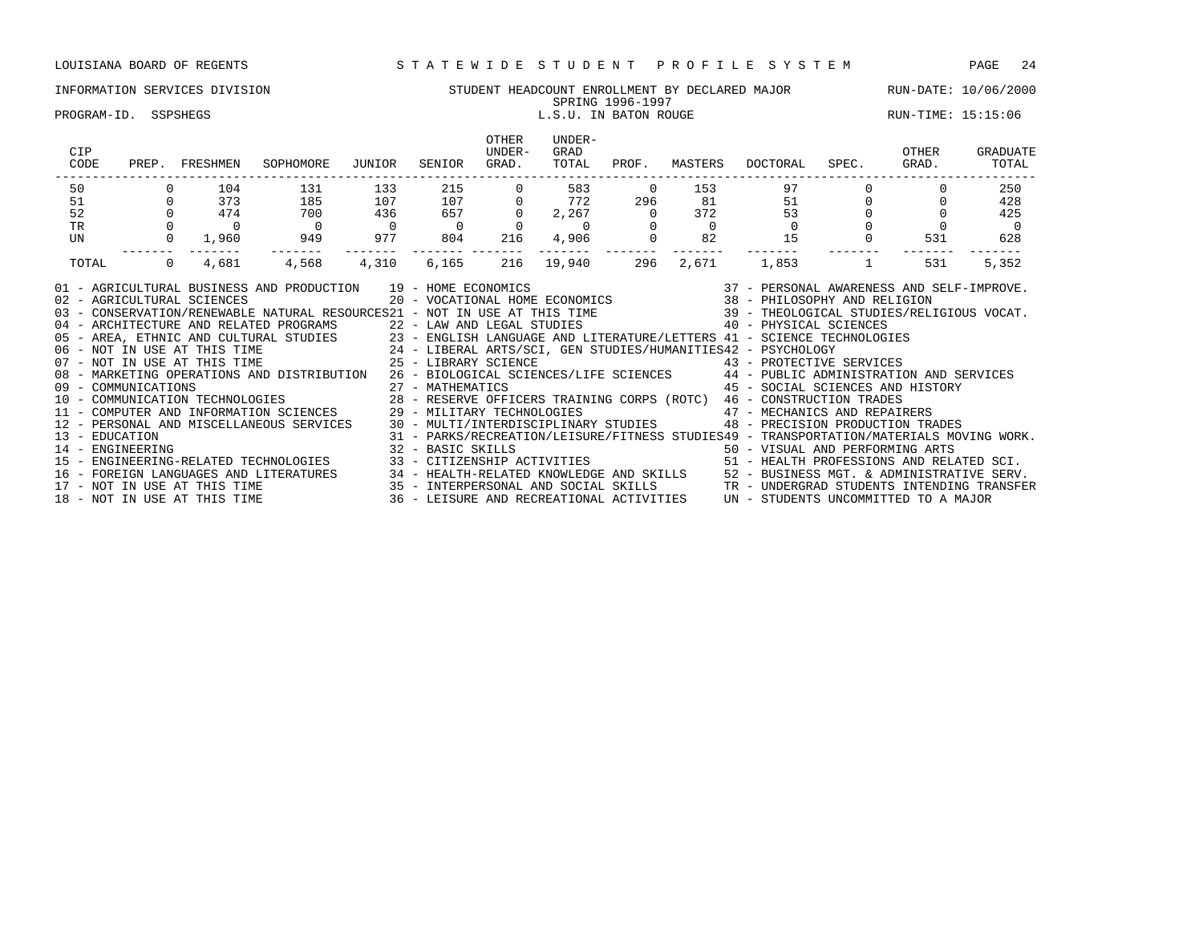LOUISIANA BOARD OF REGENTS — STATEWIDE STUDENT PROFILE SYSTEM

INFORMATION SERVICES DIVISION — STUDENT HEADCOUNT ENROLLMENT BY DECLARED MAJOR — RUN-DATE: 10/06/2000

SPRING 1996-1997

PROGRAM-ID. SSPSHEGS — L.S.U. IN BATON ROUGE — RUN-TIME: 15:15:06

| CIP CODE | PREP. | FRESHMEN | SOPHOMORE | JUNIOR | SENIOR | OTHER UNDER-GRAD. | UNDER-GRAD TOTAL | PROF. | MASTERS | DOCTORAL | SPEC. | OTHER GRAD. | GRADUATE TOTAL |
|---|---|---|---|---|---|---|---|---|---|---|---|---|---|
| 50 | 0 | 104 | 131 | 133 | 215 | 0 | 583 | 0 | 153 | 97 | 0 | 0 | 250 |
| 51 | 0 | 373 | 185 | 107 | 107 | 0 | 772 | 296 | 81 | 51 | 0 | 0 | 428 |
| 52 | 0 | 474 | 700 | 436 | 657 | 0 | 2,267 | 0 | 372 | 53 | 0 | 0 | 425 |
| TR | 0 | 0 | 0 | 0 | 0 | 0 | 0 | 0 | 0 | 0 | 0 | 0 | 0 |
| UN | 0 | 1,960 | 949 | 977 | 804 | 216 | 4,906 | 0 | 82 | 15 | 0 | 531 | 628 |
| TOTAL | 0 | 4,681 | 4,568 | 4,310 | 6,165 | 216 | 19,940 | 296 | 2,671 | 1,853 | 1 | 531 | 5,352 |

01 - AGRICULTURAL BUSINESS AND PRODUCTION
02 - AGRICULTURAL SCIENCES
03 - CONSERVATION/RENEWABLE NATURAL RESOURCES
04 - ARCHITECTURE AND RELATED PROGRAMS
05 - AREA, ETHNIC AND CULTURAL STUDIES
06 - NOT IN USE AT THIS TIME
07 - NOT IN USE AT THIS TIME
08 - MARKETING OPERATIONS AND DISTRIBUTION
09 - COMMUNICATIONS
10 - COMMUNICATION TECHNOLOGIES
11 - COMPUTER AND INFORMATION SCIENCES
12 - PERSONAL AND MISCELLANEOUS SERVICES
13 - EDUCATION
14 - ENGINEERING
15 - ENGINEERING-RELATED TECHNOLOGIES
16 - FOREIGN LANGUAGES AND LITERATURES
17 - NOT IN USE AT THIS TIME
18 - NOT IN USE AT THIS TIME
19 - HOME ECONOMICS
20 - VOCATIONAL HOME ECONOMICS
21 - NOT IN USE AT THIS TIME
22 - LAW AND LEGAL STUDIES
23 - ENGLISH LANGUAGE AND LITERATURE/LETTERS
24 - LIBERAL ARTS/SCI, GEN STUDIES/HUMANITIES
25 - LIBRARY SCIENCE
26 - BIOLOGICAL SCIENCES/LIFE SCIENCES
27 - MATHEMATICS
28 - RESERVE OFFICERS TRAINING CORPS (ROTC)
29 - MILITARY TECHNOLOGIES
30 - MULTI/INTERDISCIPLINARY STUDIES
31 - PARKS/RECREATION/LEISURE/FITNESS STUDIES
32 - BASIC SKILLS
33 - CITIZENSHIP ACTIVITIES
34 - HEALTH-RELATED KNOWLEDGE AND SKILLS
35 - INTERPERSONAL AND SOCIAL SKILLS
36 - LEISURE AND RECREATIONAL ACTIVITIES
37 - PERSONAL AWARENESS AND SELF-IMPROVE.
38 - PHILOSOPHY AND RELIGION
39 - THEOLOGICAL STUDIES/RELIGIOUS VOCAT.
40 - PHYSICAL SCIENCES
41 - SCIENCE TECHNOLOGIES
42 - PSYCHOLOGY
43 - PROTECTIVE SERVICES
44 - PUBLIC ADMINISTRATION AND SERVICES
45 - SOCIAL SCIENCES AND HISTORY
46 - CONSTRUCTION TRADES
47 - MECHANICS AND REPAIRERS
48 - PRECISION PRODUCTION TRADES
49 - TRANSPORTATION/MATERIALS MOVING WORK.
50 - VISUAL AND PERFORMING ARTS
51 - HEALTH PROFESSIONS AND RELATED SCI.
52 - BUSINESS MGT. & ADMINISTRATIVE SERV.
TR - UNDERGRAD STUDENTS INTENDING TRANSFER
UN - STUDENTS UNCOMMITTED TO A MAJOR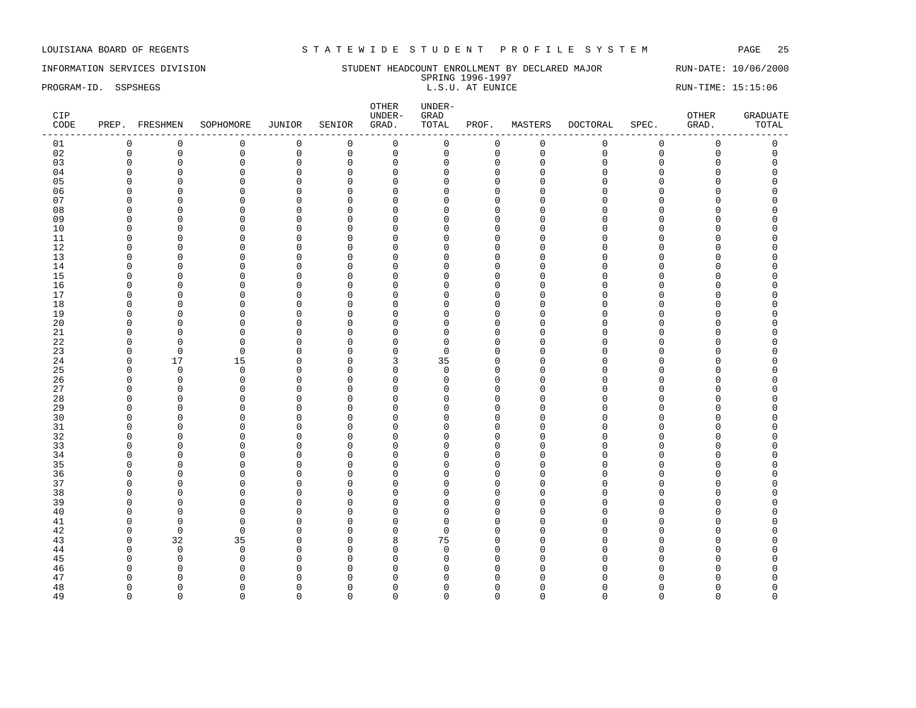LOUISIANA BOARD OF REGENTS — STATEWIDE STUDENT PROFILE SYSTEM

INFORMATION SERVICES DIVISION — STUDENT HEADCOUNT ENROLLMENT BY DECLARED MAJOR — RUN-DATE: 10/06/2000

SPRING 1996-1997

PROGRAM-ID. SSPSHEGS — L.S.U. AT EUNICE — RUN-TIME: 15:15:06

| CIP CODE | PREP. | FRESHMEN | SOPHOMORE | JUNIOR | SENIOR | OTHER UNDER-GRAD. | UNDER-GRAD TOTAL | PROF. | MASTERS | DOCTORAL | SPEC. | OTHER GRAD. | GRADUATE TOTAL |
|---|---|---|---|---|---|---|---|---|---|---|---|---|---|
| 01 | 0 | 0 | 0 | 0 | 0 | 0 | 0 | 0 | 0 | 0 | 0 | 0 | 0 |
| 02 | 0 | 0 | 0 | 0 | 0 | 0 | 0 | 0 | 0 | 0 | 0 | 0 | 0 |
| 03 | 0 | 0 | 0 | 0 | 0 | 0 | 0 | 0 | 0 | 0 | 0 | 0 | 0 |
| 04 | 0 | 0 | 0 | 0 | 0 | 0 | 0 | 0 | 0 | 0 | 0 | 0 | 0 |
| 05 | 0 | 0 | 0 | 0 | 0 | 0 | 0 | 0 | 0 | 0 | 0 | 0 | 0 |
| 06 | 0 | 0 | 0 | 0 | 0 | 0 | 0 | 0 | 0 | 0 | 0 | 0 | 0 |
| 07 | 0 | 0 | 0 | 0 | 0 | 0 | 0 | 0 | 0 | 0 | 0 | 0 | 0 |
| 08 | 0 | 0 | 0 | 0 | 0 | 0 | 0 | 0 | 0 | 0 | 0 | 0 | 0 |
| 09 | 0 | 0 | 0 | 0 | 0 | 0 | 0 | 0 | 0 | 0 | 0 | 0 | 0 |
| 10 | 0 | 0 | 0 | 0 | 0 | 0 | 0 | 0 | 0 | 0 | 0 | 0 | 0 |
| 11 | 0 | 0 | 0 | 0 | 0 | 0 | 0 | 0 | 0 | 0 | 0 | 0 | 0 |
| 12 | 0 | 0 | 0 | 0 | 0 | 0 | 0 | 0 | 0 | 0 | 0 | 0 | 0 |
| 13 | 0 | 0 | 0 | 0 | 0 | 0 | 0 | 0 | 0 | 0 | 0 | 0 | 0 |
| 14 | 0 | 0 | 0 | 0 | 0 | 0 | 0 | 0 | 0 | 0 | 0 | 0 | 0 |
| 15 | 0 | 0 | 0 | 0 | 0 | 0 | 0 | 0 | 0 | 0 | 0 | 0 | 0 |
| 16 | 0 | 0 | 0 | 0 | 0 | 0 | 0 | 0 | 0 | 0 | 0 | 0 | 0 |
| 17 | 0 | 0 | 0 | 0 | 0 | 0 | 0 | 0 | 0 | 0 | 0 | 0 | 0 |
| 18 | 0 | 0 | 0 | 0 | 0 | 0 | 0 | 0 | 0 | 0 | 0 | 0 | 0 |
| 19 | 0 | 0 | 0 | 0 | 0 | 0 | 0 | 0 | 0 | 0 | 0 | 0 | 0 |
| 20 | 0 | 0 | 0 | 0 | 0 | 0 | 0 | 0 | 0 | 0 | 0 | 0 | 0 |
| 21 | 0 | 0 | 0 | 0 | 0 | 0 | 0 | 0 | 0 | 0 | 0 | 0 | 0 |
| 22 | 0 | 0 | 0 | 0 | 0 | 0 | 0 | 0 | 0 | 0 | 0 | 0 | 0 |
| 23 | 0 | 0 | 0 | 0 | 0 | 0 | 0 | 0 | 0 | 0 | 0 | 0 | 0 |
| 24 | 0 | 17 | 15 | 0 | 0 | 3 | 35 | 0 | 0 | 0 | 0 | 0 | 0 |
| 25 | 0 | 0 | 0 | 0 | 0 | 0 | 0 | 0 | 0 | 0 | 0 | 0 | 0 |
| 26 | 0 | 0 | 0 | 0 | 0 | 0 | 0 | 0 | 0 | 0 | 0 | 0 | 0 |
| 27 | 0 | 0 | 0 | 0 | 0 | 0 | 0 | 0 | 0 | 0 | 0 | 0 | 0 |
| 28 | 0 | 0 | 0 | 0 | 0 | 0 | 0 | 0 | 0 | 0 | 0 | 0 | 0 |
| 29 | 0 | 0 | 0 | 0 | 0 | 0 | 0 | 0 | 0 | 0 | 0 | 0 | 0 |
| 30 | 0 | 0 | 0 | 0 | 0 | 0 | 0 | 0 | 0 | 0 | 0 | 0 | 0 |
| 31 | 0 | 0 | 0 | 0 | 0 | 0 | 0 | 0 | 0 | 0 | 0 | 0 | 0 |
| 32 | 0 | 0 | 0 | 0 | 0 | 0 | 0 | 0 | 0 | 0 | 0 | 0 | 0 |
| 33 | 0 | 0 | 0 | 0 | 0 | 0 | 0 | 0 | 0 | 0 | 0 | 0 | 0 |
| 34 | 0 | 0 | 0 | 0 | 0 | 0 | 0 | 0 | 0 | 0 | 0 | 0 | 0 |
| 35 | 0 | 0 | 0 | 0 | 0 | 0 | 0 | 0 | 0 | 0 | 0 | 0 | 0 |
| 36 | 0 | 0 | 0 | 0 | 0 | 0 | 0 | 0 | 0 | 0 | 0 | 0 | 0 |
| 37 | 0 | 0 | 0 | 0 | 0 | 0 | 0 | 0 | 0 | 0 | 0 | 0 | 0 |
| 38 | 0 | 0 | 0 | 0 | 0 | 0 | 0 | 0 | 0 | 0 | 0 | 0 | 0 |
| 39 | 0 | 0 | 0 | 0 | 0 | 0 | 0 | 0 | 0 | 0 | 0 | 0 | 0 |
| 40 | 0 | 0 | 0 | 0 | 0 | 0 | 0 | 0 | 0 | 0 | 0 | 0 | 0 |
| 41 | 0 | 0 | 0 | 0 | 0 | 0 | 0 | 0 | 0 | 0 | 0 | 0 | 0 |
| 42 | 0 | 0 | 0 | 0 | 0 | 0 | 0 | 0 | 0 | 0 | 0 | 0 | 0 |
| 43 | 0 | 32 | 35 | 0 | 0 | 8 | 75 | 0 | 0 | 0 | 0 | 0 | 0 |
| 44 | 0 | 0 | 0 | 0 | 0 | 0 | 0 | 0 | 0 | 0 | 0 | 0 | 0 |
| 45 | 0 | 0 | 0 | 0 | 0 | 0 | 0 | 0 | 0 | 0 | 0 | 0 | 0 |
| 46 | 0 | 0 | 0 | 0 | 0 | 0 | 0 | 0 | 0 | 0 | 0 | 0 | 0 |
| 47 | 0 | 0 | 0 | 0 | 0 | 0 | 0 | 0 | 0 | 0 | 0 | 0 | 0 |
| 48 | 0 | 0 | 0 | 0 | 0 | 0 | 0 | 0 | 0 | 0 | 0 | 0 | 0 |
| 49 | 0 | 0 | 0 | 0 | 0 | 0 | 0 | 0 | 0 | 0 | 0 | 0 | 0 |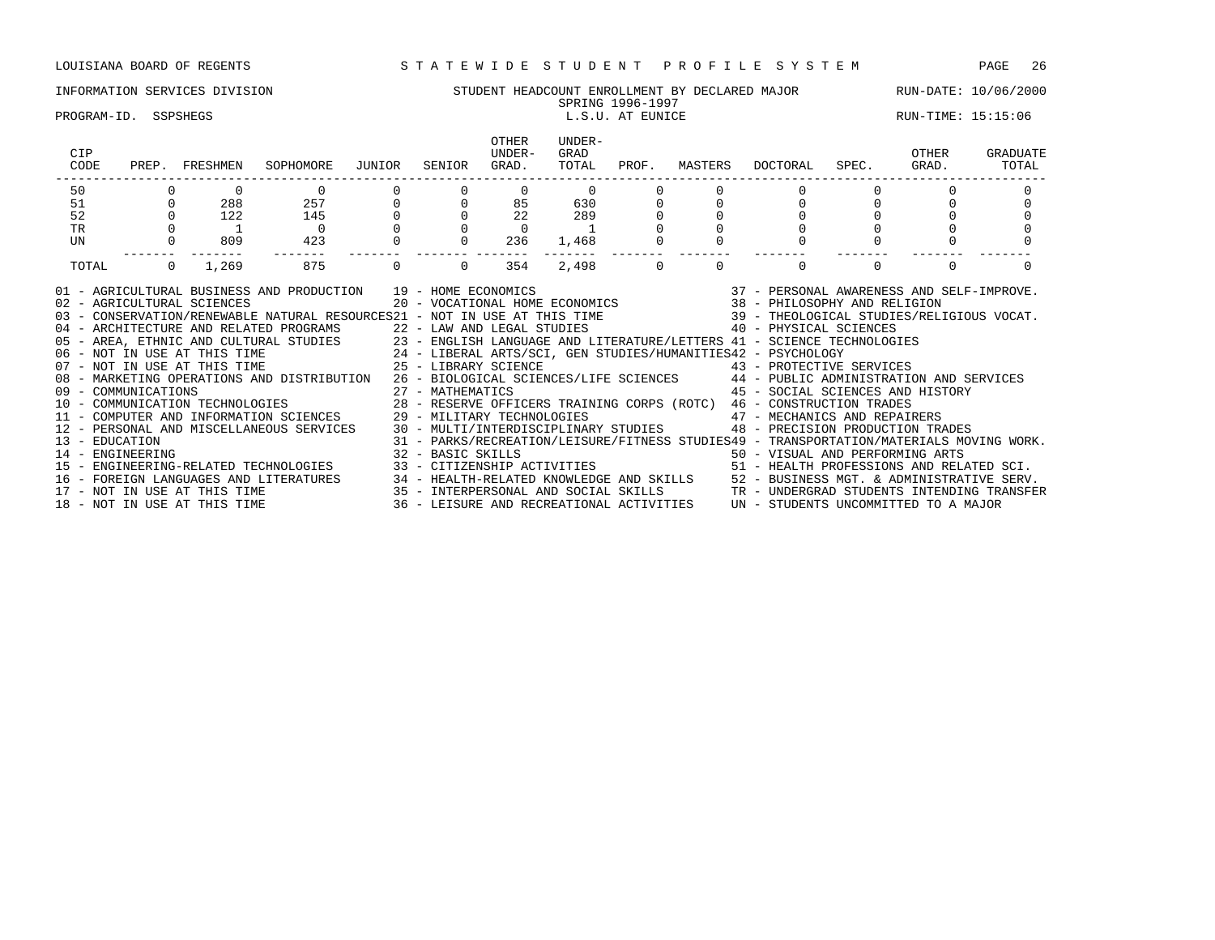LOUISIANA BOARD OF REGENTS — STATEWIDE STUDENT PROFILE SYSTEM

INFORMATION SERVICES DIVISION — STUDENT HEADCOUNT ENROLLMENT BY DECLARED MAJOR — RUN-DATE: 10/06/2000

SPRING 1996-1997

PROGRAM-ID. SSPSHEGS — L.S.U. AT EUNICE — RUN-TIME: 15:15:06

| CIP CODE | PREP. | FRESHMEN | SOPHOMORE | JUNIOR | SENIOR | OTHER UNDER-GRAD. | UNDER-GRAD TOTAL | PROF. | MASTERS | DOCTORAL | SPEC. | OTHER GRAD. | GRADUATE TOTAL |
|---|---|---|---|---|---|---|---|---|---|---|---|---|---|
| 50 | 0 | 0 | 0 | 0 | 0 | 0 | 0 | 0 | 0 | 0 | 0 | 0 | 0 |
| 51 | 0 | 288 | 257 | 0 | 0 | 85 | 630 | 0 | 0 | 0 | 0 | 0 | 0 |
| 52 | 0 | 122 | 145 | 0 | 0 | 22 | 289 | 0 | 0 | 0 | 0 | 0 | 0 |
| TR | 0 | 1 | 0 | 0 | 0 | 0 | 1 | 0 | 0 | 0 | 0 | 0 | 0 |
| UN | 0 | 809 | 423 | 0 | 0 | 236 | 1,468 | 0 | 0 | 0 | 0 | 0 | 0 |
| TOTAL | 0 | 1,269 | 875 | 0 | 0 | 354 | 2,498 | 0 | 0 | 0 | 0 | 0 | 0 |

01 - AGRICULTURAL BUSINESS AND PRODUCTION
02 - AGRICULTURAL SCIENCES
03 - CONSERVATION/RENEWABLE NATURAL RESOURCES
04 - ARCHITECTURE AND RELATED PROGRAMS
05 - AREA, ETHNIC AND CULTURAL STUDIES
06 - NOT IN USE AT THIS TIME
07 - NOT IN USE AT THIS TIME
08 - MARKETING OPERATIONS AND DISTRIBUTION
09 - COMMUNICATIONS
10 - COMMUNICATION TECHNOLOGIES
11 - COMPUTER AND INFORMATION SCIENCES
12 - PERSONAL AND MISCELLANEOUS SERVICES
13 - EDUCATION
14 - ENGINEERING
15 - ENGINEERING-RELATED TECHNOLOGIES
16 - FOREIGN LANGUAGES AND LITERATURES
17 - NOT IN USE AT THIS TIME
18 - NOT IN USE AT THIS TIME
19 - HOME ECONOMICS
20 - VOCATIONAL HOME ECONOMICS
21 - NOT IN USE AT THIS TIME
22 - LAW AND LEGAL STUDIES
23 - ENGLISH LANGUAGE AND LITERATURE/LETTERS
24 - LIBERAL ARTS/SCI, GEN STUDIES/HUMANITIES
25 - LIBRARY SCIENCE
26 - BIOLOGICAL SCIENCES/LIFE SCIENCES
27 - MATHEMATICS
28 - RESERVE OFFICERS TRAINING CORPS (ROTC)
29 - MILITARY TECHNOLOGIES
30 - MULTI/INTERDISCIPLINARY STUDIES
31 - PARKS/RECREATION/LEISURE/FITNESS STUDIES
32 - BASIC SKILLS
33 - CITIZENSHIP ACTIVITIES
34 - HEALTH-RELATED KNOWLEDGE AND SKILLS
35 - INTERPERSONAL AND SOCIAL SKILLS
36 - LEISURE AND RECREATIONAL ACTIVITIES
37 - PERSONAL AWARENESS AND SELF-IMPROVE.
38 - PHILOSOPHY AND RELIGION
39 - THEOLOGICAL STUDIES/RELIGIOUS VOCAT.
40 - PHYSICAL SCIENCES
41 - SCIENCE TECHNOLOGIES
42 - PSYCHOLOGY
43 - PROTECTIVE SERVICES
44 - PUBLIC ADMINISTRATION AND SERVICES
45 - SOCIAL SCIENCES AND HISTORY
46 - CONSTRUCTION TRADES
47 - MECHANICS AND REPAIRERS
48 - PRECISION PRODUCTION TRADES
49 - TRANSPORTATION/MATERIALS MOVING WORK.
50 - VISUAL AND PERFORMING ARTS
51 - HEALTH PROFESSIONS AND RELATED SCI.
52 - BUSINESS MGT. & ADMINISTRATIVE SERV.
TR - UNDERGRAD STUDENTS INTENDING TRANSFER
UN - STUDENTS UNCOMMITTED TO A MAJOR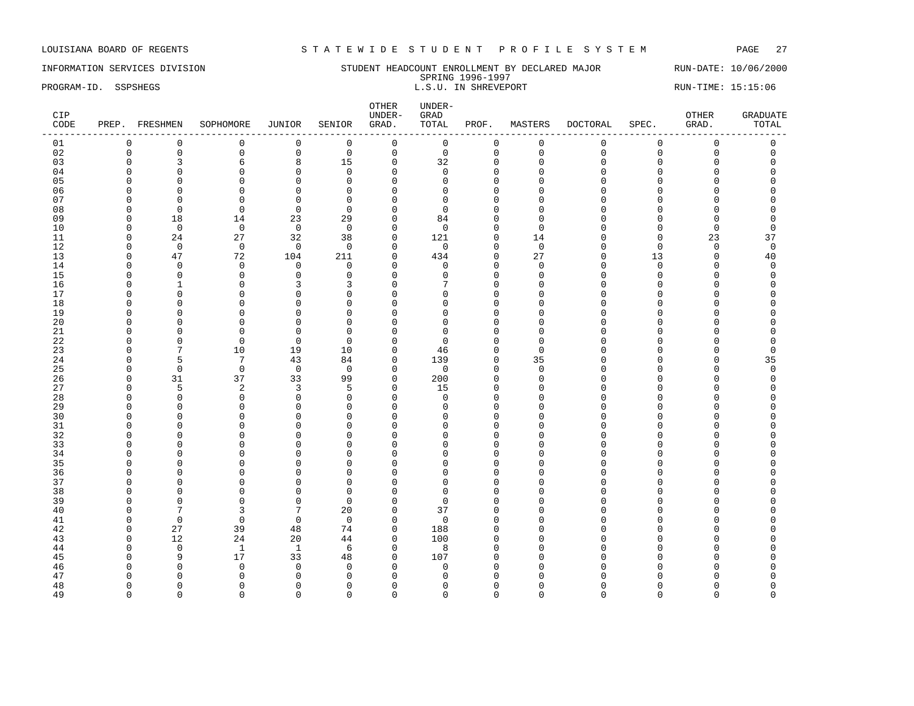LOUISIANA BOARD OF REGENTS — STATEWIDE STUDENT PROFILE SYSTEM

INFORMATION SERVICES DIVISION — STUDENT HEADCOUNT ENROLLMENT BY DECLARED MAJOR — RUN-DATE: 10/06/2000

SPRING 1996-1997

PROGRAM-ID. SSPSHEGS — L.S.U. IN SHREVEPORT — RUN-TIME: 15:15:06

| CIP CODE | PREP. | FRESHMEN | SOPHOMORE | JUNIOR | SENIOR | OTHER UNDER-GRAD. | UNDER-GRAD TOTAL | PROF. | MASTERS | DOCTORAL | SPEC. | OTHER GRAD. | GRADUATE TOTAL |
|---|---|---|---|---|---|---|---|---|---|---|---|---|---|
| 01 | 0 | 0 | 0 | 0 | 0 | 0 | 0 | 0 | 0 | 0 | 0 | 0 | 0 |
| 02 | 0 | 0 | 0 | 0 | 0 | 0 | 0 | 0 | 0 | 0 | 0 | 0 | 0 |
| 03 | 0 | 3 | 6 | 8 | 15 | 0 | 32 | 0 | 0 | 0 | 0 | 0 | 0 |
| 04 | 0 | 0 | 0 | 0 | 0 | 0 | 0 | 0 | 0 | 0 | 0 | 0 | 0 |
| 05 | 0 | 0 | 0 | 0 | 0 | 0 | 0 | 0 | 0 | 0 | 0 | 0 | 0 |
| 06 | 0 | 0 | 0 | 0 | 0 | 0 | 0 | 0 | 0 | 0 | 0 | 0 | 0 |
| 07 | 0 | 0 | 0 | 0 | 0 | 0 | 0 | 0 | 0 | 0 | 0 | 0 | 0 |
| 08 | 0 | 0 | 0 | 0 | 0 | 0 | 0 | 0 | 0 | 0 | 0 | 0 | 0 |
| 09 | 0 | 18 | 14 | 23 | 29 | 0 | 84 | 0 | 0 | 0 | 0 | 0 | 0 |
| 10 | 0 | 0 | 0 | 0 | 0 | 0 | 0 | 0 | 0 | 0 | 0 | 0 | 0 |
| 11 | 0 | 24 | 27 | 32 | 38 | 0 | 121 | 0 | 14 | 0 | 0 | 23 | 37 |
| 12 | 0 | 0 | 0 | 0 | 0 | 0 | 0 | 0 | 0 | 0 | 0 | 0 | 0 |
| 13 | 0 | 47 | 72 | 104 | 211 | 0 | 434 | 0 | 27 | 0 | 13 | 0 | 40 |
| 14 | 0 | 0 | 0 | 0 | 0 | 0 | 0 | 0 | 0 | 0 | 0 | 0 | 0 |
| 15 | 0 | 0 | 0 | 0 | 0 | 0 | 0 | 0 | 0 | 0 | 0 | 0 | 0 |
| 16 | 0 | 1 | 0 | 3 | 3 | 0 | 7 | 0 | 0 | 0 | 0 | 0 | 0 |
| 17 | 0 | 0 | 0 | 0 | 0 | 0 | 0 | 0 | 0 | 0 | 0 | 0 | 0 |
| 18 | 0 | 0 | 0 | 0 | 0 | 0 | 0 | 0 | 0 | 0 | 0 | 0 | 0 |
| 19 | 0 | 0 | 0 | 0 | 0 | 0 | 0 | 0 | 0 | 0 | 0 | 0 | 0 |
| 20 | 0 | 0 | 0 | 0 | 0 | 0 | 0 | 0 | 0 | 0 | 0 | 0 | 0 |
| 21 | 0 | 0 | 0 | 0 | 0 | 0 | 0 | 0 | 0 | 0 | 0 | 0 | 0 |
| 22 | 0 | 0 | 0 | 0 | 0 | 0 | 0 | 0 | 0 | 0 | 0 | 0 | 0 |
| 23 | 0 | 7 | 10 | 19 | 10 | 0 | 46 | 0 | 0 | 0 | 0 | 0 | 0 |
| 24 | 0 | 5 | 7 | 43 | 84 | 0 | 139 | 0 | 35 | 0 | 0 | 0 | 35 |
| 25 | 0 | 0 | 0 | 0 | 0 | 0 | 0 | 0 | 0 | 0 | 0 | 0 | 0 |
| 26 | 0 | 31 | 37 | 33 | 99 | 0 | 200 | 0 | 0 | 0 | 0 | 0 | 0 |
| 27 | 0 | 5 | 2 | 3 | 5 | 0 | 15 | 0 | 0 | 0 | 0 | 0 | 0 |
| 28 | 0 | 0 | 0 | 0 | 0 | 0 | 0 | 0 | 0 | 0 | 0 | 0 | 0 |
| 29 | 0 | 0 | 0 | 0 | 0 | 0 | 0 | 0 | 0 | 0 | 0 | 0 | 0 |
| 30 | 0 | 0 | 0 | 0 | 0 | 0 | 0 | 0 | 0 | 0 | 0 | 0 | 0 |
| 31 | 0 | 0 | 0 | 0 | 0 | 0 | 0 | 0 | 0 | 0 | 0 | 0 | 0 |
| 32 | 0 | 0 | 0 | 0 | 0 | 0 | 0 | 0 | 0 | 0 | 0 | 0 | 0 |
| 33 | 0 | 0 | 0 | 0 | 0 | 0 | 0 | 0 | 0 | 0 | 0 | 0 | 0 |
| 34 | 0 | 0 | 0 | 0 | 0 | 0 | 0 | 0 | 0 | 0 | 0 | 0 | 0 |
| 35 | 0 | 0 | 0 | 0 | 0 | 0 | 0 | 0 | 0 | 0 | 0 | 0 | 0 |
| 36 | 0 | 0 | 0 | 0 | 0 | 0 | 0 | 0 | 0 | 0 | 0 | 0 | 0 |
| 37 | 0 | 0 | 0 | 0 | 0 | 0 | 0 | 0 | 0 | 0 | 0 | 0 | 0 |
| 38 | 0 | 0 | 0 | 0 | 0 | 0 | 0 | 0 | 0 | 0 | 0 | 0 | 0 |
| 39 | 0 | 0 | 0 | 0 | 0 | 0 | 0 | 0 | 0 | 0 | 0 | 0 | 0 |
| 40 | 0 | 7 | 3 | 7 | 20 | 0 | 37 | 0 | 0 | 0 | 0 | 0 | 0 |
| 41 | 0 | 0 | 0 | 0 | 0 | 0 | 0 | 0 | 0 | 0 | 0 | 0 | 0 |
| 42 | 0 | 27 | 39 | 48 | 74 | 0 | 188 | 0 | 0 | 0 | 0 | 0 | 0 |
| 43 | 0 | 12 | 24 | 20 | 44 | 0 | 100 | 0 | 0 | 0 | 0 | 0 | 0 |
| 44 | 0 | 0 | 1 | 1 | 6 | 0 | 8 | 0 | 0 | 0 | 0 | 0 | 0 |
| 45 | 0 | 9 | 17 | 33 | 48 | 0 | 107 | 0 | 0 | 0 | 0 | 0 | 0 |
| 46 | 0 | 0 | 0 | 0 | 0 | 0 | 0 | 0 | 0 | 0 | 0 | 0 | 0 |
| 47 | 0 | 0 | 0 | 0 | 0 | 0 | 0 | 0 | 0 | 0 | 0 | 0 | 0 |
| 48 | 0 | 0 | 0 | 0 | 0 | 0 | 0 | 0 | 0 | 0 | 0 | 0 | 0 |
| 49 | 0 | 0 | 0 | 0 | 0 | 0 | 0 | 0 | 0 | 0 | 0 | 0 | 0 |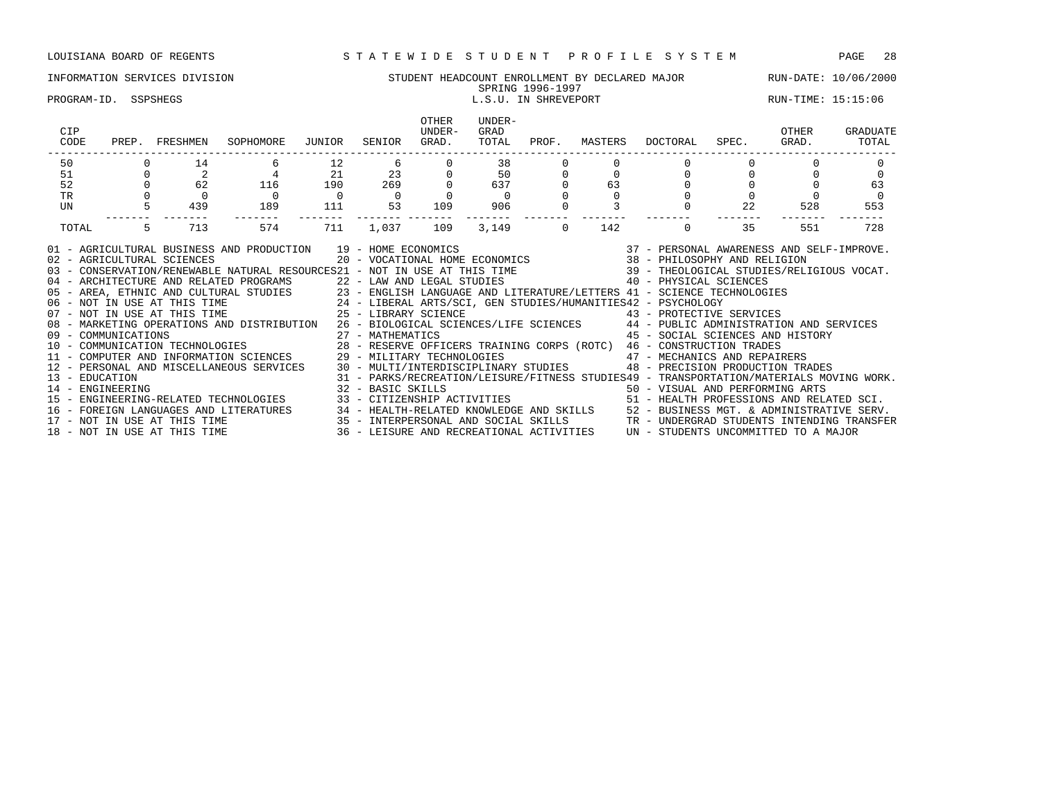LOUISIANA BOARD OF REGENTS — STATEWIDE STUDENT PROFILE SYSTEM

INFORMATION SERVICES DIVISION — STUDENT HEADCOUNT ENROLLMENT BY DECLARED MAJOR — RUN-DATE: 10/06/2000

SPRING 1996-1997

PROGRAM-ID. SSPSHEGS — L.S.U. IN SHREVEPORT — RUN-TIME: 15:15:06

| CIP CODE | PREP. | FRESHMEN | SOPHOMORE | JUNIOR | SENIOR | OTHER UNDER-GRAD. | UNDER-GRAD TOTAL | PROF. | MASTERS | DOCTORAL | SPEC. | OTHER GRAD. | GRADUATE TOTAL |
|---|---|---|---|---|---|---|---|---|---|---|---|---|---|
| 50 | 0 | 14 | 6 | 12 | 6 | 0 | 38 | 0 | 0 | 0 | 0 | 0 | 0 |
| 51 | 0 | 2 | 4 | 21 | 23 | 0 | 50 | 0 | 0 | 0 | 0 | 0 | 0 |
| 52 | 0 | 62 | 116 | 190 | 269 | 0 | 637 | 0 | 63 | 0 | 0 | 0 | 63 |
| TR | 0 | 0 | 0 | 0 | 0 | 0 | 0 | 0 | 0 | 0 | 0 | 0 | 0 |
| UN | 5 | 439 | 189 | 111 | 53 | 109 | 906 | 0 | 3 | 0 | 22 | 528 | 553 |
| TOTAL | 5 | 713 | 574 | 711 | 1,037 | 109 | 3,149 | 0 | 142 | 0 | 35 | 551 | 728 |

- 01 - AGRICULTURAL BUSINESS AND PRODUCTION
- 02 - AGRICULTURAL SCIENCES
- 03 - CONSERVATION/RENEWABLE NATURAL RESOURCES
- 04 - ARCHITECTURE AND RELATED PROGRAMS
- 05 - AREA, ETHNIC AND CULTURAL STUDIES
- 06 - NOT IN USE AT THIS TIME
- 07 - NOT IN USE AT THIS TIME
- 08 - MARKETING OPERATIONS AND DISTRIBUTION
- 09 - COMMUNICATIONS
- 10 - COMMUNICATION TECHNOLOGIES
- 11 - COMPUTER AND INFORMATION SCIENCES
- 12 - PERSONAL AND MISCELLANEOUS SERVICES
- 13 - EDUCATION
- 14 - ENGINEERING
- 15 - ENGINEERING-RELATED TECHNOLOGIES
- 16 - FOREIGN LANGUAGES AND LITERATURES
- 17 - NOT IN USE AT THIS TIME
- 18 - NOT IN USE AT THIS TIME
- 19 - HOME ECONOMICS
- 20 - VOCATIONAL HOME ECONOMICS
- 21 - NOT IN USE AT THIS TIME
- 22 - LAW AND LEGAL STUDIES
- 23 - ENGLISH LANGUAGE AND LITERATURE/LETTERS
- 24 - LIBERAL ARTS/SCI, GEN STUDIES/HUMANITIES
- 25 - LIBRARY SCIENCE
- 26 - BIOLOGICAL SCIENCES/LIFE SCIENCES
- 27 - MATHEMATICS
- 28 - RESERVE OFFICERS TRAINING CORPS (ROTC)
- 29 - MILITARY TECHNOLOGIES
- 30 - MULTI/INTERDISCIPLINARY STUDIES
- 31 - PARKS/RECREATION/LEISURE/FITNESS STUDIES
- 32 - BASIC SKILLS
- 33 - CITIZENSHIP ACTIVITIES
- 34 - HEALTH-RELATED KNOWLEDGE AND SKILLS
- 35 - INTERPERSONAL AND SOCIAL SKILLS
- 36 - LEISURE AND RECREATIONAL ACTIVITIES
- 37 - PERSONAL AWARENESS AND SELF-IMPROVE.
- 38 - PHILOSOPHY AND RELIGION
- 39 - THEOLOGICAL STUDIES/RELIGIOUS VOCAT.
- 40 - PHYSICAL SCIENCES
- 41 - SCIENCE TECHNOLOGIES
- 42 - PSYCHOLOGY
- 43 - PROTECTIVE SERVICES
- 44 - PUBLIC ADMINISTRATION AND SERVICES
- 45 - SOCIAL SCIENCES AND HISTORY
- 46 - CONSTRUCTION TRADES
- 47 - MECHANICS AND REPAIRERS
- 48 - PRECISION PRODUCTION TRADES
- 49 - TRANSPORTATION/MATERIALS MOVING WORK.
- 50 - VISUAL AND PERFORMING ARTS
- 51 - HEALTH PROFESSIONS AND RELATED SCI.
- 52 - BUSINESS MGT. & ADMINISTRATIVE SERV.
- TR - UNDERGRAD STUDENTS INTENDING TRANSFER
- UN - STUDENTS UNCOMMITTED TO A MAJOR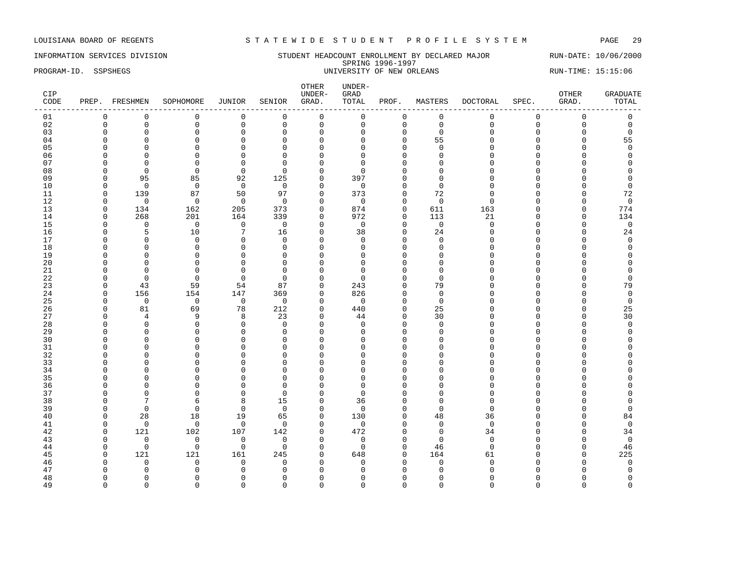LOUISIANA BOARD OF REGENTS — STATEWIDE STUDENT PROFILE SYSTEM

INFORMATION SERVICES DIVISION — STUDENT HEADCOUNT ENROLLMENT BY DECLARED MAJOR — RUN-DATE: 10/06/2000

SPRING 1996-1997

PROGRAM-ID. SSPSHEGS — UNIVERSITY OF NEW ORLEANS — RUN-TIME: 15:15:06

| CIP CODE | PREP. | FRESHMEN | SOPHOMORE | JUNIOR | SENIOR | OTHER UNDER-GRAD. | UNDER-GRAD TOTAL | PROF. | MASTERS | DOCTORAL | SPEC. | OTHER GRAD. | GRADUATE TOTAL |
|---|---|---|---|---|---|---|---|---|---|---|---|---|---|
| 01 | 0 | 0 | 0 | 0 | 0 | 0 | 0 | 0 | 0 | 0 | 0 | 0 | 0 |
| 02 | 0 | 0 | 0 | 0 | 0 | 0 | 0 | 0 | 0 | 0 | 0 | 0 | 0 |
| 03 | 0 | 0 | 0 | 0 | 0 | 0 | 0 | 0 | 0 | 0 | 0 | 0 | 0 |
| 04 | 0 | 0 | 0 | 0 | 0 | 0 | 0 | 0 | 55 | 0 | 0 | 0 | 55 |
| 05 | 0 | 0 | 0 | 0 | 0 | 0 | 0 | 0 | 0 | 0 | 0 | 0 | 0 |
| 06 | 0 | 0 | 0 | 0 | 0 | 0 | 0 | 0 | 0 | 0 | 0 | 0 | 0 |
| 07 | 0 | 0 | 0 | 0 | 0 | 0 | 0 | 0 | 0 | 0 | 0 | 0 | 0 |
| 08 | 0 | 0 | 0 | 0 | 0 | 0 | 0 | 0 | 0 | 0 | 0 | 0 | 0 |
| 09 | 0 | 95 | 85 | 92 | 125 | 0 | 397 | 0 | 0 | 0 | 0 | 0 | 0 |
| 10 | 0 | 0 | 0 | 0 | 0 | 0 | 0 | 0 | 0 | 0 | 0 | 0 | 0 |
| 11 | 0 | 139 | 87 | 50 | 97 | 0 | 373 | 0 | 72 | 0 | 0 | 0 | 72 |
| 12 | 0 | 0 | 0 | 0 | 0 | 0 | 0 | 0 | 0 | 0 | 0 | 0 | 0 |
| 13 | 0 | 134 | 162 | 205 | 373 | 0 | 874 | 0 | 611 | 163 | 0 | 0 | 774 |
| 14 | 0 | 268 | 201 | 164 | 339 | 0 | 972 | 0 | 113 | 21 | 0 | 0 | 134 |
| 15 | 0 | 0 | 0 | 0 | 0 | 0 | 0 | 0 | 0 | 0 | 0 | 0 | 0 |
| 16 | 0 | 5 | 10 | 7 | 16 | 0 | 38 | 0 | 24 | 0 | 0 | 0 | 24 |
| 17 | 0 | 0 | 0 | 0 | 0 | 0 | 0 | 0 | 0 | 0 | 0 | 0 | 0 |
| 18 | 0 | 0 | 0 | 0 | 0 | 0 | 0 | 0 | 0 | 0 | 0 | 0 | 0 |
| 19 | 0 | 0 | 0 | 0 | 0 | 0 | 0 | 0 | 0 | 0 | 0 | 0 | 0 |
| 20 | 0 | 0 | 0 | 0 | 0 | 0 | 0 | 0 | 0 | 0 | 0 | 0 | 0 |
| 21 | 0 | 0 | 0 | 0 | 0 | 0 | 0 | 0 | 0 | 0 | 0 | 0 | 0 |
| 22 | 0 | 0 | 0 | 0 | 0 | 0 | 0 | 0 | 0 | 0 | 0 | 0 | 0 |
| 23 | 0 | 43 | 59 | 54 | 87 | 0 | 243 | 0 | 79 | 0 | 0 | 0 | 79 |
| 24 | 0 | 156 | 154 | 147 | 369 | 0 | 826 | 0 | 0 | 0 | 0 | 0 | 0 |
| 25 | 0 | 0 | 0 | 0 | 0 | 0 | 0 | 0 | 0 | 0 | 0 | 0 | 0 |
| 26 | 0 | 81 | 69 | 78 | 212 | 0 | 440 | 0 | 25 | 0 | 0 | 0 | 25 |
| 27 | 0 | 4 | 9 | 8 | 23 | 0 | 44 | 0 | 30 | 0 | 0 | 0 | 30 |
| 28 | 0 | 0 | 0 | 0 | 0 | 0 | 0 | 0 | 0 | 0 | 0 | 0 | 0 |
| 29 | 0 | 0 | 0 | 0 | 0 | 0 | 0 | 0 | 0 | 0 | 0 | 0 | 0 |
| 30 | 0 | 0 | 0 | 0 | 0 | 0 | 0 | 0 | 0 | 0 | 0 | 0 | 0 |
| 31 | 0 | 0 | 0 | 0 | 0 | 0 | 0 | 0 | 0 | 0 | 0 | 0 | 0 |
| 32 | 0 | 0 | 0 | 0 | 0 | 0 | 0 | 0 | 0 | 0 | 0 | 0 | 0 |
| 33 | 0 | 0 | 0 | 0 | 0 | 0 | 0 | 0 | 0 | 0 | 0 | 0 | 0 |
| 34 | 0 | 0 | 0 | 0 | 0 | 0 | 0 | 0 | 0 | 0 | 0 | 0 | 0 |
| 35 | 0 | 0 | 0 | 0 | 0 | 0 | 0 | 0 | 0 | 0 | 0 | 0 | 0 |
| 36 | 0 | 0 | 0 | 0 | 0 | 0 | 0 | 0 | 0 | 0 | 0 | 0 | 0 |
| 37 | 0 | 0 | 0 | 0 | 0 | 0 | 0 | 0 | 0 | 0 | 0 | 0 | 0 |
| 38 | 0 | 7 | 6 | 8 | 15 | 0 | 36 | 0 | 0 | 0 | 0 | 0 | 0 |
| 39 | 0 | 0 | 0 | 0 | 0 | 0 | 0 | 0 | 0 | 0 | 0 | 0 | 0 |
| 40 | 0 | 28 | 18 | 19 | 65 | 0 | 130 | 0 | 48 | 36 | 0 | 0 | 84 |
| 41 | 0 | 0 | 0 | 0 | 0 | 0 | 0 | 0 | 0 | 0 | 0 | 0 | 0 |
| 42 | 0 | 121 | 102 | 107 | 142 | 0 | 472 | 0 | 0 | 34 | 0 | 0 | 34 |
| 43 | 0 | 0 | 0 | 0 | 0 | 0 | 0 | 0 | 0 | 0 | 0 | 0 | 0 |
| 44 | 0 | 0 | 0 | 0 | 0 | 0 | 0 | 0 | 46 | 0 | 0 | 0 | 46 |
| 45 | 0 | 121 | 121 | 161 | 245 | 0 | 648 | 0 | 164 | 61 | 0 | 0 | 225 |
| 46 | 0 | 0 | 0 | 0 | 0 | 0 | 0 | 0 | 0 | 0 | 0 | 0 | 0 |
| 47 | 0 | 0 | 0 | 0 | 0 | 0 | 0 | 0 | 0 | 0 | 0 | 0 | 0 |
| 48 | 0 | 0 | 0 | 0 | 0 | 0 | 0 | 0 | 0 | 0 | 0 | 0 | 0 |
| 49 | 0 | 0 | 0 | 0 | 0 | 0 | 0 | 0 | 0 | 0 | 0 | 0 | 0 |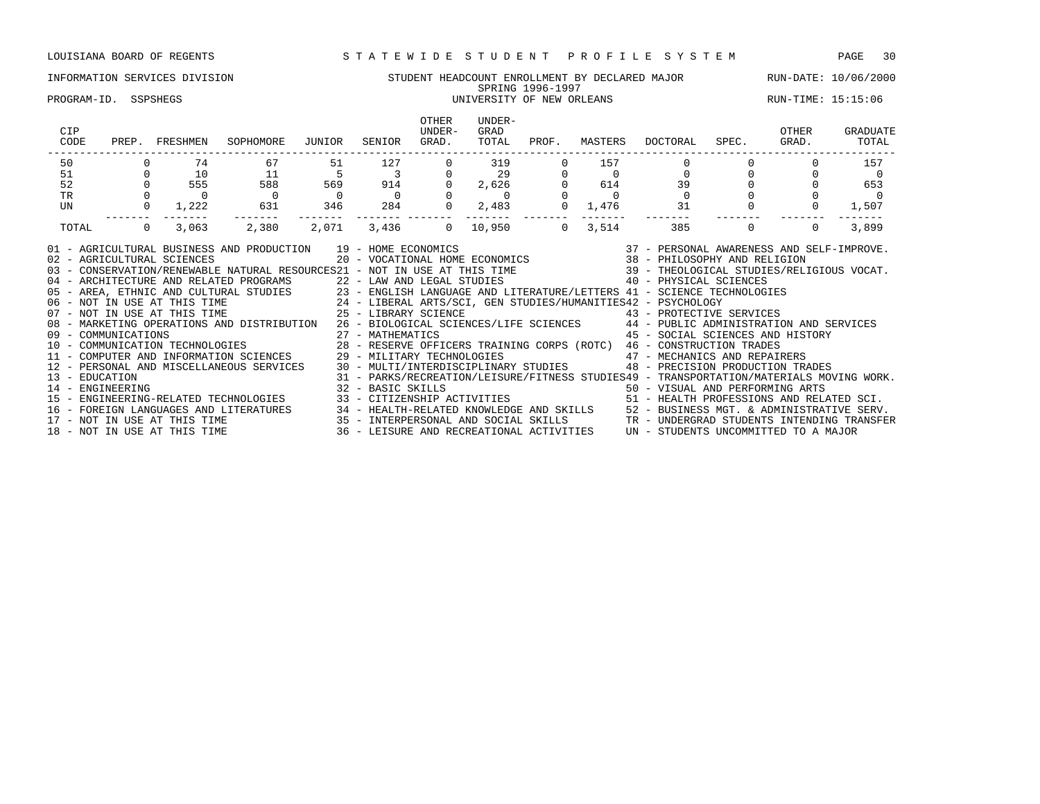LOUISIANA BOARD OF REGENTS — STATEWIDE STUDENT PROFILE SYSTEM

INFORMATION SERVICES DIVISION — STUDENT HEADCOUNT ENROLLMENT BY DECLARED MAJOR — RUN-DATE: 10/06/2000

SPRING 1996-1997

PROGRAM-ID. SSPSHEGS — UNIVERSITY OF NEW ORLEANS — RUN-TIME: 15:15:06

| CIP CODE | PREP. | FRESHMEN | SOPHOMORE | JUNIOR | SENIOR | OTHER UNDER-GRAD. | UNDER-GRAD TOTAL | PROF. | MASTERS | DOCTORAL | SPEC. | OTHER GRAD. | GRADUATE TOTAL |
|---|---|---|---|---|---|---|---|---|---|---|---|---|---|
| 50 | 0 | 74 | 67 | 51 | 127 | 0 | 319 | 0 | 157 | 0 | 0 | 0 | 157 |
| 51 | 0 | 10 | 11 | 5 | 3 | 0 | 29 | 0 | 0 | 0 | 0 | 0 | 0 |
| 52 | 0 | 555 | 588 | 569 | 914 | 0 | 2,626 | 0 | 614 | 39 | 0 | 0 | 653 |
| TR | 0 | 0 | 0 | 0 | 0 | 0 | 0 | 0 | 0 | 0 | 0 | 0 | 0 |
| UN | 0 | 1,222 | 631 | 346 | 284 | 0 | 2,483 | 0 | 1,476 | 31 | 0 | 0 | 1,507 |
| TOTAL | 0 | 3,063 | 2,380 | 2,071 | 3,436 | 0 | 10,950 | 0 | 3,514 | 385 | 0 | 0 | 3,899 |

01 - AGRICULTURAL BUSINESS AND PRODUCTION
02 - AGRICULTURAL SCIENCES
03 - CONSERVATION/RENEWABLE NATURAL RESOURCES
04 - ARCHITECTURE AND RELATED PROGRAMS
05 - AREA, ETHNIC AND CULTURAL STUDIES
06 - NOT IN USE AT THIS TIME
07 - NOT IN USE AT THIS TIME
08 - MARKETING OPERATIONS AND DISTRIBUTION
09 - COMMUNICATIONS
10 - COMMUNICATION TECHNOLOGIES
11 - COMPUTER AND INFORMATION SCIENCES
12 - PERSONAL AND MISCELLANEOUS SERVICES
13 - EDUCATION
14 - ENGINEERING
15 - ENGINEERING-RELATED TECHNOLOGIES
16 - FOREIGN LANGUAGES AND LITERATURES
17 - NOT IN USE AT THIS TIME
18 - NOT IN USE AT THIS TIME
19 - HOME ECONOMICS
20 - VOCATIONAL HOME ECONOMICS
21 - NOT IN USE AT THIS TIME
22 - LAW AND LEGAL STUDIES
23 - ENGLISH LANGUAGE AND LITERATURE/LETTERS
24 - LIBERAL ARTS/SCI, GEN STUDIES/HUMANITIES
25 - LIBRARY SCIENCE
26 - BIOLOGICAL SCIENCES/LIFE SCIENCES
27 - MATHEMATICS
28 - RESERVE OFFICERS TRAINING CORPS (ROTC)
29 - MILITARY TECHNOLOGIES
30 - MULTI/INTERDISCIPLINARY STUDIES
31 - PARKS/RECREATION/LEISURE/FITNESS STUDIES
32 - BASIC SKILLS
33 - CITIZENSHIP ACTIVITIES
34 - HEALTH-RELATED KNOWLEDGE AND SKILLS
35 - INTERPERSONAL AND SOCIAL SKILLS
36 - LEISURE AND RECREATIONAL ACTIVITIES
37 - PERSONAL AWARENESS AND SELF-IMPROVE.
38 - PHILOSOPHY AND RELIGION
39 - THEOLOGICAL STUDIES/RELIGIOUS VOCAT.
40 - PHYSICAL SCIENCES
41 - SCIENCE TECHNOLOGIES
42 - PSYCHOLOGY
43 - PROTECTIVE SERVICES
44 - PUBLIC ADMINISTRATION AND SERVICES
45 - SOCIAL SCIENCES AND HISTORY
46 - CONSTRUCTION TRADES
47 - MECHANICS AND REPAIRERS
48 - PRECISION PRODUCTION TRADES
49 - TRANSPORTATION/MATERIALS MOVING WORK.
50 - VISUAL AND PERFORMING ARTS
51 - HEALTH PROFESSIONS AND RELATED SCI.
52 - BUSINESS MGT. & ADMINISTRATIVE SERV.
TR - UNDERGRAD STUDENTS INTENDING TRANSFER
UN - STUDENTS UNCOMMITTED TO A MAJOR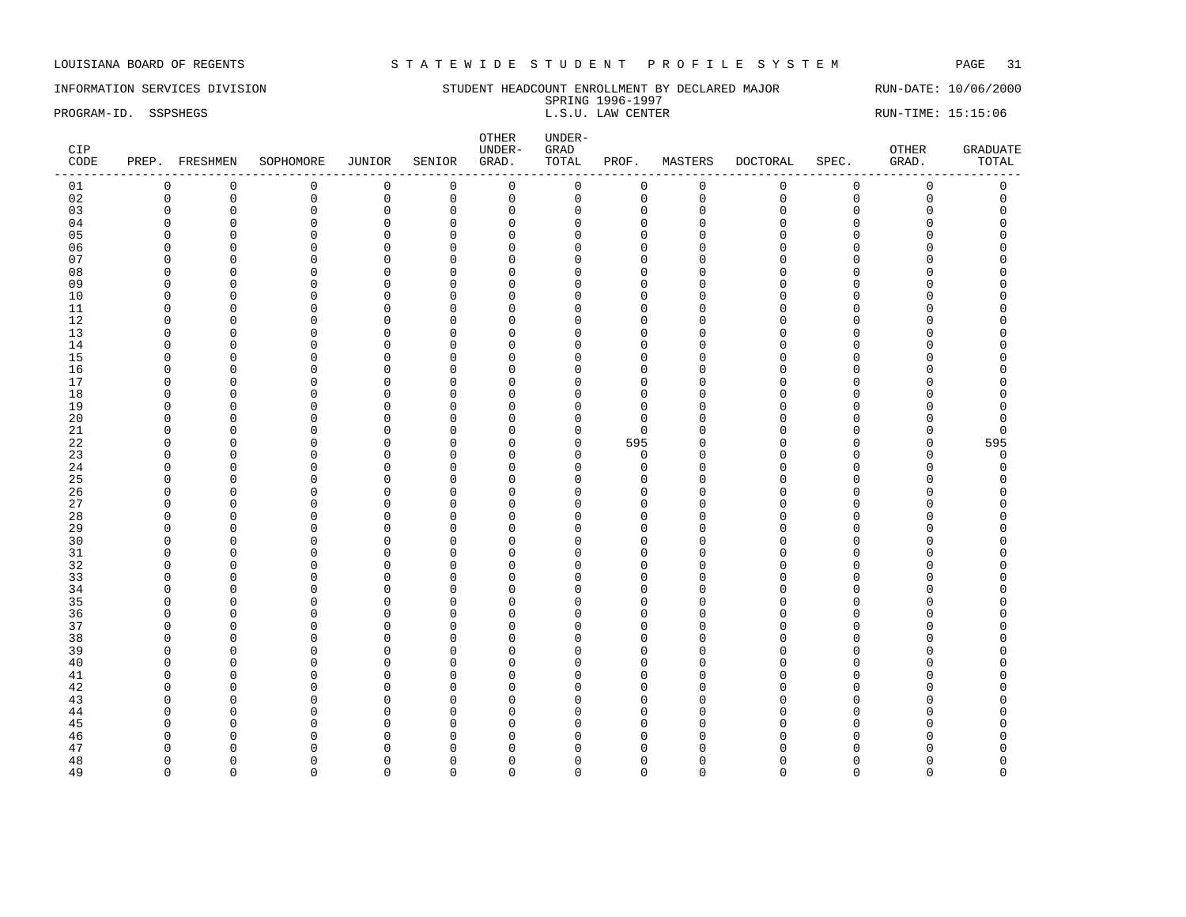LOUISIANA BOARD OF REGENTS — STATEWIDE STUDENT PROFILE SYSTEM

INFORMATION SERVICES DIVISION — STUDENT HEADCOUNT ENROLLMENT BY DECLARED MAJOR — RUN-DATE: 10/06/2000

SPRING 1996-1997

PROGRAM-ID. SSPSHEGS — L.S.U. LAW CENTER — RUN-TIME: 15:15:06

| CIP CODE | PREP. | FRESHMEN | SOPHOMORE | JUNIOR | SENIOR | OTHER UNDER-GRAD. | UNDER-GRAD TOTAL | PROF. | MASTERS | DOCTORAL | SPEC. | OTHER GRAD. | GRADUATE TOTAL |
|---|---|---|---|---|---|---|---|---|---|---|---|---|---|
| 01 | 0 | 0 | 0 | 0 | 0 | 0 | 0 | 0 | 0 | 0 | 0 | 0 | 0 |
| 02 | 0 | 0 | 0 | 0 | 0 | 0 | 0 | 0 | 0 | 0 | 0 | 0 | 0 |
| 03 | 0 | 0 | 0 | 0 | 0 | 0 | 0 | 0 | 0 | 0 | 0 | 0 | 0 |
| 04 | 0 | 0 | 0 | 0 | 0 | 0 | 0 | 0 | 0 | 0 | 0 | 0 | 0 |
| 05 | 0 | 0 | 0 | 0 | 0 | 0 | 0 | 0 | 0 | 0 | 0 | 0 | 0 |
| 06 | 0 | 0 | 0 | 0 | 0 | 0 | 0 | 0 | 0 | 0 | 0 | 0 | 0 |
| 07 | 0 | 0 | 0 | 0 | 0 | 0 | 0 | 0 | 0 | 0 | 0 | 0 | 0 |
| 08 | 0 | 0 | 0 | 0 | 0 | 0 | 0 | 0 | 0 | 0 | 0 | 0 | 0 |
| 09 | 0 | 0 | 0 | 0 | 0 | 0 | 0 | 0 | 0 | 0 | 0 | 0 | 0 |
| 10 | 0 | 0 | 0 | 0 | 0 | 0 | 0 | 0 | 0 | 0 | 0 | 0 | 0 |
| 11 | 0 | 0 | 0 | 0 | 0 | 0 | 0 | 0 | 0 | 0 | 0 | 0 | 0 |
| 12 | 0 | 0 | 0 | 0 | 0 | 0 | 0 | 0 | 0 | 0 | 0 | 0 | 0 |
| 13 | 0 | 0 | 0 | 0 | 0 | 0 | 0 | 0 | 0 | 0 | 0 | 0 | 0 |
| 14 | 0 | 0 | 0 | 0 | 0 | 0 | 0 | 0 | 0 | 0 | 0 | 0 | 0 |
| 15 | 0 | 0 | 0 | 0 | 0 | 0 | 0 | 0 | 0 | 0 | 0 | 0 | 0 |
| 16 | 0 | 0 | 0 | 0 | 0 | 0 | 0 | 0 | 0 | 0 | 0 | 0 | 0 |
| 17 | 0 | 0 | 0 | 0 | 0 | 0 | 0 | 0 | 0 | 0 | 0 | 0 | 0 |
| 18 | 0 | 0 | 0 | 0 | 0 | 0 | 0 | 0 | 0 | 0 | 0 | 0 | 0 |
| 19 | 0 | 0 | 0 | 0 | 0 | 0 | 0 | 0 | 0 | 0 | 0 | 0 | 0 |
| 20 | 0 | 0 | 0 | 0 | 0 | 0 | 0 | 0 | 0 | 0 | 0 | 0 | 0 |
| 21 | 0 | 0 | 0 | 0 | 0 | 0 | 0 | 0 | 0 | 0 | 0 | 0 | 0 |
| 22 | 0 | 0 | 0 | 0 | 0 | 0 | 0 | 595 | 0 | 0 | 0 | 0 | 595 |
| 23 | 0 | 0 | 0 | 0 | 0 | 0 | 0 | 0 | 0 | 0 | 0 | 0 | 0 |
| 24 | 0 | 0 | 0 | 0 | 0 | 0 | 0 | 0 | 0 | 0 | 0 | 0 | 0 |
| 25 | 0 | 0 | 0 | 0 | 0 | 0 | 0 | 0 | 0 | 0 | 0 | 0 | 0 |
| 26 | 0 | 0 | 0 | 0 | 0 | 0 | 0 | 0 | 0 | 0 | 0 | 0 | 0 |
| 27 | 0 | 0 | 0 | 0 | 0 | 0 | 0 | 0 | 0 | 0 | 0 | 0 | 0 |
| 28 | 0 | 0 | 0 | 0 | 0 | 0 | 0 | 0 | 0 | 0 | 0 | 0 | 0 |
| 29 | 0 | 0 | 0 | 0 | 0 | 0 | 0 | 0 | 0 | 0 | 0 | 0 | 0 |
| 30 | 0 | 0 | 0 | 0 | 0 | 0 | 0 | 0 | 0 | 0 | 0 | 0 | 0 |
| 31 | 0 | 0 | 0 | 0 | 0 | 0 | 0 | 0 | 0 | 0 | 0 | 0 | 0 |
| 32 | 0 | 0 | 0 | 0 | 0 | 0 | 0 | 0 | 0 | 0 | 0 | 0 | 0 |
| 33 | 0 | 0 | 0 | 0 | 0 | 0 | 0 | 0 | 0 | 0 | 0 | 0 | 0 |
| 34 | 0 | 0 | 0 | 0 | 0 | 0 | 0 | 0 | 0 | 0 | 0 | 0 | 0 |
| 35 | 0 | 0 | 0 | 0 | 0 | 0 | 0 | 0 | 0 | 0 | 0 | 0 | 0 |
| 36 | 0 | 0 | 0 | 0 | 0 | 0 | 0 | 0 | 0 | 0 | 0 | 0 | 0 |
| 37 | 0 | 0 | 0 | 0 | 0 | 0 | 0 | 0 | 0 | 0 | 0 | 0 | 0 |
| 38 | 0 | 0 | 0 | 0 | 0 | 0 | 0 | 0 | 0 | 0 | 0 | 0 | 0 |
| 39 | 0 | 0 | 0 | 0 | 0 | 0 | 0 | 0 | 0 | 0 | 0 | 0 | 0 |
| 40 | 0 | 0 | 0 | 0 | 0 | 0 | 0 | 0 | 0 | 0 | 0 | 0 | 0 |
| 41 | 0 | 0 | 0 | 0 | 0 | 0 | 0 | 0 | 0 | 0 | 0 | 0 | 0 |
| 42 | 0 | 0 | 0 | 0 | 0 | 0 | 0 | 0 | 0 | 0 | 0 | 0 | 0 |
| 43 | 0 | 0 | 0 | 0 | 0 | 0 | 0 | 0 | 0 | 0 | 0 | 0 | 0 |
| 44 | 0 | 0 | 0 | 0 | 0 | 0 | 0 | 0 | 0 | 0 | 0 | 0 | 0 |
| 45 | 0 | 0 | 0 | 0 | 0 | 0 | 0 | 0 | 0 | 0 | 0 | 0 | 0 |
| 46 | 0 | 0 | 0 | 0 | 0 | 0 | 0 | 0 | 0 | 0 | 0 | 0 | 0 |
| 47 | 0 | 0 | 0 | 0 | 0 | 0 | 0 | 0 | 0 | 0 | 0 | 0 | 0 |
| 48 | 0 | 0 | 0 | 0 | 0 | 0 | 0 | 0 | 0 | 0 | 0 | 0 | 0 |
| 49 | 0 | 0 | 0 | 0 | 0 | 0 | 0 | 0 | 0 | 0 | 0 | 0 | 0 |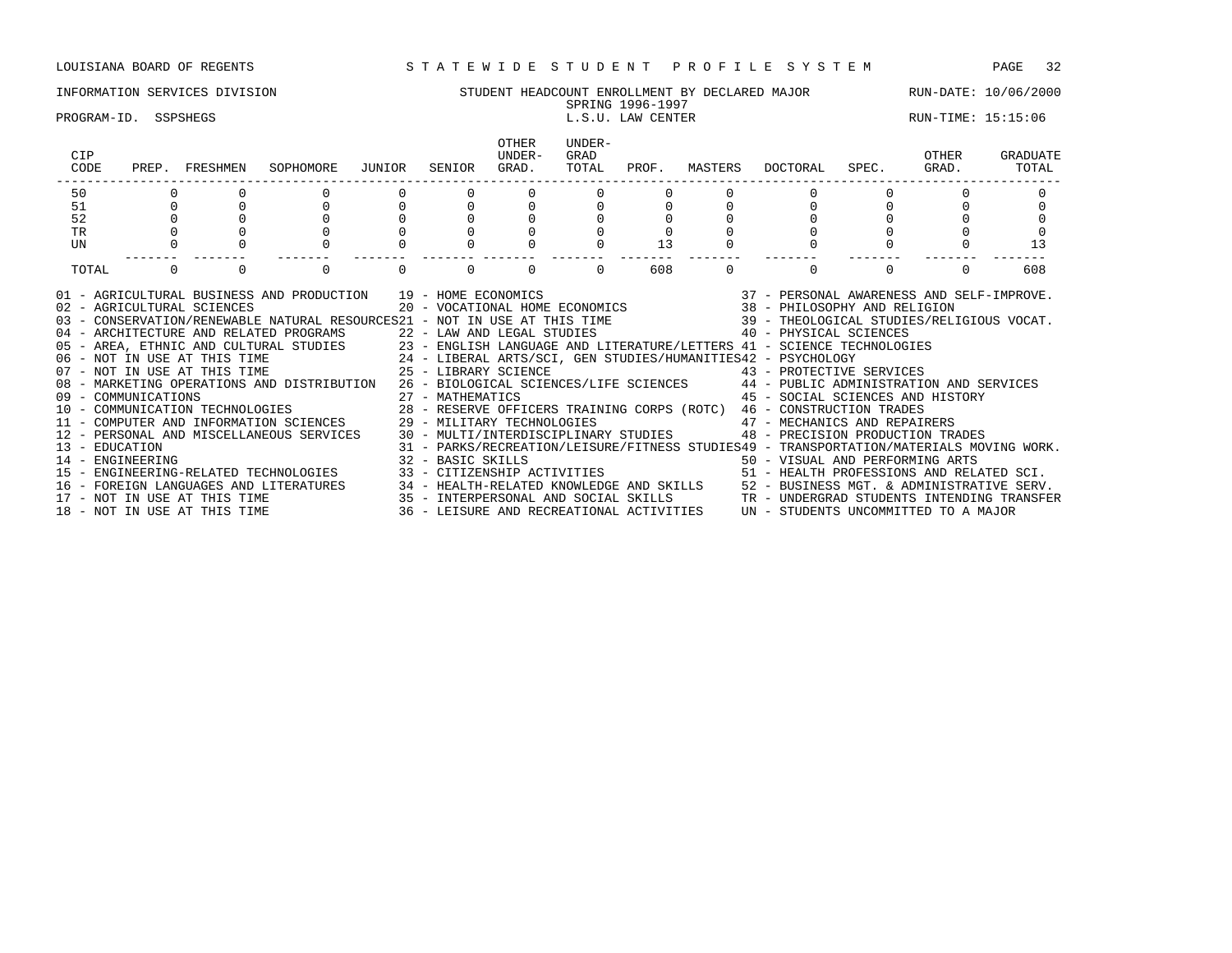LOUISIANA BOARD OF REGENTS — STATEWIDE STUDENT PROFILE SYSTEM

INFORMATION SERVICES DIVISION — STUDENT HEADCOUNT ENROLLMENT BY DECLARED MAJOR — RUN-DATE: 10/06/2000

SPRING 1996-1997

PROGRAM-ID. SSPSHEGS — L.S.U. LAW CENTER — RUN-TIME: 15:15:06

| CIP CODE | PREP. | FRESHMEN | SOPHOMORE | JUNIOR | SENIOR | OTHER UNDER-GRAD. | UNDER-GRAD TOTAL | PROF. | MASTERS | DOCTORAL | SPEC. | OTHER GRAD. | GRADUATE TOTAL |
|---|---|---|---|---|---|---|---|---|---|---|---|---|---|
| 50 | 0 | 0 | 0 | 0 | 0 | 0 | 0 | 0 | 0 | 0 | 0 | 0 | 0 |
| 51 | 0 | 0 | 0 | 0 | 0 | 0 | 0 | 0 | 0 | 0 | 0 | 0 | 0 |
| 52 | 0 | 0 | 0 | 0 | 0 | 0 | 0 | 0 | 0 | 0 | 0 | 0 | 0 |
| TR | 0 | 0 | 0 | 0 | 0 | 0 | 0 | 0 | 0 | 0 | 0 | 0 | 0 |
| UN | 0 | 0 | 0 | 0 | 0 | 0 | 0 | 13 | 0 | 0 | 0 | 0 | 13 |
| TOTAL | 0 | 0 | 0 | 0 | 0 | 0 | 0 | 608 | 0 | 0 | 0 | 0 | 608 |

01 - AGRICULTURAL BUSINESS AND PRODUCTION
02 - AGRICULTURAL SCIENCES
03 - CONSERVATION/RENEWABLE NATURAL RESOURCES
04 - ARCHITECTURE AND RELATED PROGRAMS
05 - AREA, ETHNIC AND CULTURAL STUDIES
06 - NOT IN USE AT THIS TIME
07 - NOT IN USE AT THIS TIME
08 - MARKETING OPERATIONS AND DISTRIBUTION
09 - COMMUNICATIONS
10 - COMMUNICATION TECHNOLOGIES
11 - COMPUTER AND INFORMATION SCIENCES
12 - PERSONAL AND MISCELLANEOUS SERVICES
13 - EDUCATION
14 - ENGINEERING
15 - ENGINEERING-RELATED TECHNOLOGIES
16 - FOREIGN LANGUAGES AND LITERATURES
17 - NOT IN USE AT THIS TIME
18 - NOT IN USE AT THIS TIME
19 - HOME ECONOMICS
20 - VOCATIONAL HOME ECONOMICS
21 - NOT IN USE AT THIS TIME
22 - LAW AND LEGAL STUDIES
23 - ENGLISH LANGUAGE AND LITERATURE/LETTERS
24 - LIBERAL ARTS/SCI, GEN STUDIES/HUMANITIES
25 - LIBRARY SCIENCE
26 - BIOLOGICAL SCIENCES/LIFE SCIENCES
27 - MATHEMATICS
28 - RESERVE OFFICERS TRAINING CORPS (ROTC)
29 - MILITARY TECHNOLOGIES
30 - MULTI/INTERDISCIPLINARY STUDIES
31 - PARKS/RECREATION/LEISURE/FITNESS STUDIES
32 - BASIC SKILLS
33 - CITIZENSHIP ACTIVITIES
34 - HEALTH-RELATED KNOWLEDGE AND SKILLS
35 - INTERPERSONAL AND SOCIAL SKILLS
36 - LEISURE AND RECREATIONAL ACTIVITIES
37 - PERSONAL AWARENESS AND SELF-IMPROVE.
38 - PHILOSOPHY AND RELIGION
39 - THEOLOGICAL STUDIES/RELIGIOUS VOCAT.
40 - PHYSICAL SCIENCES
41 - SCIENCE TECHNOLOGIES
42 - PSYCHOLOGY
43 - PROTECTIVE SERVICES
44 - PUBLIC ADMINISTRATION AND SERVICES
45 - SOCIAL SCIENCES AND HISTORY
46 - CONSTRUCTION TRADES
47 - MECHANICS AND REPAIRERS
48 - PRECISION PRODUCTION TRADES
49 - TRANSPORTATION/MATERIALS MOVING WORK.
50 - VISUAL AND PERFORMING ARTS
51 - HEALTH PROFESSIONS AND RELATED SCI.
52 - BUSINESS MGT. & ADMINISTRATIVE SERV.
TR - UNDERGRAD STUDENTS INTENDING TRANSFER
UN - STUDENTS UNCOMMITTED TO A MAJOR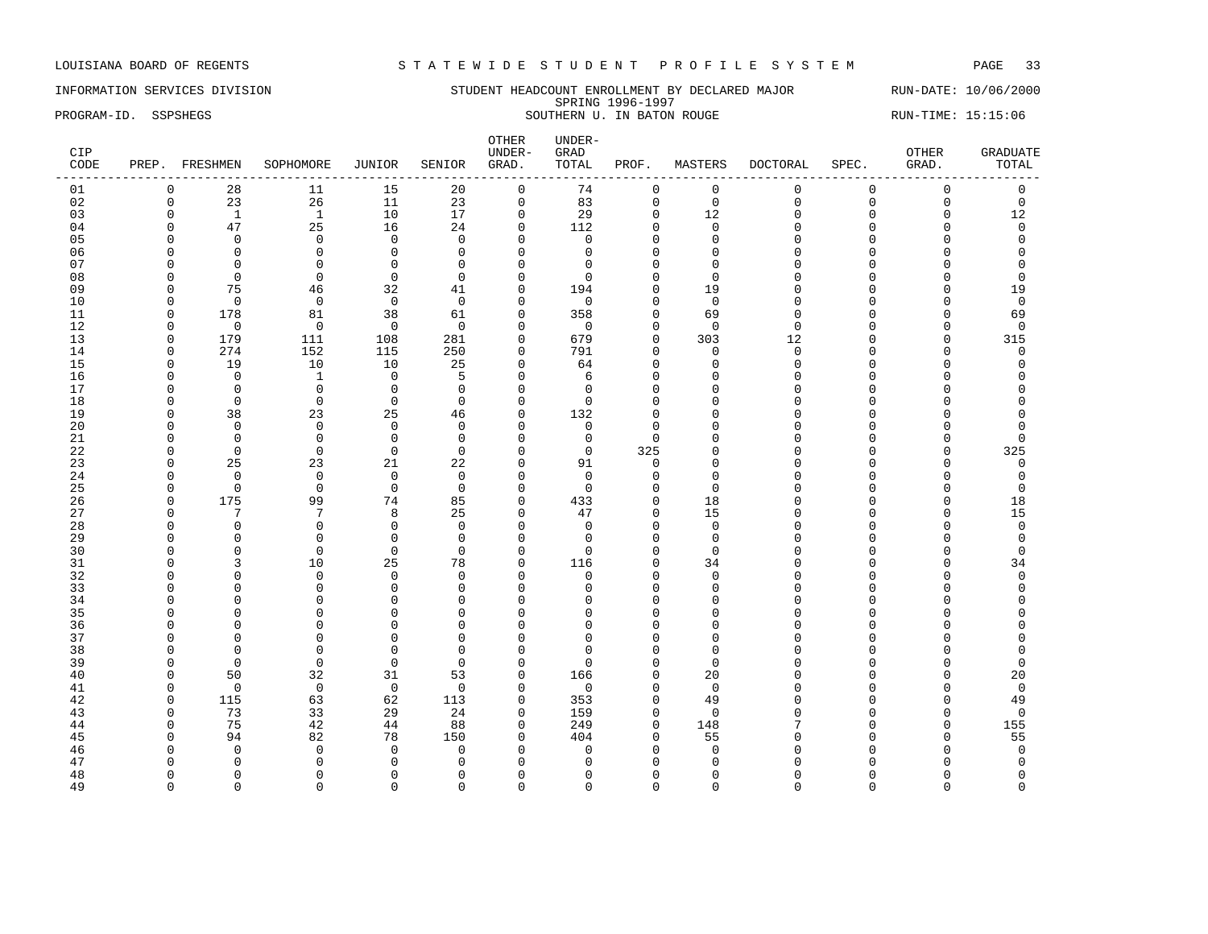LOUISIANA BOARD OF REGENTS — STATEWIDE STUDENT PROFILE SYSTEM

INFORMATION SERVICES DIVISION — STUDENT HEADCOUNT ENROLLMENT BY DECLARED MAJOR — RUN-DATE: 10/06/2000

SPRING 1996-1997

PROGRAM-ID. SSPSHEGS — SOUTHERN U. IN BATON ROUGE — RUN-TIME: 15:15:06

| CIP CODE | PREP. | FRESHMEN | SOPHOMORE | JUNIOR | SENIOR | OTHER UNDER-GRAD. | UNDER-GRAD TOTAL | PROF. | MASTERS | DOCTORAL | SPEC. | OTHER GRAD. | GRADUATE TOTAL |
|---|---|---|---|---|---|---|---|---|---|---|---|---|---|
| 01 | 0 | 28 | 11 | 15 | 20 | 0 | 74 | 0 | 0 | 0 | 0 | 0 | 0 |
| 02 | 0 | 23 | 26 | 11 | 23 | 0 | 83 | 0 | 0 | 0 | 0 | 0 | 0 |
| 03 | 0 | 1 | 1 | 10 | 17 | 0 | 29 | 0 | 12 | 0 | 0 | 0 | 12 |
| 04 | 0 | 47 | 25 | 16 | 24 | 0 | 112 | 0 | 0 | 0 | 0 | 0 | 0 |
| 05 | 0 | 0 | 0 | 0 | 0 | 0 | 0 | 0 | 0 | 0 | 0 | 0 | 0 |
| 06 | 0 | 0 | 0 | 0 | 0 | 0 | 0 | 0 | 0 | 0 | 0 | 0 | 0 |
| 07 | 0 | 0 | 0 | 0 | 0 | 0 | 0 | 0 | 0 | 0 | 0 | 0 | 0 |
| 08 | 0 | 0 | 0 | 0 | 0 | 0 | 0 | 0 | 0 | 0 | 0 | 0 | 0 |
| 09 | 0 | 75 | 46 | 32 | 41 | 0 | 194 | 0 | 19 | 0 | 0 | 0 | 19 |
| 10 | 0 | 0 | 0 | 0 | 0 | 0 | 0 | 0 | 0 | 0 | 0 | 0 | 0 |
| 11 | 0 | 178 | 81 | 38 | 61 | 0 | 358 | 0 | 69 | 0 | 0 | 0 | 69 |
| 12 | 0 | 0 | 0 | 0 | 0 | 0 | 0 | 0 | 0 | 0 | 0 | 0 | 0 |
| 13 | 0 | 179 | 111 | 108 | 281 | 0 | 679 | 0 | 303 | 12 | 0 | 0 | 315 |
| 14 | 0 | 274 | 152 | 115 | 250 | 0 | 791 | 0 | 0 | 0 | 0 | 0 | 0 |
| 15 | 0 | 19 | 10 | 10 | 25 | 0 | 64 | 0 | 0 | 0 | 0 | 0 | 0 |
| 16 | 0 | 0 | 1 | 0 | 5 | 0 | 6 | 0 | 0 | 0 | 0 | 0 | 0 |
| 17 | 0 | 0 | 0 | 0 | 0 | 0 | 0 | 0 | 0 | 0 | 0 | 0 | 0 |
| 18 | 0 | 0 | 0 | 0 | 0 | 0 | 0 | 0 | 0 | 0 | 0 | 0 | 0 |
| 19 | 0 | 38 | 23 | 25 | 46 | 0 | 132 | 0 | 0 | 0 | 0 | 0 | 0 |
| 20 | 0 | 0 | 0 | 0 | 0 | 0 | 0 | 0 | 0 | 0 | 0 | 0 | 0 |
| 21 | 0 | 0 | 0 | 0 | 0 | 0 | 0 | 0 | 0 | 0 | 0 | 0 | 0 |
| 22 | 0 | 0 | 0 | 0 | 0 | 0 | 0 | 325 | 0 | 0 | 0 | 0 | 325 |
| 23 | 0 | 25 | 23 | 21 | 22 | 0 | 91 | 0 | 0 | 0 | 0 | 0 | 0 |
| 24 | 0 | 0 | 0 | 0 | 0 | 0 | 0 | 0 | 0 | 0 | 0 | 0 | 0 |
| 25 | 0 | 0 | 0 | 0 | 0 | 0 | 0 | 0 | 0 | 0 | 0 | 0 | 0 |
| 26 | 0 | 175 | 99 | 74 | 85 | 0 | 433 | 0 | 18 | 0 | 0 | 0 | 18 |
| 27 | 0 | 7 | 7 | 8 | 25 | 0 | 47 | 0 | 15 | 0 | 0 | 0 | 15 |
| 28 | 0 | 0 | 0 | 0 | 0 | 0 | 0 | 0 | 0 | 0 | 0 | 0 | 0 |
| 29 | 0 | 0 | 0 | 0 | 0 | 0 | 0 | 0 | 0 | 0 | 0 | 0 | 0 |
| 30 | 0 | 0 | 0 | 0 | 0 | 0 | 0 | 0 | 0 | 0 | 0 | 0 | 0 |
| 31 | 0 | 3 | 10 | 25 | 78 | 0 | 116 | 0 | 34 | 0 | 0 | 0 | 34 |
| 32 | 0 | 0 | 0 | 0 | 0 | 0 | 0 | 0 | 0 | 0 | 0 | 0 | 0 |
| 33 | 0 | 0 | 0 | 0 | 0 | 0 | 0 | 0 | 0 | 0 | 0 | 0 | 0 |
| 34 | 0 | 0 | 0 | 0 | 0 | 0 | 0 | 0 | 0 | 0 | 0 | 0 | 0 |
| 35 | 0 | 0 | 0 | 0 | 0 | 0 | 0 | 0 | 0 | 0 | 0 | 0 | 0 |
| 36 | 0 | 0 | 0 | 0 | 0 | 0 | 0 | 0 | 0 | 0 | 0 | 0 | 0 |
| 37 | 0 | 0 | 0 | 0 | 0 | 0 | 0 | 0 | 0 | 0 | 0 | 0 | 0 |
| 38 | 0 | 0 | 0 | 0 | 0 | 0 | 0 | 0 | 0 | 0 | 0 | 0 | 0 |
| 39 | 0 | 0 | 0 | 0 | 0 | 0 | 0 | 0 | 0 | 0 | 0 | 0 | 0 |
| 40 | 0 | 50 | 32 | 31 | 53 | 0 | 166 | 0 | 20 | 0 | 0 | 0 | 20 |
| 41 | 0 | 0 | 0 | 0 | 0 | 0 | 0 | 0 | 0 | 0 | 0 | 0 | 0 |
| 42 | 0 | 115 | 63 | 62 | 113 | 0 | 353 | 0 | 49 | 0 | 0 | 0 | 49 |
| 43 | 0 | 73 | 33 | 29 | 24 | 0 | 159 | 0 | 0 | 0 | 0 | 0 | 0 |
| 44 | 0 | 75 | 42 | 44 | 88 | 0 | 249 | 0 | 148 | 7 | 0 | 0 | 155 |
| 45 | 0 | 94 | 82 | 78 | 150 | 0 | 404 | 0 | 55 | 0 | 0 | 0 | 55 |
| 46 | 0 | 0 | 0 | 0 | 0 | 0 | 0 | 0 | 0 | 0 | 0 | 0 | 0 |
| 47 | 0 | 0 | 0 | 0 | 0 | 0 | 0 | 0 | 0 | 0 | 0 | 0 | 0 |
| 48 | 0 | 0 | 0 | 0 | 0 | 0 | 0 | 0 | 0 | 0 | 0 | 0 | 0 |
| 49 | 0 | 0 | 0 | 0 | 0 | 0 | 0 | 0 | 0 | 0 | 0 | 0 | 0 |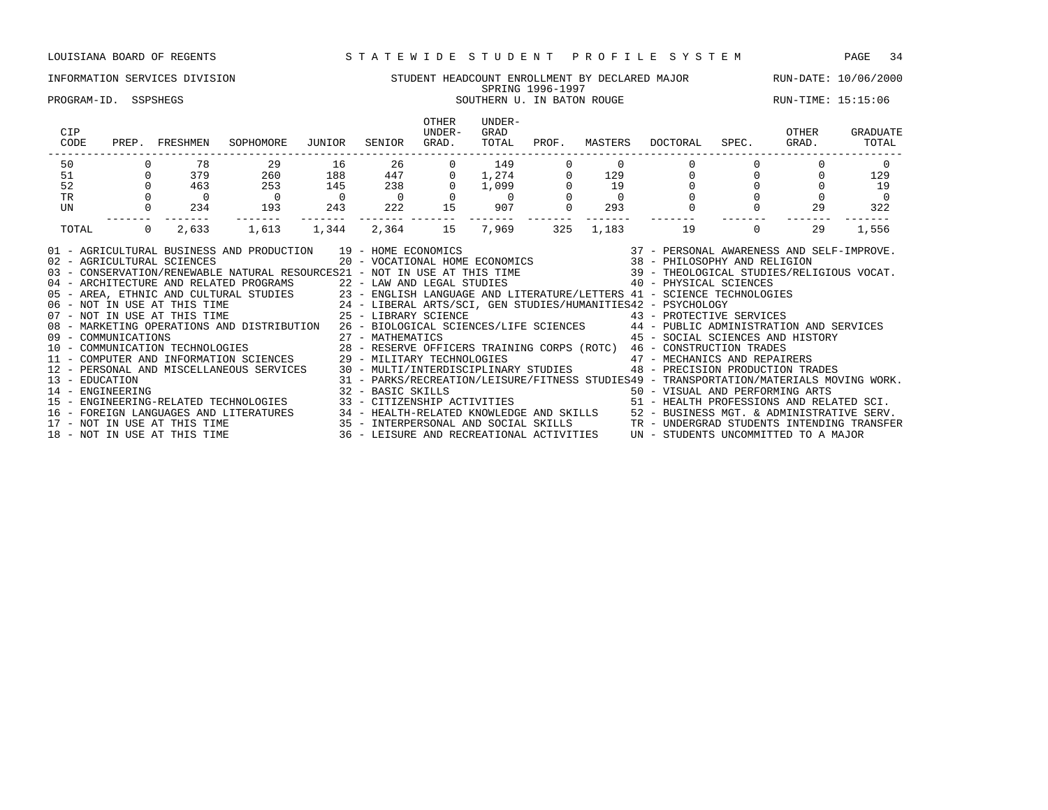LOUISIANA BOARD OF REGENTS — STATEWIDE STUDENT PROFILE SYSTEM

INFORMATION SERVICES DIVISION — STUDENT HEADCOUNT ENROLLMENT BY DECLARED MAJOR — RUN-DATE: 10/06/2000

SPRING 1996-1997

PROGRAM-ID. SSPSHEGS — SOUTHERN U. IN BATON ROUGE — RUN-TIME: 15:15:06

| CIP CODE | PREP. | FRESHMEN | SOPHOMORE | JUNIOR | SENIOR | OTHER UNDER-GRAD. | UNDER-GRAD TOTAL | PROF. | MASTERS | DOCTORAL | SPEC. | OTHER GRAD. | GRADUATE TOTAL |
|---|---|---|---|---|---|---|---|---|---|---|---|---|---|
| 50 | 0 | 78 | 29 | 16 | 26 | 0 | 149 | 0 | 0 | 0 | 0 | 0 | 0 |
| 51 | 0 | 379 | 260 | 188 | 447 | 0 | 1,274 | 0 | 129 | 0 | 0 | 0 | 129 |
| 52 | 0 | 463 | 253 | 145 | 238 | 0 | 1,099 | 0 | 19 | 0 | 0 | 0 | 19 |
| TR | 0 | 0 | 0 | 0 | 0 | 0 | 0 | 0 | 0 | 0 | 0 | 0 | 0 |
| UN | 0 | 234 | 193 | 243 | 222 | 15 | 907 | 0 | 293 | 0 | 0 | 29 | 322 |
| TOTAL | 0 | 2,633 | 1,613 | 1,344 | 2,364 | 15 | 7,969 | 325 | 1,183 | 19 | 0 | 29 | 1,556 |

01 - AGRICULTURAL BUSINESS AND PRODUCTION
02 - AGRICULTURAL SCIENCES
03 - CONSERVATION/RENEWABLE NATURAL RESOURCES
04 - ARCHITECTURE AND RELATED PROGRAMS
05 - AREA, ETHNIC AND CULTURAL STUDIES
06 - NOT IN USE AT THIS TIME
07 - NOT IN USE AT THIS TIME
08 - MARKETING OPERATIONS AND DISTRIBUTION
09 - COMMUNICATIONS
10 - COMMUNICATION TECHNOLOGIES
11 - COMPUTER AND INFORMATION SCIENCES
12 - PERSONAL AND MISCELLANEOUS SERVICES
13 - EDUCATION
14 - ENGINEERING
15 - ENGINEERING-RELATED TECHNOLOGIES
16 - FOREIGN LANGUAGES AND LITERATURES
17 - NOT IN USE AT THIS TIME
18 - NOT IN USE AT THIS TIME
19 - HOME ECONOMICS
20 - VOCATIONAL HOME ECONOMICS
21 - NOT IN USE AT THIS TIME
22 - LAW AND LEGAL STUDIES
23 - ENGLISH LANGUAGE AND LITERATURE/LETTERS
24 - LIBERAL ARTS/SCI, GEN STUDIES/HUMANITIES
25 - LIBRARY SCIENCE
26 - BIOLOGICAL SCIENCES/LIFE SCIENCES
27 - MATHEMATICS
28 - RESERVE OFFICERS TRAINING CORPS (ROTC)
29 - MILITARY TECHNOLOGIES
30 - MULTI/INTERDISCIPLINARY STUDIES
31 - PARKS/RECREATION/LEISURE/FITNESS STUDIES
32 - BASIC SKILLS
33 - CITIZENSHIP ACTIVITIES
34 - HEALTH-RELATED KNOWLEDGE AND SKILLS
35 - INTERPERSONAL AND SOCIAL SKILLS
36 - LEISURE AND RECREATIONAL ACTIVITIES
37 - PERSONAL AWARENESS AND SELF-IMPROVE.
38 - PHILOSOPHY AND RELIGION
39 - THEOLOGICAL STUDIES/RELIGIOUS VOCAT.
40 - PHYSICAL SCIENCES
41 - SCIENCE TECHNOLOGIES
42 - PSYCHOLOGY
43 - PROTECTIVE SERVICES
44 - PUBLIC ADMINISTRATION AND SERVICES
45 - SOCIAL SCIENCES AND HISTORY
46 - CONSTRUCTION TRADES
47 - MECHANICS AND REPAIRERS
48 - PRECISION PRODUCTION TRADES
49 - TRANSPORTATION/MATERIALS MOVING WORK.
50 - VISUAL AND PERFORMING ARTS
51 - HEALTH PROFESSIONS AND RELATED SCI.
52 - BUSINESS MGT. & ADMINISTRATIVE SERV.
TR - UNDERGRAD STUDENTS INTENDING TRANSFER
UN - STUDENTS UNCOMMITTED TO A MAJOR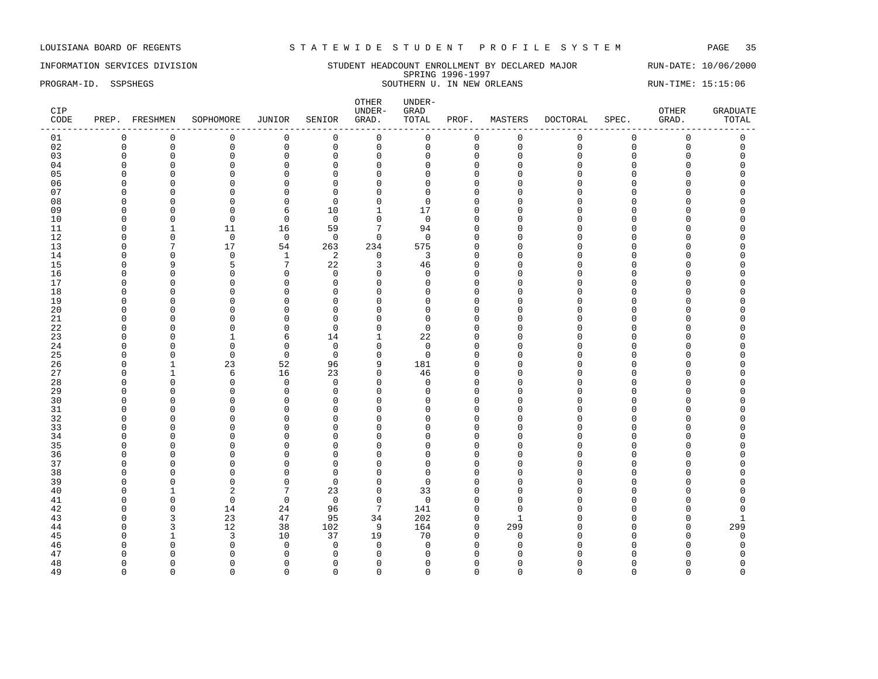LOUISIANA BOARD OF REGENTS — STATEWIDE STUDENT PROFILE SYSTEM

INFORMATION SERVICES DIVISION — STUDENT HEADCOUNT ENROLLMENT BY DECLARED MAJOR — RUN-DATE: 10/06/2000

SPRING 1996-1997

PROGRAM-ID. SSPSHEGS — SOUTHERN U. IN NEW ORLEANS — RUN-TIME: 15:15:06

| CIP CODE | PREP. | FRESHMEN | SOPHOMORE | JUNIOR | SENIOR | OTHER UNDER-GRAD. | UNDER-GRAD TOTAL | PROF. | MASTERS | DOCTORAL | SPEC. | OTHER GRAD. | GRADUATE TOTAL |
|---|---|---|---|---|---|---|---|---|---|---|---|---|---|
| 01 | 0 | 0 | 0 | 0 | 0 | 0 | 0 | 0 | 0 | 0 | 0 | 0 | 0 |
| 02 | 0 | 0 | 0 | 0 | 0 | 0 | 0 | 0 | 0 | 0 | 0 | 0 | 0 |
| 03 | 0 | 0 | 0 | 0 | 0 | 0 | 0 | 0 | 0 | 0 | 0 | 0 | 0 |
| 04 | 0 | 0 | 0 | 0 | 0 | 0 | 0 | 0 | 0 | 0 | 0 | 0 | 0 |
| 05 | 0 | 0 | 0 | 0 | 0 | 0 | 0 | 0 | 0 | 0 | 0 | 0 | 0 |
| 06 | 0 | 0 | 0 | 0 | 0 | 0 | 0 | 0 | 0 | 0 | 0 | 0 | 0 |
| 07 | 0 | 0 | 0 | 0 | 0 | 0 | 0 | 0 | 0 | 0 | 0 | 0 | 0 |
| 08 | 0 | 0 | 0 | 0 | 0 | 0 | 0 | 0 | 0 | 0 | 0 | 0 | 0 |
| 09 | 0 | 0 | 0 | 6 | 10 | 1 | 17 | 0 | 0 | 0 | 0 | 0 | 0 |
| 10 | 0 | 0 | 0 | 0 | 0 | 0 | 0 | 0 | 0 | 0 | 0 | 0 | 0 |
| 11 | 0 | 1 | 11 | 16 | 59 | 7 | 94 | 0 | 0 | 0 | 0 | 0 | 0 |
| 12 | 0 | 0 | 0 | 0 | 0 | 0 | 0 | 0 | 0 | 0 | 0 | 0 | 0 |
| 13 | 0 | 7 | 17 | 54 | 263 | 234 | 575 | 0 | 0 | 0 | 0 | 0 | 0 |
| 14 | 0 | 0 | 0 | 1 | 2 | 0 | 3 | 0 | 0 | 0 | 0 | 0 | 0 |
| 15 | 0 | 9 | 5 | 7 | 22 | 3 | 46 | 0 | 0 | 0 | 0 | 0 | 0 |
| 16 | 0 | 0 | 0 | 0 | 0 | 0 | 0 | 0 | 0 | 0 | 0 | 0 | 0 |
| 17 | 0 | 0 | 0 | 0 | 0 | 0 | 0 | 0 | 0 | 0 | 0 | 0 | 0 |
| 18 | 0 | 0 | 0 | 0 | 0 | 0 | 0 | 0 | 0 | 0 | 0 | 0 | 0 |
| 19 | 0 | 0 | 0 | 0 | 0 | 0 | 0 | 0 | 0 | 0 | 0 | 0 | 0 |
| 20 | 0 | 0 | 0 | 0 | 0 | 0 | 0 | 0 | 0 | 0 | 0 | 0 | 0 |
| 21 | 0 | 0 | 0 | 0 | 0 | 0 | 0 | 0 | 0 | 0 | 0 | 0 | 0 |
| 22 | 0 | 0 | 0 | 0 | 0 | 0 | 0 | 0 | 0 | 0 | 0 | 0 | 0 |
| 23 | 0 | 0 | 1 | 6 | 14 | 1 | 22 | 0 | 0 | 0 | 0 | 0 | 0 |
| 24 | 0 | 0 | 0 | 0 | 0 | 0 | 0 | 0 | 0 | 0 | 0 | 0 | 0 |
| 25 | 0 | 0 | 0 | 0 | 0 | 0 | 0 | 0 | 0 | 0 | 0 | 0 | 0 |
| 26 | 0 | 1 | 23 | 52 | 96 | 9 | 181 | 0 | 0 | 0 | 0 | 0 | 0 |
| 27 | 0 | 1 | 6 | 16 | 23 | 0 | 46 | 0 | 0 | 0 | 0 | 0 | 0 |
| 28 | 0 | 0 | 0 | 0 | 0 | 0 | 0 | 0 | 0 | 0 | 0 | 0 | 0 |
| 29 | 0 | 0 | 0 | 0 | 0 | 0 | 0 | 0 | 0 | 0 | 0 | 0 | 0 |
| 30 | 0 | 0 | 0 | 0 | 0 | 0 | 0 | 0 | 0 | 0 | 0 | 0 | 0 |
| 31 | 0 | 0 | 0 | 0 | 0 | 0 | 0 | 0 | 0 | 0 | 0 | 0 | 0 |
| 32 | 0 | 0 | 0 | 0 | 0 | 0 | 0 | 0 | 0 | 0 | 0 | 0 | 0 |
| 33 | 0 | 0 | 0 | 0 | 0 | 0 | 0 | 0 | 0 | 0 | 0 | 0 | 0 |
| 34 | 0 | 0 | 0 | 0 | 0 | 0 | 0 | 0 | 0 | 0 | 0 | 0 | 0 |
| 35 | 0 | 0 | 0 | 0 | 0 | 0 | 0 | 0 | 0 | 0 | 0 | 0 | 0 |
| 36 | 0 | 0 | 0 | 0 | 0 | 0 | 0 | 0 | 0 | 0 | 0 | 0 | 0 |
| 37 | 0 | 0 | 0 | 0 | 0 | 0 | 0 | 0 | 0 | 0 | 0 | 0 | 0 |
| 38 | 0 | 0 | 0 | 0 | 0 | 0 | 0 | 0 | 0 | 0 | 0 | 0 | 0 |
| 39 | 0 | 0 | 0 | 0 | 0 | 0 | 0 | 0 | 0 | 0 | 0 | 0 | 0 |
| 40 | 0 | 1 | 2 | 7 | 23 | 0 | 33 | 0 | 0 | 0 | 0 | 0 | 0 |
| 41 | 0 | 0 | 0 | 0 | 0 | 0 | 0 | 0 | 0 | 0 | 0 | 0 | 0 |
| 42 | 0 | 0 | 14 | 24 | 96 | 7 | 141 | 0 | 0 | 0 | 0 | 0 | 0 |
| 43 | 0 | 3 | 23 | 47 | 95 | 34 | 202 | 0 | 1 | 0 | 0 | 0 | 1 |
| 44 | 0 | 3 | 12 | 38 | 102 | 9 | 164 | 0 | 299 | 0 | 0 | 0 | 299 |
| 45 | 0 | 1 | 3 | 10 | 37 | 19 | 70 | 0 | 0 | 0 | 0 | 0 | 0 |
| 46 | 0 | 0 | 0 | 0 | 0 | 0 | 0 | 0 | 0 | 0 | 0 | 0 | 0 |
| 47 | 0 | 0 | 0 | 0 | 0 | 0 | 0 | 0 | 0 | 0 | 0 | 0 | 0 |
| 48 | 0 | 0 | 0 | 0 | 0 | 0 | 0 | 0 | 0 | 0 | 0 | 0 | 0 |
| 49 | 0 | 0 | 0 | 0 | 0 | 0 | 0 | 0 | 0 | 0 | 0 | 0 | 0 |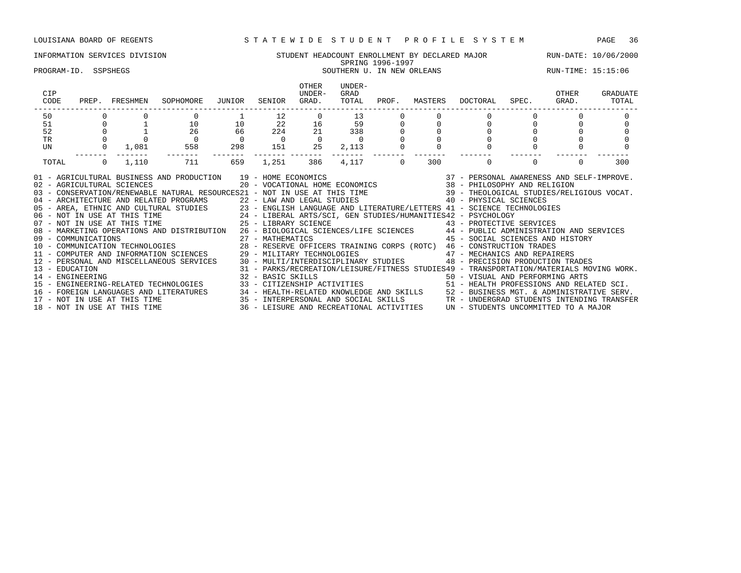LOUISIANA BOARD OF REGENTS — S T A T E W I D E S T U D E N T P R O F I L E S Y S T E M

INFORMATION SERVICES DIVISION — STUDENT HEADCOUNT ENROLLMENT BY DECLARED MAJOR — RUN-DATE: 10/06/2000

SPRING 1996-1997

PROGRAM-ID. SSPSHEGS — SOUTHERN U. IN NEW ORLEANS — RUN-TIME: 15:15:06

| CIP CODE | PREP. | FRESHMEN | SOPHOMORE | JUNIOR | SENIOR | OTHER UNDER-GRAD. | UNDER-GRAD TOTAL | PROF. | MASTERS | DOCTORAL | SPEC. | OTHER GRAD. | GRADUATE TOTAL |
|---|---|---|---|---|---|---|---|---|---|---|---|---|---|
| 50 | 0 | 0 | 0 | 1 | 12 | 0 | 13 | 0 | 0 | 0 | 0 | 0 | 0 |
| 51 | 0 | 1 | 10 | 10 | 22 | 16 | 59 | 0 | 0 | 0 | 0 | 0 | 0 |
| 52 | 0 | 1 | 26 | 66 | 224 | 21 | 338 | 0 | 0 | 0 | 0 | 0 | 0 |
| TR | 0 | 0 | 0 | 0 | 0 | 0 | 0 | 0 | 0 | 0 | 0 | 0 | 0 |
| UN | 0 | 1,081 | 558 | 298 | 151 | 25 | 2,113 | 0 | 0 | 0 | 0 | 0 | 0 |
| TOTAL | 0 | 1,110 | 711 | 659 | 1,251 | 386 | 4,117 | 0 | 300 | 0 | 0 | 0 | 300 |

01 - AGRICULTURAL BUSINESS AND PRODUCTION
02 - AGRICULTURAL SCIENCES
03 - CONSERVATION/RENEWABLE NATURAL RESOURCES
04 - ARCHITECTURE AND RELATED PROGRAMS
05 - AREA, ETHNIC AND CULTURAL STUDIES
06 - NOT IN USE AT THIS TIME
07 - NOT IN USE AT THIS TIME
08 - MARKETING OPERATIONS AND DISTRIBUTION
09 - COMMUNICATIONS
10 - COMMUNICATION TECHNOLOGIES
11 - COMPUTER AND INFORMATION SCIENCES
12 - PERSONAL AND MISCELLANEOUS SERVICES
13 - EDUCATION
14 - ENGINEERING
15 - ENGINEERING-RELATED TECHNOLOGIES
16 - FOREIGN LANGUAGES AND LITERATURES
17 - NOT IN USE AT THIS TIME
18 - NOT IN USE AT THIS TIME
19 - HOME ECONOMICS
20 - VOCATIONAL HOME ECONOMICS
21 - NOT IN USE AT THIS TIME
22 - LAW AND LEGAL STUDIES
23 - ENGLISH LANGUAGE AND LITERATURE/LETTERS
24 - LIBERAL ARTS/SCI, GEN STUDIES/HUMANITIES
25 - LIBRARY SCIENCE
26 - BIOLOGICAL SCIENCES/LIFE SCIENCES
27 - MATHEMATICS
28 - RESERVE OFFICERS TRAINING CORPS (ROTC)
29 - MILITARY TECHNOLOGIES
30 - MULTI/INTERDISCIPLINARY STUDIES
31 - PARKS/RECREATION/LEISURE/FITNESS STUDIES
32 - BASIC SKILLS
33 - CITIZENSHIP ACTIVITIES
34 - HEALTH-RELATED KNOWLEDGE AND SKILLS
35 - INTERPERSONAL AND SOCIAL SKILLS
36 - LEISURE AND RECREATIONAL ACTIVITIES
37 - PERSONAL AWARENESS AND SELF-IMPROVE.
38 - PHILOSOPHY AND RELIGION
39 - THEOLOGICAL STUDIES/RELIGIOUS VOCAT.
40 - PHYSICAL SCIENCES
41 - SCIENCE TECHNOLOGIES
42 - PSYCHOLOGY
43 - PROTECTIVE SERVICES
44 - PUBLIC ADMINISTRATION AND SERVICES
45 - SOCIAL SCIENCES AND HISTORY
46 - CONSTRUCTION TRADES
47 - MECHANICS AND REPAIRERS
48 - PRECISION PRODUCTION TRADES
49 - TRANSPORTATION/MATERIALS MOVING WORK.
50 - VISUAL AND PERFORMING ARTS
51 - HEALTH PROFESSIONS AND RELATED SCI.
52 - BUSINESS MGT. & ADMINISTRATIVE SERV.
TR - UNDERGRAD STUDENTS INTENDING TRANSFER
UN - STUDENTS UNCOMMITTED TO A MAJOR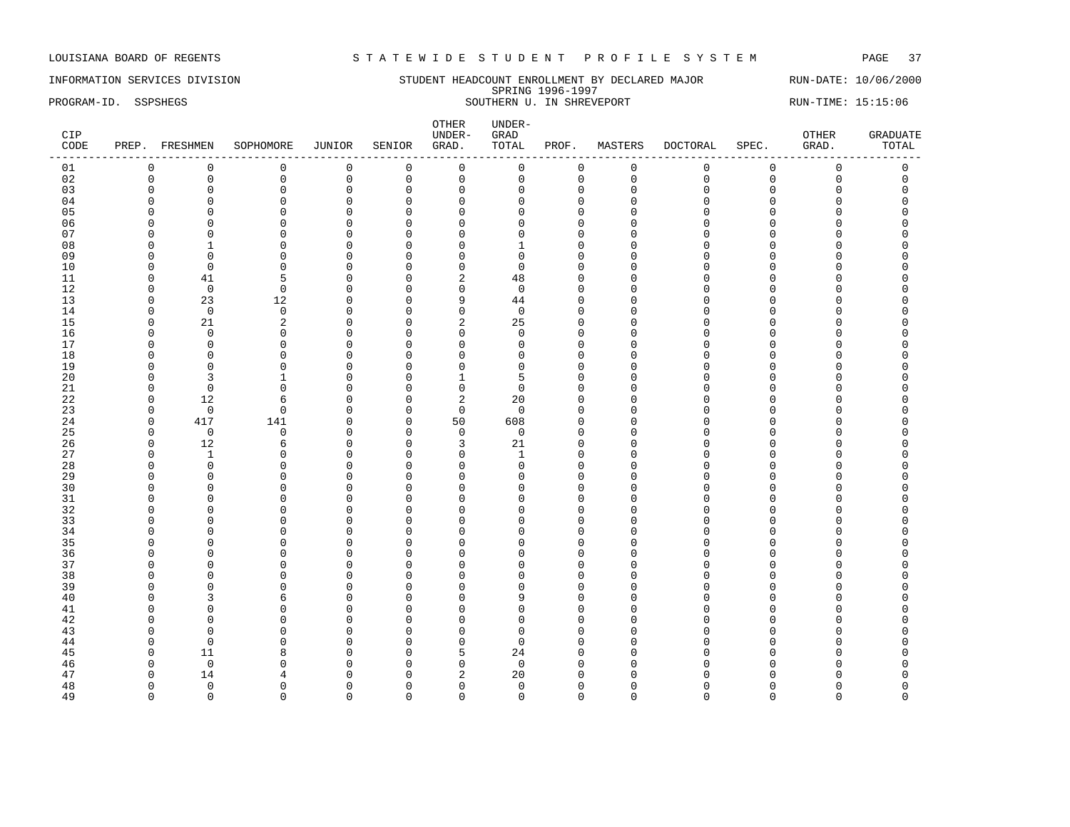LOUISIANA BOARD OF REGENTS — STATEWIDE STUDENT PROFILE SYSTEM

INFORMATION SERVICES DIVISION — STUDENT HEADCOUNT ENROLLMENT BY DECLARED MAJOR — RUN-DATE: 10/06/2000

SPRING 1996-1997

PROGRAM-ID. SSPSHEGS — SOUTHERN U. IN SHREVEPORT — RUN-TIME: 15:15:06

| CIP CODE | PREP. | FRESHMEN | SOPHOMORE | JUNIOR | SENIOR | OTHER UNDER-GRAD. | UNDER-GRAD TOTAL | PROF. | MASTERS | DOCTORAL | SPEC. | OTHER GRAD. | GRADUATE TOTAL |
|---|---|---|---|---|---|---|---|---|---|---|---|---|---|
| 01 | 0 | 0 | 0 | 0 | 0 | 0 | 0 | 0 | 0 | 0 | 0 | 0 | 0 |
| 02 | 0 | 0 | 0 | 0 | 0 | 0 | 0 | 0 | 0 | 0 | 0 | 0 | 0 |
| 03 | 0 | 0 | 0 | 0 | 0 | 0 | 0 | 0 | 0 | 0 | 0 | 0 | 0 |
| 04 | 0 | 0 | 0 | 0 | 0 | 0 | 0 | 0 | 0 | 0 | 0 | 0 | 0 |
| 05 | 0 | 0 | 0 | 0 | 0 | 0 | 0 | 0 | 0 | 0 | 0 | 0 | 0 |
| 06 | 0 | 0 | 0 | 0 | 0 | 0 | 0 | 0 | 0 | 0 | 0 | 0 | 0 |
| 07 | 0 | 0 | 0 | 0 | 0 | 0 | 0 | 0 | 0 | 0 | 0 | 0 | 0 |
| 08 | 0 | 1 | 0 | 0 | 0 | 0 | 1 | 0 | 0 | 0 | 0 | 0 | 0 |
| 09 | 0 | 0 | 0 | 0 | 0 | 0 | 0 | 0 | 0 | 0 | 0 | 0 | 0 |
| 10 | 0 | 0 | 0 | 0 | 0 | 0 | 0 | 0 | 0 | 0 | 0 | 0 | 0 |
| 11 | 0 | 41 | 5 | 0 | 0 | 2 | 48 | 0 | 0 | 0 | 0 | 0 | 0 |
| 12 | 0 | 0 | 0 | 0 | 0 | 0 | 0 | 0 | 0 | 0 | 0 | 0 | 0 |
| 13 | 0 | 23 | 12 | 0 | 0 | 9 | 44 | 0 | 0 | 0 | 0 | 0 | 0 |
| 14 | 0 | 0 | 0 | 0 | 0 | 0 | 0 | 0 | 0 | 0 | 0 | 0 | 0 |
| 15 | 0 | 21 | 2 | 0 | 0 | 2 | 25 | 0 | 0 | 0 | 0 | 0 | 0 |
| 16 | 0 | 0 | 0 | 0 | 0 | 0 | 0 | 0 | 0 | 0 | 0 | 0 | 0 |
| 17 | 0 | 0 | 0 | 0 | 0 | 0 | 0 | 0 | 0 | 0 | 0 | 0 | 0 |
| 18 | 0 | 0 | 0 | 0 | 0 | 0 | 0 | 0 | 0 | 0 | 0 | 0 | 0 |
| 19 | 0 | 0 | 0 | 0 | 0 | 0 | 0 | 0 | 0 | 0 | 0 | 0 | 0 |
| 20 | 0 | 3 | 1 | 0 | 0 | 1 | 5 | 0 | 0 | 0 | 0 | 0 | 0 |
| 21 | 0 | 0 | 0 | 0 | 0 | 0 | 0 | 0 | 0 | 0 | 0 | 0 | 0 |
| 22 | 0 | 12 | 6 | 0 | 0 | 2 | 20 | 0 | 0 | 0 | 0 | 0 | 0 |
| 23 | 0 | 0 | 0 | 0 | 0 | 0 | 0 | 0 | 0 | 0 | 0 | 0 | 0 |
| 24 | 0 | 417 | 141 | 0 | 0 | 50 | 608 | 0 | 0 | 0 | 0 | 0 | 0 |
| 25 | 0 | 0 | 0 | 0 | 0 | 0 | 0 | 0 | 0 | 0 | 0 | 0 | 0 |
| 26 | 0 | 12 | 6 | 0 | 0 | 3 | 21 | 0 | 0 | 0 | 0 | 0 | 0 |
| 27 | 0 | 1 | 0 | 0 | 0 | 0 | 1 | 0 | 0 | 0 | 0 | 0 | 0 |
| 28 | 0 | 0 | 0 | 0 | 0 | 0 | 0 | 0 | 0 | 0 | 0 | 0 | 0 |
| 29 | 0 | 0 | 0 | 0 | 0 | 0 | 0 | 0 | 0 | 0 | 0 | 0 | 0 |
| 30 | 0 | 0 | 0 | 0 | 0 | 0 | 0 | 0 | 0 | 0 | 0 | 0 | 0 |
| 31 | 0 | 0 | 0 | 0 | 0 | 0 | 0 | 0 | 0 | 0 | 0 | 0 | 0 |
| 32 | 0 | 0 | 0 | 0 | 0 | 0 | 0 | 0 | 0 | 0 | 0 | 0 | 0 |
| 33 | 0 | 0 | 0 | 0 | 0 | 0 | 0 | 0 | 0 | 0 | 0 | 0 | 0 |
| 34 | 0 | 0 | 0 | 0 | 0 | 0 | 0 | 0 | 0 | 0 | 0 | 0 | 0 |
| 35 | 0 | 0 | 0 | 0 | 0 | 0 | 0 | 0 | 0 | 0 | 0 | 0 | 0 |
| 36 | 0 | 0 | 0 | 0 | 0 | 0 | 0 | 0 | 0 | 0 | 0 | 0 | 0 |
| 37 | 0 | 0 | 0 | 0 | 0 | 0 | 0 | 0 | 0 | 0 | 0 | 0 | 0 |
| 38 | 0 | 0 | 0 | 0 | 0 | 0 | 0 | 0 | 0 | 0 | 0 | 0 | 0 |
| 39 | 0 | 0 | 0 | 0 | 0 | 0 | 0 | 0 | 0 | 0 | 0 | 0 | 0 |
| 40 | 0 | 3 | 6 | 0 | 0 | 0 | 9 | 0 | 0 | 0 | 0 | 0 | 0 |
| 41 | 0 | 0 | 0 | 0 | 0 | 0 | 0 | 0 | 0 | 0 | 0 | 0 | 0 |
| 42 | 0 | 0 | 0 | 0 | 0 | 0 | 0 | 0 | 0 | 0 | 0 | 0 | 0 |
| 43 | 0 | 0 | 0 | 0 | 0 | 0 | 0 | 0 | 0 | 0 | 0 | 0 | 0 |
| 44 | 0 | 0 | 0 | 0 | 0 | 0 | 0 | 0 | 0 | 0 | 0 | 0 | 0 |
| 45 | 0 | 11 | 8 | 0 | 0 | 5 | 24 | 0 | 0 | 0 | 0 | 0 | 0 |
| 46 | 0 | 0 | 0 | 0 | 0 | 0 | 0 | 0 | 0 | 0 | 0 | 0 | 0 |
| 47 | 0 | 14 | 4 | 0 | 0 | 2 | 20 | 0 | 0 | 0 | 0 | 0 | 0 |
| 48 | 0 | 0 | 0 | 0 | 0 | 0 | 0 | 0 | 0 | 0 | 0 | 0 | 0 |
| 49 | 0 | 0 | 0 | 0 | 0 | 0 | 0 | 0 | 0 | 0 | 0 | 0 | 0 |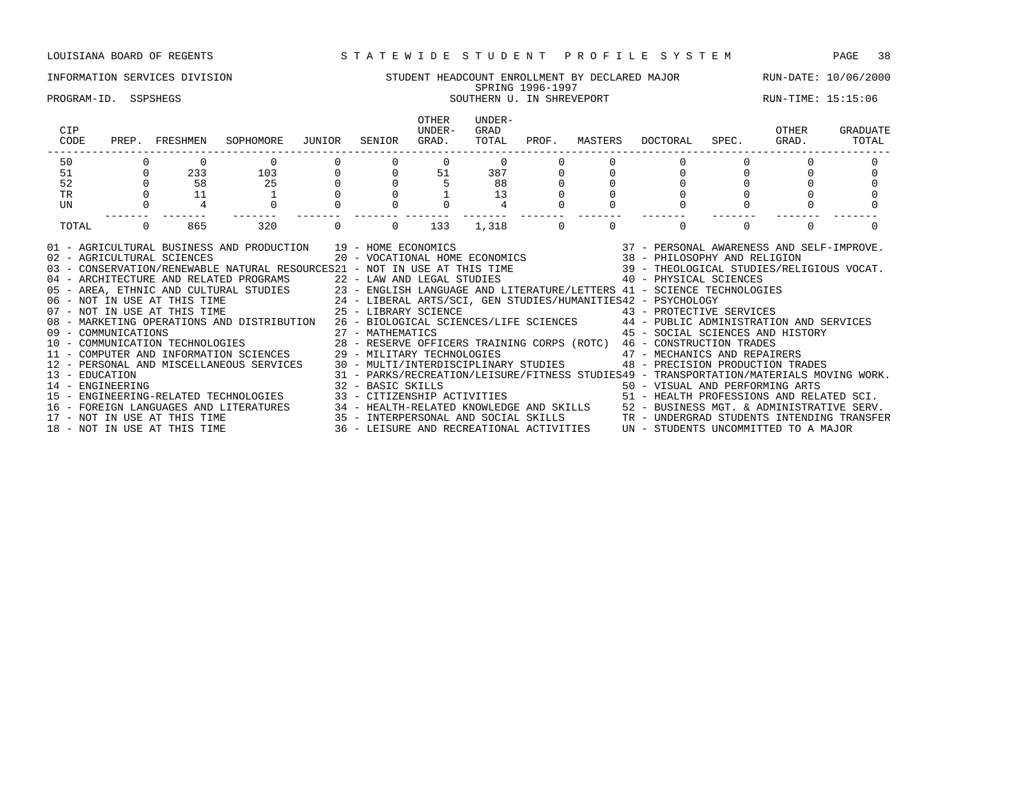LOUISIANA BOARD OF REGENTS — S T A T E W I D E   S T U D E N T   P R O F I L E   S Y S T E M

INFORMATION SERVICES DIVISION — STUDENT HEADCOUNT ENROLLMENT BY DECLARED MAJOR — RUN-DATE: 10/06/2000

SPRING 1996-1997

PROGRAM-ID. SSPSHEGS — SOUTHERN U. IN SHREVEPORT — RUN-TIME: 15:15:06

| CIP CODE | PREP. | FRESHMEN | SOPHOMORE | JUNIOR | SENIOR | OTHER UNDER-GRAD. | UNDER-GRAD TOTAL | PROF. | MASTERS | DOCTORAL | SPEC. | OTHER GRAD. | GRADUATE TOTAL |
|---|---|---|---|---|---|---|---|---|---|---|---|---|---|
| 50 | 0 | 0 | 0 | 0 | 0 | 0 | 0 | 0 | 0 | 0 | 0 | 0 | 0 |
| 51 | 0 | 233 | 103 | 0 | 0 | 51 | 387 | 0 | 0 | 0 | 0 | 0 | 0 |
| 52 | 0 | 58 | 25 | 0 | 0 | 5 | 88 | 0 | 0 | 0 | 0 | 0 | 0 |
| TR | 0 | 11 | 1 | 0 | 0 | 1 | 13 | 0 | 0 | 0 | 0 | 0 | 0 |
| UN | 0 | 4 | 0 | 0 | 0 | 0 | 4 | 0 | 0 | 0 | 0 | 0 | 0 |
| TOTAL | 0 | 865 | 320 | 0 | 0 | 133 | 1,318 | 0 | 0 | 0 | 0 | 0 | 0 |

01 - AGRICULTURAL BUSINESS AND PRODUCTION
02 - AGRICULTURAL SCIENCES
03 - CONSERVATION/RENEWABLE NATURAL RESOURCES
04 - ARCHITECTURE AND RELATED PROGRAMS
05 - AREA, ETHNIC AND CULTURAL STUDIES
06 - NOT IN USE AT THIS TIME
07 - NOT IN USE AT THIS TIME
08 - MARKETING OPERATIONS AND DISTRIBUTION
09 - COMMUNICATIONS
10 - COMMUNICATION TECHNOLOGIES
11 - COMPUTER AND INFORMATION SCIENCES
12 - PERSONAL AND MISCELLANEOUS SERVICES
13 - EDUCATION
14 - ENGINEERING
15 - ENGINEERING-RELATED TECHNOLOGIES
16 - FOREIGN LANGUAGES AND LITERATURES
17 - NOT IN USE AT THIS TIME
18 - NOT IN USE AT THIS TIME
19 - HOME ECONOMICS
20 - VOCATIONAL HOME ECONOMICS
21 - NOT IN USE AT THIS TIME
22 - LAW AND LEGAL STUDIES
23 - ENGLISH LANGUAGE AND LITERATURE/LETTERS
24 - LIBERAL ARTS/SCI, GEN STUDIES/HUMANITIES
25 - LIBRARY SCIENCE
26 - BIOLOGICAL SCIENCES/LIFE SCIENCES
27 - MATHEMATICS
28 - RESERVE OFFICERS TRAINING CORPS (ROTC)
29 - MILITARY TECHNOLOGIES
30 - MULTI/INTERDISCIPLINARY STUDIES
31 - PARKS/RECREATION/LEISURE/FITNESS STUDIES
32 - BASIC SKILLS
33 - CITIZENSHIP ACTIVITIES
34 - HEALTH-RELATED KNOWLEDGE AND SKILLS
35 - INTERPERSONAL AND SOCIAL SKILLS
36 - LEISURE AND RECREATIONAL ACTIVITIES
37 - PERSONAL AWARENESS AND SELF-IMPROVE.
38 - PHILOSOPHY AND RELIGION
39 - THEOLOGICAL STUDIES/RELIGIOUS VOCAT.
40 - PHYSICAL SCIENCES
41 - SCIENCE TECHNOLOGIES
42 - PSYCHOLOGY
43 - PROTECTIVE SERVICES
44 - PUBLIC ADMINISTRATION AND SERVICES
45 - SOCIAL SCIENCES AND HISTORY
46 - CONSTRUCTION TRADES
47 - MECHANICS AND REPAIRERS
48 - PRECISION PRODUCTION TRADES
49 - TRANSPORTATION/MATERIALS MOVING WORK.
50 - VISUAL AND PERFORMING ARTS
51 - HEALTH PROFESSIONS AND RELATED SCI.
52 - BUSINESS MGT. & ADMINISTRATIVE SERV.
TR - UNDERGRAD STUDENTS INTENDING TRANSFER
UN - STUDENTS UNCOMMITTED TO A MAJOR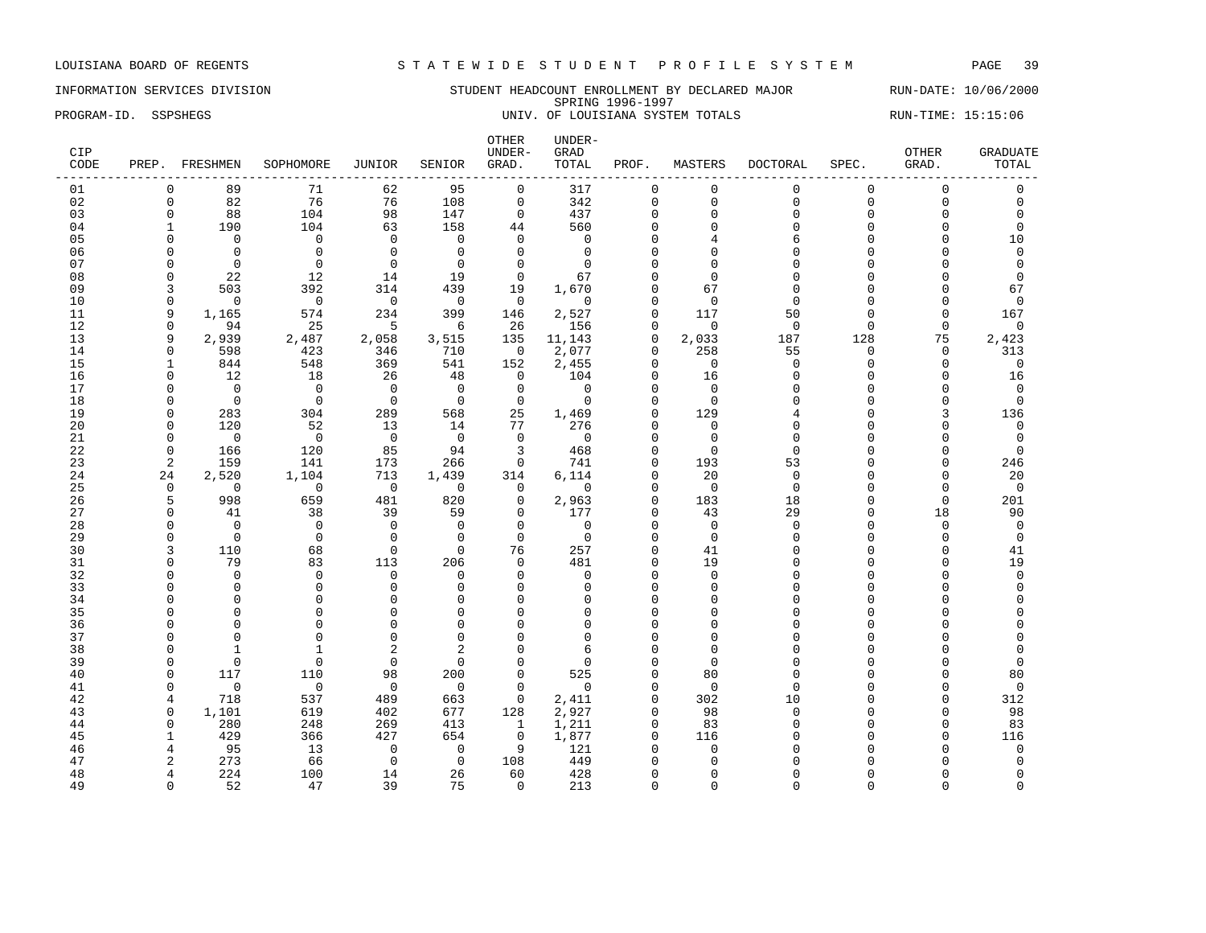LOUISIANA BOARD OF REGENTS — STATEWIDE STUDENT PROFILE SYSTEM

INFORMATION SERVICES DIVISION — STUDENT HEADCOUNT ENROLLMENT BY DECLARED MAJOR — RUN-DATE: 10/06/2000

SPRING 1996-1997

PROGRAM-ID. SSPSHEGS — UNIV. OF LOUISIANA SYSTEM TOTALS — RUN-TIME: 15:15:06

| CIP CODE | PREP. | FRESHMEN | SOPHOMORE | JUNIOR | SENIOR | OTHER UNDER-GRAD. | UNDER-GRAD TOTAL | PROF. | MASTERS | DOCTORAL | SPEC. | OTHER GRAD. | GRADUATE TOTAL |
|---|---|---|---|---|---|---|---|---|---|---|---|---|---|
| 01 | 0 | 89 | 71 | 62 | 95 | 0 | 317 | 0 | 0 | 0 | 0 | 0 | 0 |
| 02 | 0 | 82 | 76 | 76 | 108 | 0 | 342 | 0 | 0 | 0 | 0 | 0 | 0 |
| 03 | 0 | 88 | 104 | 98 | 147 | 0 | 437 | 0 | 0 | 0 | 0 | 0 | 0 |
| 04 | 1 | 190 | 104 | 63 | 158 | 44 | 560 | 0 | 0 | 0 | 0 | 0 | 0 |
| 05 | 0 | 0 | 0 | 0 | 0 | 0 | 0 | 0 | 4 | 6 | 0 | 0 | 10 |
| 06 | 0 | 0 | 0 | 0 | 0 | 0 | 0 | 0 | 0 | 0 | 0 | 0 | 0 |
| 07 | 0 | 0 | 0 | 0 | 0 | 0 | 0 | 0 | 0 | 0 | 0 | 0 | 0 |
| 08 | 0 | 22 | 12 | 14 | 19 | 0 | 67 | 0 | 0 | 0 | 0 | 0 | 0 |
| 09 | 3 | 503 | 392 | 314 | 439 | 19 | 1,670 | 0 | 67 | 0 | 0 | 0 | 67 |
| 10 | 0 | 0 | 0 | 0 | 0 | 0 | 0 | 0 | 0 | 0 | 0 | 0 | 0 |
| 11 | 9 | 1,165 | 574 | 234 | 399 | 146 | 2,527 | 0 | 117 | 50 | 0 | 0 | 167 |
| 12 | 0 | 94 | 25 | 5 | 6 | 26 | 156 | 0 | 0 | 0 | 0 | 0 | 0 |
| 13 | 9 | 2,939 | 2,487 | 2,058 | 3,515 | 135 | 11,143 | 0 | 2,033 | 187 | 128 | 75 | 2,423 |
| 14 | 0 | 598 | 423 | 346 | 710 | 0 | 2,077 | 0 | 258 | 55 | 0 | 0 | 313 |
| 15 | 1 | 844 | 548 | 369 | 541 | 152 | 2,455 | 0 | 0 | 0 | 0 | 0 | 0 |
| 16 | 0 | 12 | 18 | 26 | 48 | 0 | 104 | 0 | 16 | 0 | 0 | 0 | 16 |
| 17 | 0 | 0 | 0 | 0 | 0 | 0 | 0 | 0 | 0 | 0 | 0 | 0 | 0 |
| 18 | 0 | 0 | 0 | 0 | 0 | 0 | 0 | 0 | 0 | 0 | 0 | 0 | 0 |
| 19 | 0 | 283 | 304 | 289 | 568 | 25 | 1,469 | 0 | 129 | 4 | 0 | 3 | 136 |
| 20 | 0 | 120 | 52 | 13 | 14 | 77 | 276 | 0 | 0 | 0 | 0 | 0 | 0 |
| 21 | 0 | 0 | 0 | 0 | 0 | 0 | 0 | 0 | 0 | 0 | 0 | 0 | 0 |
| 22 | 0 | 166 | 120 | 85 | 94 | 3 | 468 | 0 | 0 | 0 | 0 | 0 | 0 |
| 23 | 2 | 159 | 141 | 173 | 266 | 0 | 741 | 0 | 193 | 53 | 0 | 0 | 246 |
| 24 | 24 | 2,520 | 1,104 | 713 | 1,439 | 314 | 6,114 | 0 | 20 | 0 | 0 | 0 | 20 |
| 25 | 0 | 0 | 0 | 0 | 0 | 0 | 0 | 0 | 0 | 0 | 0 | 0 | 0 |
| 26 | 5 | 998 | 659 | 481 | 820 | 0 | 2,963 | 0 | 183 | 18 | 0 | 0 | 201 |
| 27 | 0 | 41 | 38 | 39 | 59 | 0 | 177 | 0 | 43 | 29 | 0 | 18 | 90 |
| 28 | 0 | 0 | 0 | 0 | 0 | 0 | 0 | 0 | 0 | 0 | 0 | 0 | 0 |
| 29 | 0 | 0 | 0 | 0 | 0 | 0 | 0 | 0 | 0 | 0 | 0 | 0 | 0 |
| 30 | 3 | 110 | 68 | 0 | 0 | 76 | 257 | 0 | 41 | 0 | 0 | 0 | 41 |
| 31 | 0 | 79 | 83 | 113 | 206 | 0 | 481 | 0 | 19 | 0 | 0 | 0 | 19 |
| 32 | 0 | 0 | 0 | 0 | 0 | 0 | 0 | 0 | 0 | 0 | 0 | 0 | 0 |
| 33 | 0 | 0 | 0 | 0 | 0 | 0 | 0 | 0 | 0 | 0 | 0 | 0 | 0 |
| 34 | 0 | 0 | 0 | 0 | 0 | 0 | 0 | 0 | 0 | 0 | 0 | 0 | 0 |
| 35 | 0 | 0 | 0 | 0 | 0 | 0 | 0 | 0 | 0 | 0 | 0 | 0 | 0 |
| 36 | 0 | 0 | 0 | 0 | 0 | 0 | 0 | 0 | 0 | 0 | 0 | 0 | 0 |
| 37 | 0 | 0 | 0 | 0 | 0 | 0 | 0 | 0 | 0 | 0 | 0 | 0 | 0 |
| 38 | 0 | 1 | 1 | 2 | 2 | 0 | 6 | 0 | 0 | 0 | 0 | 0 | 0 |
| 39 | 0 | 0 | 0 | 0 | 0 | 0 | 0 | 0 | 0 | 0 | 0 | 0 | 0 |
| 40 | 0 | 117 | 110 | 98 | 200 | 0 | 525 | 0 | 80 | 0 | 0 | 0 | 80 |
| 41 | 0 | 0 | 0 | 0 | 0 | 0 | 0 | 0 | 0 | 0 | 0 | 0 | 0 |
| 42 | 4 | 718 | 537 | 489 | 663 | 0 | 2,411 | 0 | 302 | 10 | 0 | 0 | 312 |
| 43 | 0 | 1,101 | 619 | 402 | 677 | 128 | 2,927 | 0 | 98 | 0 | 0 | 0 | 98 |
| 44 | 0 | 280 | 248 | 269 | 413 | 1 | 1,211 | 0 | 83 | 0 | 0 | 0 | 83 |
| 45 | 1 | 429 | 366 | 427 | 654 | 0 | 1,877 | 0 | 116 | 0 | 0 | 0 | 116 |
| 46 | 4 | 95 | 13 | 0 | 0 | 9 | 121 | 0 | 0 | 0 | 0 | 0 | 0 |
| 47 | 2 | 273 | 66 | 0 | 0 | 108 | 449 | 0 | 0 | 0 | 0 | 0 | 0 |
| 48 | 4 | 224 | 100 | 14 | 26 | 60 | 428 | 0 | 0 | 0 | 0 | 0 | 0 |
| 49 | 0 | 52 | 47 | 39 | 75 | 0 | 213 | 0 | 0 | 0 | 0 | 0 | 0 |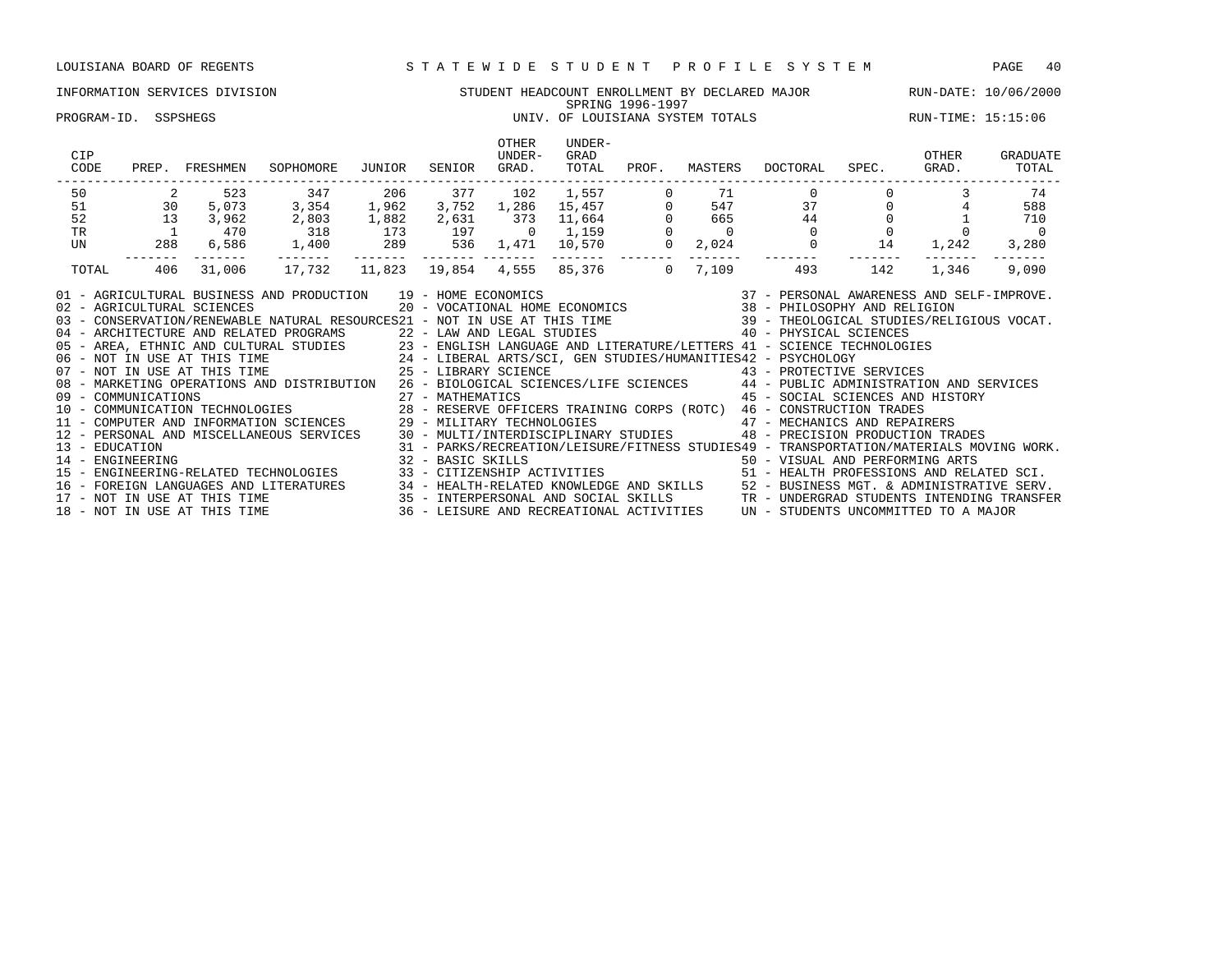LOUISIANA BOARD OF REGENTS — STATEWIDE STUDENT PROFILE SYSTEM

INFORMATION SERVICES DIVISION — STUDENT HEADCOUNT ENROLLMENT BY DECLARED MAJOR — RUN-DATE: 10/06/2000

SPRING 1996-1997

PROGRAM-ID. SSPSHEGS — UNIV. OF LOUISIANA SYSTEM TOTALS — RUN-TIME: 15:15:06

| CIP CODE | PREP. | FRESHMEN | SOPHOMORE | JUNIOR | SENIOR | OTHER UNDER-GRAD. | UNDER-GRAD TOTAL | PROF. | MASTERS | DOCTORAL | SPEC. | OTHER GRAD. | GRADUATE TOTAL |
|---|---|---|---|---|---|---|---|---|---|---|---|---|---|
| 50 | 2 | 523 | 347 | 206 | 377 | 102 | 1,557 | 0 | 71 | 0 | 0 | 3 | 74 |
| 51 | 30 | 5,073 | 3,354 | 1,962 | 3,752 | 1,286 | 15,457 | 0 | 547 | 37 | 0 | 4 | 588 |
| 52 | 13 | 3,962 | 2,803 | 1,882 | 2,631 | 373 | 11,664 | 0 | 665 | 44 | 0 | 1 | 710 |
| TR | 1 | 470 | 318 | 173 | 197 | 0 | 1,159 | 0 | 0 | 0 | 0 | 0 | 0 |
| UN | 288 | 6,586 | 1,400 | 289 | 536 | 1,471 | 10,570 | 0 | 2,024 | 0 | 14 | 1,242 | 3,280 |
| TOTAL | 406 | 31,006 | 17,732 | 11,823 | 19,854 | 4,555 | 85,376 | 0 | 7,109 | 493 | 142 | 1,346 | 9,090 |

01 - AGRICULTURAL BUSINESS AND PRODUCTION
02 - AGRICULTURAL SCIENCES
03 - CONSERVATION/RENEWABLE NATURAL RESOURCES
04 - ARCHITECTURE AND RELATED PROGRAMS
05 - AREA, ETHNIC AND CULTURAL STUDIES
06 - NOT IN USE AT THIS TIME
07 - NOT IN USE AT THIS TIME
08 - MARKETING OPERATIONS AND DISTRIBUTION
09 - COMMUNICATIONS
10 - COMMUNICATION TECHNOLOGIES
11 - COMPUTER AND INFORMATION SCIENCES
12 - PERSONAL AND MISCELLANEOUS SERVICES
13 - EDUCATION
14 - ENGINEERING
15 - ENGINEERING-RELATED TECHNOLOGIES
16 - FOREIGN LANGUAGES AND LITERATURES
17 - NOT IN USE AT THIS TIME
18 - NOT IN USE AT THIS TIME
19 - HOME ECONOMICS
20 - VOCATIONAL HOME ECONOMICS
21 - NOT IN USE AT THIS TIME
22 - LAW AND LEGAL STUDIES
23 - ENGLISH LANGUAGE AND LITERATURE/LETTERS
24 - LIBERAL ARTS/SCI, GEN STUDIES/HUMANITIES
25 - LIBRARY SCIENCE
26 - BIOLOGICAL SCIENCES/LIFE SCIENCES
27 - MATHEMATICS
28 - RESERVE OFFICERS TRAINING CORPS (ROTC)
29 - MILITARY TECHNOLOGIES
30 - MULTI/INTERDISCIPLINARY STUDIES
31 - PARKS/RECREATION/LEISURE/FITNESS STUDIES
32 - BASIC SKILLS
33 - CITIZENSHIP ACTIVITIES
34 - HEALTH-RELATED KNOWLEDGE AND SKILLS
35 - INTERPERSONAL AND SOCIAL SKILLS
36 - LEISURE AND RECREATIONAL ACTIVITIES
37 - PERSONAL AWARENESS AND SELF-IMPROVE.
38 - PHILOSOPHY AND RELIGION
39 - THEOLOGICAL STUDIES/RELIGIOUS VOCAT.
40 - PHYSICAL SCIENCES
41 - SCIENCE TECHNOLOGIES
42 - PSYCHOLOGY
43 - PROTECTIVE SERVICES
44 - PUBLIC ADMINISTRATION AND SERVICES
45 - SOCIAL SCIENCES AND HISTORY
46 - CONSTRUCTION TRADES
47 - MECHANICS AND REPAIRERS
48 - PRECISION PRODUCTION TRADES
49 - TRANSPORTATION/MATERIALS MOVING WORK.
50 - VISUAL AND PERFORMING ARTS
51 - HEALTH PROFESSIONS AND RELATED SCI.
52 - BUSINESS MGT. & ADMINISTRATIVE SERV.
TR - UNDERGRAD STUDENTS INTENDING TRANSFER
UN - STUDENTS UNCOMMITTED TO A MAJOR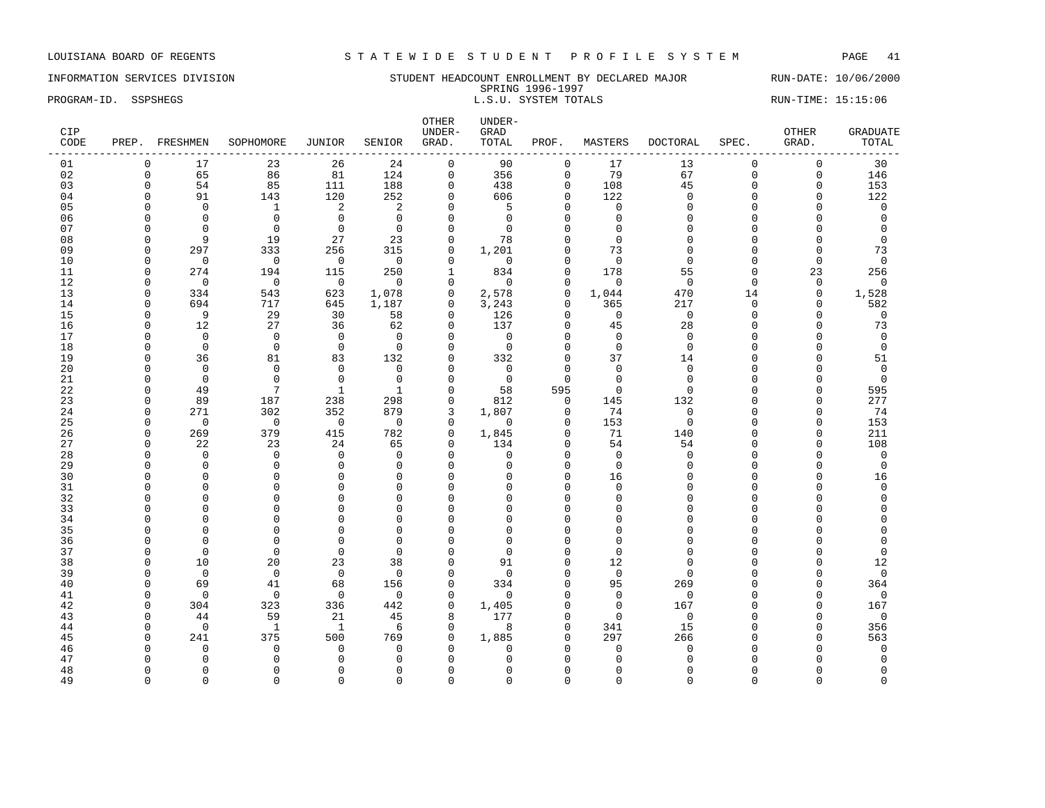LOUISIANA BOARD OF REGENTS — STATEWIDE STUDENT PROFILE SYSTEM

INFORMATION SERVICES DIVISION — STUDENT HEADCOUNT ENROLLMENT BY DECLARED MAJOR — RUN-DATE: 10/06/2000

SPRING 1996-1997

PROGRAM-ID. SSPSHEGS — L.S.U. SYSTEM TOTALS — RUN-TIME: 15:15:06

| CIP CODE | PREP. | FRESHMEN | SOPHOMORE | JUNIOR | SENIOR | OTHER UNDER-GRAD. | UNDER-GRAD TOTAL | PROF. | MASTERS | DOCTORAL | SPEC. | OTHER GRAD. | GRADUATE TOTAL |
|---|---|---|---|---|---|---|---|---|---|---|---|---|---|
| 01 | 0 | 17 | 23 | 26 | 24 | 0 | 90 | 0 | 17 | 13 | 0 | 0 | 30 |
| 02 | 0 | 65 | 86 | 81 | 124 | 0 | 356 | 0 | 79 | 67 | 0 | 0 | 146 |
| 03 | 0 | 54 | 85 | 111 | 188 | 0 | 438 | 0 | 108 | 45 | 0 | 0 | 153 |
| 04 | 0 | 91 | 143 | 120 | 252 | 0 | 606 | 0 | 122 | 0 | 0 | 0 | 122 |
| 05 | 0 | 0 | 1 | 2 | 2 | 0 | 5 | 0 | 0 | 0 | 0 | 0 | 0 |
| 06 | 0 | 0 | 0 | 0 | 0 | 0 | 0 | 0 | 0 | 0 | 0 | 0 | 0 |
| 07 | 0 | 0 | 0 | 0 | 0 | 0 | 0 | 0 | 0 | 0 | 0 | 0 | 0 |
| 08 | 0 | 9 | 19 | 27 | 23 | 0 | 78 | 0 | 0 | 0 | 0 | 0 | 0 |
| 09 | 0 | 297 | 333 | 256 | 315 | 0 | 1,201 | 0 | 73 | 0 | 0 | 0 | 73 |
| 10 | 0 | 0 | 0 | 0 | 0 | 0 | 0 | 0 | 0 | 0 | 0 | 0 | 0 |
| 11 | 0 | 274 | 194 | 115 | 250 | 1 | 834 | 0 | 178 | 55 | 0 | 23 | 256 |
| 12 | 0 | 0 | 0 | 0 | 0 | 0 | 0 | 0 | 0 | 0 | 0 | 0 | 0 |
| 13 | 0 | 334 | 543 | 623 | 1,078 | 0 | 2,578 | 0 | 1,044 | 470 | 14 | 0 | 1,528 |
| 14 | 0 | 694 | 717 | 645 | 1,187 | 0 | 3,243 | 0 | 365 | 217 | 0 | 0 | 582 |
| 15 | 0 | 9 | 29 | 30 | 58 | 0 | 126 | 0 | 0 | 0 | 0 | 0 | 0 |
| 16 | 0 | 12 | 27 | 36 | 62 | 0 | 137 | 0 | 45 | 28 | 0 | 0 | 73 |
| 17 | 0 | 0 | 0 | 0 | 0 | 0 | 0 | 0 | 0 | 0 | 0 | 0 | 0 |
| 18 | 0 | 0 | 0 | 0 | 0 | 0 | 0 | 0 | 0 | 0 | 0 | 0 | 0 |
| 19 | 0 | 36 | 81 | 83 | 132 | 0 | 332 | 0 | 37 | 14 | 0 | 0 | 51 |
| 20 | 0 | 0 | 0 | 0 | 0 | 0 | 0 | 0 | 0 | 0 | 0 | 0 | 0 |
| 21 | 0 | 0 | 0 | 0 | 0 | 0 | 0 | 0 | 0 | 0 | 0 | 0 | 0 |
| 22 | 0 | 49 | 7 | 1 | 1 | 0 | 58 | 595 | 0 | 0 | 0 | 0 | 595 |
| 23 | 0 | 89 | 187 | 238 | 298 | 0 | 812 | 0 | 145 | 132 | 0 | 0 | 277 |
| 24 | 0 | 271 | 302 | 352 | 879 | 3 | 1,807 | 0 | 74 | 0 | 0 | 0 | 74 |
| 25 | 0 | 0 | 0 | 0 | 0 | 0 | 0 | 0 | 153 | 0 | 0 | 0 | 153 |
| 26 | 0 | 269 | 379 | 415 | 782 | 0 | 1,845 | 0 | 71 | 140 | 0 | 0 | 211 |
| 27 | 0 | 22 | 23 | 24 | 65 | 0 | 134 | 0 | 54 | 54 | 0 | 0 | 108 |
| 28 | 0 | 0 | 0 | 0 | 0 | 0 | 0 | 0 | 0 | 0 | 0 | 0 | 0 |
| 29 | 0 | 0 | 0 | 0 | 0 | 0 | 0 | 0 | 0 | 0 | 0 | 0 | 0 |
| 30 | 0 | 0 | 0 | 0 | 0 | 0 | 0 | 0 | 16 | 0 | 0 | 0 | 16 |
| 31 | 0 | 0 | 0 | 0 | 0 | 0 | 0 | 0 | 0 | 0 | 0 | 0 | 0 |
| 32 | 0 | 0 | 0 | 0 | 0 | 0 | 0 | 0 | 0 | 0 | 0 | 0 | 0 |
| 33 | 0 | 0 | 0 | 0 | 0 | 0 | 0 | 0 | 0 | 0 | 0 | 0 | 0 |
| 34 | 0 | 0 | 0 | 0 | 0 | 0 | 0 | 0 | 0 | 0 | 0 | 0 | 0 |
| 35 | 0 | 0 | 0 | 0 | 0 | 0 | 0 | 0 | 0 | 0 | 0 | 0 | 0 |
| 36 | 0 | 0 | 0 | 0 | 0 | 0 | 0 | 0 | 0 | 0 | 0 | 0 | 0 |
| 37 | 0 | 0 | 0 | 0 | 0 | 0 | 0 | 0 | 0 | 0 | 0 | 0 | 0 |
| 38 | 0 | 10 | 20 | 23 | 38 | 0 | 91 | 0 | 12 | 0 | 0 | 0 | 12 |
| 39 | 0 | 0 | 0 | 0 | 0 | 0 | 0 | 0 | 0 | 0 | 0 | 0 | 0 |
| 40 | 0 | 69 | 41 | 68 | 156 | 0 | 334 | 0 | 95 | 269 | 0 | 0 | 364 |
| 41 | 0 | 0 | 0 | 0 | 0 | 0 | 0 | 0 | 0 | 0 | 0 | 0 | 0 |
| 42 | 0 | 304 | 323 | 336 | 442 | 0 | 1,405 | 0 | 0 | 167 | 0 | 0 | 167 |
| 43 | 0 | 44 | 59 | 21 | 45 | 8 | 177 | 0 | 0 | 0 | 0 | 0 | 0 |
| 44 | 0 | 0 | 1 | 1 | 6 | 0 | 8 | 0 | 341 | 15 | 0 | 0 | 356 |
| 45 | 0 | 241 | 375 | 500 | 769 | 0 | 1,885 | 0 | 297 | 266 | 0 | 0 | 563 |
| 46 | 0 | 0 | 0 | 0 | 0 | 0 | 0 | 0 | 0 | 0 | 0 | 0 | 0 |
| 47 | 0 | 0 | 0 | 0 | 0 | 0 | 0 | 0 | 0 | 0 | 0 | 0 | 0 |
| 48 | 0 | 0 | 0 | 0 | 0 | 0 | 0 | 0 | 0 | 0 | 0 | 0 | 0 |
| 49 | 0 | 0 | 0 | 0 | 0 | 0 | 0 | 0 | 0 | 0 | 0 | 0 | 0 |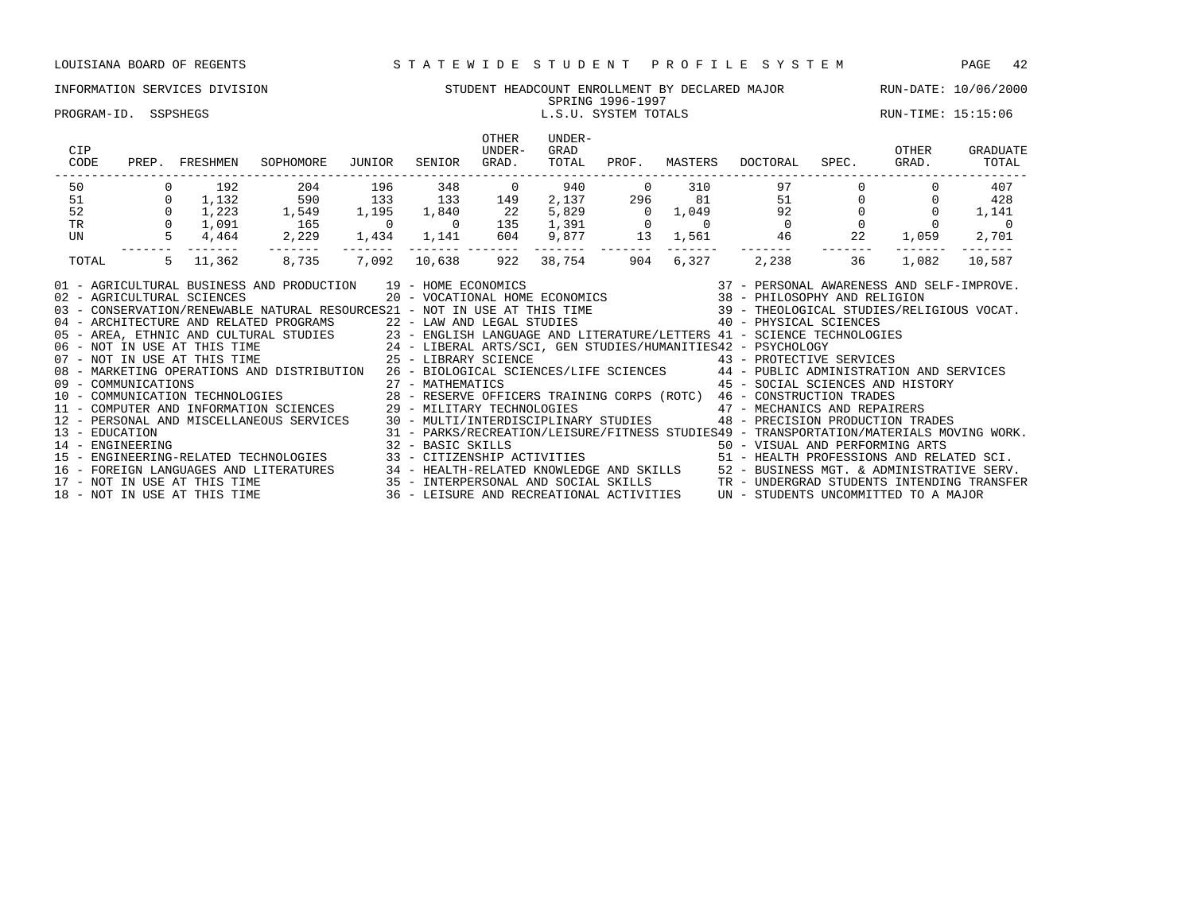LOUISIANA BOARD OF REGENTS — STATEWIDE STUDENT PROFILE SYSTEM

INFORMATION SERVICES DIVISION — STUDENT HEADCOUNT ENROLLMENT BY DECLARED MAJOR — RUN-DATE: 10/06/2000

SPRING 1996-1997

PROGRAM-ID. SSPSHEGS — L.S.U. SYSTEM TOTALS — RUN-TIME: 15:15:06

| CIP CODE | PREP. | FRESHMEN | SOPHOMORE | JUNIOR | SENIOR | OTHER UNDER-GRAD. | UNDER-GRAD TOTAL | PROF. | MASTERS | DOCTORAL | SPEC. | OTHER GRAD. | GRADUATE TOTAL |
|---|---|---|---|---|---|---|---|---|---|---|---|---|---|
| 50 | 0 | 192 | 204 | 196 | 348 | 0 | 940 | 0 | 310 | 97 | 0 | 0 | 407 |
| 51 | 0 | 1,132 | 590 | 133 | 133 | 149 | 2,137 | 296 | 81 | 51 | 0 | 0 | 428 |
| 52 | 0 | 1,223 | 1,549 | 1,195 | 1,840 | 22 | 5,829 | 0 | 1,049 | 92 | 0 | 0 | 1,141 |
| TR | 0 | 1,091 | 165 | 0 | 0 | 135 | 1,391 | 0 | 0 | 0 | 0 | 0 | 0 |
| UN | 5 | 4,464 | 2,229 | 1,434 | 1,141 | 604 | 9,877 | 13 | 1,561 | 46 | 22 | 1,059 | 2,701 |
| TOTAL | 5 | 11,362 | 8,735 | 7,092 | 10,638 | 922 | 38,754 | 904 | 6,327 | 2,238 | 36 | 1,082 | 10,587 |

01 - AGRICULTURAL BUSINESS AND PRODUCTION
02 - AGRICULTURAL SCIENCES
03 - CONSERVATION/RENEWABLE NATURAL RESOURCES
04 - ARCHITECTURE AND RELATED PROGRAMS
05 - AREA, ETHNIC AND CULTURAL STUDIES
06 - NOT IN USE AT THIS TIME
07 - NOT IN USE AT THIS TIME
08 - MARKETING OPERATIONS AND DISTRIBUTION
09 - COMMUNICATIONS
10 - COMMUNICATION TECHNOLOGIES
11 - COMPUTER AND INFORMATION SCIENCES
12 - PERSONAL AND MISCELLANEOUS SERVICES
13 - EDUCATION
14 - ENGINEERING
15 - ENGINEERING-RELATED TECHNOLOGIES
16 - FOREIGN LANGUAGES AND LITERATURES
17 - NOT IN USE AT THIS TIME
18 - NOT IN USE AT THIS TIME
19 - HOME ECONOMICS
20 - VOCATIONAL HOME ECONOMICS
21 - NOT IN USE AT THIS TIME
22 - LAW AND LEGAL STUDIES
23 - ENGLISH LANGUAGE AND LITERATURE/LETTERS
24 - LIBERAL ARTS/SCI, GEN STUDIES/HUMANITIES
25 - LIBRARY SCIENCE
26 - BIOLOGICAL SCIENCES/LIFE SCIENCES
27 - MATHEMATICS
28 - RESERVE OFFICERS TRAINING CORPS (ROTC)
29 - MILITARY TECHNOLOGIES
30 - MULTI/INTERDISCIPLINARY STUDIES
31 - PARKS/RECREATION/LEISURE/FITNESS STUDIES
32 - BASIC SKILLS
33 - CITIZENSHIP ACTIVITIES
34 - HEALTH-RELATED KNOWLEDGE AND SKILLS
35 - INTERPERSONAL AND SOCIAL SKILLS
36 - LEISURE AND RECREATIONAL ACTIVITIES
37 - PERSONAL AWARENESS AND SELF-IMPROVE.
38 - PHILOSOPHY AND RELIGION
39 - THEOLOGICAL STUDIES/RELIGIOUS VOCAT.
40 - PHYSICAL SCIENCES
41 - SCIENCE TECHNOLOGIES
42 - PSYCHOLOGY
43 - PROTECTIVE SERVICES
44 - PUBLIC ADMINISTRATION AND SERVICES
45 - SOCIAL SCIENCES AND HISTORY
46 - CONSTRUCTION TRADES
47 - MECHANICS AND REPAIRERS
48 - PRECISION PRODUCTION TRADES
49 - TRANSPORTATION/MATERIALS MOVING WORK.
50 - VISUAL AND PERFORMING ARTS
51 - HEALTH PROFESSIONS AND RELATED SCI.
52 - BUSINESS MGT. & ADMINISTRATIVE SERV.
TR - UNDERGRAD STUDENTS INTENDING TRANSFER
UN - STUDENTS UNCOMMITTED TO A MAJOR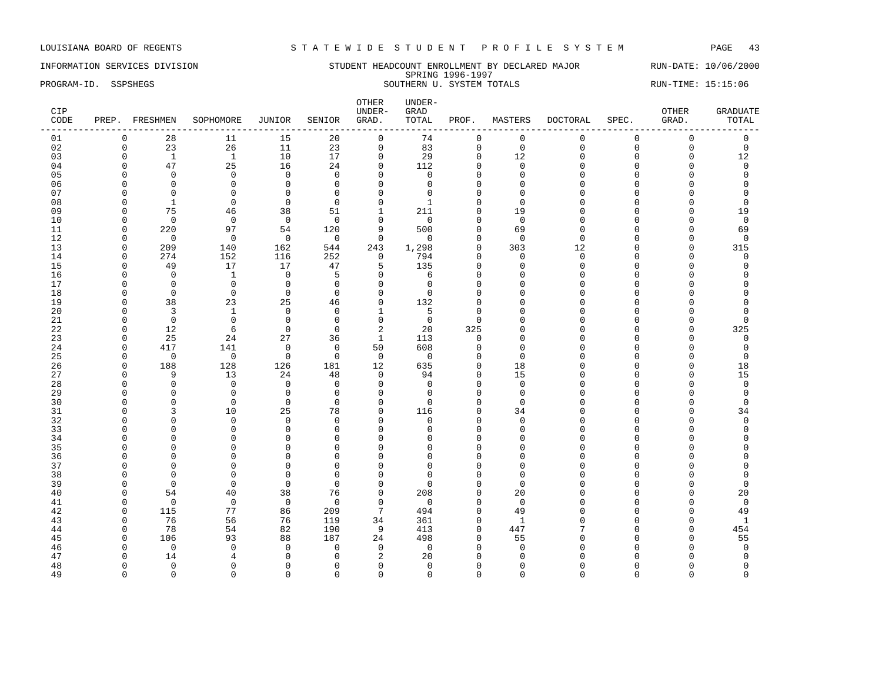LOUISIANA BOARD OF REGENTS — STATEWIDE STUDENT PROFILE SYSTEM

INFORMATION SERVICES DIVISION — STUDENT HEADCOUNT ENROLLMENT BY DECLARED MAJOR — RUN-DATE: 10/06/2000

SPRING 1996-1997

PROGRAM-ID. SSPSHEGS — SOUTHERN U. SYSTEM TOTALS — RUN-TIME: 15:15:06

| CIP CODE | PREP. | FRESHMEN | SOPHOMORE | JUNIOR | SENIOR | OTHER UNDER-GRAD. | UNDER-GRAD TOTAL | PROF. | MASTERS | DOCTORAL | SPEC. | OTHER GRAD. | GRADUATE TOTAL |
|---|---|---|---|---|---|---|---|---|---|---|---|---|---|
| 01 | 0 | 28 | 11 | 15 | 20 | 0 | 74 | 0 | 0 | 0 | 0 | 0 | 0 |
| 02 | 0 | 23 | 26 | 11 | 23 | 0 | 83 | 0 | 0 | 0 | 0 | 0 | 0 |
| 03 | 0 | 1 | 1 | 10 | 17 | 0 | 29 | 0 | 12 | 0 | 0 | 0 | 12 |
| 04 | 0 | 47 | 25 | 16 | 24 | 0 | 112 | 0 | 0 | 0 | 0 | 0 | 0 |
| 05 | 0 | 0 | 0 | 0 | 0 | 0 | 0 | 0 | 0 | 0 | 0 | 0 | 0 |
| 06 | 0 | 0 | 0 | 0 | 0 | 0 | 0 | 0 | 0 | 0 | 0 | 0 | 0 |
| 07 | 0 | 0 | 0 | 0 | 0 | 0 | 0 | 0 | 0 | 0 | 0 | 0 | 0 |
| 08 | 0 | 1 | 0 | 0 | 0 | 0 | 1 | 0 | 0 | 0 | 0 | 0 | 0 |
| 09 | 0 | 75 | 46 | 38 | 51 | 1 | 211 | 0 | 19 | 0 | 0 | 0 | 19 |
| 10 | 0 | 0 | 0 | 0 | 0 | 0 | 0 | 0 | 0 | 0 | 0 | 0 | 0 |
| 11 | 0 | 220 | 97 | 54 | 120 | 9 | 500 | 0 | 69 | 0 | 0 | 0 | 69 |
| 12 | 0 | 0 | 0 | 0 | 0 | 0 | 0 | 0 | 0 | 0 | 0 | 0 | 0 |
| 13 | 0 | 209 | 140 | 162 | 544 | 243 | 1,298 | 0 | 303 | 12 | 0 | 0 | 315 |
| 14 | 0 | 274 | 152 | 116 | 252 | 0 | 794 | 0 | 0 | 0 | 0 | 0 | 0 |
| 15 | 0 | 49 | 17 | 17 | 47 | 5 | 135 | 0 | 0 | 0 | 0 | 0 | 0 |
| 16 | 0 | 0 | 1 | 0 | 5 | 0 | 6 | 0 | 0 | 0 | 0 | 0 | 0 |
| 17 | 0 | 0 | 0 | 0 | 0 | 0 | 0 | 0 | 0 | 0 | 0 | 0 | 0 |
| 18 | 0 | 0 | 0 | 0 | 0 | 0 | 0 | 0 | 0 | 0 | 0 | 0 | 0 |
| 19 | 0 | 38 | 23 | 25 | 46 | 0 | 132 | 0 | 0 | 0 | 0 | 0 | 0 |
| 20 | 0 | 3 | 1 | 0 | 0 | 1 | 5 | 0 | 0 | 0 | 0 | 0 | 0 |
| 21 | 0 | 0 | 0 | 0 | 0 | 0 | 0 | 0 | 0 | 0 | 0 | 0 | 0 |
| 22 | 0 | 12 | 6 | 0 | 0 | 2 | 20 | 325 | 0 | 0 | 0 | 0 | 325 |
| 23 | 0 | 25 | 24 | 27 | 36 | 1 | 113 | 0 | 0 | 0 | 0 | 0 | 0 |
| 24 | 0 | 417 | 141 | 0 | 0 | 50 | 608 | 0 | 0 | 0 | 0 | 0 | 0 |
| 25 | 0 | 0 | 0 | 0 | 0 | 0 | 0 | 0 | 0 | 0 | 0 | 0 | 0 |
| 26 | 0 | 188 | 128 | 126 | 181 | 12 | 635 | 0 | 18 | 0 | 0 | 0 | 18 |
| 27 | 0 | 9 | 13 | 24 | 48 | 0 | 94 | 0 | 15 | 0 | 0 | 0 | 15 |
| 28 | 0 | 0 | 0 | 0 | 0 | 0 | 0 | 0 | 0 | 0 | 0 | 0 | 0 |
| 29 | 0 | 0 | 0 | 0 | 0 | 0 | 0 | 0 | 0 | 0 | 0 | 0 | 0 |
| 30 | 0 | 0 | 0 | 0 | 0 | 0 | 0 | 0 | 0 | 0 | 0 | 0 | 0 |
| 31 | 0 | 3 | 10 | 25 | 78 | 0 | 116 | 0 | 34 | 0 | 0 | 0 | 34 |
| 32 | 0 | 0 | 0 | 0 | 0 | 0 | 0 | 0 | 0 | 0 | 0 | 0 | 0 |
| 33 | 0 | 0 | 0 | 0 | 0 | 0 | 0 | 0 | 0 | 0 | 0 | 0 | 0 |
| 34 | 0 | 0 | 0 | 0 | 0 | 0 | 0 | 0 | 0 | 0 | 0 | 0 | 0 |
| 35 | 0 | 0 | 0 | 0 | 0 | 0 | 0 | 0 | 0 | 0 | 0 | 0 | 0 |
| 36 | 0 | 0 | 0 | 0 | 0 | 0 | 0 | 0 | 0 | 0 | 0 | 0 | 0 |
| 37 | 0 | 0 | 0 | 0 | 0 | 0 | 0 | 0 | 0 | 0 | 0 | 0 | 0 |
| 38 | 0 | 0 | 0 | 0 | 0 | 0 | 0 | 0 | 0 | 0 | 0 | 0 | 0 |
| 39 | 0 | 0 | 0 | 0 | 0 | 0 | 0 | 0 | 0 | 0 | 0 | 0 | 0 |
| 40 | 0 | 54 | 40 | 38 | 76 | 0 | 208 | 0 | 20 | 0 | 0 | 0 | 20 |
| 41 | 0 | 0 | 0 | 0 | 0 | 0 | 0 | 0 | 0 | 0 | 0 | 0 | 0 |
| 42 | 0 | 115 | 77 | 86 | 209 | 7 | 494 | 0 | 49 | 0 | 0 | 0 | 49 |
| 43 | 0 | 76 | 56 | 76 | 119 | 34 | 361 | 0 | 1 | 0 | 0 | 0 | 1 |
| 44 | 0 | 78 | 54 | 82 | 190 | 9 | 413 | 0 | 447 | 7 | 0 | 0 | 454 |
| 45 | 0 | 106 | 93 | 88 | 187 | 24 | 498 | 0 | 55 | 0 | 0 | 0 | 55 |
| 46 | 0 | 0 | 0 | 0 | 0 | 0 | 0 | 0 | 0 | 0 | 0 | 0 | 0 |
| 47 | 0 | 14 | 4 | 0 | 0 | 2 | 20 | 0 | 0 | 0 | 0 | 0 | 0 |
| 48 | 0 | 0 | 0 | 0 | 0 | 0 | 0 | 0 | 0 | 0 | 0 | 0 | 0 |
| 49 | 0 | 0 | 0 | 0 | 0 | 0 | 0 | 0 | 0 | 0 | 0 | 0 | 0 |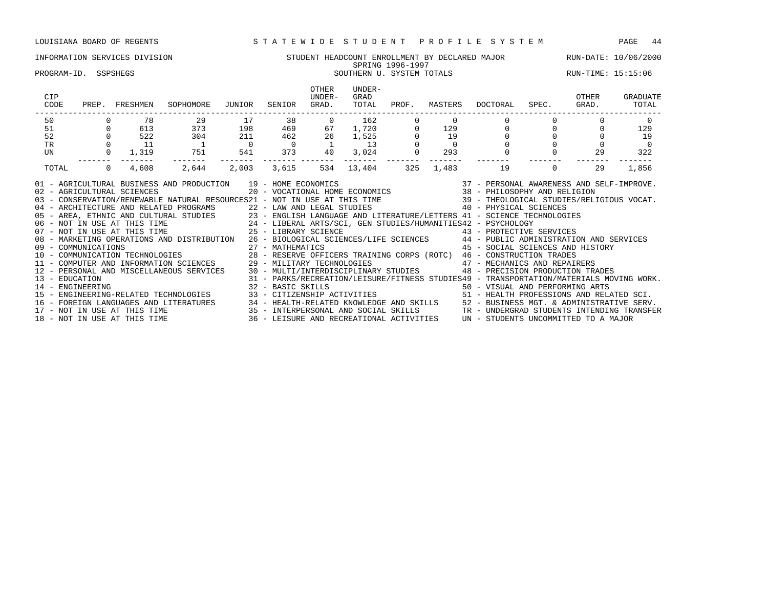LOUISIANA BOARD OF REGENTS — STATEWIDE STUDENT PROFILE SYSTEM

INFORMATION SERVICES DIVISION — STUDENT HEADCOUNT ENROLLMENT BY DECLARED MAJOR — RUN-DATE: 10/06/2000

SPRING 1996-1997

PROGRAM-ID. SSPSHEGS — SOUTHERN U. SYSTEM TOTALS — RUN-TIME: 15:15:06

| CIP CODE | PREP. | FRESHMEN | SOPHOMORE | JUNIOR | SENIOR | OTHER UNDER-GRAD. | UNDER-GRAD TOTAL | PROF. | MASTERS | DOCTORAL | SPEC. | OTHER GRAD. | GRADUATE TOTAL |
|---|---|---|---|---|---|---|---|---|---|---|---|---|---|
| 50 | 0 | 78 | 29 | 17 | 38 | 0 | 162 | 0 | 0 | 0 | 0 | 0 | 0 |
| 51 | 0 | 613 | 373 | 198 | 469 | 67 | 1,720 | 0 | 129 | 0 | 0 | 0 | 129 |
| 52 | 0 | 522 | 304 | 211 | 462 | 26 | 1,525 | 0 | 19 | 0 | 0 | 0 | 19 |
| TR | 0 | 11 | 1 | 0 | 0 | 1 | 13 | 0 | 0 | 0 | 0 | 0 | 0 |
| UN | 0 | 1,319 | 751 | 541 | 373 | 40 | 3,024 | 0 | 293 | 0 | 0 | 29 | 322 |
| TOTAL | 0 | 4,608 | 2,644 | 2,003 | 3,615 | 534 | 13,404 | 325 | 1,483 | 19 | 0 | 29 | 1,856 |

01 - AGRICULTURAL BUSINESS AND PRODUCTION
02 - AGRICULTURAL SCIENCES
03 - CONSERVATION/RENEWABLE NATURAL RESOURCES
04 - ARCHITECTURE AND RELATED PROGRAMS
05 - AREA, ETHNIC AND CULTURAL STUDIES
06 - NOT IN USE AT THIS TIME
07 - NOT IN USE AT THIS TIME
08 - MARKETING OPERATIONS AND DISTRIBUTION
09 - COMMUNICATIONS
10 - COMMUNICATION TECHNOLOGIES
11 - COMPUTER AND INFORMATION SCIENCES
12 - PERSONAL AND MISCELLANEOUS SERVICES
13 - EDUCATION
14 - ENGINEERING
15 - ENGINEERING-RELATED TECHNOLOGIES
16 - FOREIGN LANGUAGES AND LITERATURES
17 - NOT IN USE AT THIS TIME
18 - NOT IN USE AT THIS TIME
19 - HOME ECONOMICS
20 - VOCATIONAL HOME ECONOMICS
21 - NOT IN USE AT THIS TIME
22 - LAW AND LEGAL STUDIES
23 - ENGLISH LANGUAGE AND LITERATURE/LETTERS
24 - LIBERAL ARTS/SCI, GEN STUDIES/HUMANITIES
25 - LIBRARY SCIENCE
26 - BIOLOGICAL SCIENCES/LIFE SCIENCES
27 - MATHEMATICS
28 - RESERVE OFFICERS TRAINING CORPS (ROTC)
29 - MILITARY TECHNOLOGIES
30 - MULTI/INTERDISCIPLINARY STUDIES
31 - PARKS/RECREATION/LEISURE/FITNESS STUDIES
32 - BASIC SKILLS
33 - CITIZENSHIP ACTIVITIES
34 - HEALTH-RELATED KNOWLEDGE AND SKILLS
35 - INTERPERSONAL AND SOCIAL SKILLS
36 - LEISURE AND RECREATIONAL ACTIVITIES
37 - PERSONAL AWARENESS AND SELF-IMPROVE.
38 - PHILOSOPHY AND RELIGION
39 - THEOLOGICAL STUDIES/RELIGIOUS VOCAT.
40 - PHYSICAL SCIENCES
41 - SCIENCE TECHNOLOGIES
42 - PSYCHOLOGY
43 - PROTECTIVE SERVICES
44 - PUBLIC ADMINISTRATION AND SERVICES
45 - SOCIAL SCIENCES AND HISTORY
46 - CONSTRUCTION TRADES
47 - MECHANICS AND REPAIRERS
48 - PRECISION PRODUCTION TRADES
49 - TRANSPORTATION/MATERIALS MOVING WORK.
50 - VISUAL AND PERFORMING ARTS
51 - HEALTH PROFESSIONS AND RELATED SCI.
52 - BUSINESS MGT. & ADMINISTRATIVE SERV.
TR - UNDERGRAD STUDENTS INTENDING TRANSFER
UN - STUDENTS UNCOMMITTED TO A MAJOR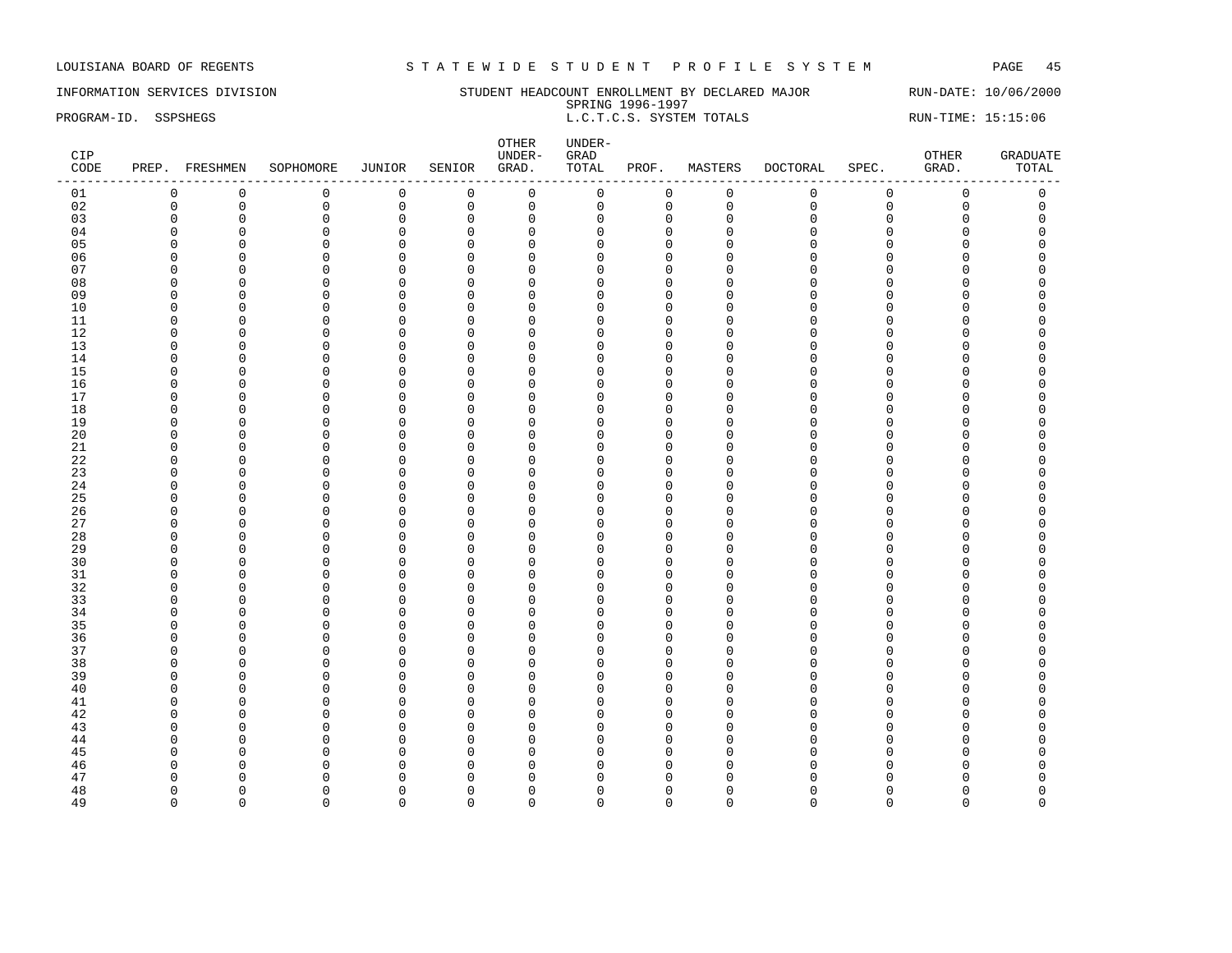LOUISIANA BOARD OF REGENTS S T A T E W I D E  S T U D E N T  P R O F I L E  S Y S T E M

INFORMATION SERVICES DIVISION STUDENT HEADCOUNT ENROLLMENT BY DECLARED MAJOR RUN-DATE: 10/06/2000

SPRING 1996-1997

PROGRAM-ID. SSPSHEGS L.C.T.C.S. SYSTEM TOTALS RUN-TIME: 15:15:06

| CIP CODE | PREP. | FRESHMEN | SOPHOMORE | JUNIOR | SENIOR | OTHER UNDER-GRAD. | UNDER-GRAD TOTAL | PROF. | MASTERS | DOCTORAL | SPEC. | OTHER GRAD. | GRADUATE TOTAL |
|---|---|---|---|---|---|---|---|---|---|---|---|---|---|
| 01 | 0 | 0 | 0 | 0 | 0 | 0 | 0 | 0 | 0 | 0 | 0 | 0 | 0 |
| 02 | 0 | 0 | 0 | 0 | 0 | 0 | 0 | 0 | 0 | 0 | 0 | 0 | 0 |
| 03 | 0 | 0 | 0 | 0 | 0 | 0 | 0 | 0 | 0 | 0 | 0 | 0 | 0 |
| 04 | 0 | 0 | 0 | 0 | 0 | 0 | 0 | 0 | 0 | 0 | 0 | 0 | 0 |
| 05 | 0 | 0 | 0 | 0 | 0 | 0 | 0 | 0 | 0 | 0 | 0 | 0 | 0 |
| 06 | 0 | 0 | 0 | 0 | 0 | 0 | 0 | 0 | 0 | 0 | 0 | 0 | 0 |
| 07 | 0 | 0 | 0 | 0 | 0 | 0 | 0 | 0 | 0 | 0 | 0 | 0 | 0 |
| 08 | 0 | 0 | 0 | 0 | 0 | 0 | 0 | 0 | 0 | 0 | 0 | 0 | 0 |
| 09 | 0 | 0 | 0 | 0 | 0 | 0 | 0 | 0 | 0 | 0 | 0 | 0 | 0 |
| 10 | 0 | 0 | 0 | 0 | 0 | 0 | 0 | 0 | 0 | 0 | 0 | 0 | 0 |
| 11 | 0 | 0 | 0 | 0 | 0 | 0 | 0 | 0 | 0 | 0 | 0 | 0 | 0 |
| 12 | 0 | 0 | 0 | 0 | 0 | 0 | 0 | 0 | 0 | 0 | 0 | 0 | 0 |
| 13 | 0 | 0 | 0 | 0 | 0 | 0 | 0 | 0 | 0 | 0 | 0 | 0 | 0 |
| 14 | 0 | 0 | 0 | 0 | 0 | 0 | 0 | 0 | 0 | 0 | 0 | 0 | 0 |
| 15 | 0 | 0 | 0 | 0 | 0 | 0 | 0 | 0 | 0 | 0 | 0 | 0 | 0 |
| 16 | 0 | 0 | 0 | 0 | 0 | 0 | 0 | 0 | 0 | 0 | 0 | 0 | 0 |
| 17 | 0 | 0 | 0 | 0 | 0 | 0 | 0 | 0 | 0 | 0 | 0 | 0 | 0 |
| 18 | 0 | 0 | 0 | 0 | 0 | 0 | 0 | 0 | 0 | 0 | 0 | 0 | 0 |
| 19 | 0 | 0 | 0 | 0 | 0 | 0 | 0 | 0 | 0 | 0 | 0 | 0 | 0 |
| 20 | 0 | 0 | 0 | 0 | 0 | 0 | 0 | 0 | 0 | 0 | 0 | 0 | 0 |
| 21 | 0 | 0 | 0 | 0 | 0 | 0 | 0 | 0 | 0 | 0 | 0 | 0 | 0 |
| 22 | 0 | 0 | 0 | 0 | 0 | 0 | 0 | 0 | 0 | 0 | 0 | 0 | 0 |
| 23 | 0 | 0 | 0 | 0 | 0 | 0 | 0 | 0 | 0 | 0 | 0 | 0 | 0 |
| 24 | 0 | 0 | 0 | 0 | 0 | 0 | 0 | 0 | 0 | 0 | 0 | 0 | 0 |
| 25 | 0 | 0 | 0 | 0 | 0 | 0 | 0 | 0 | 0 | 0 | 0 | 0 | 0 |
| 26 | 0 | 0 | 0 | 0 | 0 | 0 | 0 | 0 | 0 | 0 | 0 | 0 | 0 |
| 27 | 0 | 0 | 0 | 0 | 0 | 0 | 0 | 0 | 0 | 0 | 0 | 0 | 0 |
| 28 | 0 | 0 | 0 | 0 | 0 | 0 | 0 | 0 | 0 | 0 | 0 | 0 | 0 |
| 29 | 0 | 0 | 0 | 0 | 0 | 0 | 0 | 0 | 0 | 0 | 0 | 0 | 0 |
| 30 | 0 | 0 | 0 | 0 | 0 | 0 | 0 | 0 | 0 | 0 | 0 | 0 | 0 |
| 31 | 0 | 0 | 0 | 0 | 0 | 0 | 0 | 0 | 0 | 0 | 0 | 0 | 0 |
| 32 | 0 | 0 | 0 | 0 | 0 | 0 | 0 | 0 | 0 | 0 | 0 | 0 | 0 |
| 33 | 0 | 0 | 0 | 0 | 0 | 0 | 0 | 0 | 0 | 0 | 0 | 0 | 0 |
| 34 | 0 | 0 | 0 | 0 | 0 | 0 | 0 | 0 | 0 | 0 | 0 | 0 | 0 |
| 35 | 0 | 0 | 0 | 0 | 0 | 0 | 0 | 0 | 0 | 0 | 0 | 0 | 0 |
| 36 | 0 | 0 | 0 | 0 | 0 | 0 | 0 | 0 | 0 | 0 | 0 | 0 | 0 |
| 37 | 0 | 0 | 0 | 0 | 0 | 0 | 0 | 0 | 0 | 0 | 0 | 0 | 0 |
| 38 | 0 | 0 | 0 | 0 | 0 | 0 | 0 | 0 | 0 | 0 | 0 | 0 | 0 |
| 39 | 0 | 0 | 0 | 0 | 0 | 0 | 0 | 0 | 0 | 0 | 0 | 0 | 0 |
| 40 | 0 | 0 | 0 | 0 | 0 | 0 | 0 | 0 | 0 | 0 | 0 | 0 | 0 |
| 41 | 0 | 0 | 0 | 0 | 0 | 0 | 0 | 0 | 0 | 0 | 0 | 0 | 0 |
| 42 | 0 | 0 | 0 | 0 | 0 | 0 | 0 | 0 | 0 | 0 | 0 | 0 | 0 |
| 43 | 0 | 0 | 0 | 0 | 0 | 0 | 0 | 0 | 0 | 0 | 0 | 0 | 0 |
| 44 | 0 | 0 | 0 | 0 | 0 | 0 | 0 | 0 | 0 | 0 | 0 | 0 | 0 |
| 45 | 0 | 0 | 0 | 0 | 0 | 0 | 0 | 0 | 0 | 0 | 0 | 0 | 0 |
| 46 | 0 | 0 | 0 | 0 | 0 | 0 | 0 | 0 | 0 | 0 | 0 | 0 | 0 |
| 47 | 0 | 0 | 0 | 0 | 0 | 0 | 0 | 0 | 0 | 0 | 0 | 0 | 0 |
| 48 | 0 | 0 | 0 | 0 | 0 | 0 | 0 | 0 | 0 | 0 | 0 | 0 | 0 |
| 49 | 0 | 0 | 0 | 0 | 0 | 0 | 0 | 0 | 0 | 0 | 0 | 0 | 0 |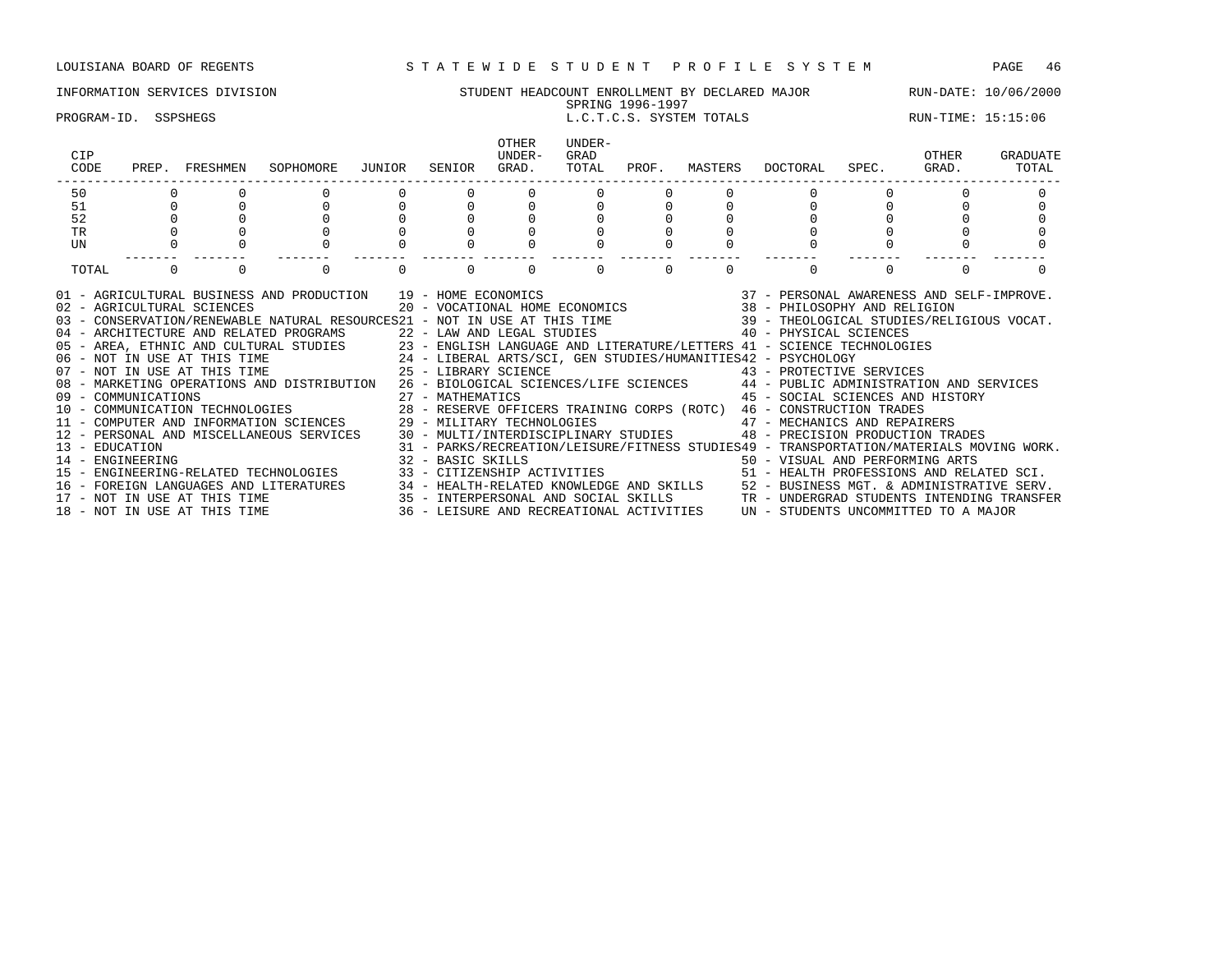LOUISIANA BOARD OF REGENTS — S T A T E W I D E   S T U D E N T   P R O F I L E   S Y S T E M

INFORMATION SERVICES DIVISION — STUDENT HEADCOUNT ENROLLMENT BY DECLARED MAJOR — RUN-DATE: 10/06/2000

SPRING 1996-1997

PROGRAM-ID. SSPSHEGS — L.C.T.C.S. SYSTEM TOTALS — RUN-TIME: 15:15:06

| CIP CODE | PREP. | FRESHMEN | SOPHOMORE | JUNIOR | SENIOR | OTHER UNDER-GRAD. | UNDER-GRAD TOTAL | PROF. | MASTERS | DOCTORAL | SPEC. | OTHER GRAD. | GRADUATE TOTAL |
|---|---|---|---|---|---|---|---|---|---|---|---|---|---|
| 50 | 0 | 0 | 0 | 0 | 0 | 0 | 0 | 0 | 0 | 0 | 0 | 0 | 0 |
| 51 | 0 | 0 | 0 | 0 | 0 | 0 | 0 | 0 | 0 | 0 | 0 | 0 | 0 |
| 52 | 0 | 0 | 0 | 0 | 0 | 0 | 0 | 0 | 0 | 0 | 0 | 0 | 0 |
| TR | 0 | 0 | 0 | 0 | 0 | 0 | 0 | 0 | 0 | 0 | 0 | 0 | 0 |
| UN | 0 | 0 | 0 | 0 | 0 | 0 | 0 | 0 | 0 | 0 | 0 | 0 | 0 |
| TOTAL | 0 | 0 | 0 | 0 | 0 | 0 | 0 | 0 | 0 | 0 | 0 | 0 | 0 |

01 - AGRICULTURAL BUSINESS AND PRODUCTION
02 - AGRICULTURAL SCIENCES
03 - CONSERVATION/RENEWABLE NATURAL RESOURCES
04 - ARCHITECTURE AND RELATED PROGRAMS
05 - AREA, ETHNIC AND CULTURAL STUDIES
06 - NOT IN USE AT THIS TIME
07 - NOT IN USE AT THIS TIME
08 - MARKETING OPERATIONS AND DISTRIBUTION
09 - COMMUNICATIONS
10 - COMMUNICATION TECHNOLOGIES
11 - COMPUTER AND INFORMATION SCIENCES
12 - PERSONAL AND MISCELLANEOUS SERVICES
13 - EDUCATION
14 - ENGINEERING
15 - ENGINEERING-RELATED TECHNOLOGIES
16 - FOREIGN LANGUAGES AND LITERATURES
17 - NOT IN USE AT THIS TIME
18 - NOT IN USE AT THIS TIME
19 - HOME ECONOMICS
20 - VOCATIONAL HOME ECONOMICS
21 - NOT IN USE AT THIS TIME
22 - LAW AND LEGAL STUDIES
23 - ENGLISH LANGUAGE AND LITERATURE/LETTERS
24 - LIBERAL ARTS/SCI, GEN STUDIES/HUMANITIES
25 - LIBRARY SCIENCE
26 - BIOLOGICAL SCIENCES/LIFE SCIENCES
27 - MATHEMATICS
28 - RESERVE OFFICERS TRAINING CORPS (ROTC)
29 - MILITARY TECHNOLOGIES
30 - MULTI/INTERDISCIPLINARY STUDIES
31 - PARKS/RECREATION/LEISURE/FITNESS STUDIES
32 - BASIC SKILLS
33 - CITIZENSHIP ACTIVITIES
34 - HEALTH-RELATED KNOWLEDGE AND SKILLS
35 - INTERPERSONAL AND SOCIAL SKILLS
36 - LEISURE AND RECREATIONAL ACTIVITIES
37 - PERSONAL AWARENESS AND SELF-IMPROVE.
38 - PHILOSOPHY AND RELIGION
39 - THEOLOGICAL STUDIES/RELIGIOUS VOCAT.
40 - PHYSICAL SCIENCES
41 - SCIENCE TECHNOLOGIES
42 - PSYCHOLOGY
43 - PROTECTIVE SERVICES
44 - PUBLIC ADMINISTRATION AND SERVICES
45 - SOCIAL SCIENCES AND HISTORY
46 - CONSTRUCTION TRADES
47 - MECHANICS AND REPAIRERS
48 - PRECISION PRODUCTION TRADES
49 - TRANSPORTATION/MATERIALS MOVING WORK.
50 - VISUAL AND PERFORMING ARTS
51 - HEALTH PROFESSIONS AND RELATED SCI.
52 - BUSINESS MGT. & ADMINISTRATIVE SERV.
TR - UNDERGRAD STUDENTS INTENDING TRANSFER
UN - STUDENTS UNCOMMITTED TO A MAJOR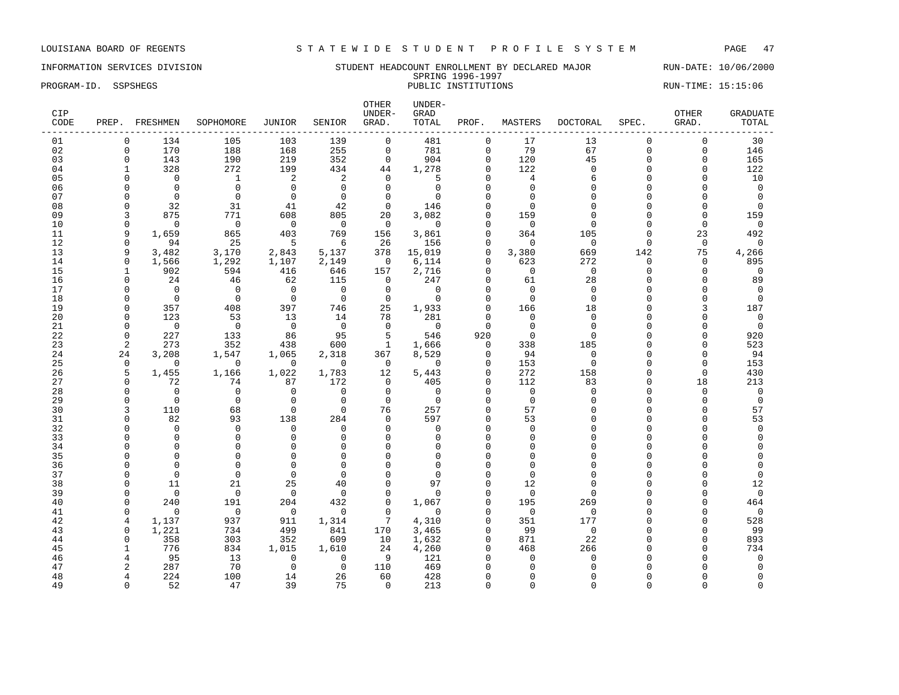LOUISIANA BOARD OF REGENTS — STATEWIDE STUDENT PROFILE SYSTEM

INFORMATION SERVICES DIVISION — STUDENT HEADCOUNT ENROLLMENT BY DECLARED MAJOR — RUN-DATE: 10/06/2000

SPRING 1996-1997

PROGRAM-ID. SSPSHEGS — PUBLIC INSTITUTIONS — RUN-TIME: 15:15:06

| CIP CODE | PREP. | FRESHMEN | SOPHOMORE | JUNIOR | SENIOR | OTHER UNDER-GRAD. | UNDER-GRAD TOTAL | PROF. | MASTERS | DOCTORAL | SPEC. | OTHER GRAD. | GRADUATE TOTAL |
|---|---|---|---|---|---|---|---|---|---|---|---|---|---|
| 01 | 0 | 134 | 105 | 103 | 139 | 0 | 481 | 0 | 17 | 13 | 0 | 0 | 30 |
| 02 | 0 | 170 | 188 | 168 | 255 | 0 | 781 | 0 | 79 | 67 | 0 | 0 | 146 |
| 03 | 0 | 143 | 190 | 219 | 352 | 0 | 904 | 0 | 120 | 45 | 0 | 0 | 165 |
| 04 | 1 | 328 | 272 | 199 | 434 | 44 | 1,278 | 0 | 122 | 0 | 0 | 0 | 122 |
| 05 | 0 | 0 | 1 | 2 | 2 | 0 | 5 | 0 | 4 | 6 | 0 | 0 | 10 |
| 06 | 0 | 0 | 0 | 0 | 0 | 0 | 0 | 0 | 0 | 0 | 0 | 0 | 0 |
| 07 | 0 | 0 | 0 | 0 | 0 | 0 | 0 | 0 | 0 | 0 | 0 | 0 | 0 |
| 08 | 0 | 32 | 31 | 41 | 42 | 0 | 146 | 0 | 0 | 0 | 0 | 0 | 0 |
| 09 | 3 | 875 | 771 | 608 | 805 | 20 | 3,082 | 0 | 159 | 0 | 0 | 0 | 159 |
| 10 | 0 | 0 | 0 | 0 | 0 | 0 | 0 | 0 | 0 | 0 | 0 | 0 | 0 |
| 11 | 9 | 1,659 | 865 | 403 | 769 | 156 | 3,861 | 0 | 364 | 105 | 0 | 23 | 492 |
| 12 | 0 | 94 | 25 | 5 | 6 | 26 | 156 | 0 | 0 | 0 | 0 | 0 | 0 |
| 13 | 9 | 3,482 | 3,170 | 2,843 | 5,137 | 378 | 15,019 | 0 | 3,380 | 669 | 142 | 75 | 4,266 |
| 14 | 0 | 1,566 | 1,292 | 1,107 | 2,149 | 0 | 6,114 | 0 | 623 | 272 | 0 | 0 | 895 |
| 15 | 1 | 902 | 594 | 416 | 646 | 157 | 2,716 | 0 | 0 | 0 | 0 | 0 | 0 |
| 16 | 0 | 24 | 46 | 62 | 115 | 0 | 247 | 0 | 61 | 28 | 0 | 0 | 89 |
| 17 | 0 | 0 | 0 | 0 | 0 | 0 | 0 | 0 | 0 | 0 | 0 | 0 | 0 |
| 18 | 0 | 0 | 0 | 0 | 0 | 0 | 0 | 0 | 0 | 0 | 0 | 0 | 0 |
| 19 | 0 | 357 | 408 | 397 | 746 | 25 | 1,933 | 0 | 166 | 18 | 0 | 3 | 187 |
| 20 | 0 | 123 | 53 | 13 | 14 | 78 | 281 | 0 | 0 | 0 | 0 | 0 | 0 |
| 21 | 0 | 0 | 0 | 0 | 0 | 0 | 0 | 0 | 0 | 0 | 0 | 0 | 0 |
| 22 | 0 | 227 | 133 | 86 | 95 | 5 | 546 | 920 | 0 | 0 | 0 | 0 | 920 |
| 23 | 2 | 273 | 352 | 438 | 600 | 1 | 1,666 | 0 | 338 | 185 | 0 | 0 | 523 |
| 24 | 24 | 3,208 | 1,547 | 1,065 | 2,318 | 367 | 8,529 | 0 | 94 | 0 | 0 | 0 | 94 |
| 25 | 0 | 0 | 0 | 0 | 0 | 0 | 0 | 0 | 153 | 0 | 0 | 0 | 153 |
| 26 | 5 | 1,455 | 1,166 | 1,022 | 1,783 | 12 | 5,443 | 0 | 272 | 158 | 0 | 0 | 430 |
| 27 | 0 | 72 | 74 | 87 | 172 | 0 | 405 | 0 | 112 | 83 | 0 | 18 | 213 |
| 28 | 0 | 0 | 0 | 0 | 0 | 0 | 0 | 0 | 0 | 0 | 0 | 0 | 0 |
| 29 | 0 | 0 | 0 | 0 | 0 | 0 | 0 | 0 | 0 | 0 | 0 | 0 | 0 |
| 30 | 3 | 110 | 68 | 0 | 0 | 76 | 257 | 0 | 57 | 0 | 0 | 0 | 57 |
| 31 | 0 | 82 | 93 | 138 | 284 | 0 | 597 | 0 | 53 | 0 | 0 | 0 | 53 |
| 32 | 0 | 0 | 0 | 0 | 0 | 0 | 0 | 0 | 0 | 0 | 0 | 0 | 0 |
| 33 | 0 | 0 | 0 | 0 | 0 | 0 | 0 | 0 | 0 | 0 | 0 | 0 | 0 |
| 34 | 0 | 0 | 0 | 0 | 0 | 0 | 0 | 0 | 0 | 0 | 0 | 0 | 0 |
| 35 | 0 | 0 | 0 | 0 | 0 | 0 | 0 | 0 | 0 | 0 | 0 | 0 | 0 |
| 36 | 0 | 0 | 0 | 0 | 0 | 0 | 0 | 0 | 0 | 0 | 0 | 0 | 0 |
| 37 | 0 | 0 | 0 | 0 | 0 | 0 | 0 | 0 | 0 | 0 | 0 | 0 | 0 |
| 38 | 0 | 11 | 21 | 25 | 40 | 0 | 97 | 0 | 12 | 0 | 0 | 0 | 12 |
| 39 | 0 | 0 | 0 | 0 | 0 | 0 | 0 | 0 | 0 | 0 | 0 | 0 | 0 |
| 40 | 0 | 240 | 191 | 204 | 432 | 0 | 1,067 | 0 | 195 | 269 | 0 | 0 | 464 |
| 41 | 0 | 0 | 0 | 0 | 0 | 0 | 0 | 0 | 0 | 0 | 0 | 0 | 0 |
| 42 | 4 | 1,137 | 937 | 911 | 1,314 | 7 | 4,310 | 0 | 351 | 177 | 0 | 0 | 528 |
| 43 | 0 | 1,221 | 734 | 499 | 841 | 170 | 3,465 | 0 | 99 | 0 | 0 | 0 | 99 |
| 44 | 0 | 358 | 303 | 352 | 609 | 10 | 1,632 | 0 | 871 | 22 | 0 | 0 | 893 |
| 45 | 1 | 776 | 834 | 1,015 | 1,610 | 24 | 4,260 | 0 | 468 | 266 | 0 | 0 | 734 |
| 46 | 4 | 95 | 13 | 0 | 0 | 9 | 121 | 0 | 0 | 0 | 0 | 0 | 0 |
| 47 | 2 | 287 | 70 | 0 | 0 | 110 | 469 | 0 | 0 | 0 | 0 | 0 | 0 |
| 48 | 4 | 224 | 100 | 14 | 26 | 60 | 428 | 0 | 0 | 0 | 0 | 0 | 0 |
| 49 | 0 | 52 | 47 | 39 | 75 | 0 | 213 | 0 | 0 | 0 | 0 | 0 | 0 |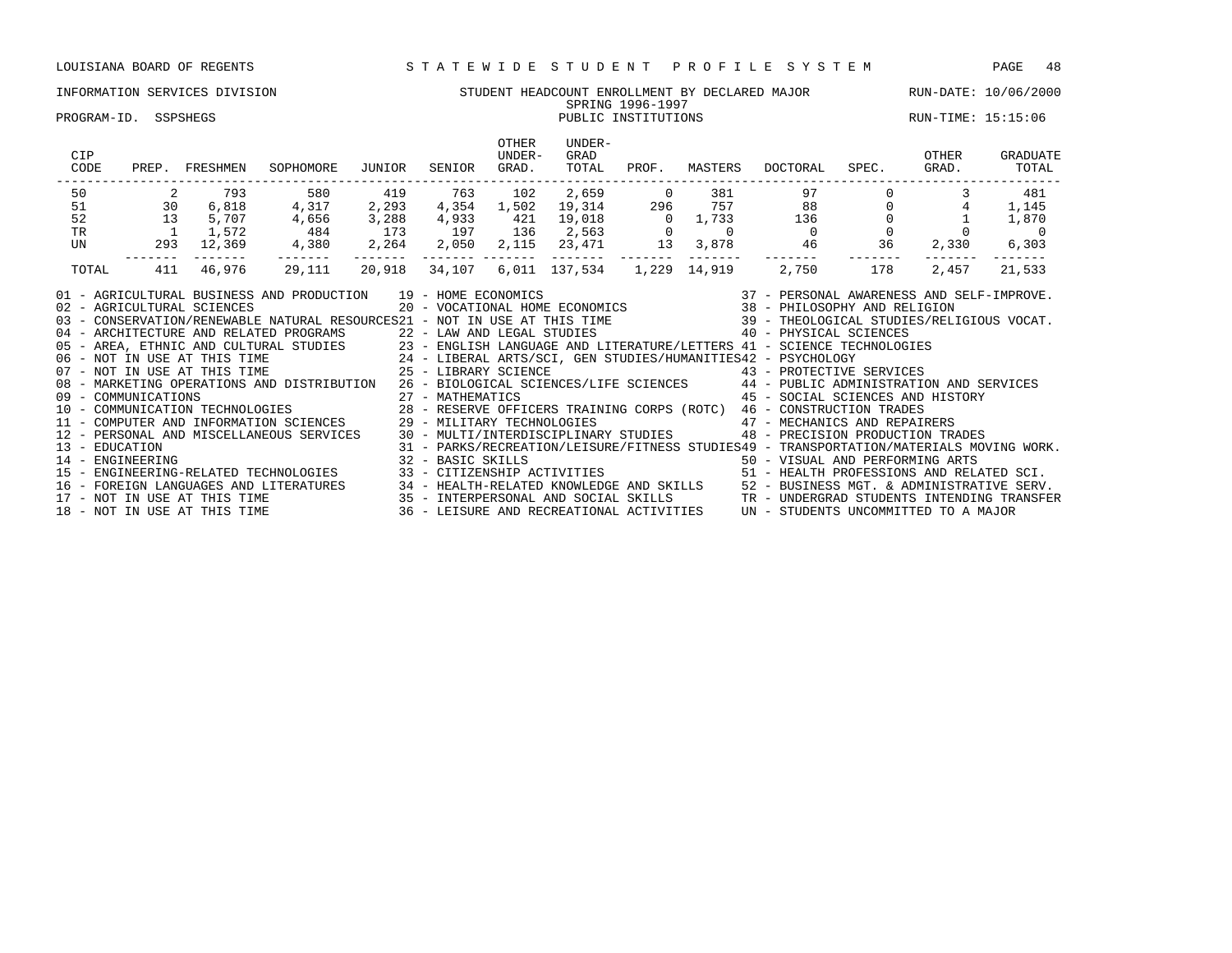LOUISIANA BOARD OF REGENTS — STATEWIDE STUDENT PROFILE SYSTEM

INFORMATION SERVICES DIVISION — STUDENT HEADCOUNT ENROLLMENT BY DECLARED MAJOR — RUN-DATE: 10/06/2000

SPRING 1996-1997

PROGRAM-ID. SSPSHEGS — PUBLIC INSTITUTIONS — RUN-TIME: 15:15:06

| CIP CODE | PREP. | FRESHMEN | SOPHOMORE | JUNIOR | SENIOR | OTHER UNDER-GRAD. | UNDER-GRAD TOTAL | PROF. | MASTERS | DOCTORAL | SPEC. | OTHER GRAD. | GRADUATE TOTAL |
|---|---|---|---|---|---|---|---|---|---|---|---|---|---|
| 50 | 2 | 793 | 580 | 419 | 763 | 102 | 2,659 | 0 | 381 | 97 | 0 | 3 | 481 |
| 51 | 30 | 6,818 | 4,317 | 2,293 | 4,354 | 1,502 | 19,314 | 296 | 757 | 88 | 0 | 4 | 1,145 |
| 52 | 13 | 5,707 | 4,656 | 3,288 | 4,933 | 421 | 19,018 | 0 | 1,733 | 136 | 0 | 1 | 1,870 |
| TR | 1 | 1,572 | 484 | 173 | 197 | 136 | 2,563 | 0 | 0 | 0 | 0 | 0 | 0 |
| UN | 293 | 12,369 | 4,380 | 2,264 | 2,050 | 2,115 | 23,471 | 13 | 3,878 | 46 | 36 | 2,330 | 6,303 |
| TOTAL | 411 | 46,976 | 29,111 | 20,918 | 34,107 | 6,011 | 137,534 | 1,229 | 14,919 | 2,750 | 178 | 2,457 | 21,533 |

01 - AGRICULTURAL BUSINESS AND PRODUCTION
02 - AGRICULTURAL SCIENCES
03 - CONSERVATION/RENEWABLE NATURAL RESOURCES
04 - ARCHITECTURE AND RELATED PROGRAMS
05 - AREA, ETHNIC AND CULTURAL STUDIES
06 - NOT IN USE AT THIS TIME
07 - NOT IN USE AT THIS TIME
08 - MARKETING OPERATIONS AND DISTRIBUTION
09 - COMMUNICATIONS
10 - COMMUNICATION TECHNOLOGIES
11 - COMPUTER AND INFORMATION SCIENCES
12 - PERSONAL AND MISCELLANEOUS SERVICES
13 - EDUCATION
14 - ENGINEERING
15 - ENGINEERING-RELATED TECHNOLOGIES
16 - FOREIGN LANGUAGES AND LITERATURES
17 - NOT IN USE AT THIS TIME
18 - NOT IN USE AT THIS TIME
19 - HOME ECONOMICS
20 - VOCATIONAL HOME ECONOMICS
21 - NOT IN USE AT THIS TIME
22 - LAW AND LEGAL STUDIES
23 - ENGLISH LANGUAGE AND LITERATURE/LETTERS
24 - LIBERAL ARTS/SCI, GEN STUDIES/HUMANITIES
25 - LIBRARY SCIENCE
26 - BIOLOGICAL SCIENCES/LIFE SCIENCES
27 - MATHEMATICS
28 - RESERVE OFFICERS TRAINING CORPS (ROTC)
29 - MILITARY TECHNOLOGIES
30 - MULTI/INTERDISCIPLINARY STUDIES
31 - PARKS/RECREATION/LEISURE/FITNESS STUDIES
32 - BASIC SKILLS
33 - CITIZENSHIP ACTIVITIES
34 - HEALTH-RELATED KNOWLEDGE AND SKILLS
35 - INTERPERSONAL AND SOCIAL SKILLS
36 - LEISURE AND RECREATIONAL ACTIVITIES
37 - PERSONAL AWARENESS AND SELF-IMPROVE.
38 - PHILOSOPHY AND RELIGION
39 - THEOLOGICAL STUDIES/RELIGIOUS VOCAT.
40 - PHYSICAL SCIENCES
41 - SCIENCE TECHNOLOGIES
42 - PSYCHOLOGY
43 - PROTECTIVE SERVICES
44 - PUBLIC ADMINISTRATION AND SERVICES
45 - SOCIAL SCIENCES AND HISTORY
46 - CONSTRUCTION TRADES
47 - MECHANICS AND REPAIRERS
48 - PRECISION PRODUCTION TRADES
49 - TRANSPORTATION/MATERIALS MOVING WORK.
50 - VISUAL AND PERFORMING ARTS
51 - HEALTH PROFESSIONS AND RELATED SCI.
52 - BUSINESS MGT. & ADMINISTRATIVE SERV.
TR - UNDERGRAD STUDENTS INTENDING TRANSFER
UN - STUDENTS UNCOMMITTED TO A MAJOR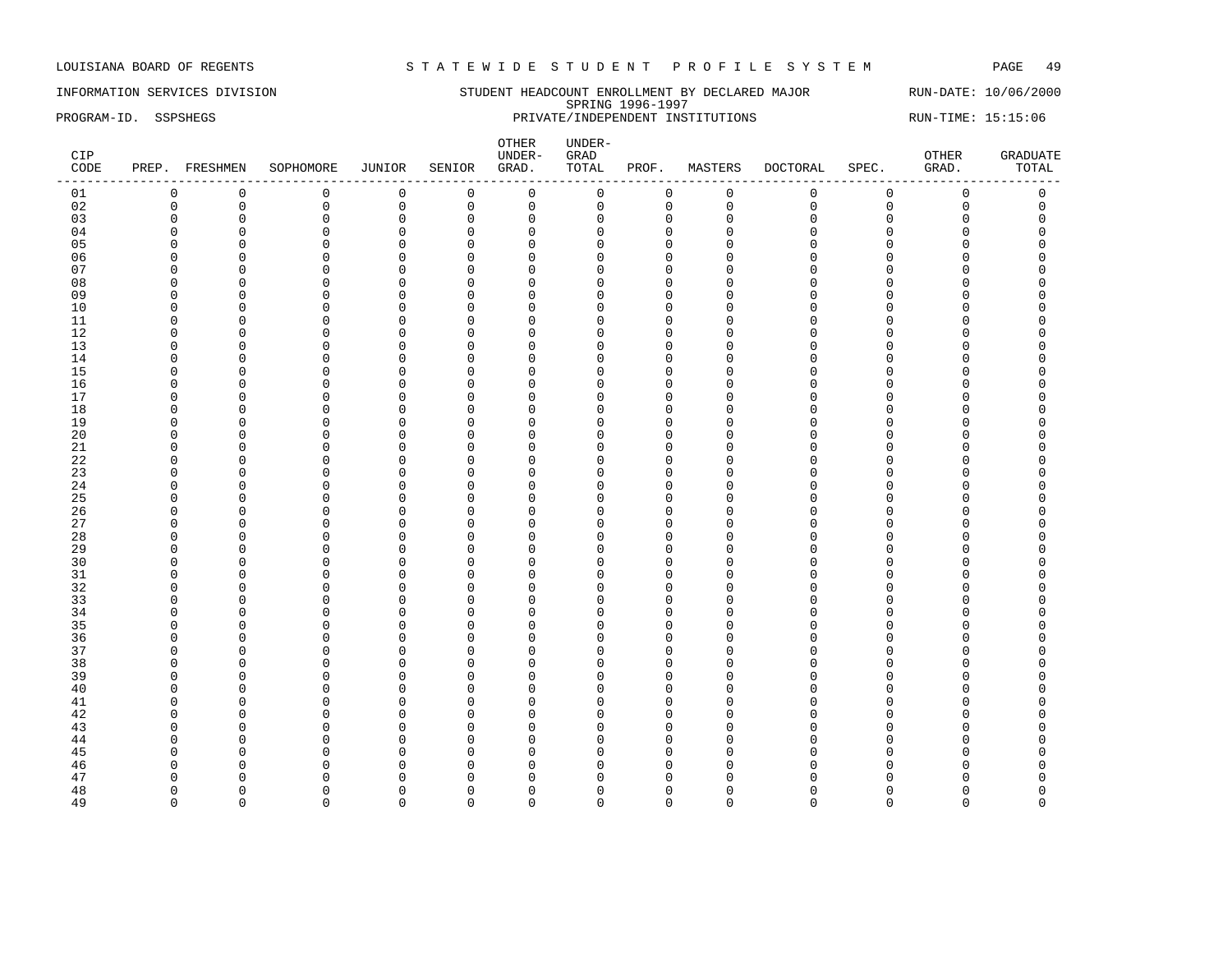LOUISIANA BOARD OF REGENTS — STATEWIDE STUDENT PROFILE SYSTEM

INFORMATION SERVICES DIVISION — STUDENT HEADCOUNT ENROLLMENT BY DECLARED MAJOR — RUN-DATE: 10/06/2000

SPRING 1996-1997

PROGRAM-ID. SSPSHEGS — PRIVATE/INDEPENDENT INSTITUTIONS — RUN-TIME: 15:15:06

| CIP CODE | PREP. | FRESHMEN | SOPHOMORE | JUNIOR | SENIOR | OTHER UNDER- GRAD. | UNDER- GRAD TOTAL | PROF. | MASTERS | DOCTORAL | SPEC. | OTHER GRAD. | GRADUATE TOTAL |
|---|---|---|---|---|---|---|---|---|---|---|---|---|---|
| 01 | 0 | 0 | 0 | 0 | 0 | 0 | 0 | 0 | 0 | 0 | 0 | 0 | 0 |
| 02 | 0 | 0 | 0 | 0 | 0 | 0 | 0 | 0 | 0 | 0 | 0 | 0 | 0 |
| 03 | 0 | 0 | 0 | 0 | 0 | 0 | 0 | 0 | 0 | 0 | 0 | 0 | 0 |
| 04 | 0 | 0 | 0 | 0 | 0 | 0 | 0 | 0 | 0 | 0 | 0 | 0 | 0 |
| 05 | 0 | 0 | 0 | 0 | 0 | 0 | 0 | 0 | 0 | 0 | 0 | 0 | 0 |
| 06 | 0 | 0 | 0 | 0 | 0 | 0 | 0 | 0 | 0 | 0 | 0 | 0 | 0 |
| 07 | 0 | 0 | 0 | 0 | 0 | 0 | 0 | 0 | 0 | 0 | 0 | 0 | 0 |
| 08 | 0 | 0 | 0 | 0 | 0 | 0 | 0 | 0 | 0 | 0 | 0 | 0 | 0 |
| 09 | 0 | 0 | 0 | 0 | 0 | 0 | 0 | 0 | 0 | 0 | 0 | 0 | 0 |
| 10 | 0 | 0 | 0 | 0 | 0 | 0 | 0 | 0 | 0 | 0 | 0 | 0 | 0 |
| 11 | 0 | 0 | 0 | 0 | 0 | 0 | 0 | 0 | 0 | 0 | 0 | 0 | 0 |
| 12 | 0 | 0 | 0 | 0 | 0 | 0 | 0 | 0 | 0 | 0 | 0 | 0 | 0 |
| 13 | 0 | 0 | 0 | 0 | 0 | 0 | 0 | 0 | 0 | 0 | 0 | 0 | 0 |
| 14 | 0 | 0 | 0 | 0 | 0 | 0 | 0 | 0 | 0 | 0 | 0 | 0 | 0 |
| 15 | 0 | 0 | 0 | 0 | 0 | 0 | 0 | 0 | 0 | 0 | 0 | 0 | 0 |
| 16 | 0 | 0 | 0 | 0 | 0 | 0 | 0 | 0 | 0 | 0 | 0 | 0 | 0 |
| 17 | 0 | 0 | 0 | 0 | 0 | 0 | 0 | 0 | 0 | 0 | 0 | 0 | 0 |
| 18 | 0 | 0 | 0 | 0 | 0 | 0 | 0 | 0 | 0 | 0 | 0 | 0 | 0 |
| 19 | 0 | 0 | 0 | 0 | 0 | 0 | 0 | 0 | 0 | 0 | 0 | 0 | 0 |
| 20 | 0 | 0 | 0 | 0 | 0 | 0 | 0 | 0 | 0 | 0 | 0 | 0 | 0 |
| 21 | 0 | 0 | 0 | 0 | 0 | 0 | 0 | 0 | 0 | 0 | 0 | 0 | 0 |
| 22 | 0 | 0 | 0 | 0 | 0 | 0 | 0 | 0 | 0 | 0 | 0 | 0 | 0 |
| 23 | 0 | 0 | 0 | 0 | 0 | 0 | 0 | 0 | 0 | 0 | 0 | 0 | 0 |
| 24 | 0 | 0 | 0 | 0 | 0 | 0 | 0 | 0 | 0 | 0 | 0 | 0 | 0 |
| 25 | 0 | 0 | 0 | 0 | 0 | 0 | 0 | 0 | 0 | 0 | 0 | 0 | 0 |
| 26 | 0 | 0 | 0 | 0 | 0 | 0 | 0 | 0 | 0 | 0 | 0 | 0 | 0 |
| 27 | 0 | 0 | 0 | 0 | 0 | 0 | 0 | 0 | 0 | 0 | 0 | 0 | 0 |
| 28 | 0 | 0 | 0 | 0 | 0 | 0 | 0 | 0 | 0 | 0 | 0 | 0 | 0 |
| 29 | 0 | 0 | 0 | 0 | 0 | 0 | 0 | 0 | 0 | 0 | 0 | 0 | 0 |
| 30 | 0 | 0 | 0 | 0 | 0 | 0 | 0 | 0 | 0 | 0 | 0 | 0 | 0 |
| 31 | 0 | 0 | 0 | 0 | 0 | 0 | 0 | 0 | 0 | 0 | 0 | 0 | 0 |
| 32 | 0 | 0 | 0 | 0 | 0 | 0 | 0 | 0 | 0 | 0 | 0 | 0 | 0 |
| 33 | 0 | 0 | 0 | 0 | 0 | 0 | 0 | 0 | 0 | 0 | 0 | 0 | 0 |
| 34 | 0 | 0 | 0 | 0 | 0 | 0 | 0 | 0 | 0 | 0 | 0 | 0 | 0 |
| 35 | 0 | 0 | 0 | 0 | 0 | 0 | 0 | 0 | 0 | 0 | 0 | 0 | 0 |
| 36 | 0 | 0 | 0 | 0 | 0 | 0 | 0 | 0 | 0 | 0 | 0 | 0 | 0 |
| 37 | 0 | 0 | 0 | 0 | 0 | 0 | 0 | 0 | 0 | 0 | 0 | 0 | 0 |
| 38 | 0 | 0 | 0 | 0 | 0 | 0 | 0 | 0 | 0 | 0 | 0 | 0 | 0 |
| 39 | 0 | 0 | 0 | 0 | 0 | 0 | 0 | 0 | 0 | 0 | 0 | 0 | 0 |
| 40 | 0 | 0 | 0 | 0 | 0 | 0 | 0 | 0 | 0 | 0 | 0 | 0 | 0 |
| 41 | 0 | 0 | 0 | 0 | 0 | 0 | 0 | 0 | 0 | 0 | 0 | 0 | 0 |
| 42 | 0 | 0 | 0 | 0 | 0 | 0 | 0 | 0 | 0 | 0 | 0 | 0 | 0 |
| 43 | 0 | 0 | 0 | 0 | 0 | 0 | 0 | 0 | 0 | 0 | 0 | 0 | 0 |
| 44 | 0 | 0 | 0 | 0 | 0 | 0 | 0 | 0 | 0 | 0 | 0 | 0 | 0 |
| 45 | 0 | 0 | 0 | 0 | 0 | 0 | 0 | 0 | 0 | 0 | 0 | 0 | 0 |
| 46 | 0 | 0 | 0 | 0 | 0 | 0 | 0 | 0 | 0 | 0 | 0 | 0 | 0 |
| 47 | 0 | 0 | 0 | 0 | 0 | 0 | 0 | 0 | 0 | 0 | 0 | 0 | 0 |
| 48 | 0 | 0 | 0 | 0 | 0 | 0 | 0 | 0 | 0 | 0 | 0 | 0 | 0 |
| 49 | 0 | 0 | 0 | 0 | 0 | 0 | 0 | 0 | 0 | 0 | 0 | 0 | 0 |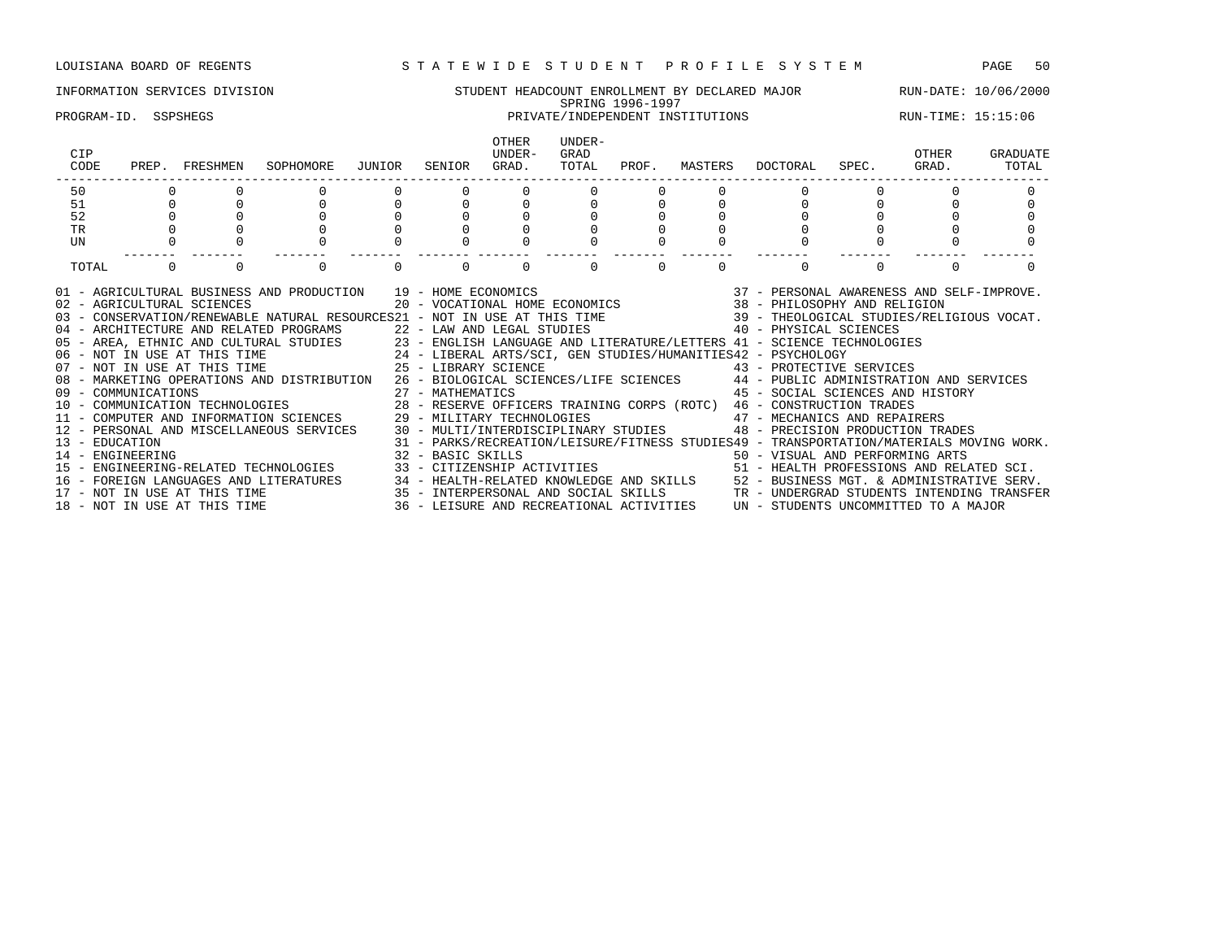LOUISIANA BOARD OF REGENTS — STATEWIDE STUDENT PROFILE SYSTEM

INFORMATION SERVICES DIVISION — STUDENT HEADCOUNT ENROLLMENT BY DECLARED MAJOR — RUN-DATE: 10/06/2000

SPRING 1996-1997

PROGRAM-ID. SSPSHEGS — PRIVATE/INDEPENDENT INSTITUTIONS — RUN-TIME: 15:15:06

| CIP CODE | PREP. | FRESHMEN | SOPHOMORE | JUNIOR | SENIOR | OTHER UNDER-GRAD. | UNDER-GRAD TOTAL | PROF. | MASTERS | DOCTORAL | SPEC. | OTHER GRAD. | GRADUATE TOTAL |
|---|---|---|---|---|---|---|---|---|---|---|---|---|---|
| 50 | 0 | 0 | 0 | 0 | 0 | 0 | 0 | 0 | 0 | 0 | 0 | 0 | 0 |
| 51 | 0 | 0 | 0 | 0 | 0 | 0 | 0 | 0 | 0 | 0 | 0 | 0 | 0 |
| 52 | 0 | 0 | 0 | 0 | 0 | 0 | 0 | 0 | 0 | 0 | 0 | 0 | 0 |
| TR | 0 | 0 | 0 | 0 | 0 | 0 | 0 | 0 | 0 | 0 | 0 | 0 | 0 |
| UN | 0 | 0 | 0 | 0 | 0 | 0 | 0 | 0 | 0 | 0 | 0 | 0 | 0 |
| TOTAL | 0 | 0 | 0 | 0 | 0 | 0 | 0 | 0 | 0 | 0 | 0 | 0 | 0 |

01 - AGRICULTURAL BUSINESS AND PRODUCTION
02 - AGRICULTURAL SCIENCES
03 - CONSERVATION/RENEWABLE NATURAL RESOURCES
04 - ARCHITECTURE AND RELATED PROGRAMS
05 - AREA, ETHNIC AND CULTURAL STUDIES
06 - NOT IN USE AT THIS TIME
07 - NOT IN USE AT THIS TIME
08 - MARKETING OPERATIONS AND DISTRIBUTION
09 - COMMUNICATIONS
10 - COMMUNICATION TECHNOLOGIES
11 - COMPUTER AND INFORMATION SCIENCES
12 - PERSONAL AND MISCELLANEOUS SERVICES
13 - EDUCATION
14 - ENGINEERING
15 - ENGINEERING-RELATED TECHNOLOGIES
16 - FOREIGN LANGUAGES AND LITERATURES
17 - NOT IN USE AT THIS TIME
18 - NOT IN USE AT THIS TIME
19 - HOME ECONOMICS
20 - VOCATIONAL HOME ECONOMICS
21 - NOT IN USE AT THIS TIME
22 - LAW AND LEGAL STUDIES
23 - ENGLISH LANGUAGE AND LITERATURE/LETTERS
24 - LIBERAL ARTS/SCI, GEN STUDIES/HUMANITIES
25 - LIBRARY SCIENCE
26 - BIOLOGICAL SCIENCES/LIFE SCIENCES
27 - MATHEMATICS
28 - RESERVE OFFICERS TRAINING CORPS (ROTC)
29 - MILITARY TECHNOLOGIES
30 - MULTI/INTERDISCIPLINARY STUDIES
31 - PARKS/RECREATION/LEISURE/FITNESS STUDIES
32 - BASIC SKILLS
33 - CITIZENSHIP ACTIVITIES
34 - HEALTH-RELATED KNOWLEDGE AND SKILLS
35 - INTERPERSONAL AND SOCIAL SKILLS
36 - LEISURE AND RECREATIONAL ACTIVITIES
37 - PERSONAL AWARENESS AND SELF-IMPROVE.
38 - PHILOSOPHY AND RELIGION
39 - THEOLOGICAL STUDIES/RELIGIOUS VOCAT.
40 - PHYSICAL SCIENCES
41 - SCIENCE TECHNOLOGIES
42 - PSYCHOLOGY
43 - PROTECTIVE SERVICES
44 - PUBLIC ADMINISTRATION AND SERVICES
45 - SOCIAL SCIENCES AND HISTORY
46 - CONSTRUCTION TRADES
47 - MECHANICS AND REPAIRERS
48 - PRECISION PRODUCTION TRADES
49 - TRANSPORTATION/MATERIALS MOVING WORK.
50 - VISUAL AND PERFORMING ARTS
51 - HEALTH PROFESSIONS AND RELATED SCI.
52 - BUSINESS MGT. & ADMINISTRATIVE SERV.
TR - UNDERGRAD STUDENTS INTENDING TRANSFER
UN - STUDENTS UNCOMMITTED TO A MAJOR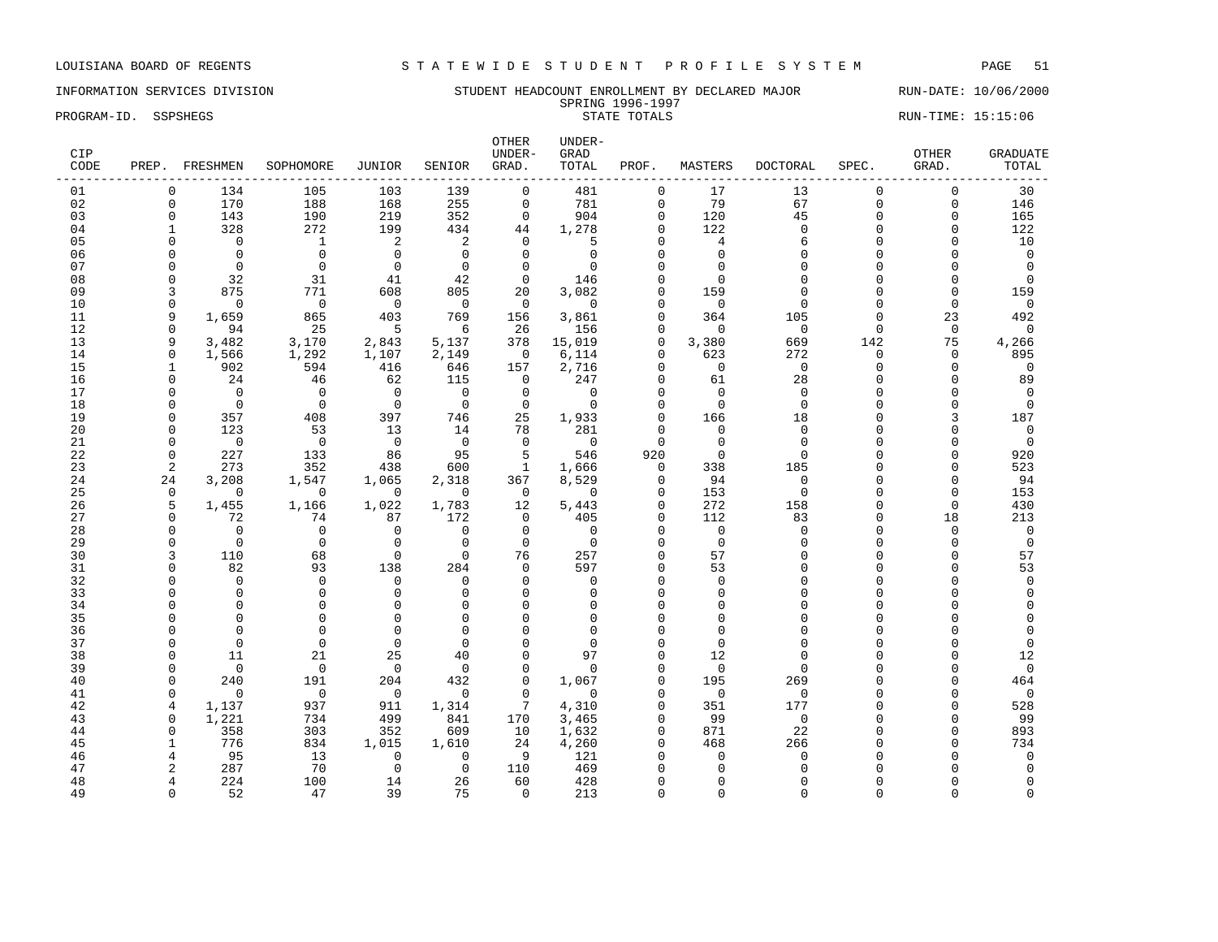LOUISIANA BOARD OF REGENTS — STATEWIDE STUDENT PROFILE SYSTEM

INFORMATION SERVICES DIVISION — STUDENT HEADCOUNT ENROLLMENT BY DECLARED MAJOR — RUN-DATE: 10/06/2000

SPRING 1996-1997

PROGRAM-ID. SSPSHEGS — STATE TOTALS — RUN-TIME: 15:15:06

| CIP CODE | PREP. | FRESHMEN | SOPHOMORE | JUNIOR | SENIOR | OTHER UNDER-GRAD. | UNDER-GRAD TOTAL | PROF. | MASTERS | DOCTORAL | SPEC. | OTHER GRAD. | GRADUATE TOTAL |
|---|---|---|---|---|---|---|---|---|---|---|---|---|---|
| 01 | 0 | 134 | 105 | 103 | 139 | 0 | 481 | 0 | 17 | 13 | 0 | 0 | 30 |
| 02 | 0 | 170 | 188 | 168 | 255 | 0 | 781 | 0 | 79 | 67 | 0 | 0 | 146 |
| 03 | 0 | 143 | 190 | 219 | 352 | 0 | 904 | 0 | 120 | 45 | 0 | 0 | 165 |
| 04 | 1 | 328 | 272 | 199 | 434 | 44 | 1,278 | 0 | 122 | 0 | 0 | 0 | 122 |
| 05 | 0 | 0 | 1 | 2 | 2 | 0 | 5 | 0 | 4 | 6 | 0 | 0 | 10 |
| 06 | 0 | 0 | 0 | 0 | 0 | 0 | 0 | 0 | 0 | 0 | 0 | 0 | 0 |
| 07 | 0 | 0 | 0 | 0 | 0 | 0 | 0 | 0 | 0 | 0 | 0 | 0 | 0 |
| 08 | 0 | 32 | 31 | 41 | 42 | 0 | 146 | 0 | 0 | 0 | 0 | 0 | 0 |
| 09 | 3 | 875 | 771 | 608 | 805 | 20 | 3,082 | 0 | 159 | 0 | 0 | 0 | 159 |
| 10 | 0 | 0 | 0 | 0 | 0 | 0 | 0 | 0 | 0 | 0 | 0 | 0 | 0 |
| 11 | 9 | 1,659 | 865 | 403 | 769 | 156 | 3,861 | 0 | 364 | 105 | 0 | 23 | 492 |
| 12 | 0 | 94 | 25 | 5 | 6 | 26 | 156 | 0 | 0 | 0 | 0 | 0 | 0 |
| 13 | 9 | 3,482 | 3,170 | 2,843 | 5,137 | 378 | 15,019 | 0 | 3,380 | 669 | 142 | 75 | 4,266 |
| 14 | 0 | 1,566 | 1,292 | 1,107 | 2,149 | 0 | 6,114 | 0 | 623 | 272 | 0 | 0 | 895 |
| 15 | 1 | 902 | 594 | 416 | 646 | 157 | 2,716 | 0 | 0 | 0 | 0 | 0 | 0 |
| 16 | 0 | 24 | 46 | 62 | 115 | 0 | 247 | 0 | 61 | 28 | 0 | 0 | 89 |
| 17 | 0 | 0 | 0 | 0 | 0 | 0 | 0 | 0 | 0 | 0 | 0 | 0 | 0 |
| 18 | 0 | 0 | 0 | 0 | 0 | 0 | 0 | 0 | 0 | 0 | 0 | 0 | 0 |
| 19 | 0 | 357 | 408 | 397 | 746 | 25 | 1,933 | 0 | 166 | 18 | 0 | 3 | 187 |
| 20 | 0 | 123 | 53 | 13 | 14 | 78 | 281 | 0 | 0 | 0 | 0 | 0 | 0 |
| 21 | 0 | 0 | 0 | 0 | 0 | 0 | 0 | 0 | 0 | 0 | 0 | 0 | 0 |
| 22 | 0 | 227 | 133 | 86 | 95 | 5 | 546 | 920 | 0 | 0 | 0 | 0 | 920 |
| 23 | 2 | 273 | 352 | 438 | 600 | 1 | 1,666 | 0 | 338 | 185 | 0 | 0 | 523 |
| 24 | 24 | 3,208 | 1,547 | 1,065 | 2,318 | 367 | 8,529 | 0 | 94 | 0 | 0 | 0 | 94 |
| 25 | 0 | 0 | 0 | 0 | 0 | 0 | 0 | 0 | 153 | 0 | 0 | 0 | 153 |
| 26 | 5 | 1,455 | 1,166 | 1,022 | 1,783 | 12 | 5,443 | 0 | 272 | 158 | 0 | 0 | 430 |
| 27 | 0 | 72 | 74 | 87 | 172 | 0 | 405 | 0 | 112 | 83 | 0 | 18 | 213 |
| 28 | 0 | 0 | 0 | 0 | 0 | 0 | 0 | 0 | 0 | 0 | 0 | 0 | 0 |
| 29 | 0 | 0 | 0 | 0 | 0 | 0 | 0 | 0 | 0 | 0 | 0 | 0 | 0 |
| 30 | 3 | 110 | 68 | 0 | 0 | 76 | 257 | 0 | 57 | 0 | 0 | 0 | 57 |
| 31 | 0 | 82 | 93 | 138 | 284 | 0 | 597 | 0 | 53 | 0 | 0 | 0 | 53 |
| 32 | 0 | 0 | 0 | 0 | 0 | 0 | 0 | 0 | 0 | 0 | 0 | 0 | 0 |
| 33 | 0 | 0 | 0 | 0 | 0 | 0 | 0 | 0 | 0 | 0 | 0 | 0 | 0 |
| 34 | 0 | 0 | 0 | 0 | 0 | 0 | 0 | 0 | 0 | 0 | 0 | 0 | 0 |
| 35 | 0 | 0 | 0 | 0 | 0 | 0 | 0 | 0 | 0 | 0 | 0 | 0 | 0 |
| 36 | 0 | 0 | 0 | 0 | 0 | 0 | 0 | 0 | 0 | 0 | 0 | 0 | 0 |
| 37 | 0 | 0 | 0 | 0 | 0 | 0 | 0 | 0 | 0 | 0 | 0 | 0 | 0 |
| 38 | 0 | 11 | 21 | 25 | 40 | 0 | 97 | 0 | 12 | 0 | 0 | 0 | 12 |
| 39 | 0 | 0 | 0 | 0 | 0 | 0 | 0 | 0 | 0 | 0 | 0 | 0 | 0 |
| 40 | 0 | 240 | 191 | 204 | 432 | 0 | 1,067 | 0 | 195 | 269 | 0 | 0 | 464 |
| 41 | 0 | 0 | 0 | 0 | 0 | 0 | 0 | 0 | 0 | 0 | 0 | 0 | 0 |
| 42 | 4 | 1,137 | 937 | 911 | 1,314 | 7 | 4,310 | 0 | 351 | 177 | 0 | 0 | 528 |
| 43 | 0 | 1,221 | 734 | 499 | 841 | 170 | 3,465 | 0 | 99 | 0 | 0 | 0 | 99 |
| 44 | 0 | 358 | 303 | 352 | 609 | 10 | 1,632 | 0 | 871 | 22 | 0 | 0 | 893 |
| 45 | 1 | 776 | 834 | 1,015 | 1,610 | 24 | 4,260 | 0 | 468 | 266 | 0 | 0 | 734 |
| 46 | 4 | 95 | 13 | 0 | 0 | 9 | 121 | 0 | 0 | 0 | 0 | 0 | 0 |
| 47 | 2 | 287 | 70 | 0 | 0 | 110 | 469 | 0 | 0 | 0 | 0 | 0 | 0 |
| 48 | 4 | 224 | 100 | 14 | 26 | 60 | 428 | 0 | 0 | 0 | 0 | 0 | 0 |
| 49 | 0 | 52 | 47 | 39 | 75 | 0 | 213 | 0 | 0 | 0 | 0 | 0 | 0 |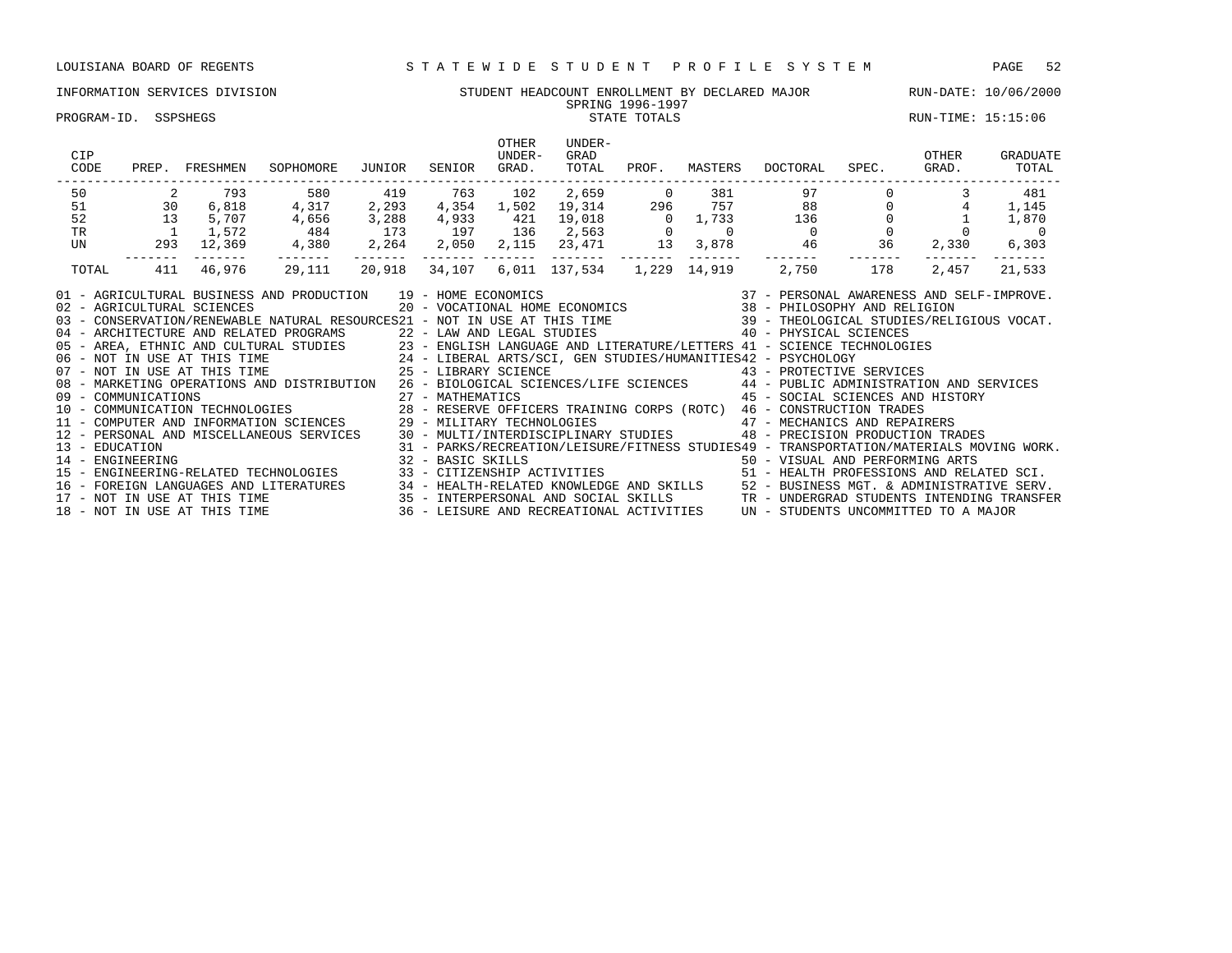LOUISIANA BOARD OF REGENTS — STATEWIDE STUDENT PROFILE SYSTEM

INFORMATION SERVICES DIVISION — STUDENT HEADCOUNT ENROLLMENT BY DECLARED MAJOR — RUN-DATE: 10/06/2000

SPRING 1996-1997

PROGRAM-ID. SSPSHEGS — STATE TOTALS — RUN-TIME: 15:15:06

| CIP CODE | PREP. | FRESHMEN | SOPHOMORE | JUNIOR | SENIOR | OTHER UNDER-GRAD. | UNDER-GRAD TOTAL | PROF. | MASTERS | DOCTORAL | SPEC. | OTHER GRAD. | GRADUATE TOTAL |
|---|---|---|---|---|---|---|---|---|---|---|---|---|---|
| 50 | 2 | 793 | 580 | 419 | 763 | 102 | 2,659 | 0 | 381 | 97 | 0 | 3 | 481 |
| 51 | 30 | 6,818 | 4,317 | 2,293 | 4,354 | 1,502 | 19,314 | 296 | 757 | 88 | 0 | 4 | 1,145 |
| 52 | 13 | 5,707 | 4,656 | 3,288 | 4,933 | 421 | 19,018 | 0 | 1,733 | 136 | 0 | 1 | 1,870 |
| TR | 1 | 1,572 | 484 | 173 | 197 | 136 | 2,563 | 0 | 0 | 0 | 0 | 0 | 0 |
| UN | 293 | 12,369 | 4,380 | 2,264 | 2,050 | 2,115 | 23,471 | 13 | 3,878 | 46 | 36 | 2,330 | 6,303 |
| TOTAL | 411 | 46,976 | 29,111 | 20,918 | 34,107 | 6,011 | 137,534 | 1,229 | 14,919 | 2,750 | 178 | 2,457 | 21,533 |

01 - AGRICULTURAL BUSINESS AND PRODUCTION
02 - AGRICULTURAL SCIENCES
03 - CONSERVATION/RENEWABLE NATURAL RESOURCES
04 - ARCHITECTURE AND RELATED PROGRAMS
05 - AREA, ETHNIC AND CULTURAL STUDIES
06 - NOT IN USE AT THIS TIME
07 - NOT IN USE AT THIS TIME
08 - MARKETING OPERATIONS AND DISTRIBUTION
09 - COMMUNICATIONS
10 - COMMUNICATION TECHNOLOGIES
11 - COMPUTER AND INFORMATION SCIENCES
12 - PERSONAL AND MISCELLANEOUS SERVICES
13 - EDUCATION
14 - ENGINEERING
15 - ENGINEERING-RELATED TECHNOLOGIES
16 - FOREIGN LANGUAGES AND LITERATURES
17 - NOT IN USE AT THIS TIME
18 - NOT IN USE AT THIS TIME
19 - HOME ECONOMICS
20 - VOCATIONAL HOME ECONOMICS
21 - NOT IN USE AT THIS TIME
22 - LAW AND LEGAL STUDIES
23 - ENGLISH LANGUAGE AND LITERATURE/LETTERS
24 - LIBERAL ARTS/SCI, GEN STUDIES/HUMANITIES
25 - LIBRARY SCIENCE
26 - BIOLOGICAL SCIENCES/LIFE SCIENCES
27 - MATHEMATICS
28 - RESERVE OFFICERS TRAINING CORPS (ROTC)
29 - MILITARY TECHNOLOGIES
30 - MULTI/INTERDISCIPLINARY STUDIES
31 - PARKS/RECREATION/LEISURE/FITNESS STUDIES
32 - BASIC SKILLS
33 - CITIZENSHIP ACTIVITIES
34 - HEALTH-RELATED KNOWLEDGE AND SKILLS
35 - INTERPERSONAL AND SOCIAL SKILLS
36 - LEISURE AND RECREATIONAL ACTIVITIES
37 - PERSONAL AWARENESS AND SELF-IMPROVE.
38 - PHILOSOPHY AND RELIGION
39 - THEOLOGICAL STUDIES/RELIGIOUS VOCAT.
40 - PHYSICAL SCIENCES
41 - SCIENCE TECHNOLOGIES
42 - PSYCHOLOGY
43 - PROTECTIVE SERVICES
44 - PUBLIC ADMINISTRATION AND SERVICES
45 - SOCIAL SCIENCES AND HISTORY
46 - CONSTRUCTION TRADES
47 - MECHANICS AND REPAIRERS
48 - PRECISION PRODUCTION TRADES
49 - TRANSPORTATION/MATERIALS MOVING WORK.
50 - VISUAL AND PERFORMING ARTS
51 - HEALTH PROFESSIONS AND RELATED SCI.
52 - BUSINESS MGT. & ADMINISTRATIVE SERV.
TR - UNDERGRAD STUDENTS INTENDING TRANSFER
UN - STUDENTS UNCOMMITTED TO A MAJOR